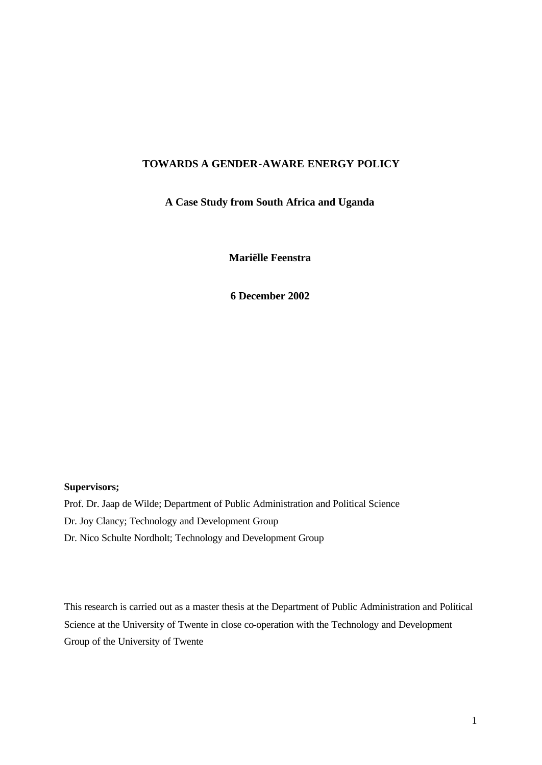# TOWARDS A GENDER-AWARE ENERGY POLICY

## A Case Study from South Africa and Uganda

**Mariëlle Feenstra**

**6 December 2002**

**Supervisors;**

Prof. Dr. Jaap de Wilde; Department of Public Administration and Political Science

Dr. Joy Clancy; Technology and Development Group

Dr. Nico Schulte Nordholt; Technology and Development Group

This research is carried out as a master thesis at the Department of Public Administration and Political Science at the University of Twente in close co-operation with the Technology and Development Group of the University of Twente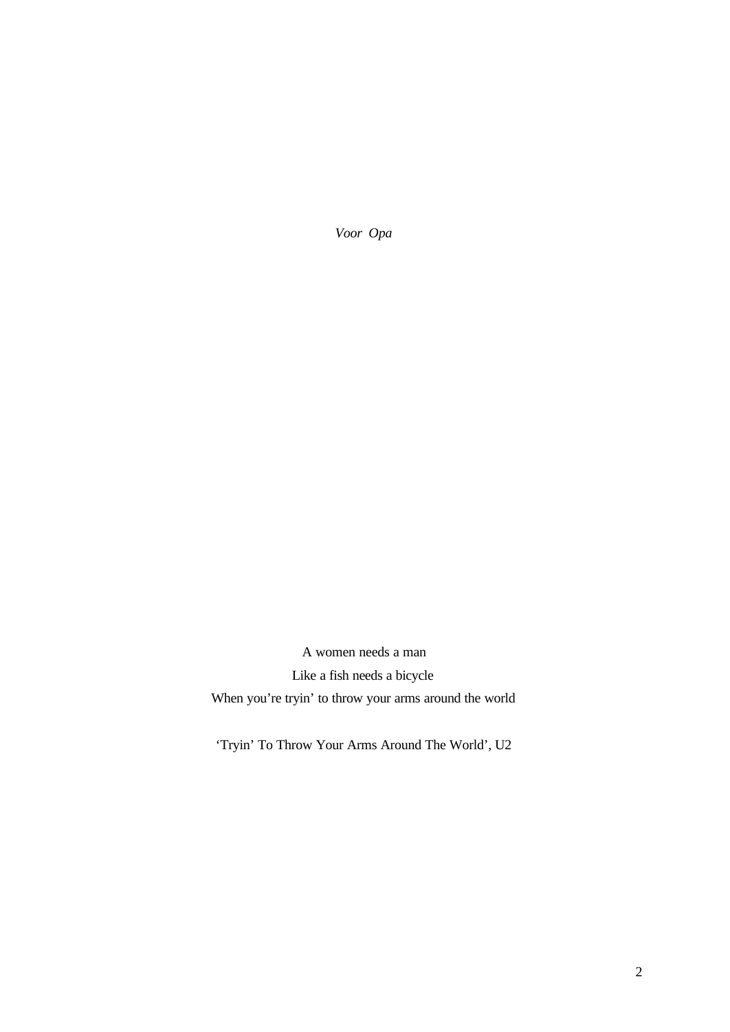*Voor Opa*

A women needs a man  
Like a fish needs a bicycle  
When you're tryin' to throw your arms around the world

'Tryin' To Throw Your Arms Around The World', U2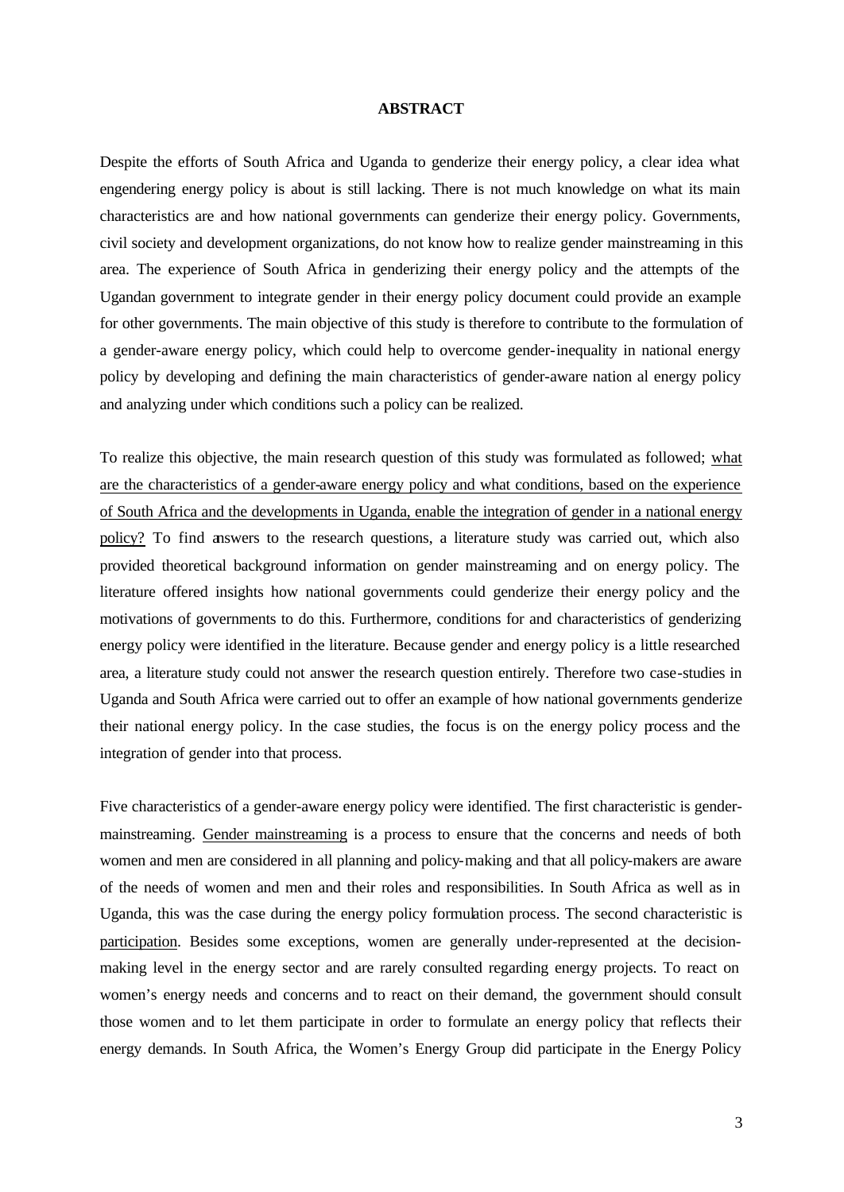**ABSTRACT**

Despite the efforts of South Africa and Uganda to genderize their energy policy, a clear idea what engendering energy policy is about is still lacking. There is not much knowledge on what its main characteristics are and how national governments can genderize their energy policy. Governments, civil society and development organizations, do not know how to realize gender mainstreaming in this area. The experience of South Africa in genderizing their energy policy and the attempts of the Ugandan government to integrate gender in their energy policy document could provide an example for other governments. The main objective of this study is therefore to contribute to the formulation of a gender-aware energy policy, which could help to overcome gender-inequality in national energy policy by developing and defining the main characteristics of gender-aware nation al energy policy and analyzing under which conditions such a policy can be realized.

To realize this objective, the main research question of this study was formulated as followed; <u>what are the characteristics of a gender-aware energy policy and what conditions, based on the experience of South Africa and the developments in Uganda, enable the integration of gender in a national energy policy?</u> To find answers to the research questions, a literature study was carried out, which also provided theoretical background information on gender mainstreaming and on energy policy. The literature offered insights how national governments could genderize their energy policy and the motivations of governments to do this. Furthermore, conditions for and characteristics of genderizing energy policy were identified in the literature. Because gender and energy policy is a little researched area, a literature study could not answer the research question entirely. Therefore two case-studies in Uganda and South Africa were carried out to offer an example of how national governments genderize their national energy policy. In the case studies, the focus is on the energy policy process and the integration of gender into that process.

Five characteristics of a gender-aware energy policy were identified. The first characteristic is gender-mainstreaming. <u>Gender mainstreaming</u> is a process to ensure that the concerns and needs of both women and men are considered in all planning and policy-making and that all policy-makers are aware of the needs of women and men and their roles and responsibilities. In South Africa as well as in Uganda, this was the case during the energy policy formulation process. The second characteristic is <u>participation</u>. Besides some exceptions, women are generally under-represented at the decision-making level in the energy sector and are rarely consulted regarding energy projects. To react on women's energy needs and concerns and to react on their demand, the government should consult those women and to let them participate in order to formulate an energy policy that reflects their energy demands. In South Africa, the Women's Energy Group did participate in the Energy Policy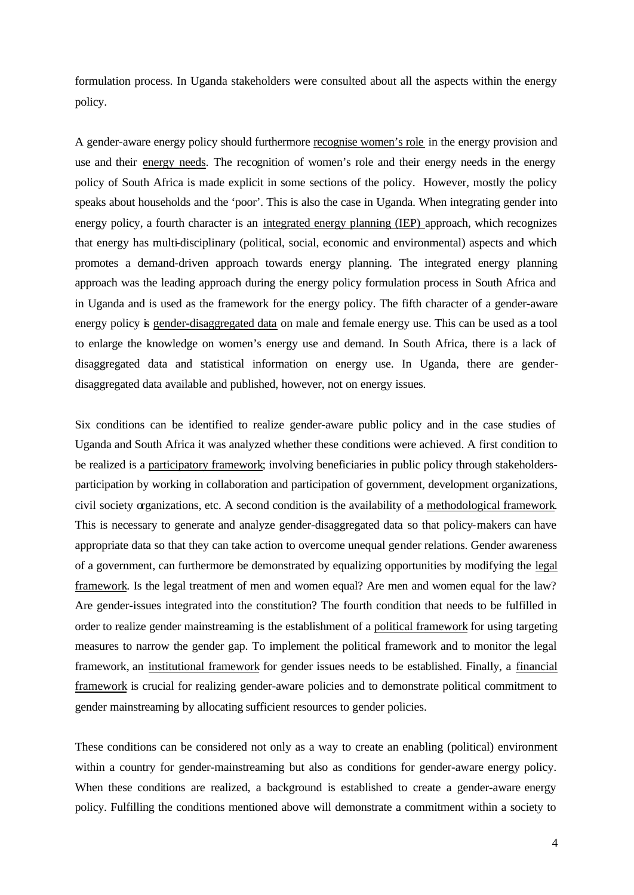formulation process. In Uganda stakeholders were consulted about all the aspects within the energy policy.

A gender-aware energy policy should furthermore recognise women's role in the energy provision and use and their energy needs. The recognition of women's role and their energy needs in the energy policy of South Africa is made explicit in some sections of the policy. However, mostly the policy speaks about households and the 'poor'. This is also the case in Uganda. When integrating gender into energy policy, a fourth character is an integrated energy planning (IEP) approach, which recognizes that energy has multi-disciplinary (political, social, economic and environmental) aspects and which promotes a demand-driven approach towards energy planning. The integrated energy planning approach was the leading approach during the energy policy formulation process in South Africa and in Uganda and is used as the framework for the energy policy. The fifth character of a gender-aware energy policy is gender-disaggregated data on male and female energy use. This can be used as a tool to enlarge the knowledge on women's energy use and demand. In South Africa, there is a lack of disaggregated data and statistical information on energy use. In Uganda, there are gender-disaggregated data available and published, however, not on energy issues.

Six conditions can be identified to realize gender-aware public policy and in the case studies of Uganda and South Africa it was analyzed whether these conditions were achieved. A first condition to be realized is a participatory framework; involving beneficiaries in public policy through stakeholders-participation by working in collaboration and participation of government, development organizations, civil society organizations, etc. A second condition is the availability of a methodological framework. This is necessary to generate and analyze gender-disaggregated data so that policy-makers can have appropriate data so that they can take action to overcome unequal gender relations. Gender awareness of a government, can furthermore be demonstrated by equalizing opportunities by modifying the legal framework. Is the legal treatment of men and women equal? Are men and women equal for the law? Are gender-issues integrated into the constitution? The fourth condition that needs to be fulfilled in order to realize gender mainstreaming is the establishment of a political framework for using targeting measures to narrow the gender gap. To implement the political framework and to monitor the legal framework, an institutional framework for gender issues needs to be established. Finally, a financial framework is crucial for realizing gender-aware policies and to demonstrate political commitment to gender mainstreaming by allocating sufficient resources to gender policies.

These conditions can be considered not only as a way to create an enabling (political) environment within a country for gender-mainstreaming but also as conditions for gender-aware energy policy. When these conditions are realized, a background is established to create a gender-aware energy policy. Fulfilling the conditions mentioned above will demonstrate a commitment within a society to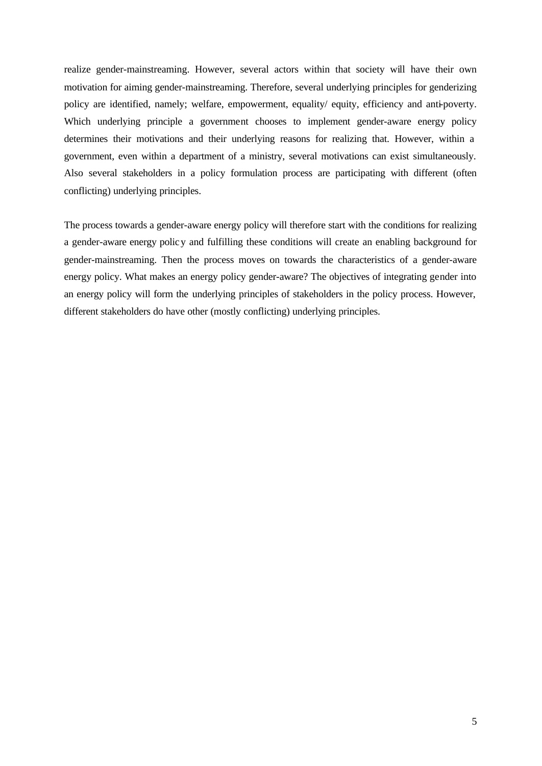realize gender-mainstreaming. However, several actors within that society will have their own motivation for aiming gender-mainstreaming. Therefore, several underlying principles for genderizing policy are identified, namely; welfare, empowerment, equality/ equity, efficiency and anti-poverty. Which underlying principle a government chooses to implement gender-aware energy policy determines their motivations and their underlying reasons for realizing that. However, within a government, even within a department of a ministry, several motivations can exist simultaneously. Also several stakeholders in a policy formulation process are participating with different (often conflicting) underlying principles.

The process towards a gender-aware energy policy will therefore start with the conditions for realizing a gender-aware energy policy and fulfilling these conditions will create an enabling background for gender-mainstreaming. Then the process moves on towards the characteristics of a gender-aware energy policy. What makes an energy policy gender-aware? The objectives of integrating gender into an energy policy will form the underlying principles of stakeholders in the policy process. However, different stakeholders do have other (mostly conflicting) underlying principles.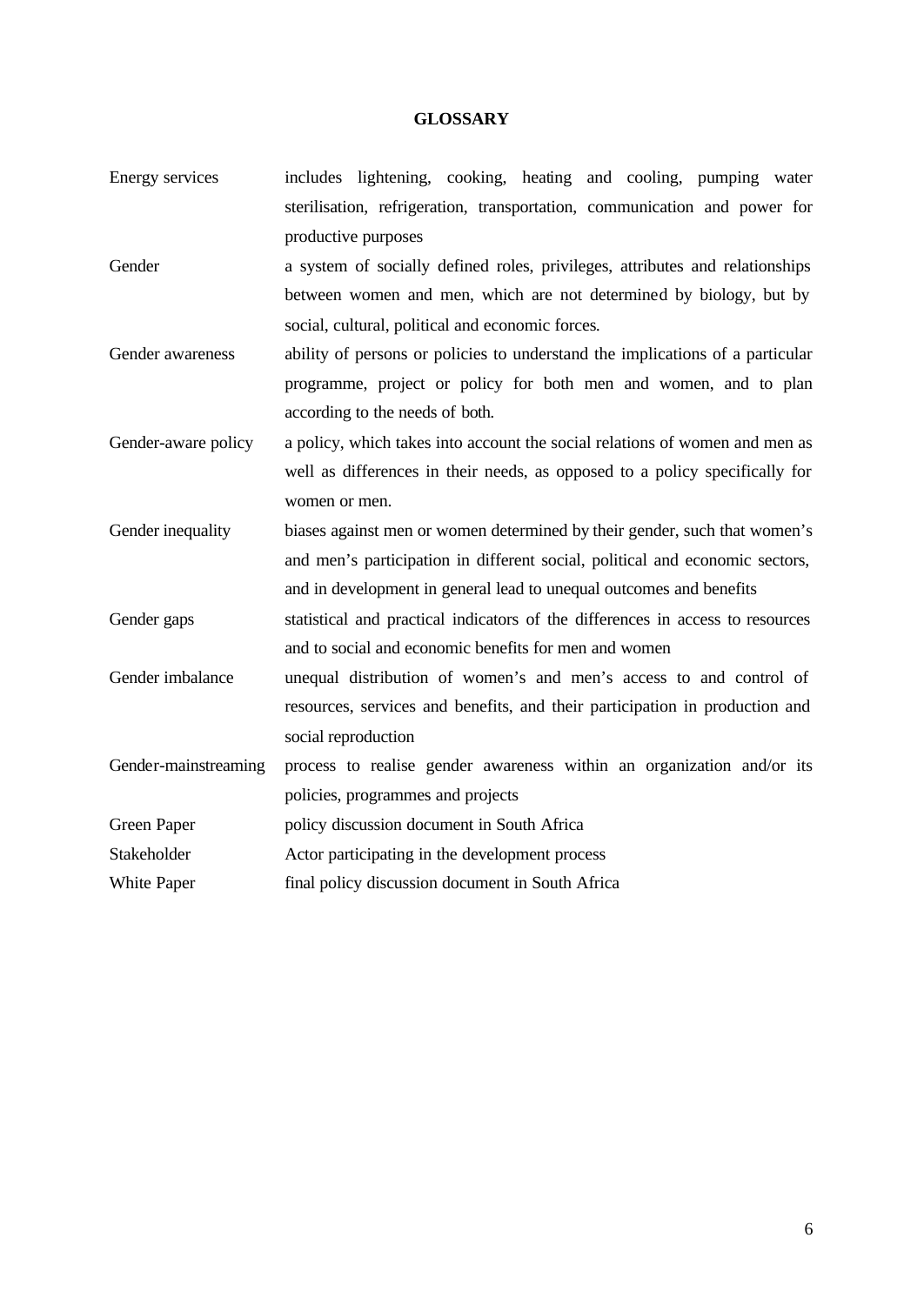## GLOSSARY

| | |
|---|---|
| Energy services | includes lightening, cooking, heating and cooling, pumping water sterilisation, refrigeration, transportation, communication and power for productive purposes |
| Gender | a system of socially defined roles, privileges, attributes and relationships between women and men, which are not determined by biology, but by social, cultural, political and economic forces. |
| Gender awareness | ability of persons or policies to understand the implications of a particular programme, project or policy for both men and women, and to plan according to the needs of both. |
| Gender-aware policy | a policy, which takes into account the social relations of women and men as well as differences in their needs, as opposed to a policy specifically for women or men. |
| Gender inequality | biases against men or women determined by their gender, such that women's and men's participation in different social, political and economic sectors, and in development in general lead to unequal outcomes and benefits |
| Gender gaps | statistical and practical indicators of the differences in access to resources and to social and economic benefits for men and women |
| Gender imbalance | unequal distribution of women's and men's access to and control of resources, services and benefits, and their participation in production and social reproduction |
| Gender-mainstreaming | process to realise gender awareness within an organization and/or its policies, programmes and projects |
| Green Paper | policy discussion document in South Africa |
| Stakeholder | Actor participating in the development process |
| White Paper | final policy discussion document in South Africa |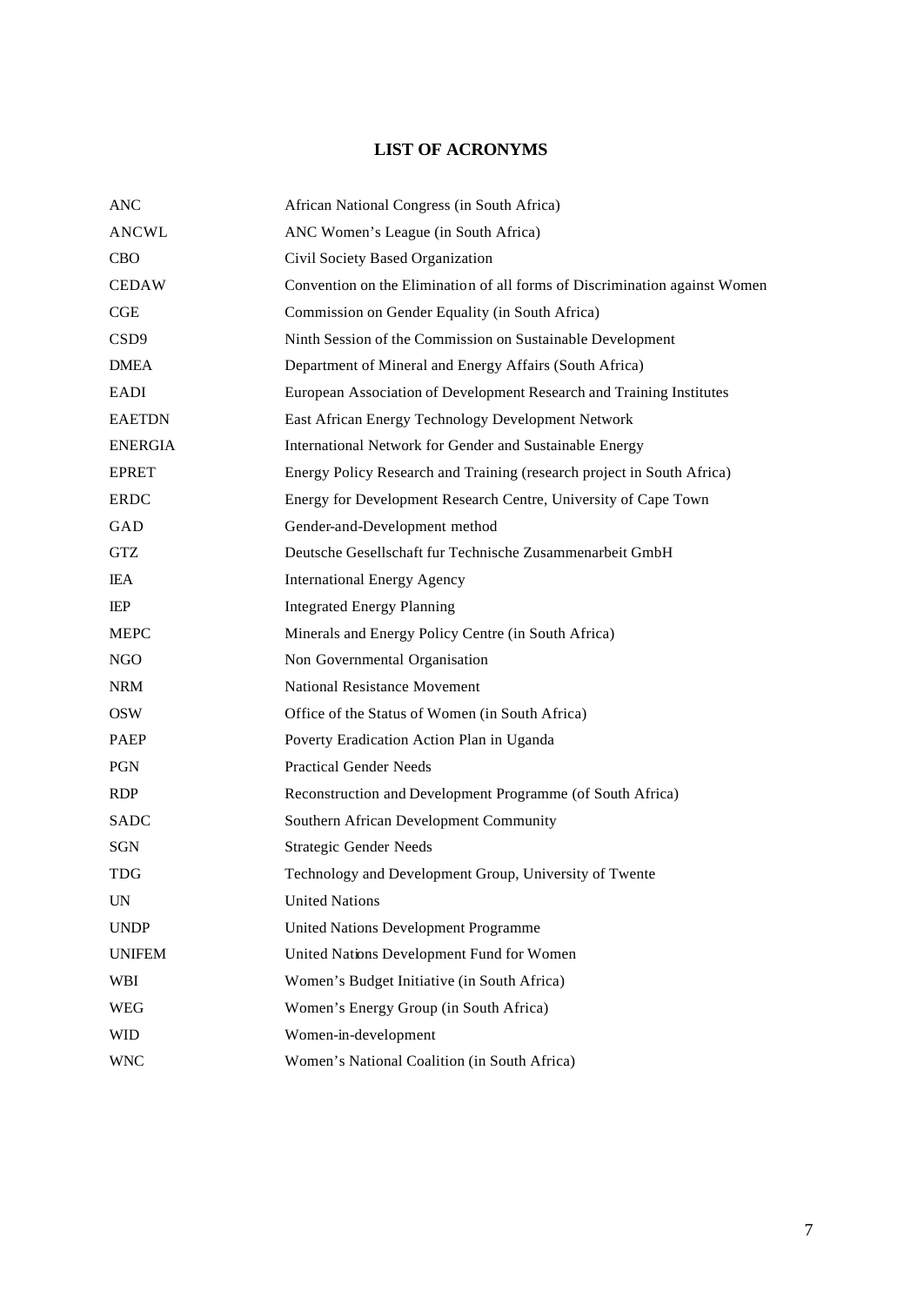# LIST OF ACRONYMS

| | |
|---|---|
| ANC | African National Congress (in South Africa) |
| ANCWL | ANC Women's League (in South Africa) |
| CBO | Civil Society Based Organization |
| CEDAW | Convention on the Elimination of all forms of Discrimination against Women |
| CGE | Commission on Gender Equality (in South Africa) |
| CSD9 | Ninth Session of the Commission on Sustainable Development |
| DMEA | Department of Mineral and Energy Affairs (South Africa) |
| EADI | European Association of Development Research and Training Institutes |
| EAETDN | East African Energy Technology Development Network |
| ENERGIA | International Network for Gender and Sustainable Energy |
| EPRET | Energy Policy Research and Training (research project in South Africa) |
| ERDC | Energy for Development Research Centre, University of Cape Town |
| GAD | Gender-and-Development method |
| GTZ | Deutsche Gesellschaft fur Technische Zusammenarbeit GmbH |
| IEA | International Energy Agency |
| IEP | Integrated Energy Planning |
| MEPC | Minerals and Energy Policy Centre (in South Africa) |
| NGO | Non Governmental Organisation |
| NRM | National Resistance Movement |
| OSW | Office of the Status of Women (in South Africa) |
| PAEP | Poverty Eradication Action Plan in Uganda |
| PGN | Practical Gender Needs |
| RDP | Reconstruction and Development Programme (of South Africa) |
| SADC | Southern African Development Community |
| SGN | Strategic Gender Needs |
| TDG | Technology and Development Group, University of Twente |
| UN | United Nations |
| UNDP | United Nations Development Programme |
| UNIFEM | United Nations Development Fund for Women |
| WBI | Women's Budget Initiative (in South Africa) |
| WEG | Women's Energy Group (in South Africa) |
| WID | Women-in-development |
| WNC | Women's National Coalition (in South Africa) |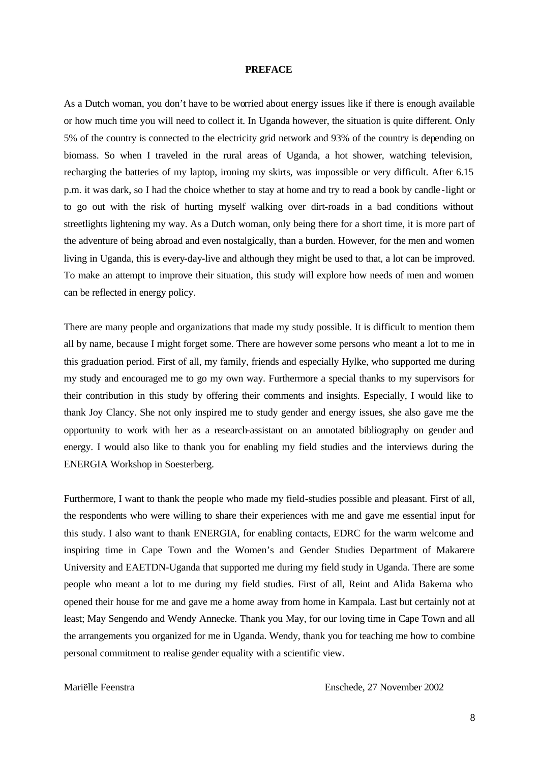## PREFACE

As a Dutch woman, you don't have to be worried about energy issues like if there is enough available or how much time you will need to collect it. In Uganda however, the situation is quite different. Only 5% of the country is connected to the electricity grid network and 93% of the country is depending on biomass. So when I traveled in the rural areas of Uganda, a hot shower, watching television, recharging the batteries of my laptop, ironing my skirts, was impossible or very difficult. After 6.15 p.m. it was dark, so I had the choice whether to stay at home and try to read a book by candle-light or to go out with the risk of hurting myself walking over dirt-roads in a bad conditions without streetlights lightening my way. As a Dutch woman, only being there for a short time, it is more part of the adventure of being abroad and even nostalgically, than a burden. However, for the men and women living in Uganda, this is every-day-live and although they might be used to that, a lot can be improved. To make an attempt to improve their situation, this study will explore how needs of men and women can be reflected in energy policy.

There are many people and organizations that made my study possible. It is difficult to mention them all by name, because I might forget some. There are however some persons who meant a lot to me in this graduation period. First of all, my family, friends and especially Hylke, who supported me during my study and encouraged me to go my own way. Furthermore a special thanks to my supervisors for their contribution in this study by offering their comments and insights. Especially, I would like to thank Joy Clancy. She not only inspired me to study gender and energy issues, she also gave me the opportunity to work with her as a research-assistant on an annotated bibliography on gender and energy. I would also like to thank you for enabling my field studies and the interviews during the ENERGIA Workshop in Soesterberg.

Furthermore, I want to thank the people who made my field-studies possible and pleasant. First of all, the respondents who were willing to share their experiences with me and gave me essential input for this study. I also want to thank ENERGIA, for enabling contacts, EDRC for the warm welcome and inspiring time in Cape Town and the Women's and Gender Studies Department of Makarere University and EAETDN-Uganda that supported me during my field study in Uganda. There are some people who meant a lot to me during my field studies. First of all, Reint and Alida Bakema who opened their house for me and gave me a home away from home in Kampala. Last but certainly not at least; May Sengendo and Wendy Annecke. Thank you May, for our loving time in Cape Town and all the arrangements you organized for me in Uganda. Wendy, thank you for teaching me how to combine personal commitment to realise gender equality with a scientific view.

Mariëlle Feenstra                                                                 Enschede, 27 November 2002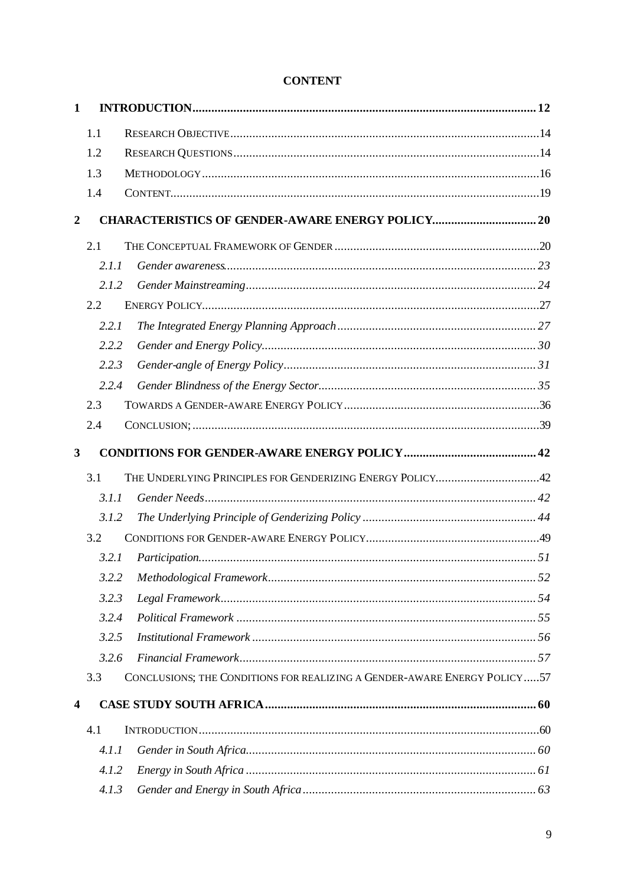# CONTENT

| | | |
|---|---|---|
| **1** | **INTRODUCTION** | **12** |
| 1.1 | RESEARCH OBJECTIVE | 14 |
| 1.2 | RESEARCH QUESTIONS | 14 |
| 1.3 | METHODOLOGY | 16 |
| 1.4 | CONTENT | 19 |
| **2** | **CHARACTERISTICS OF GENDER-AWARE ENERGY POLICY** | **20** |
| 2.1 | THE CONCEPTUAL FRAMEWORK OF GENDER | 20 |
| *2.1.1* | *Gender awareness* | *23* |
| *2.1.2* | *Gender Mainstreaming* | *24* |
| 2.2 | ENERGY POLICY | 27 |
| *2.2.1* | *The Integrated Energy Planning Approach* | *27* |
| *2.2.2* | *Gender and Energy Policy* | *30* |
| *2.2.3* | *Gender-angle of Energy Policy* | *31* |
| *2.2.4* | *Gender Blindness of the Energy Sector* | *35* |
| 2.3 | TOWARDS A GENDER-AWARE ENERGY POLICY | 36 |
| 2.4 | CONCLUSION; | 39 |
| **3** | **CONDITIONS FOR GENDER-AWARE ENERGY POLICY** | **42** |
| 3.1 | THE UNDERLYING PRINCIPLES FOR GENDERIZING ENERGY POLICY | 42 |
| *3.1.1* | *Gender Needs* | *42* |
| *3.1.2* | *The Underlying Principle of Genderizing Policy* | *44* |
| 3.2 | CONDITIONS FOR GENDER-AWARE ENERGY POLICY | 49 |
| *3.2.1* | *Participation* | *51* |
| *3.2.2* | *Methodological Framework* | *52* |
| *3.2.3* | *Legal Framework* | *54* |
| *3.2.4* | *Political Framework* | *55* |
| *3.2.5* | *Institutional Framework* | *56* |
| *3.2.6* | *Financial Framework* | *57* |
| 3.3 | CONCLUSIONS; THE CONDITIONS FOR REALIZING A GENDER-AWARE ENERGY POLICY | 57 |
| **4** | **CASE STUDY SOUTH AFRICA** | **60** |
| 4.1 | INTRODUCTION | 60 |
| *4.1.1* | *Gender in South Africa* | *60* |
| *4.1.2* | *Energy in South Africa* | *61* |
| *4.1.3* | *Gender and Energy in South Africa* | *63* |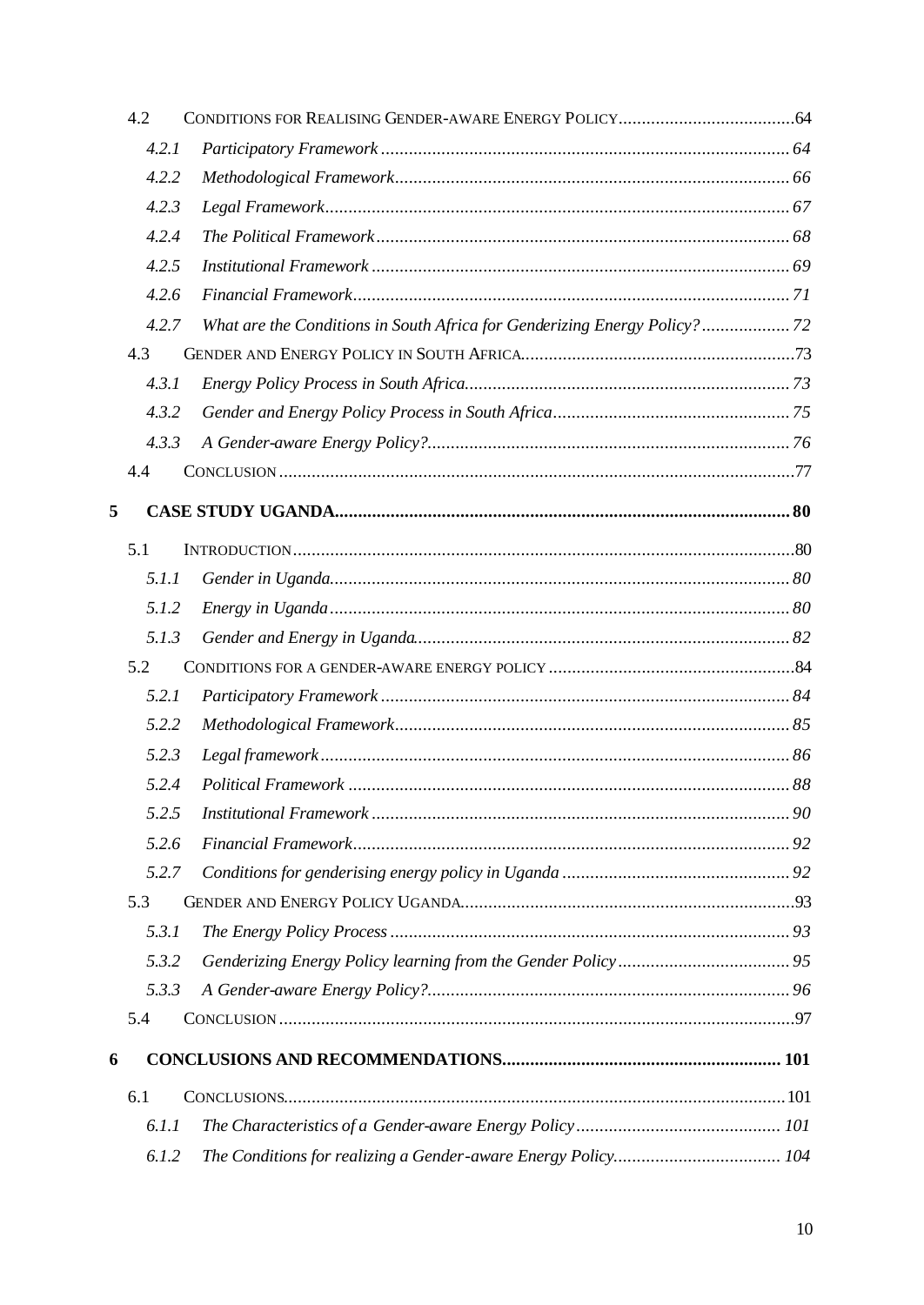4.2 CONDITIONS FOR REALISING GENDER-AWARE ENERGY POLICY......64

- 4.2.1 *Participatory Framework* ...... 64
- 4.2.2 *Methodological Framework* ...... 66
- 4.2.3 *Legal Framework* ...... 67
- 4.2.4 *The Political Framework* ...... 68
- 4.2.5 *Institutional Framework* ...... 69
- 4.2.6 *Financial Framework* ...... 71
- 4.2.7 *What are the Conditions in South Africa for Genderizing Energy Policy?* ...... 72

4.3 GENDER AND ENERGY POLICY IN SOUTH AFRICA......73

- 4.3.1 *Energy Policy Process in South Africa* ...... 73
- 4.3.2 *Gender and Energy Policy Process in South Africa* ...... 75
- 4.3.3 *A Gender-aware Energy Policy?* ...... 76

4.4 CONCLUSION......77

**5 CASE STUDY UGANDA......80**

5.1 INTRODUCTION......80

- 5.1.1 *Gender in Uganda* ...... 80
- 5.1.2 *Energy in Uganda* ...... 80
- 5.1.3 *Gender and Energy in Uganda* ...... 82

5.2 CONDITIONS FOR A GENDER-AWARE ENERGY POLICY......84

- 5.2.1 *Participatory Framework* ...... 84
- 5.2.2 *Methodological Framework* ...... 85
- 5.2.3 *Legal framework* ...... 86
- 5.2.4 *Political Framework* ...... 88
- 5.2.5 *Institutional Framework* ...... 90
- 5.2.6 *Financial Framework* ...... 92
- 5.2.7 *Conditions for genderising energy policy in Uganda* ...... 92

5.3 GENDER AND ENERGY POLICY UGANDA......93

- 5.3.1 *The Energy Policy Process* ...... 93
- 5.3.2 *Genderizing Energy Policy learning from the Gender Policy* ...... 95
- 5.3.3 *A Gender-aware Energy Policy?* ...... 96

5.4 CONCLUSION......97

**6 CONCLUSIONS AND RECOMMENDATIONS......101**

6.1 CONCLUSIONS......101

- 6.1.1 *The Characteristics of a Gender-aware Energy Policy* ...... 101
- 6.1.2 *The Conditions for realizing a Gender-aware Energy Policy* ...... 104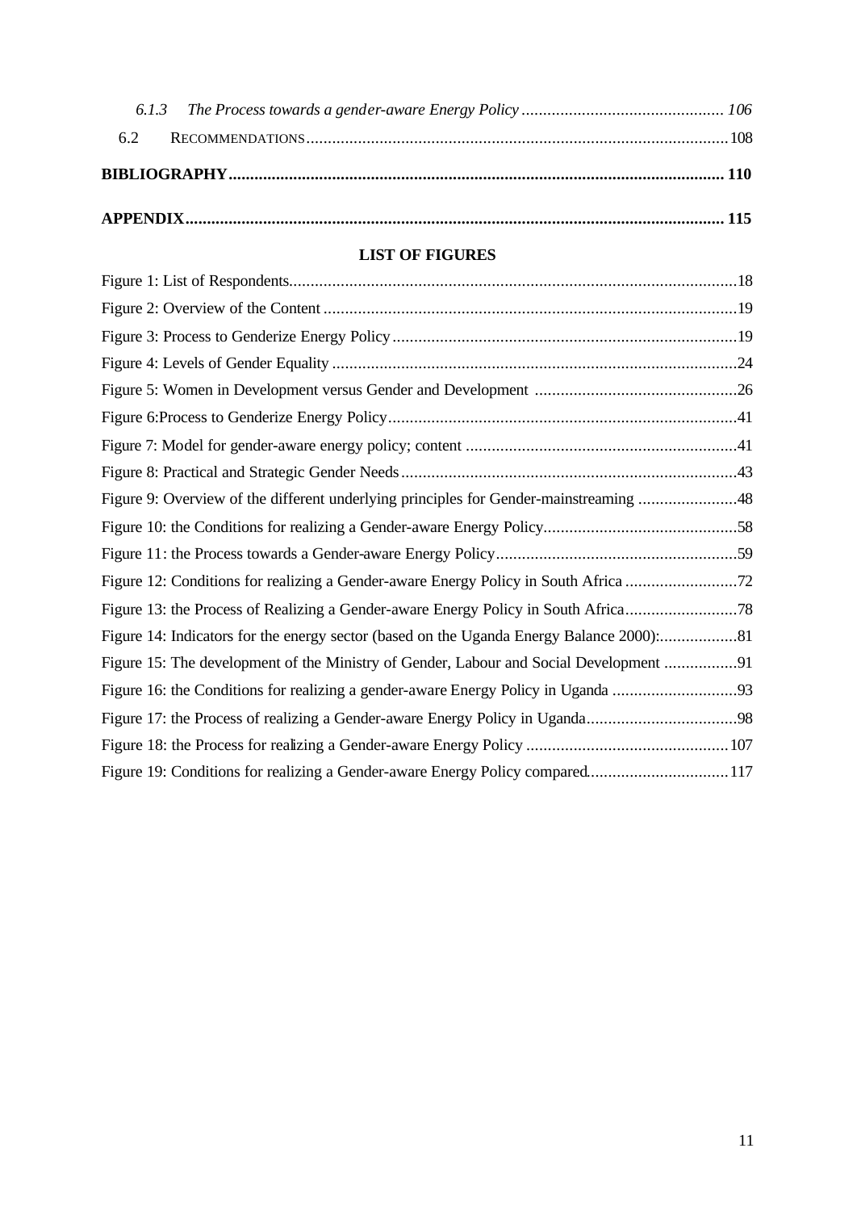*6.1.3 The Process towards a gender-aware Energy Policy ............................................... 106*

6.2 RECOMMENDATIONS ................................................................................................ 108

**BIBLIOGRAPHY ................................................................................................................. 110**

**APPENDIX ........................................................................................................................... 115**

**LIST OF FIGURES**

Figure 1: List of Respondents.......................................................................................................18

Figure 2: Overview of the Content ................................................................................................19

Figure 3: Process to Genderize Energy Policy ................................................................................19

Figure 4: Levels of Gender Equality ..............................................................................................24

Figure 5: Women in Development versus Gender and Development ...............................................26

Figure 6:Process to Genderize Energy Policy .................................................................................41

Figure 7: Model for gender-aware energy policy; content ...............................................................41

Figure 8: Practical and Strategic Gender Needs ..............................................................................43

Figure 9: Overview of the different underlying principles for Gender-mainstreaming .......................48

Figure 10: the Conditions for realizing a Gender-aware Energy Policy.............................................58

Figure 11: the Process towards a Gender-aware Energy Policy........................................................59

Figure 12: Conditions for realizing a Gender-aware Energy Policy in South Africa ..........................72

Figure 13: the Process of Realizing a Gender-aware Energy Policy in South Africa..........................78

Figure 14: Indicators for the energy sector (based on the Uganda Energy Balance 2000):..................81

Figure 15: The development of the Ministry of Gender, Labour and Social Development .................91

Figure 16: the Conditions for realizing a gender-aware Energy Policy in Uganda .............................93

Figure 17: the Process of realizing a Gender-aware Energy Policy in Uganda...................................98

Figure 18: the Process for realizing a Gender-aware Energy Policy ...............................................107

Figure 19: Conditions for realizing a Gender-aware Energy Policy compared.................................117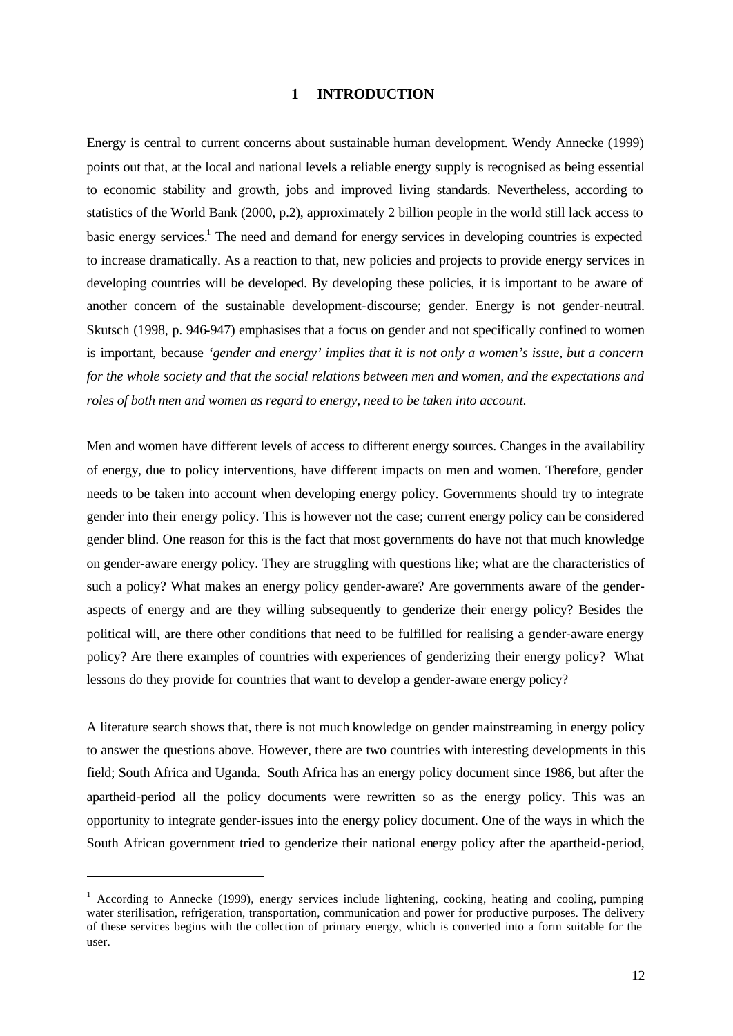# 1 INTRODUCTION

Energy is central to current concerns about sustainable human development. Wendy Annecke (1999) points out that, at the local and national levels a reliable energy supply is recognised as being essential to economic stability and growth, jobs and improved living standards. Nevertheless, according to statistics of the World Bank (2000, p.2), approximately 2 billion people in the world still lack access to basic energy services.[1] The need and demand for energy services in developing countries is expected to increase dramatically. As a reaction to that, new policies and projects to provide energy services in developing countries will be developed. By developing these policies, it is important to be aware of another concern of the sustainable development-discourse; gender. Energy is not gender-neutral. Skutsch (1998, p. 946-947) emphasises that a focus on gender and not specifically confined to women is important, because *'gender and energy' implies that it is not only a women's issue, but a concern for the whole society and that the social relations between men and women, and the expectations and roles of both men and women as regard to energy, need to be taken into account.*

Men and women have different levels of access to different energy sources. Changes in the availability of energy, due to policy interventions, have different impacts on men and women. Therefore, gender needs to be taken into account when developing energy policy. Governments should try to integrate gender into their energy policy. This is however not the case; current energy policy can be considered gender blind. One reason for this is the fact that most governments do have not that much knowledge on gender-aware energy policy. They are struggling with questions like; what are the characteristics of such a policy? What makes an energy policy gender-aware? Are governments aware of the gender-aspects of energy and are they willing subsequently to genderize their energy policy? Besides the political will, are there other conditions that need to be fulfilled for realising a gender-aware energy policy? Are there examples of countries with experiences of genderizing their energy policy? What lessons do they provide for countries that want to develop a gender-aware energy policy?

A literature search shows that, there is not much knowledge on gender mainstreaming in energy policy to answer the questions above. However, there are two countries with interesting developments in this field; South Africa and Uganda. South Africa has an energy policy document since 1986, but after the apartheid-period all the policy documents were rewritten so as the energy policy. This was an opportunity to integrate gender-issues into the energy policy document. One of the ways in which the South African government tried to genderize their national energy policy after the apartheid-period,

[1] According to Annecke (1999), energy services include lightening, cooking, heating and cooling, pumping water sterilisation, refrigeration, transportation, communication and power for productive purposes. The delivery of these services begins with the collection of primary energy, which is converted into a form suitable for the user.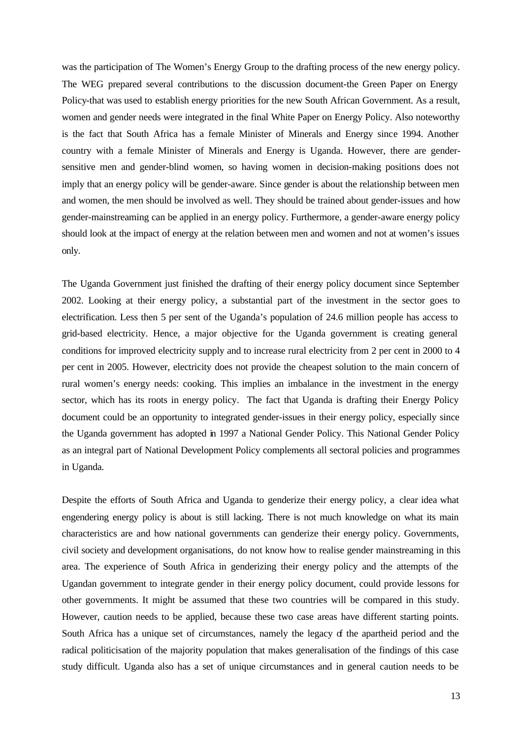was the participation of The Women's Energy Group to the drafting process of the new energy policy. The WEG prepared several contributions to the discussion document-the Green Paper on Energy Policy-that was used to establish energy priorities for the new South African Government. As a result, women and gender needs were integrated in the final White Paper on Energy Policy. Also noteworthy is the fact that South Africa has a female Minister of Minerals and Energy since 1994. Another country with a female Minister of Minerals and Energy is Uganda. However, there are gender-sensitive men and gender-blind women, so having women in decision-making positions does not imply that an energy policy will be gender-aware. Since gender is about the relationship between men and women, the men should be involved as well. They should be trained about gender-issues and how gender-mainstreaming can be applied in an energy policy. Furthermore, a gender-aware energy policy should look at the impact of energy at the relation between men and women and not at women's issues only.

The Uganda Government just finished the drafting of their energy policy document since September 2002. Looking at their energy policy, a substantial part of the investment in the sector goes to electrification. Less then 5 per sent of the Uganda's population of 24.6 million people has access to grid-based electricity. Hence, a major objective for the Uganda government is creating general conditions for improved electricity supply and to increase rural electricity from 2 per cent in 2000 to 4 per cent in 2005. However, electricity does not provide the cheapest solution to the main concern of rural women's energy needs: cooking. This implies an imbalance in the investment in the energy sector, which has its roots in energy policy. The fact that Uganda is drafting their Energy Policy document could be an opportunity to integrated gender-issues in their energy policy, especially since the Uganda government has adopted in 1997 a National Gender Policy. This National Gender Policy as an integral part of National Development Policy complements all sectoral policies and programmes in Uganda.

Despite the efforts of South Africa and Uganda to genderize their energy policy, a clear idea what engendering energy policy is about is still lacking. There is not much knowledge on what its main characteristics are and how national governments can genderize their energy policy. Governments, civil society and development organisations, do not know how to realise gender mainstreaming in this area. The experience of South Africa in genderizing their energy policy and the attempts of the Ugandan government to integrate gender in their energy policy document, could provide lessons for other governments. It might be assumed that these two countries will be compared in this study. However, caution needs to be applied, because these two case areas have different starting points. South Africa has a unique set of circumstances, namely the legacy of the apartheid period and the radical politicisation of the majority population that makes generalisation of the findings of this case study difficult. Uganda also has a set of unique circumstances and in general caution needs to be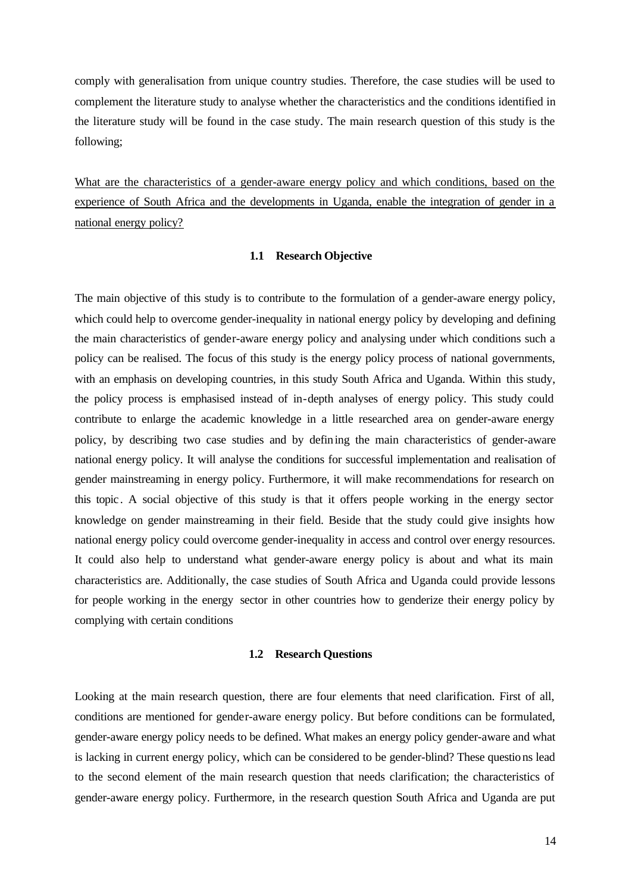comply with generalisation from unique country studies. Therefore, the case studies will be used to complement the literature study to analyse whether the characteristics and the conditions identified in the literature study will be found in the case study. The main research question of this study is the following;

<u>What are the characteristics of a gender-aware energy policy and which conditions, based on the experience of South Africa and the developments in Uganda, enable the integration of gender in a national energy policy?</u>

### 1.1 Research Objective

The main objective of this study is to contribute to the formulation of a gender-aware energy policy, which could help to overcome gender-inequality in national energy policy by developing and defining the main characteristics of gender-aware energy policy and analysing under which conditions such a policy can be realised. The focus of this study is the energy policy process of national governments, with an emphasis on developing countries, in this study South Africa and Uganda. Within this study, the policy process is emphasised instead of in-depth analyses of energy policy. This study could contribute to enlarge the academic knowledge in a little researched area on gender-aware energy policy, by describing two case studies and by defining the main characteristics of gender-aware national energy policy. It will analyse the conditions for successful implementation and realisation of gender mainstreaming in energy policy. Furthermore, it will make recommendations for research on this topic. A social objective of this study is that it offers people working in the energy sector knowledge on gender mainstreaming in their field. Beside that the study could give insights how national energy policy could overcome gender-inequality in access and control over energy resources. It could also help to understand what gender-aware energy policy is about and what its main characteristics are. Additionally, the case studies of South Africa and Uganda could provide lessons for people working in the energy sector in other countries how to genderize their energy policy by complying with certain conditions

### 1.2 Research Questions

Looking at the main research question, there are four elements that need clarification. First of all, conditions are mentioned for gender-aware energy policy. But before conditions can be formulated, gender-aware energy policy needs to be defined. What makes an energy policy gender-aware and what is lacking in current energy policy, which can be considered to be gender-blind? These questions lead to the second element of the main research question that needs clarification; the characteristics of gender-aware energy policy. Furthermore, in the research question South Africa and Uganda are put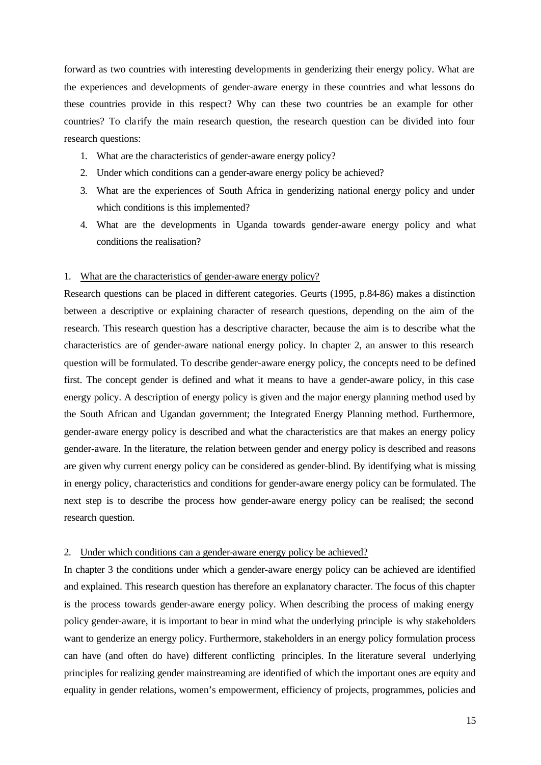forward as two countries with interesting developments in genderizing their energy policy. What are the experiences and developments of gender-aware energy in these countries and what lessons do these countries provide in this respect? Why can these two countries be an example for other countries? To clarify the main research question, the research question can be divided into four research questions:

1. What are the characteristics of gender-aware energy policy?
2. Under which conditions can a gender-aware energy policy be achieved?
3. What are the experiences of South Africa in genderizing national energy policy and under which conditions is this implemented?
4. What are the developments in Uganda towards gender-aware energy policy and what conditions the realisation?

1. <u>What are the characteristics of gender-aware energy policy?</u>

Research questions can be placed in different categories. Geurts (1995, p.84-86) makes a distinction between a descriptive or explaining character of research questions, depending on the aim of the research. This research question has a descriptive character, because the aim is to describe what the characteristics are of gender-aware national energy policy. In chapter 2, an answer to this research question will be formulated. To describe gender-aware energy policy, the concepts need to be defined first. The concept gender is defined and what it means to have a gender-aware policy, in this case energy policy. A description of energy policy is given and the major energy planning method used by the South African and Ugandan government; the Integrated Energy Planning method. Furthermore, gender-aware energy policy is described and what the characteristics are that makes an energy policy gender-aware. In the literature, the relation between gender and energy policy is described and reasons are given why current energy policy can be considered as gender-blind. By identifying what is missing in energy policy, characteristics and conditions for gender-aware energy policy can be formulated. The next step is to describe the process how gender-aware energy policy can be realised; the second research question.

2. <u>Under which conditions can a gender-aware energy policy be achieved?</u>

In chapter 3 the conditions under which a gender-aware energy policy can be achieved are identified and explained. This research question has therefore an explanatory character. The focus of this chapter is the process towards gender-aware energy policy. When describing the process of making energy policy gender-aware, it is important to bear in mind what the underlying principle is why stakeholders want to genderize an energy policy. Furthermore, stakeholders in an energy policy formulation process can have (and often do have) different conflicting principles. In the literature several underlying principles for realizing gender mainstreaming are identified of which the important ones are equity and equality in gender relations, women's empowerment, efficiency of projects, programmes, policies and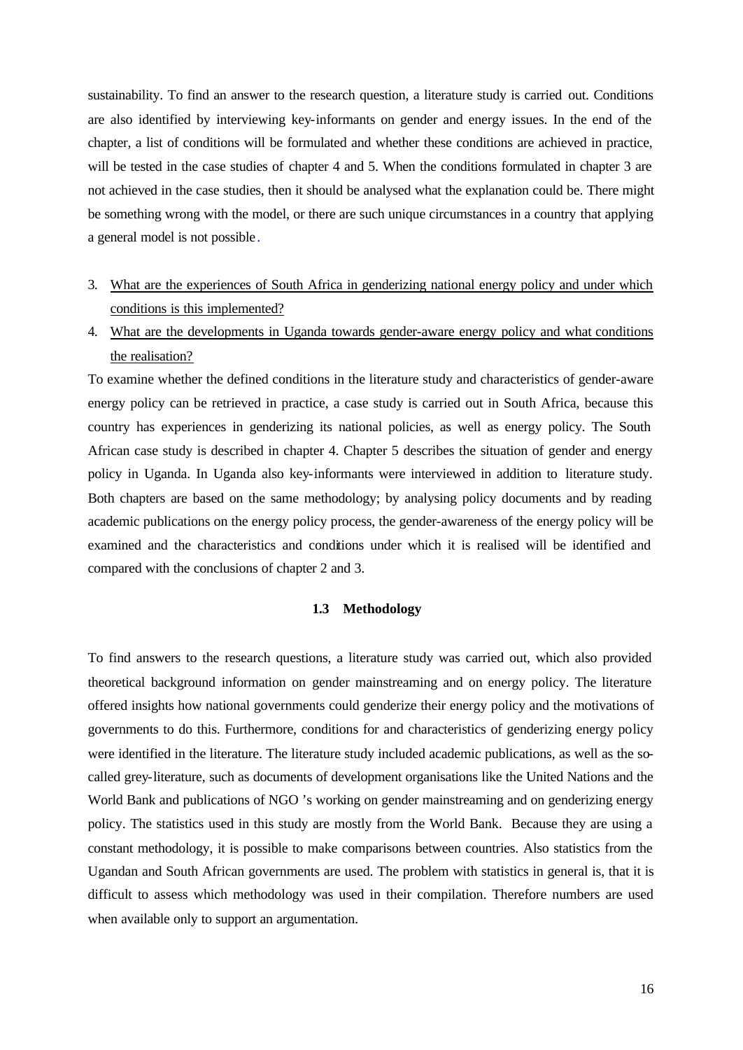sustainability. To find an answer to the research question, a literature study is carried out. Conditions are also identified by interviewing key-informants on gender and energy issues. In the end of the chapter, a list of conditions will be formulated and whether these conditions are achieved in practice, will be tested in the case studies of chapter 4 and 5. When the conditions formulated in chapter 3 are not achieved in the case studies, then it should be analysed what the explanation could be. There might be something wrong with the model, or there are such unique circumstances in a country that applying a general model is not possible.

3. What are the experiences of South Africa in genderizing national energy policy and under which conditions is this implemented?
4. What are the developments in Uganda towards gender-aware energy policy and what conditions the realisation?

To examine whether the defined conditions in the literature study and characteristics of gender-aware energy policy can be retrieved in practice, a case study is carried out in South Africa, because this country has experiences in genderizing its national policies, as well as energy policy. The South African case study is described in chapter 4. Chapter 5 describes the situation of gender and energy policy in Uganda. In Uganda also key-informants were interviewed in addition to literature study. Both chapters are based on the same methodology; by analysing policy documents and by reading academic publications on the energy policy process, the gender-awareness of the energy policy will be examined and the characteristics and conditions under which it is realised will be identified and compared with the conclusions of chapter 2 and 3.

## 1.3 Methodology

To find answers to the research questions, a literature study was carried out, which also provided theoretical background information on gender mainstreaming and on energy policy. The literature offered insights how national governments could genderize their energy policy and the motivations of governments to do this. Furthermore, conditions for and characteristics of genderizing energy policy were identified in the literature. The literature study included academic publications, as well as the so-called grey-literature, such as documents of development organisations like the United Nations and the World Bank and publications of NGO's working on gender mainstreaming and on genderizing energy policy. The statistics used in this study are mostly from the World Bank. Because they are using a constant methodology, it is possible to make comparisons between countries. Also statistics from the Ugandan and South African governments are used. The problem with statistics in general is, that it is difficult to assess which methodology was used in their compilation. Therefore numbers are used when available only to support an argumentation.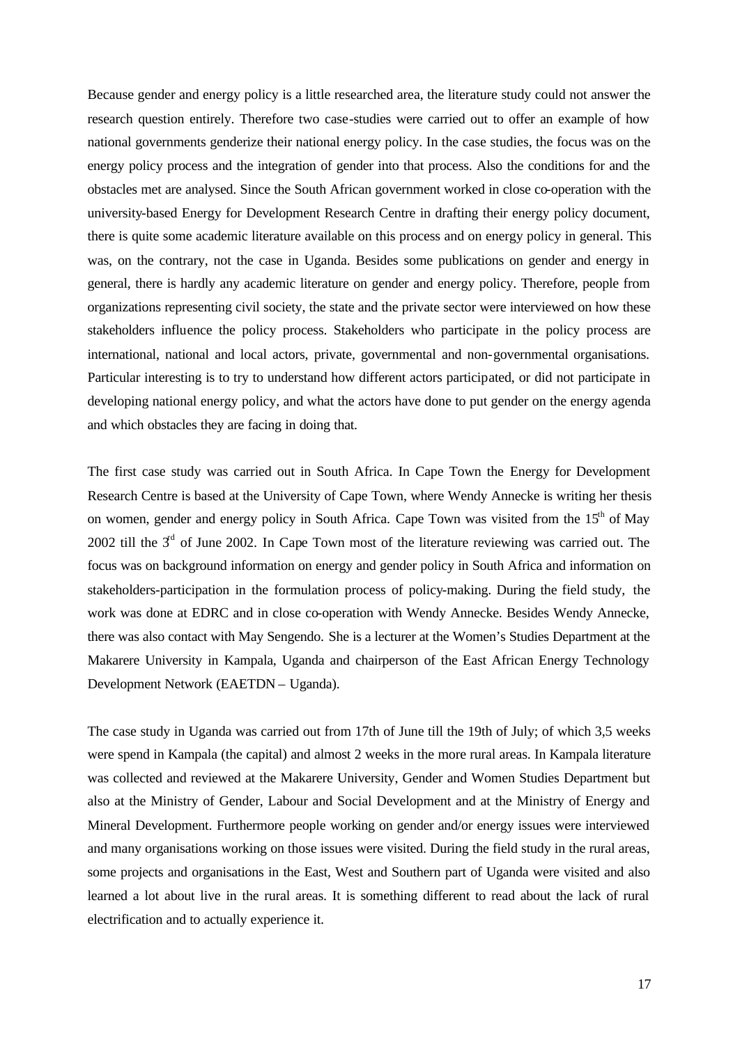Because gender and energy policy is a little researched area, the literature study could not answer the research question entirely. Therefore two case-studies were carried out to offer an example of how national governments genderize their national energy policy. In the case studies, the focus was on the energy policy process and the integration of gender into that process. Also the conditions for and the obstacles met are analysed. Since the South African government worked in close co-operation with the university-based Energy for Development Research Centre in drafting their energy policy document, there is quite some academic literature available on this process and on energy policy in general. This was, on the contrary, not the case in Uganda. Besides some publications on gender and energy in general, there is hardly any academic literature on gender and energy policy. Therefore, people from organizations representing civil society, the state and the private sector were interviewed on how these stakeholders influence the policy process. Stakeholders who participate in the policy process are international, national and local actors, private, governmental and non-governmental organisations. Particular interesting is to try to understand how different actors participated, or did not participate in developing national energy policy, and what the actors have done to put gender on the energy agenda and which obstacles they are facing in doing that.

The first case study was carried out in South Africa. In Cape Town the Energy for Development Research Centre is based at the University of Cape Town, where Wendy Annecke is writing her thesis on women, gender and energy policy in South Africa. Cape Town was visited from the 15th of May 2002 till the 3rd of June 2002. In Cape Town most of the literature reviewing was carried out. The focus was on background information on energy and gender policy in South Africa and information on stakeholders-participation in the formulation process of policy-making. During the field study, the work was done at EDRC and in close co-operation with Wendy Annecke. Besides Wendy Annecke, there was also contact with May Sengendo. She is a lecturer at the Women's Studies Department at the Makarere University in Kampala, Uganda and chairperson of the East African Energy Technology Development Network (EAETDN – Uganda).

The case study in Uganda was carried out from 17th of June till the 19th of July; of which 3,5 weeks were spend in Kampala (the capital) and almost 2 weeks in the more rural areas. In Kampala literature was collected and reviewed at the Makarere University, Gender and Women Studies Department but also at the Ministry of Gender, Labour and Social Development and at the Ministry of Energy and Mineral Development. Furthermore people working on gender and/or energy issues were interviewed and many organisations working on those issues were visited. During the field study in the rural areas, some projects and organisations in the East, West and Southern part of Uganda were visited and also learned a lot about live in the rural areas. It is something different to read about the lack of rural electrification and to actually experience it.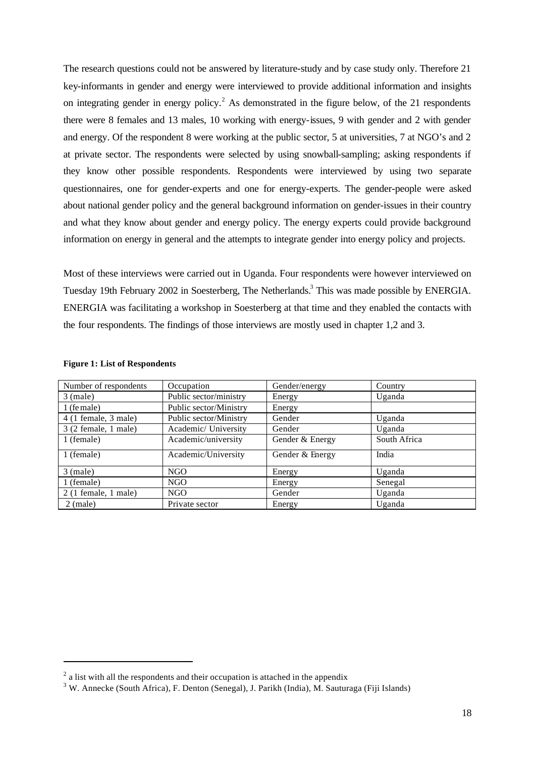The research questions could not be answered by literature-study and by case study only. Therefore 21 key-informants in gender and energy were interviewed to provide additional information and insights on integrating gender in energy policy.[2] As demonstrated in the figure below, of the 21 respondents there were 8 females and 13 males, 10 working with energy-issues, 9 with gender and 2 with gender and energy. Of the respondent 8 were working at the public sector, 5 at universities, 7 at NGO's and 2 at private sector. The respondents were selected by using snowball-sampling; asking respondents if they know other possible respondents. Respondents were interviewed by using two separate questionnaires, one for gender-experts and one for energy-experts. The gender-people were asked about national gender policy and the general background information on gender-issues in their country and what they know about gender and energy policy. The energy experts could provide background information on energy in general and the attempts to integrate gender into energy policy and projects.

Most of these interviews were carried out in Uganda. Four respondents were however interviewed on Tuesday 19th February 2002 in Soesterberg, The Netherlands.[3] This was made possible by ENERGIA. ENERGIA was facilitating a workshop in Soesterberg at that time and they enabled the contacts with the four respondents. The findings of those interviews are mostly used in chapter 1,2 and 3.

**Figure 1: List of Respondents**

| Number of respondents | Occupation | Gender/energy | Country |
|---|---|---|---|
| 3 (male) | Public sector/ministry | Energy | Uganda |
| 1 (female) | Public sector/Ministry | Energy | |
| 4 (1 female, 3 male) | Public sector/Ministry | Gender | Uganda |
| 3 (2 female, 1 male) | Academic/ University | Gender | Uganda |
| 1 (female) | Academic/university | Gender & Energy | South Africa |
| 1 (female) | Academic/University | Gender & Energy | India |
| 3 (male) | NGO | Energy | Uganda |
| 1 (female) | NGO | Energy | Senegal |
| 2 (1 female, 1 male) | NGO | Gender | Uganda |
| 2 (male) | Private sector | Energy | Uganda |

[2] a list with all the respondents and their occupation is attached in the appendix

[3] W. Annecke (South Africa), F. Denton (Senegal), J. Parikh (India), M. Sauturaga (Fiji Islands)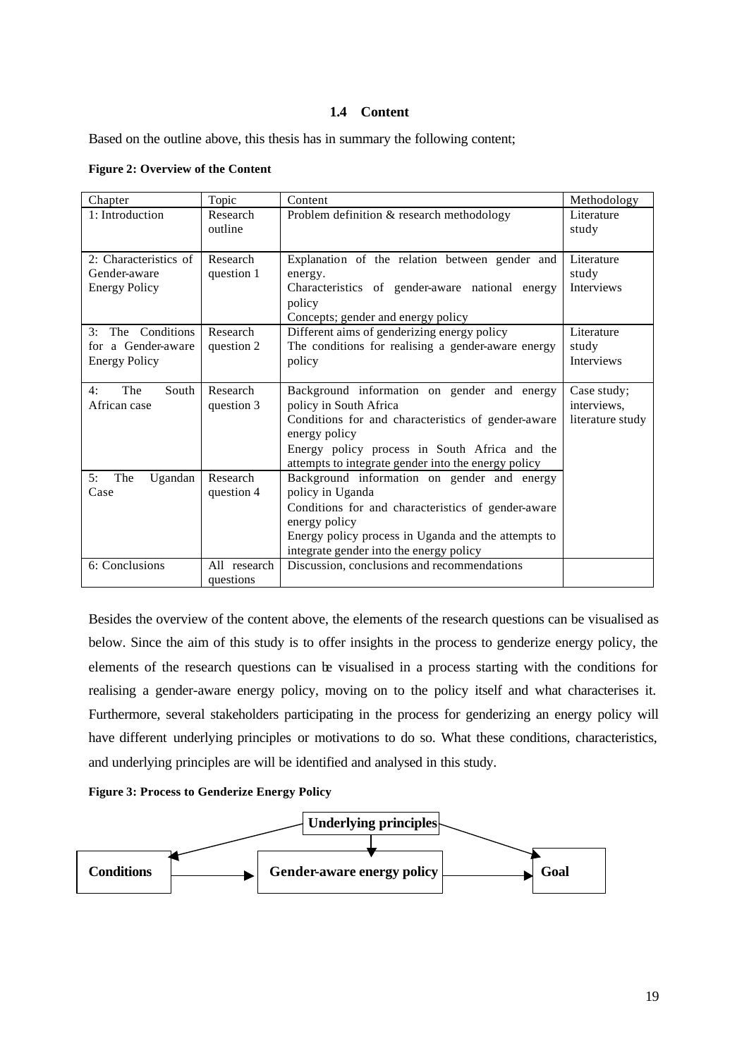### 1.4 Content

Based on the outline above, this thesis has in summary the following content;

**Figure 2: Overview of the Content**

| Chapter | Topic | Content | Methodology |
|---|---|---|---|
| 1: Introduction | Research outline | Problem definition & research methodology | Literature study |
| 2: Characteristics of Gender-aware Energy Policy | Research question 1 | Explanation of the relation between gender and energy. Characteristics of gender-aware national energy policy Concepts; gender and energy policy | Literature study Interviews |
| 3: The Conditions for a Gender-aware Energy Policy | Research question 2 | Different aims of genderizing energy policy The conditions for realising a gender-aware energy policy | Literature study Interviews |
| 4: The South African case | Research question 3 | Background information on gender and energy policy in South Africa Conditions for and characteristics of gender-aware energy policy Energy policy process in South Africa and the attempts to integrate gender into the energy policy | Case study; interviews, literature study |
| 5: The Ugandan Case | Research question 4 | Background information on gender and energy policy in Uganda Conditions for and characteristics of gender-aware energy policy Energy policy process in Uganda and the attempts to integrate gender into the energy policy | |
| 6: Conclusions | All research questions | Discussion, conclusions and recommendations | |

Besides the overview of the content above, the elements of the research questions can be visualised as below. Since the aim of this study is to offer insights in the process to genderize energy policy, the elements of the research questions can be visualised in a process starting with the conditions for realising a gender-aware energy policy, moving on to the policy itself and what characterises it. Furthermore, several stakeholders participating in the process for genderizing an energy policy will have different underlying principles or motivations to do so. What these conditions, characteristics, and underlying principles are will be identified and analysed in this study.

**Figure 3: Process to Genderize Energy Policy**

Underlying principles

Conditions → Gender-aware energy policy → Goal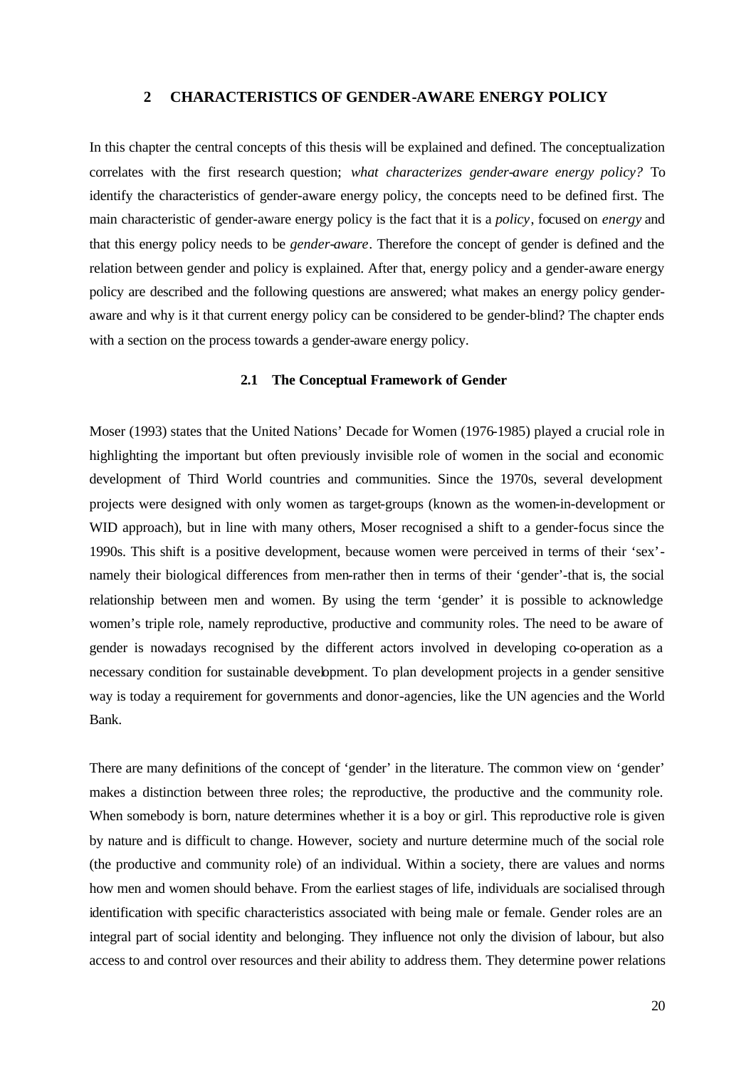# 2 CHARACTERISTICS OF GENDER-AWARE ENERGY POLICY

In this chapter the central concepts of this thesis will be explained and defined. The conceptualization correlates with the first research question; *what characterizes gender-aware energy policy?* To identify the characteristics of gender-aware energy policy, the concepts need to be defined first. The main characteristic of gender-aware energy policy is the fact that it is a *policy*, focused on *energy* and that this energy policy needs to be *gender-aware*. Therefore the concept of gender is defined and the relation between gender and policy is explained. After that, energy policy and a gender-aware energy policy are described and the following questions are answered; what makes an energy policy gender-aware and why is it that current energy policy can be considered to be gender-blind? The chapter ends with a section on the process towards a gender-aware energy policy.

## 2.1 The Conceptual Framework of Gender

Moser (1993) states that the United Nations' Decade for Women (1976-1985) played a crucial role in highlighting the important but often previously invisible role of women in the social and economic development of Third World countries and communities. Since the 1970s, several development projects were designed with only women as target-groups (known as the women-in-development or WID approach), but in line with many others, Moser recognised a shift to a gender-focus since the 1990s. This shift is a positive development, because women were perceived in terms of their 'sex'-namely their biological differences from men-rather then in terms of their 'gender'-that is, the social relationship between men and women. By using the term 'gender' it is possible to acknowledge women's triple role, namely reproductive, productive and community roles. The need to be aware of gender is nowadays recognised by the different actors involved in developing co-operation as a necessary condition for sustainable development. To plan development projects in a gender sensitive way is today a requirement for governments and donor-agencies, like the UN agencies and the World Bank.

There are many definitions of the concept of 'gender' in the literature. The common view on 'gender' makes a distinction between three roles; the reproductive, the productive and the community role. When somebody is born, nature determines whether it is a boy or girl. This reproductive role is given by nature and is difficult to change. However, society and nurture determine much of the social role (the productive and community role) of an individual. Within a society, there are values and norms how men and women should behave. From the earliest stages of life, individuals are socialised through identification with specific characteristics associated with being male or female. Gender roles are an integral part of social identity and belonging. They influence not only the division of labour, but also access to and control over resources and their ability to address them. They determine power relations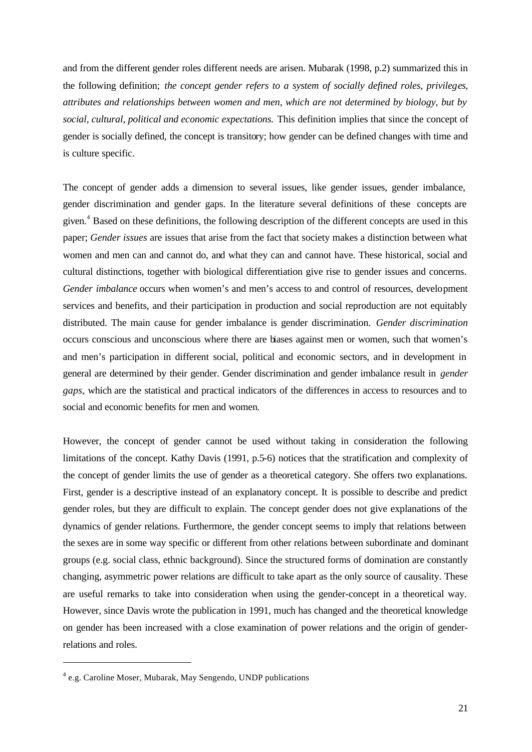and from the different gender roles different needs are arisen. Mubarak (1998, p.2) summarized this in the following definition; *the concept gender refers to a system of socially defined roles, privileges, attributes and relationships between women and men, which are not determined by biology, but by social, cultural, political and economic expectations.* This definition implies that since the concept of gender is socially defined, the concept is transitory; how gender can be defined changes with time and is culture specific.

The concept of gender adds a dimension to several issues, like gender issues, gender imbalance, gender discrimination and gender gaps. In the literature several definitions of these concepts are given.[4] Based on these definitions, the following description of the different concepts are used in this paper; *Gender issues* are issues that arise from the fact that society makes a distinction between what women and men can and cannot do, and what they can and cannot have. These historical, social and cultural distinctions, together with biological differentiation give rise to gender issues and concerns. *Gender imbalance* occurs when women's and men's access to and control of resources, development services and benefits, and their participation in production and social reproduction are not equitably distributed. The main cause for gender imbalance is gender discrimination. *Gender discrimination* occurs conscious and unconscious where there are biases against men or women, such that women's and men's participation in different social, political and economic sectors, and in development in general are determined by their gender. Gender discrimination and gender imbalance result in *gender gaps*, which are the statistical and practical indicators of the differences in access to resources and to social and economic benefits for men and women.

However, the concept of gender cannot be used without taking in consideration the following limitations of the concept. Kathy Davis (1991, p.5-6) notices that the stratification and complexity of the concept of gender limits the use of gender as a theoretical category. She offers two explanations. First, gender is a descriptive instead of an explanatory concept. It is possible to describe and predict gender roles, but they are difficult to explain. The concept gender does not give explanations of the dynamics of gender relations. Furthermore, the gender concept seems to imply that relations between the sexes are in some way specific or different from other relations between subordinate and dominant groups (e.g. social class, ethnic background). Since the structured forms of domination are constantly changing, asymmetric power relations are difficult to take apart as the only source of causality. These are useful remarks to take into consideration when using the gender-concept in a theoretical way. However, since Davis wrote the publication in 1991, much has changed and the theoretical knowledge on gender has been increased with a close examination of power relations and the origin of gender-relations and roles.

---

[4] e.g. Caroline Moser, Mubarak, May Sengendo, UNDP publications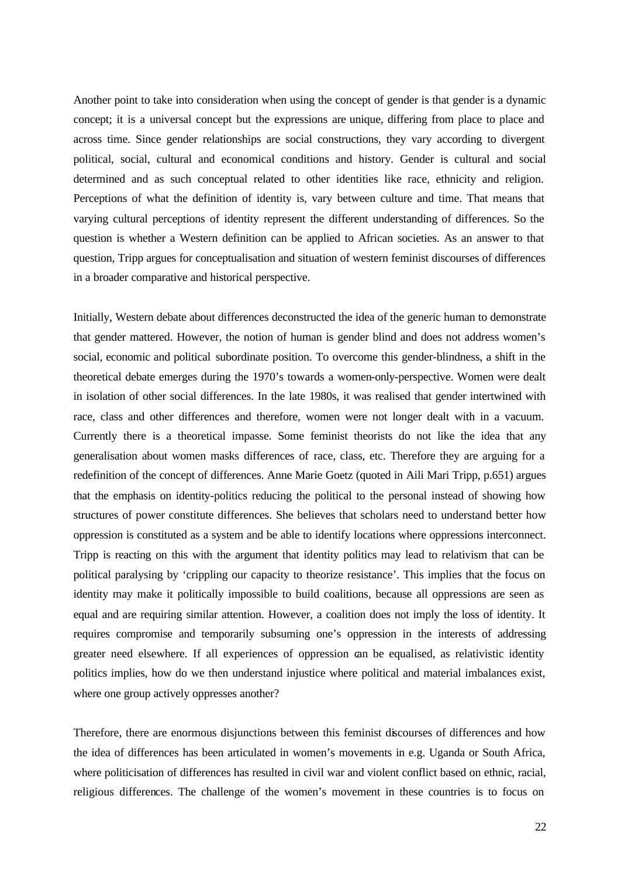Another point to take into consideration when using the concept of gender is that gender is a dynamic concept; it is a universal concept but the expressions are unique, differing from place to place and across time. Since gender relationships are social constructions, they vary according to divergent political, social, cultural and economical conditions and history. Gender is cultural and social determined and as such conceptual related to other identities like race, ethnicity and religion. Perceptions of what the definition of identity is, vary between culture and time. That means that varying cultural perceptions of identity represent the different understanding of differences. So the question is whether a Western definition can be applied to African societies. As an answer to that question, Tripp argues for conceptualisation and situation of western feminist discourses of differences in a broader comparative and historical perspective.

Initially, Western debate about differences deconstructed the idea of the generic human to demonstrate that gender mattered. However, the notion of human is gender blind and does not address women's social, economic and political subordinate position. To overcome this gender-blindness, a shift in the theoretical debate emerges during the 1970's towards a women-only-perspective. Women were dealt in isolation of other social differences. In the late 1980s, it was realised that gender intertwined with race, class and other differences and therefore, women were not longer dealt with in a vacuum. Currently there is a theoretical impasse. Some feminist theorists do not like the idea that any generalisation about women masks differences of race, class, etc. Therefore they are arguing for a redefinition of the concept of differences. Anne Marie Goetz (quoted in Aili Mari Tripp, p.651) argues that the emphasis on identity-politics reducing the political to the personal instead of showing how structures of power constitute differences. She believes that scholars need to understand better how oppression is constituted as a system and be able to identify locations where oppressions interconnect. Tripp is reacting on this with the argument that identity politics may lead to relativism that can be political paralysing by 'crippling our capacity to theorize resistance'. This implies that the focus on identity may make it politically impossible to build coalitions, because all oppressions are seen as equal and are requiring similar attention. However, a coalition does not imply the loss of identity. It requires compromise and temporarily subsuming one's oppression in the interests of addressing greater need elsewhere. If all experiences of oppression can be equalised, as relativistic identity politics implies, how do we then understand injustice where political and material imbalances exist, where one group actively oppresses another?

Therefore, there are enormous disjunctions between this feminist discourses of differences and how the idea of differences has been articulated in women's movements in e.g. Uganda or South Africa, where politicisation of differences has resulted in civil war and violent conflict based on ethnic, racial, religious differences. The challenge of the women's movement in these countries is to focus on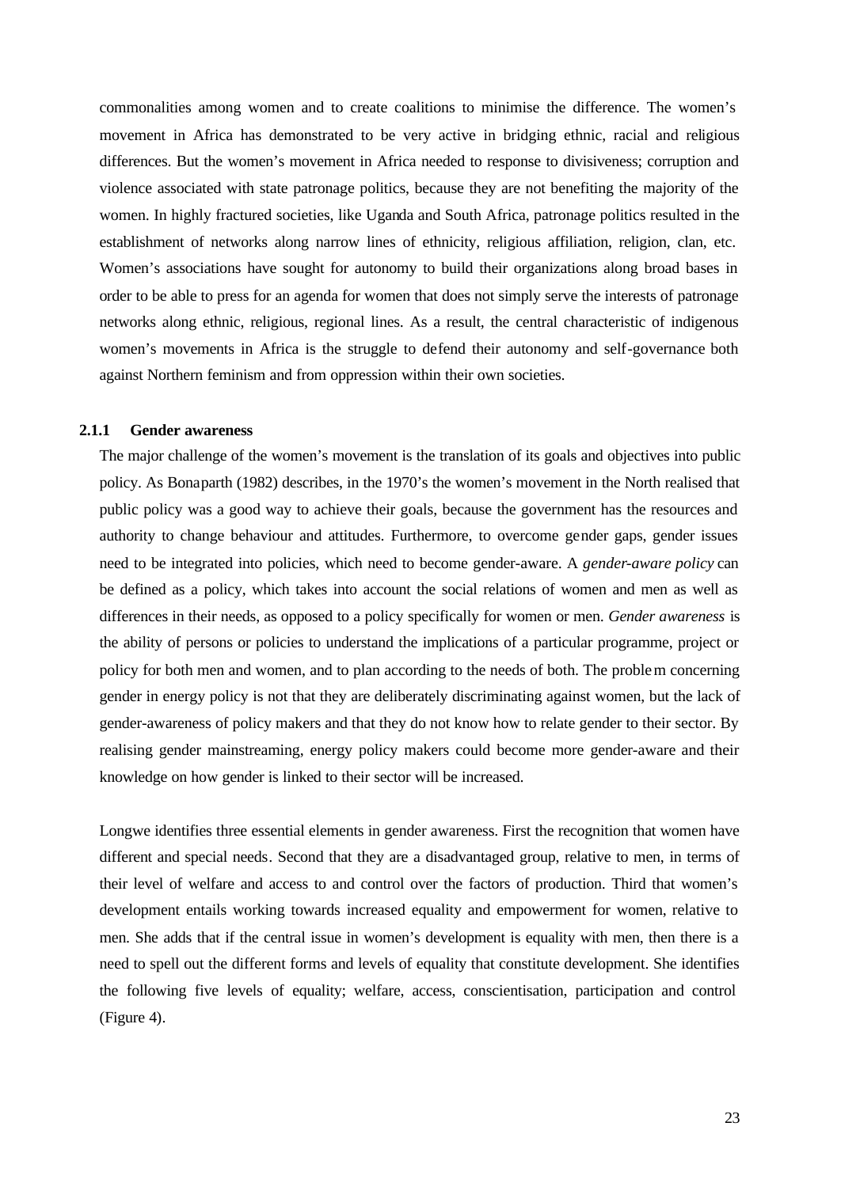commonalities among women and to create coalitions to minimise the difference. The women's movement in Africa has demonstrated to be very active in bridging ethnic, racial and religious differences. But the women's movement in Africa needed to response to divisiveness; corruption and violence associated with state patronage politics, because they are not benefiting the majority of the women. In highly fractured societies, like Uganda and South Africa, patronage politics resulted in the establishment of networks along narrow lines of ethnicity, religious affiliation, religion, clan, etc. Women's associations have sought for autonomy to build their organizations along broad bases in order to be able to press for an agenda for women that does not simply serve the interests of patronage networks along ethnic, religious, regional lines. As a result, the central characteristic of indigenous women's movements in Africa is the struggle to defend their autonomy and self-governance both against Northern feminism and from oppression within their own societies.

### 2.1.1 Gender awareness

The major challenge of the women's movement is the translation of its goals and objectives into public policy. As Bonaparth (1982) describes, in the 1970's the women's movement in the North realised that public policy was a good way to achieve their goals, because the government has the resources and authority to change behaviour and attitudes. Furthermore, to overcome gender gaps, gender issues need to be integrated into policies, which need to become gender-aware. A *gender-aware policy* can be defined as a policy, which takes into account the social relations of women and men as well as differences in their needs, as opposed to a policy specifically for women or men. *Gender awareness* is the ability of persons or policies to understand the implications of a particular programme, project or policy for both men and women, and to plan according to the needs of both. The problem concerning gender in energy policy is not that they are deliberately discriminating against women, but the lack of gender-awareness of policy makers and that they do not know how to relate gender to their sector. By realising gender mainstreaming, energy policy makers could become more gender-aware and their knowledge on how gender is linked to their sector will be increased.

Longwe identifies three essential elements in gender awareness. First the recognition that women have different and special needs. Second that they are a disadvantaged group, relative to men, in terms of their level of welfare and access to and control over the factors of production. Third that women's development entails working towards increased equality and empowerment for women, relative to men. She adds that if the central issue in women's development is equality with men, then there is a need to spell out the different forms and levels of equality that constitute development. She identifies the following five levels of equality; welfare, access, conscientisation, participation and control (Figure 4).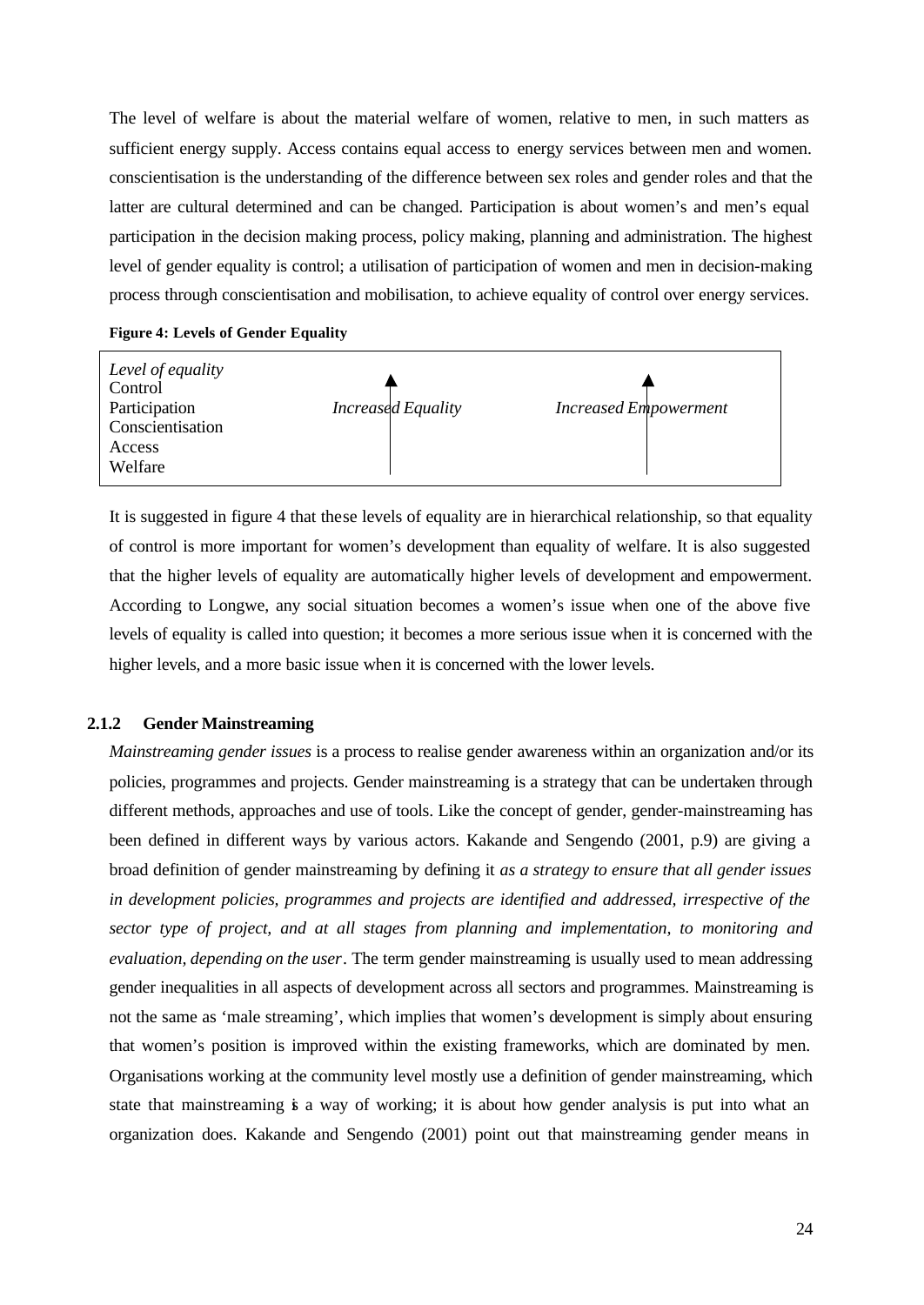The level of welfare is about the material welfare of women, relative to men, in such matters as sufficient energy supply. Access contains equal access to energy services between men and women. conscientisation is the understanding of the difference between sex roles and gender roles and that the latter are cultural determined and can be changed. Participation is about women's and men's equal participation in the decision making process, policy making, planning and administration. The highest level of gender equality is control; a utilisation of participation of women and men in decision-making process through conscientisation and mobilisation, to achieve equality of control over energy services.

**Figure 4: Levels of Gender Equality**

| *Level of equality* | | |
|---|---|---|
| Control | ↑ | ↑ |
| Participation | *Increased Equality* | *Increased Empowerment* |
| Conscientisation | | |
| Access | | |
| Welfare | | |

It is suggested in figure 4 that these levels of equality are in hierarchical relationship, so that equality of control is more important for women's development than equality of welfare. It is also suggested that the higher levels of equality are automatically higher levels of development and empowerment. According to Longwe, any social situation becomes a women's issue when one of the above five levels of equality is called into question; it becomes a more serious issue when it is concerned with the higher levels, and a more basic issue when it is concerned with the lower levels.

### 2.1.2 Gender Mainstreaming

*Mainstreaming gender issues* is a process to realise gender awareness within an organization and/or its policies, programmes and projects. Gender mainstreaming is a strategy that can be undertaken through different methods, approaches and use of tools. Like the concept of gender, gender-mainstreaming has been defined in different ways by various actors. Kakande and Sengendo (2001, p.9) are giving a broad definition of gender mainstreaming by defining it *as a strategy to ensure that all gender issues in development policies, programmes and projects are identified and addressed, irrespective of the sector type of project, and at all stages from planning and implementation, to monitoring and evaluation, depending on the user*. The term gender mainstreaming is usually used to mean addressing gender inequalities in all aspects of development across all sectors and programmes. Mainstreaming is not the same as 'male streaming', which implies that women's development is simply about ensuring that women's position is improved within the existing frameworks, which are dominated by men. Organisations working at the community level mostly use a definition of gender mainstreaming, which state that mainstreaming is a way of working; it is about how gender analysis is put into what an organization does. Kakande and Sengendo (2001) point out that mainstreaming gender means in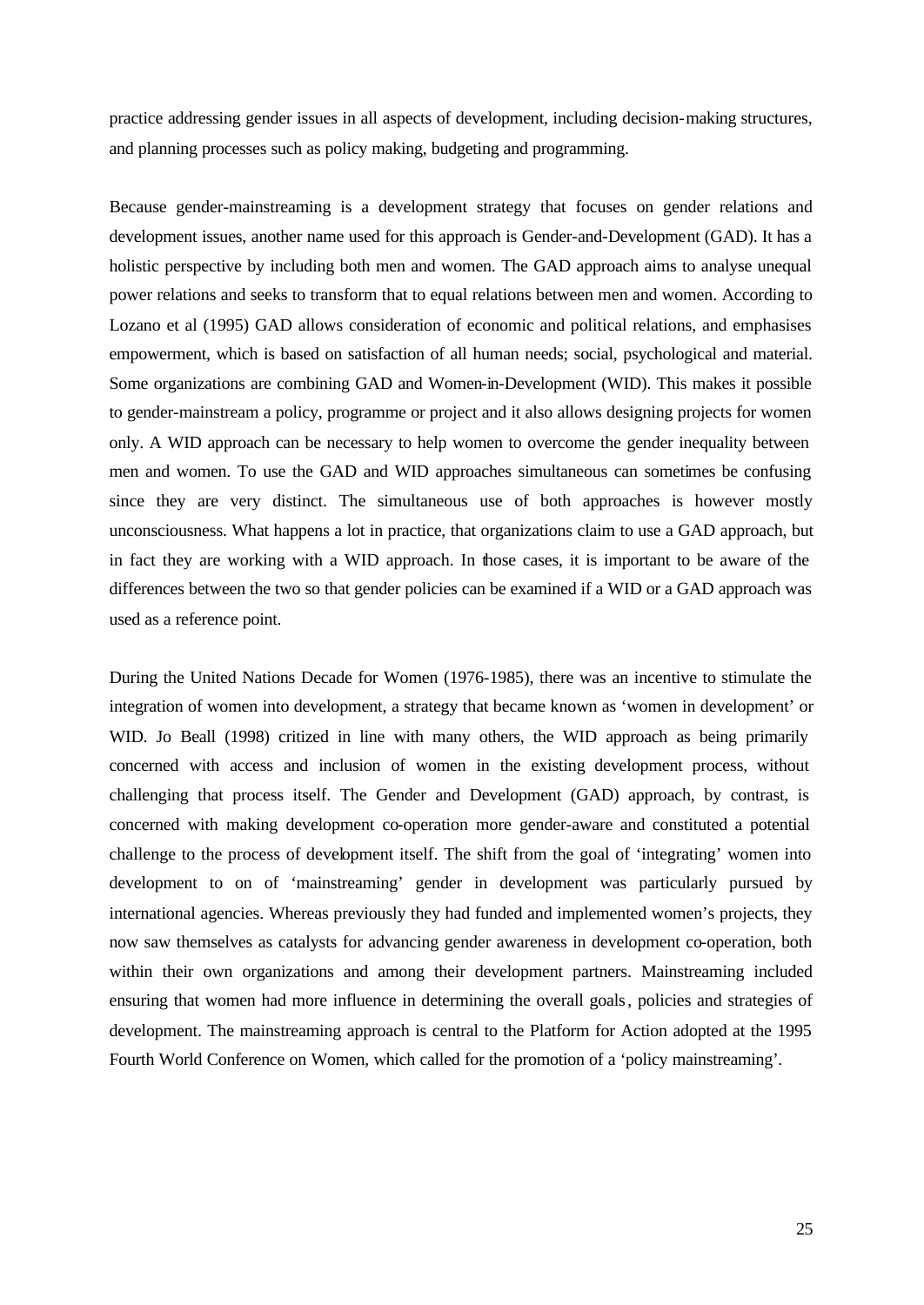practice addressing gender issues in all aspects of development, including decision-making structures, and planning processes such as policy making, budgeting and programming.

Because gender-mainstreaming is a development strategy that focuses on gender relations and development issues, another name used for this approach is Gender-and-Development (GAD). It has a holistic perspective by including both men and women. The GAD approach aims to analyse unequal power relations and seeks to transform that to equal relations between men and women. According to Lozano et al (1995) GAD allows consideration of economic and political relations, and emphasises empowerment, which is based on satisfaction of all human needs; social, psychological and material. Some organizations are combining GAD and Women-in-Development (WID). This makes it possible to gender-mainstream a policy, programme or project and it also allows designing projects for women only. A WID approach can be necessary to help women to overcome the gender inequality between men and women. To use the GAD and WID approaches simultaneous can sometimes be confusing since they are very distinct. The simultaneous use of both approaches is however mostly unconsciousness. What happens a lot in practice, that organizations claim to use a GAD approach, but in fact they are working with a WID approach. In those cases, it is important to be aware of the differences between the two so that gender policies can be examined if a WID or a GAD approach was used as a reference point.

During the United Nations Decade for Women (1976-1985), there was an incentive to stimulate the integration of women into development, a strategy that became known as 'women in development' or WID. Jo Beall (1998) critized in line with many others, the WID approach as being primarily concerned with access and inclusion of women in the existing development process, without challenging that process itself. The Gender and Development (GAD) approach, by contrast, is concerned with making development co-operation more gender-aware and constituted a potential challenge to the process of development itself. The shift from the goal of 'integrating' women into development to on of 'mainstreaming' gender in development was particularly pursued by international agencies. Whereas previously they had funded and implemented women's projects, they now saw themselves as catalysts for advancing gender awareness in development co-operation, both within their own organizations and among their development partners. Mainstreaming included ensuring that women had more influence in determining the overall goals, policies and strategies of development. The mainstreaming approach is central to the Platform for Action adopted at the 1995 Fourth World Conference on Women, which called for the promotion of a 'policy mainstreaming'.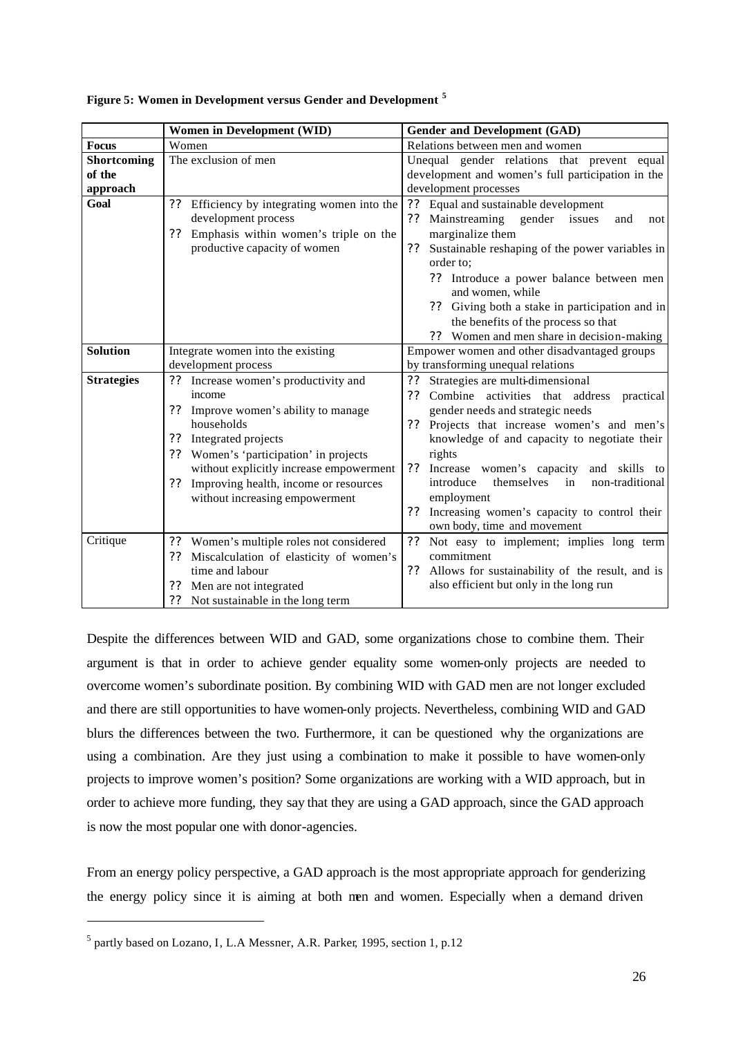**Figure 5: Women in Development versus Gender and Development [5]**

| | Women in Development (WID) | Gender and Development (GAD) |
|---|---|---|
| **Focus** | Women | Relations between men and women |
| **Shortcoming of the approach** | The exclusion of men | Unequal gender relations that prevent equal development and women's full participation in the development processes |
| **Goal** | ?? Efficiency by integrating women into the development process<br>?? Emphasis within women's triple on the productive capacity of women | ?? Equal and sustainable development<br>?? Mainstreaming gender issues and not marginalize them<br>?? Sustainable reshaping of the power variables in order to;<br>?? Introduce a power balance between men and women, while<br>?? Giving both a stake in participation and in the benefits of the process so that<br>?? Women and men share in decision-making |
| **Solution** | Integrate women into the existing development process | Empower women and other disadvantaged groups by transforming unequal relations |
| **Strategies** | ?? Increase women's productivity and income<br>?? Improve women's ability to manage households<br>?? Integrated projects<br>?? Women's 'participation' in projects without explicitly increase empowerment<br>?? Improving health, income or resources without increasing empowerment | ?? Strategies are multi-dimensional<br>?? Combine activities that address practical gender needs and strategic needs<br>?? Projects that increase women's and men's knowledge of and capacity to negotiate their rights<br>?? Increase women's capacity and skills to introduce themselves in non-traditional employment<br>?? Increasing women's capacity to control their own body, time and movement |
| Critique | ?? Women's multiple roles not considered<br>?? Miscalculation of elasticity of women's time and labour<br>?? Men are not integrated<br>?? Not sustainable in the long term | ?? Not easy to implement; implies long term commitment<br>?? Allows for sustainability of the result, and is also efficient but only in the long run |

Despite the differences between WID and GAD, some organizations chose to combine them. Their argument is that in order to achieve gender equality some women-only projects are needed to overcome women's subordinate position. By combining WID with GAD men are not longer excluded and there are still opportunities to have women-only projects. Nevertheless, combining WID and GAD blurs the differences between the two. Furthermore, it can be questioned why the organizations are using a combination. Are they just using a combination to make it possible to have women-only projects to improve women's position? Some organizations are working with a WID approach, but in order to achieve more funding, they say that they are using a GAD approach, since the GAD approach is now the most popular one with donor-agencies.

From an energy policy perspective, a GAD approach is the most appropriate approach for genderizing the energy policy since it is aiming at both men and women. Especially when a demand driven

[5] partly based on Lozano, I, L.A Messner, A.R. Parker, 1995, section 1, p.12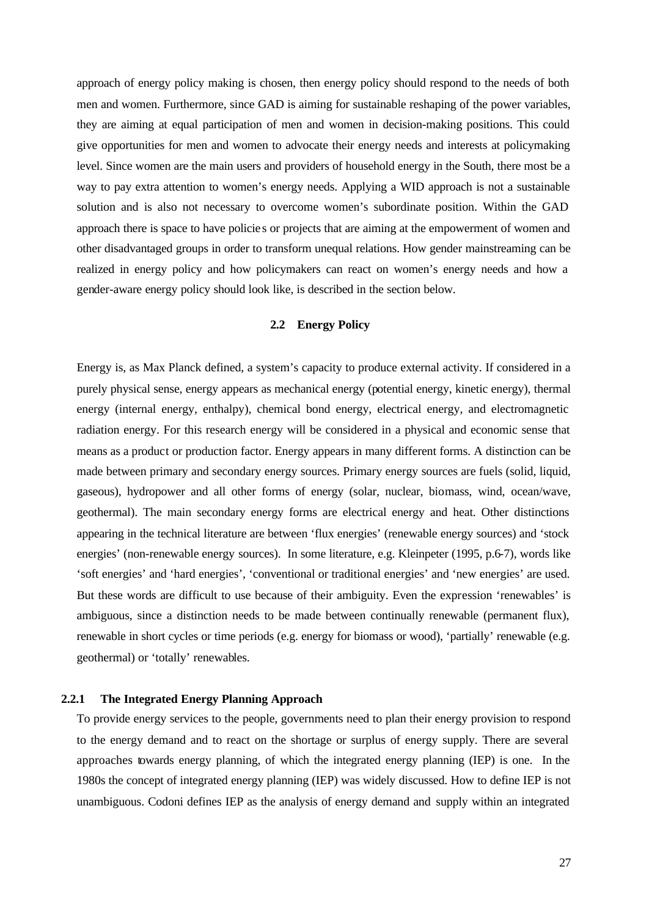approach of energy policy making is chosen, then energy policy should respond to the needs of both men and women. Furthermore, since GAD is aiming for sustainable reshaping of the power variables, they are aiming at equal participation of men and women in decision-making positions. This could give opportunities for men and women to advocate their energy needs and interests at policymaking level. Since women are the main users and providers of household energy in the South, there most be a way to pay extra attention to women's energy needs. Applying a WID approach is not a sustainable solution and is also not necessary to overcome women's subordinate position. Within the GAD approach there is space to have policies or projects that are aiming at the empowerment of women and other disadvantaged groups in order to transform unequal relations. How gender mainstreaming can be realized in energy policy and how policymakers can react on women's energy needs and how a gender-aware energy policy should look like, is described in the section below.

## 2.2 Energy Policy

Energy is, as Max Planck defined, a system's capacity to produce external activity. If considered in a purely physical sense, energy appears as mechanical energy (potential energy, kinetic energy), thermal energy (internal energy, enthalpy), chemical bond energy, electrical energy, and electromagnetic radiation energy. For this research energy will be considered in a physical and economic sense that means as a product or production factor. Energy appears in many different forms. A distinction can be made between primary and secondary energy sources. Primary energy sources are fuels (solid, liquid, gaseous), hydropower and all other forms of energy (solar, nuclear, biomass, wind, ocean/wave, geothermal). The main secondary energy forms are electrical energy and heat. Other distinctions appearing in the technical literature are between 'flux energies' (renewable energy sources) and 'stock energies' (non-renewable energy sources). In some literature, e.g. Kleinpeter (1995, p.6-7), words like 'soft energies' and 'hard energies', 'conventional or traditional energies' and 'new energies' are used. But these words are difficult to use because of their ambiguity. Even the expression 'renewables' is ambiguous, since a distinction needs to be made between continually renewable (permanent flux), renewable in short cycles or time periods (e.g. energy for biomass or wood), 'partially' renewable (e.g. geothermal) or 'totally' renewables.

### 2.2.1 The Integrated Energy Planning Approach

To provide energy services to the people, governments need to plan their energy provision to respond to the energy demand and to react on the shortage or surplus of energy supply. There are several approaches towards energy planning, of which the integrated energy planning (IEP) is one. In the 1980s the concept of integrated energy planning (IEP) was widely discussed. How to define IEP is not unambiguous. Codoni defines IEP as the analysis of energy demand and supply within an integrated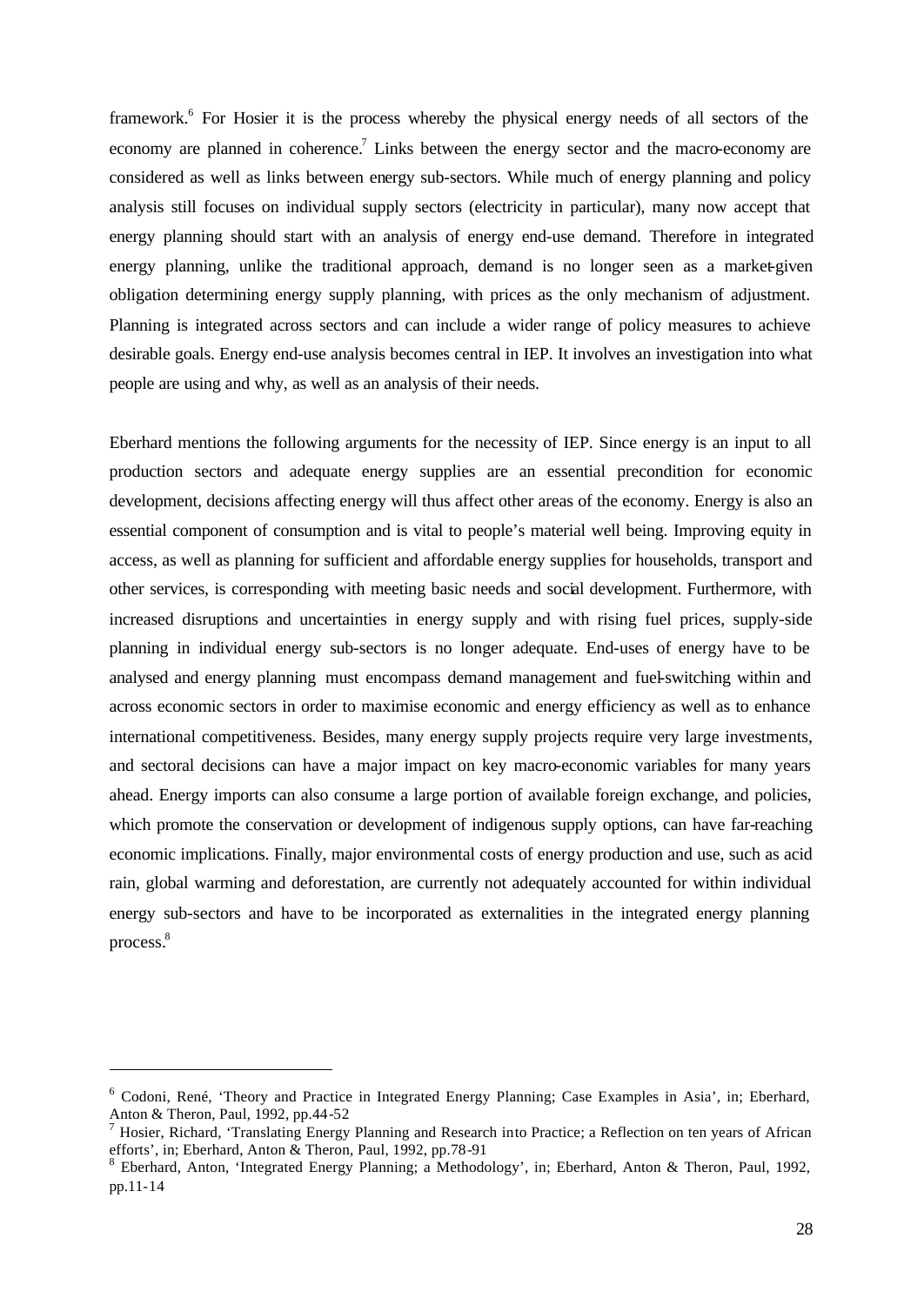framework.[6] For Hosier it is the process whereby the physical energy needs of all sectors of the economy are planned in coherence.[7] Links between the energy sector and the macro-economy are considered as well as links between energy sub-sectors. While much of energy planning and policy analysis still focuses on individual supply sectors (electricity in particular), many now accept that energy planning should start with an analysis of energy end-use demand. Therefore in integrated energy planning, unlike the traditional approach, demand is no longer seen as a market-given obligation determining energy supply planning, with prices as the only mechanism of adjustment. Planning is integrated across sectors and can include a wider range of policy measures to achieve desirable goals. Energy end-use analysis becomes central in IEP. It involves an investigation into what people are using and why, as well as an analysis of their needs.

Eberhard mentions the following arguments for the necessity of IEP. Since energy is an input to all production sectors and adequate energy supplies are an essential precondition for economic development, decisions affecting energy will thus affect other areas of the economy. Energy is also an essential component of consumption and is vital to people's material well being. Improving equity in access, as well as planning for sufficient and affordable energy supplies for households, transport and other services, is corresponding with meeting basic needs and social development. Furthermore, with increased disruptions and uncertainties in energy supply and with rising fuel prices, supply-side planning in individual energy sub-sectors is no longer adequate. End-uses of energy have to be analysed and energy planning must encompass demand management and fuel-switching within and across economic sectors in order to maximise economic and energy efficiency as well as to enhance international competitiveness. Besides, many energy supply projects require very large investments, and sectoral decisions can have a major impact on key macro-economic variables for many years ahead. Energy imports can also consume a large portion of available foreign exchange, and policies, which promote the conservation or development of indigenous supply options, can have far-reaching economic implications. Finally, major environmental costs of energy production and use, such as acid rain, global warming and deforestation, are currently not adequately accounted for within individual energy sub-sectors and have to be incorporated as externalities in the integrated energy planning process.[8]

---

[6] Codoni, René, 'Theory and Practice in Integrated Energy Planning; Case Examples in Asia', in; Eberhard, Anton & Theron, Paul, 1992, pp.44-52

[7] Hosier, Richard, 'Translating Energy Planning and Research into Practice; a Reflection on ten years of African efforts', in; Eberhard, Anton & Theron, Paul, 1992, pp.78-91

[8] Eberhard, Anton, 'Integrated Energy Planning; a Methodology', in; Eberhard, Anton & Theron, Paul, 1992, pp.11-14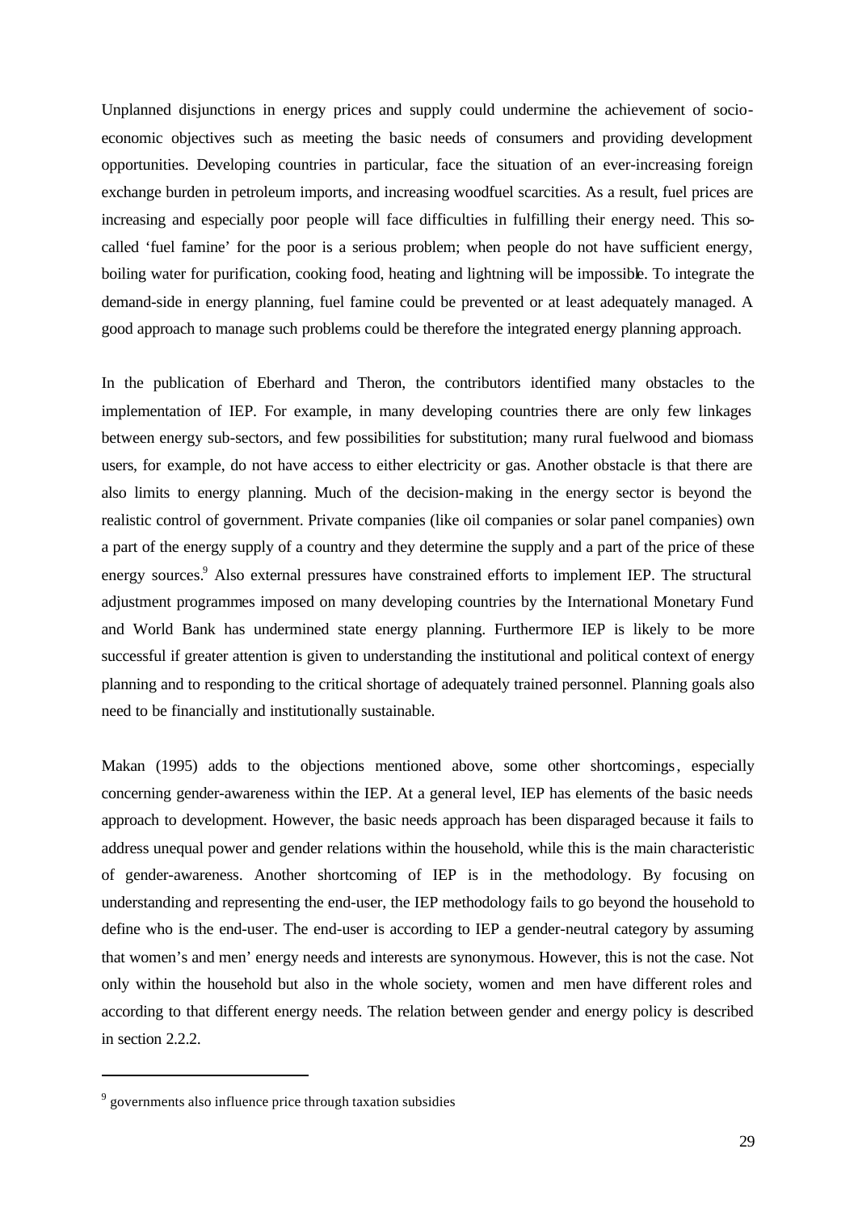Unplanned disjunctions in energy prices and supply could undermine the achievement of socio-economic objectives such as meeting the basic needs of consumers and providing development opportunities. Developing countries in particular, face the situation of an ever-increasing foreign exchange burden in petroleum imports, and increasing woodfuel scarcities. As a result, fuel prices are increasing and especially poor people will face difficulties in fulfilling their energy need. This so-called 'fuel famine' for the poor is a serious problem; when people do not have sufficient energy, boiling water for purification, cooking food, heating and lightning will be impossible. To integrate the demand-side in energy planning, fuel famine could be prevented or at least adequately managed. A good approach to manage such problems could be therefore the integrated energy planning approach.

In the publication of Eberhard and Theron, the contributors identified many obstacles to the implementation of IEP. For example, in many developing countries there are only few linkages between energy sub-sectors, and few possibilities for substitution; many rural fuelwood and biomass users, for example, do not have access to either electricity or gas. Another obstacle is that there are also limits to energy planning. Much of the decision-making in the energy sector is beyond the realistic control of government. Private companies (like oil companies or solar panel companies) own a part of the energy supply of a country and they determine the supply and a part of the price of these energy sources.[9] Also external pressures have constrained efforts to implement IEP. The structural adjustment programmes imposed on many developing countries by the International Monetary Fund and World Bank has undermined state energy planning. Furthermore IEP is likely to be more successful if greater attention is given to understanding the institutional and political context of energy planning and to responding to the critical shortage of adequately trained personnel. Planning goals also need to be financially and institutionally sustainable.

Makan (1995) adds to the objections mentioned above, some other shortcomings, especially concerning gender-awareness within the IEP. At a general level, IEP has elements of the basic needs approach to development. However, the basic needs approach has been disparaged because it fails to address unequal power and gender relations within the household, while this is the main characteristic of gender-awareness. Another shortcoming of IEP is in the methodology. By focusing on understanding and representing the end-user, the IEP methodology fails to go beyond the household to define who is the end-user. The end-user is according to IEP a gender-neutral category by assuming that women's and men' energy needs and interests are synonymous. However, this is not the case. Not only within the household but also in the whole society, women and men have different roles and according to that different energy needs. The relation between gender and energy policy is described in section 2.2.2.

---

[9] governments also influence price through taxation subsidies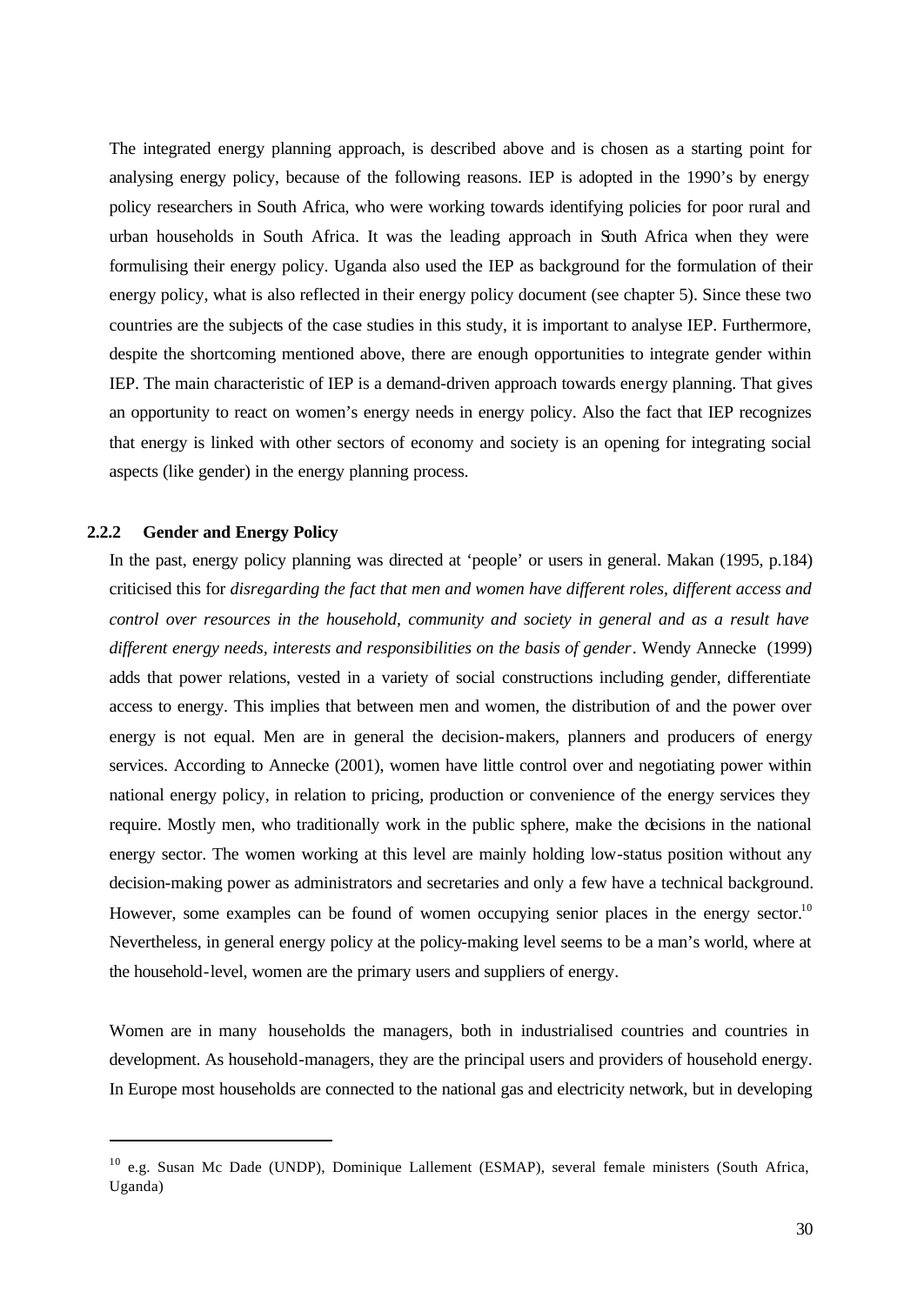The integrated energy planning approach, is described above and is chosen as a starting point for analysing energy policy, because of the following reasons. IEP is adopted in the 1990's by energy policy researchers in South Africa, who were working towards identifying policies for poor rural and urban households in South Africa. It was the leading approach in South Africa when they were formulising their energy policy. Uganda also used the IEP as background for the formulation of their energy policy, what is also reflected in their energy policy document (see chapter 5). Since these two countries are the subjects of the case studies in this study, it is important to analyse IEP. Furthermore, despite the shortcoming mentioned above, there are enough opportunities to integrate gender within IEP. The main characteristic of IEP is a demand-driven approach towards energy planning. That gives an opportunity to react on women's energy needs in energy policy. Also the fact that IEP recognizes that energy is linked with other sectors of economy and society is an opening for integrating social aspects (like gender) in the energy planning process.

### 2.2.2 Gender and Energy Policy

In the past, energy policy planning was directed at 'people' or users in general. Makan (1995, p.184) criticised this for *disregarding the fact that men and women have different roles, different access and control over resources in the household, community and society in general and as a result have different energy needs, interests and responsibilities on the basis of gender*. Wendy Annecke (1999) adds that power relations, vested in a variety of social constructions including gender, differentiate access to energy. This implies that between men and women, the distribution of and the power over energy is not equal. Men are in general the decision-makers, planners and producers of energy services. According to Annecke (2001), women have little control over and negotiating power within national energy policy, in relation to pricing, production or convenience of the energy services they require. Mostly men, who traditionally work in the public sphere, make the decisions in the national energy sector. The women working at this level are mainly holding low-status position without any decision-making power as administrators and secretaries and only a few have a technical background. However, some examples can be found of women occupying senior places in the energy sector.[10] Nevertheless, in general energy policy at the policy-making level seems to be a man's world, where at the household-level, women are the primary users and suppliers of energy.

Women are in many households the managers, both in industrialised countries and countries in development. As household-managers, they are the principal users and providers of household energy. In Europe most households are connected to the national gas and electricity network, but in developing

---

[10] e.g. Susan Mc Dade (UNDP), Dominique Lallement (ESMAP), several female ministers (South Africa, Uganda)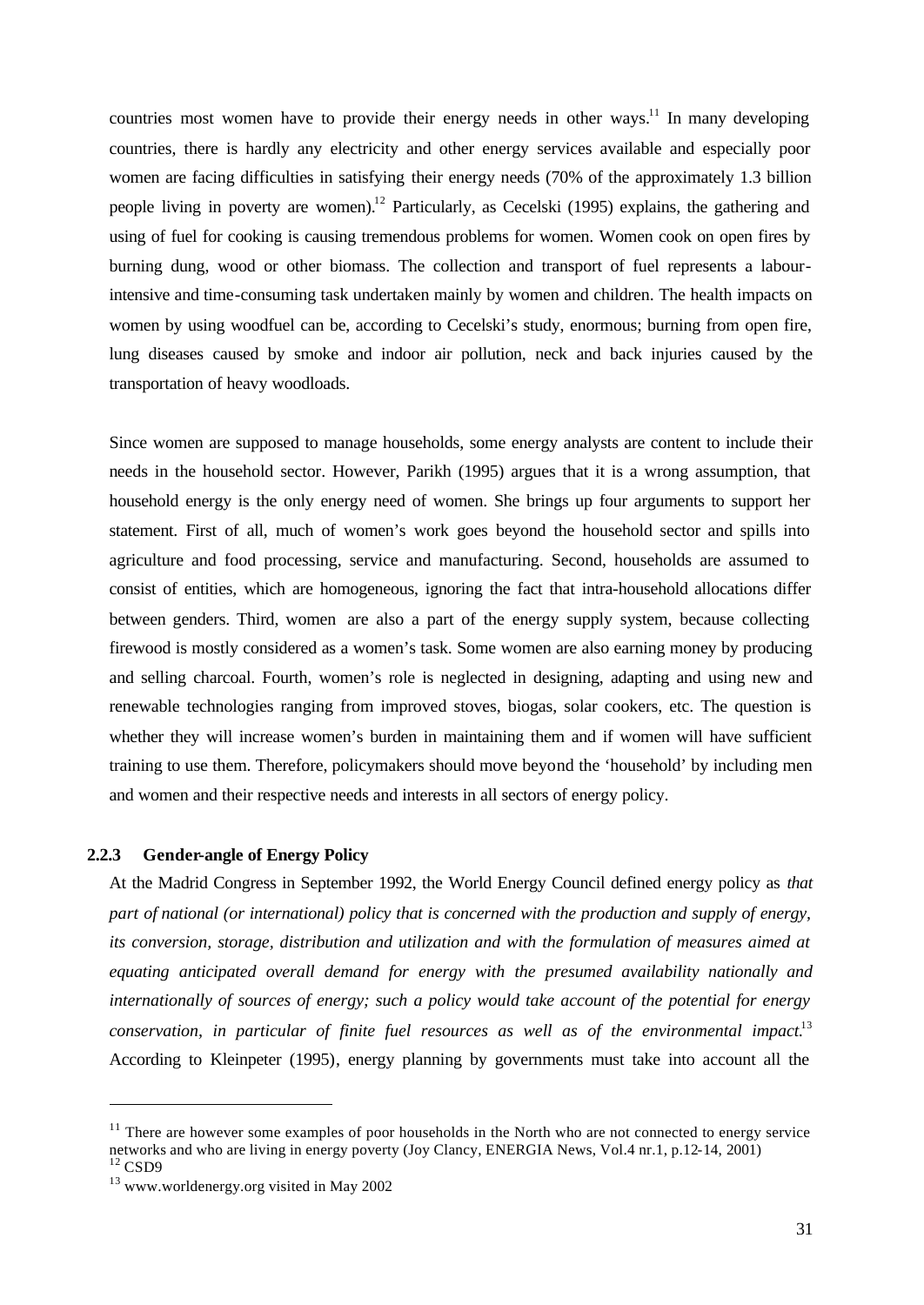countries most women have to provide their energy needs in other ways.[11] In many developing countries, there is hardly any electricity and other energy services available and especially poor women are facing difficulties in satisfying their energy needs (70% of the approximately 1.3 billion people living in poverty are women).[12] Particularly, as Cecelski (1995) explains, the gathering and using of fuel for cooking is causing tremendous problems for women. Women cook on open fires by burning dung, wood or other biomass. The collection and transport of fuel represents a labour-intensive and time-consuming task undertaken mainly by women and children. The health impacts on women by using woodfuel can be, according to Cecelski's study, enormous; burning from open fire, lung diseases caused by smoke and indoor air pollution, neck and back injuries caused by the transportation of heavy woodloads.

Since women are supposed to manage households, some energy analysts are content to include their needs in the household sector. However, Parikh (1995) argues that it is a wrong assumption, that household energy is the only energy need of women. She brings up four arguments to support her statement. First of all, much of women's work goes beyond the household sector and spills into agriculture and food processing, service and manufacturing. Second, households are assumed to consist of entities, which are homogeneous, ignoring the fact that intra-household allocations differ between genders. Third, women are also a part of the energy supply system, because collecting firewood is mostly considered as a women's task. Some women are also earning money by producing and selling charcoal. Fourth, women's role is neglected in designing, adapting and using new and renewable technologies ranging from improved stoves, biogas, solar cookers, etc. The question is whether they will increase women's burden in maintaining them and if women will have sufficient training to use them. Therefore, policymakers should move beyond the 'household' by including men and women and their respective needs and interests in all sectors of energy policy.

### 2.2.3 Gender-angle of Energy Policy

At the Madrid Congress in September 1992, the World Energy Council defined energy policy as *that part of national (or international) policy that is concerned with the production and supply of energy, its conversion, storage, distribution and utilization and with the formulation of measures aimed at equating anticipated overall demand for energy with the presumed availability nationally and internationally of sources of energy; such a policy would take account of the potential for energy conservation, in particular of finite fuel resources as well as of the environmental impact.*[13] According to Kleinpeter (1995), energy planning by governments must take into account all the

---

[11] There are however some examples of poor households in the North who are not connected to energy service networks and who are living in energy poverty (Joy Clancy, ENERGIA News, Vol.4 nr.1, p.12-14, 2001)

[12] CSD9

[13] www.worldenergy.org visited in May 2002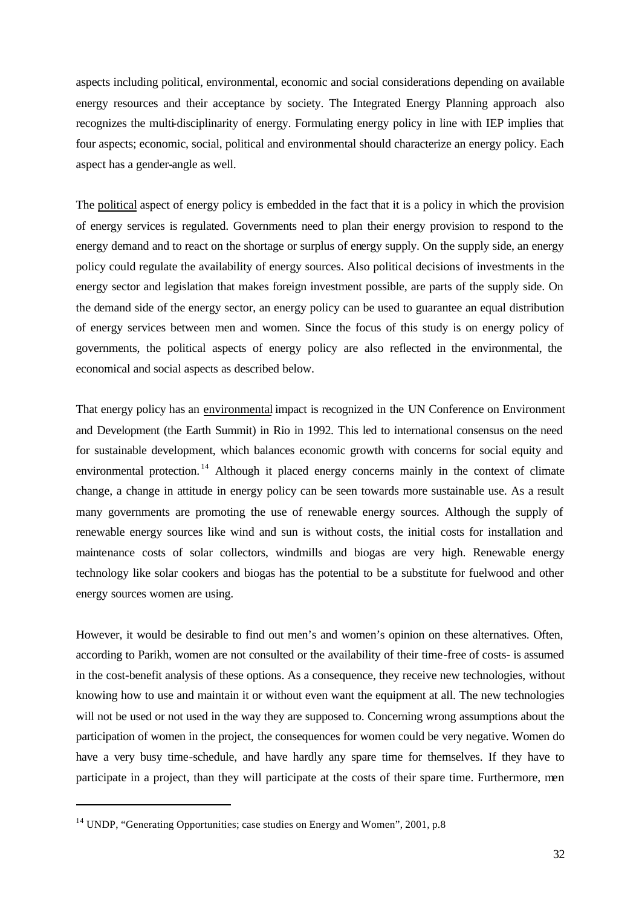aspects including political, environmental, economic and social considerations depending on available energy resources and their acceptance by society. The Integrated Energy Planning approach also recognizes the multi-disciplinarity of energy. Formulating energy policy in line with IEP implies that four aspects; economic, social, political and environmental should characterize an energy policy. Each aspect has a gender-angle as well.

The political aspect of energy policy is embedded in the fact that it is a policy in which the provision of energy services is regulated. Governments need to plan their energy provision to respond to the energy demand and to react on the shortage or surplus of energy supply. On the supply side, an energy policy could regulate the availability of energy sources. Also political decisions of investments in the energy sector and legislation that makes foreign investment possible, are parts of the supply side. On the demand side of the energy sector, an energy policy can be used to guarantee an equal distribution of energy services between men and women. Since the focus of this study is on energy policy of governments, the political aspects of energy policy are also reflected in the environmental, the economical and social aspects as described below.

That energy policy has an environmental impact is recognized in the UN Conference on Environment and Development (the Earth Summit) in Rio in 1992. This led to international consensus on the need for sustainable development, which balances economic growth with concerns for social equity and environmental protection.[14] Although it placed energy concerns mainly in the context of climate change, a change in attitude in energy policy can be seen towards more sustainable use. As a result many governments are promoting the use of renewable energy sources. Although the supply of renewable energy sources like wind and sun is without costs, the initial costs for installation and maintenance costs of solar collectors, windmills and biogas are very high. Renewable energy technology like solar cookers and biogas has the potential to be a substitute for fuelwood and other energy sources women are using.

However, it would be desirable to find out men's and women's opinion on these alternatives. Often, according to Parikh, women are not consulted or the availability of their time-free of costs- is assumed in the cost-benefit analysis of these options. As a consequence, they receive new technologies, without knowing how to use and maintain it or without even want the equipment at all. The new technologies will not be used or not used in the way they are supposed to. Concerning wrong assumptions about the participation of women in the project, the consequences for women could be very negative. Women do have a very busy time-schedule, and have hardly any spare time for themselves. If they have to participate in a project, than they will participate at the costs of their spare time. Furthermore, men

---

[14] UNDP, "Generating Opportunities; case studies on Energy and Women", 2001, p.8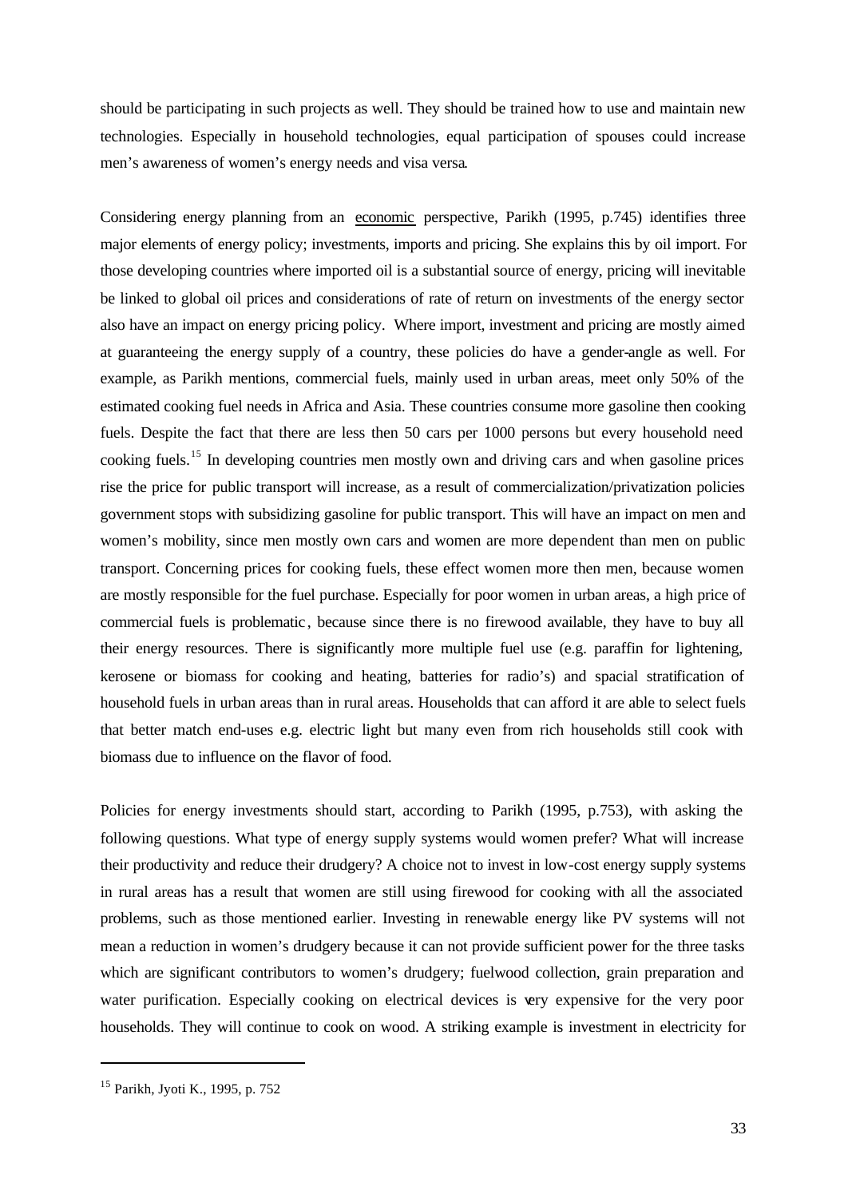should be participating in such projects as well. They should be trained how to use and maintain new technologies. Especially in household technologies, equal participation of spouses could increase men's awareness of women's energy needs and visa versa.

Considering energy planning from an <u>economic</u> perspective, Parikh (1995, p.745) identifies three major elements of energy policy; investments, imports and pricing. She explains this by oil import. For those developing countries where imported oil is a substantial source of energy, pricing will inevitable be linked to global oil prices and considerations of rate of return on investments of the energy sector also have an impact on energy pricing policy. Where import, investment and pricing are mostly aimed at guaranteeing the energy supply of a country, these policies do have a gender-angle as well. For example, as Parikh mentions, commercial fuels, mainly used in urban areas, meet only 50% of the estimated cooking fuel needs in Africa and Asia. These countries consume more gasoline then cooking fuels. Despite the fact that there are less then 50 cars per 1000 persons but every household need cooking fuels.[15] In developing countries men mostly own and driving cars and when gasoline prices rise the price for public transport will increase, as a result of commercialization/privatization policies government stops with subsidizing gasoline for public transport. This will have an impact on men and women's mobility, since men mostly own cars and women are more dependent than men on public transport. Concerning prices for cooking fuels, these effect women more then men, because women are mostly responsible for the fuel purchase. Especially for poor women in urban areas, a high price of commercial fuels is problematic, because since there is no firewood available, they have to buy all their energy resources. There is significantly more multiple fuel use (e.g. paraffin for lightening, kerosene or biomass for cooking and heating, batteries for radio's) and spacial stratification of household fuels in urban areas than in rural areas. Households that can afford it are able to select fuels that better match end-uses e.g. electric light but many even from rich households still cook with biomass due to influence on the flavor of food.

Policies for energy investments should start, according to Parikh (1995, p.753), with asking the following questions. What type of energy supply systems would women prefer? What will increase their productivity and reduce their drudgery? A choice not to invest in low-cost energy supply systems in rural areas has a result that women are still using firewood for cooking with all the associated problems, such as those mentioned earlier. Investing in renewable energy like PV systems will not mean a reduction in women's drudgery because it can not provide sufficient power for the three tasks which are significant contributors to women's drudgery; fuelwood collection, grain preparation and water purification. Especially cooking on electrical devices is very expensive for the very poor households. They will continue to cook on wood. A striking example is investment in electricity for

[15] Parikh, Jyoti K., 1995, p. 752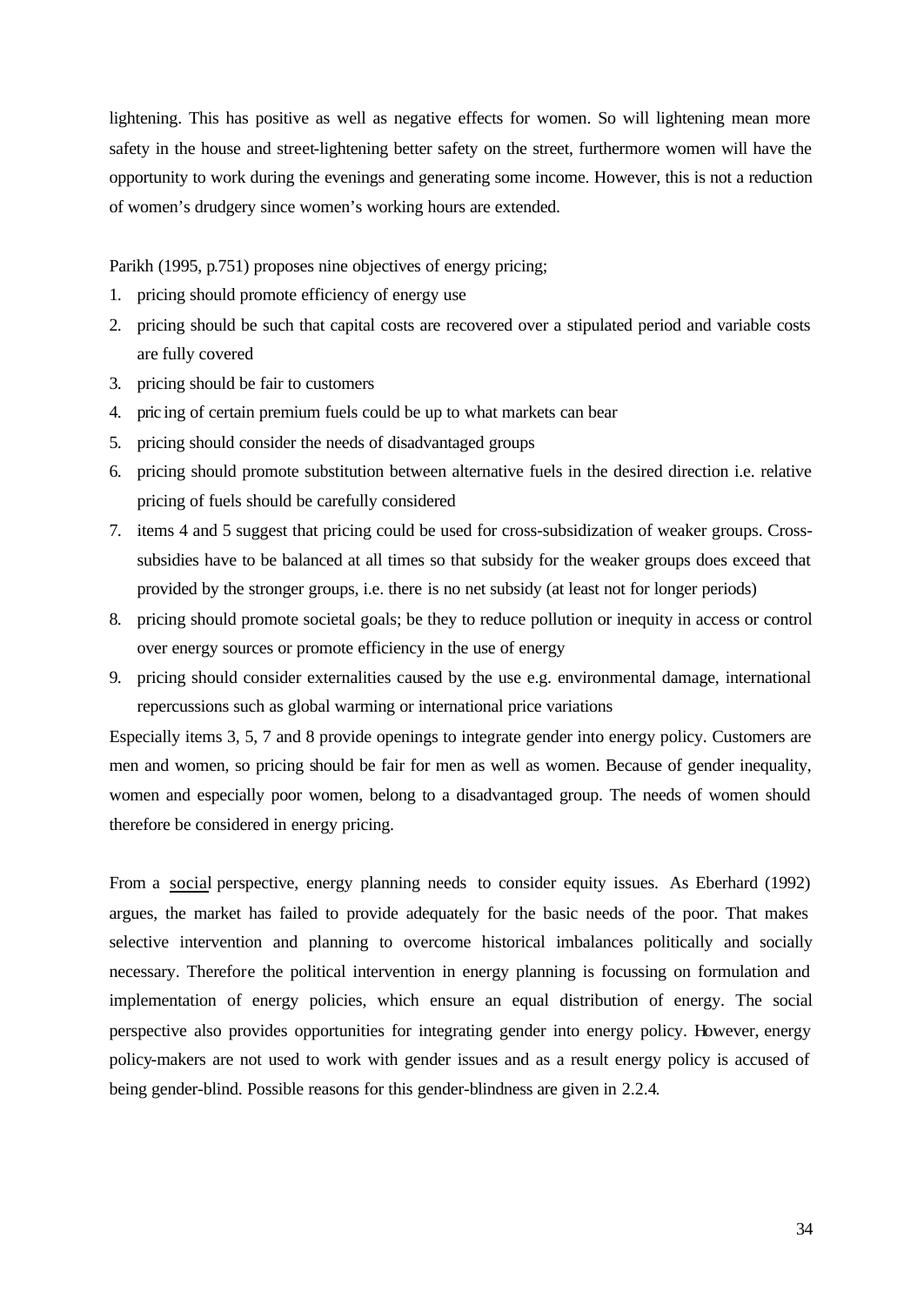lightening. This has positive as well as negative effects for women. So will lightening mean more safety in the house and street-lightening better safety on the street, furthermore women will have the opportunity to work during the evenings and generating some income. However, this is not a reduction of women's drudgery since women's working hours are extended.

Parikh (1995, p.751) proposes nine objectives of energy pricing;

1. pricing should promote efficiency of energy use
2. pricing should be such that capital costs are recovered over a stipulated period and variable costs are fully covered
3. pricing should be fair to customers
4. pric ing of certain premium fuels could be up to what markets can bear
5. pricing should consider the needs of disadvantaged groups
6. pricing should promote substitution between alternative fuels in the desired direction i.e. relative pricing of fuels should be carefully considered
7. items 4 and 5 suggest that pricing could be used for cross-subsidization of weaker groups. Cross-subsidies have to be balanced at all times so that subsidy for the weaker groups does exceed that provided by the stronger groups, i.e. there is no net subsidy (at least not for longer periods)
8. pricing should promote societal goals; be they to reduce pollution or inequity in access or control over energy sources or promote efficiency in the use of energy
9. pricing should consider externalities caused by the use e.g. environmental damage, international repercussions such as global warming or international price variations

Especially items 3, 5, 7 and 8 provide openings to integrate gender into energy policy. Customers are men and women, so pricing should be fair for men as well as women. Because of gender inequality, women and especially poor women, belong to a disadvantaged group. The needs of women should therefore be considered in energy pricing.

From a social perspective, energy planning needs to consider equity issues. As Eberhard (1992) argues, the market has failed to provide adequately for the basic needs of the poor. That makes selective intervention and planning to overcome historical imbalances politically and socially necessary. Therefore the political intervention in energy planning is focussing on formulation and implementation of energy policies, which ensure an equal distribution of energy. The social perspective also provides opportunities for integrating gender into energy policy. However, energy policy-makers are not used to work with gender issues and as a result energy policy is accused of being gender-blind. Possible reasons for this gender-blindness are given in 2.2.4.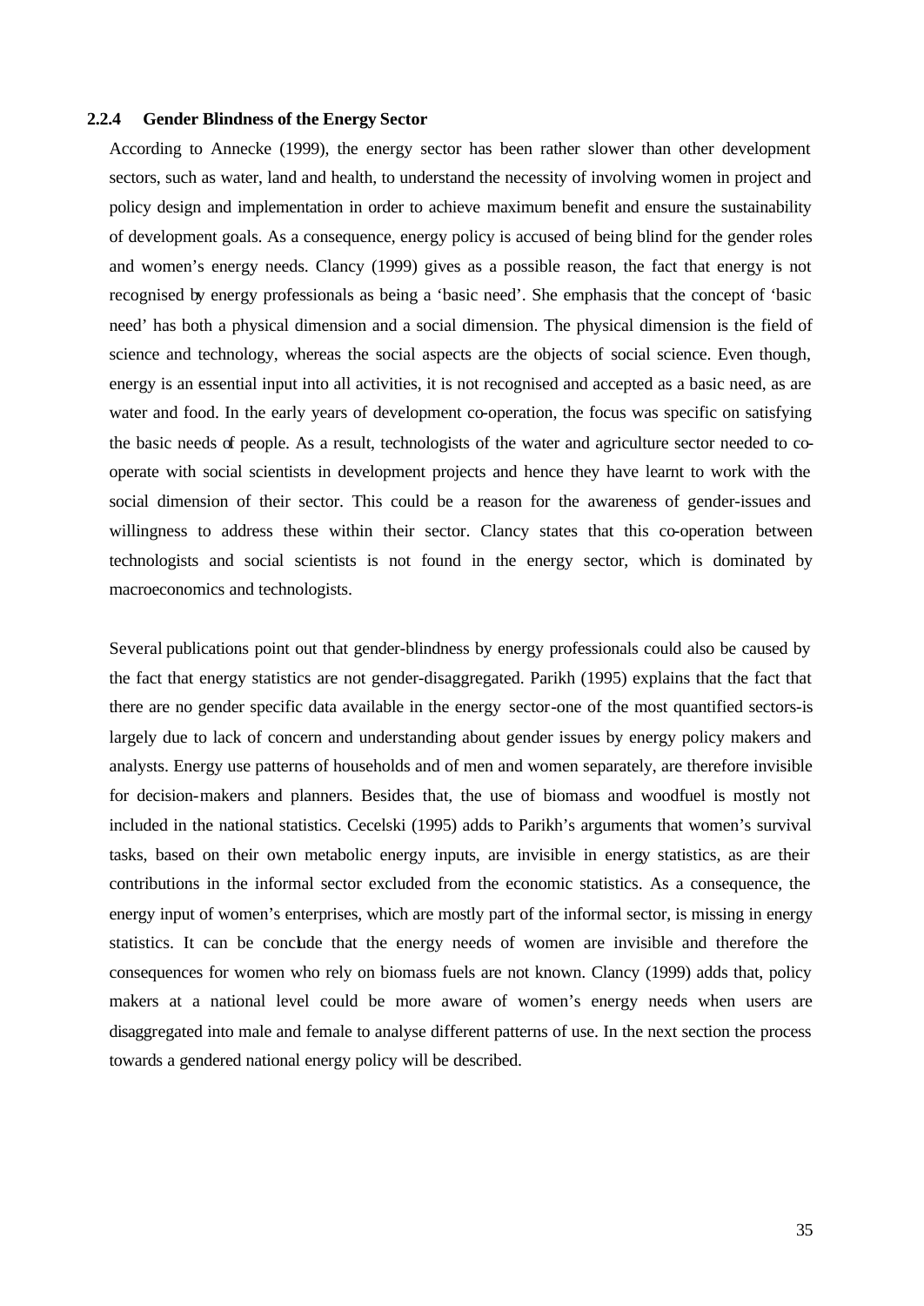#### 2.2.4 Gender Blindness of the Energy Sector

According to Annecke (1999), the energy sector has been rather slower than other development sectors, such as water, land and health, to understand the necessity of involving women in project and policy design and implementation in order to achieve maximum benefit and ensure the sustainability of development goals. As a consequence, energy policy is accused of being blind for the gender roles and women's energy needs. Clancy (1999) gives as a possible reason, the fact that energy is not recognised by energy professionals as being a 'basic need'. She emphasis that the concept of 'basic need' has both a physical dimension and a social dimension. The physical dimension is the field of science and technology, whereas the social aspects are the objects of social science. Even though, energy is an essential input into all activities, it is not recognised and accepted as a basic need, as are water and food. In the early years of development co-operation, the focus was specific on satisfying the basic needs of people. As a result, technologists of the water and agriculture sector needed to co-operate with social scientists in development projects and hence they have learnt to work with the social dimension of their sector. This could be a reason for the awareness of gender-issues and willingness to address these within their sector. Clancy states that this co-operation between technologists and social scientists is not found in the energy sector, which is dominated by macroeconomics and technologists.

Several publications point out that gender-blindness by energy professionals could also be caused by the fact that energy statistics are not gender-disaggregated. Parikh (1995) explains that the fact that there are no gender specific data available in the energy sector-one of the most quantified sectors-is largely due to lack of concern and understanding about gender issues by energy policy makers and analysts. Energy use patterns of households and of men and women separately, are therefore invisible for decision-makers and planners. Besides that, the use of biomass and woodfuel is mostly not included in the national statistics. Cecelski (1995) adds to Parikh's arguments that women's survival tasks, based on their own metabolic energy inputs, are invisible in energy statistics, as are their contributions in the informal sector excluded from the economic statistics. As a consequence, the energy input of women's enterprises, which are mostly part of the informal sector, is missing in energy statistics. It can be conclude that the energy needs of women are invisible and therefore the consequences for women who rely on biomass fuels are not known. Clancy (1999) adds that, policy makers at a national level could be more aware of women's energy needs when users are disaggregated into male and female to analyse different patterns of use. In the next section the process towards a gendered national energy policy will be described.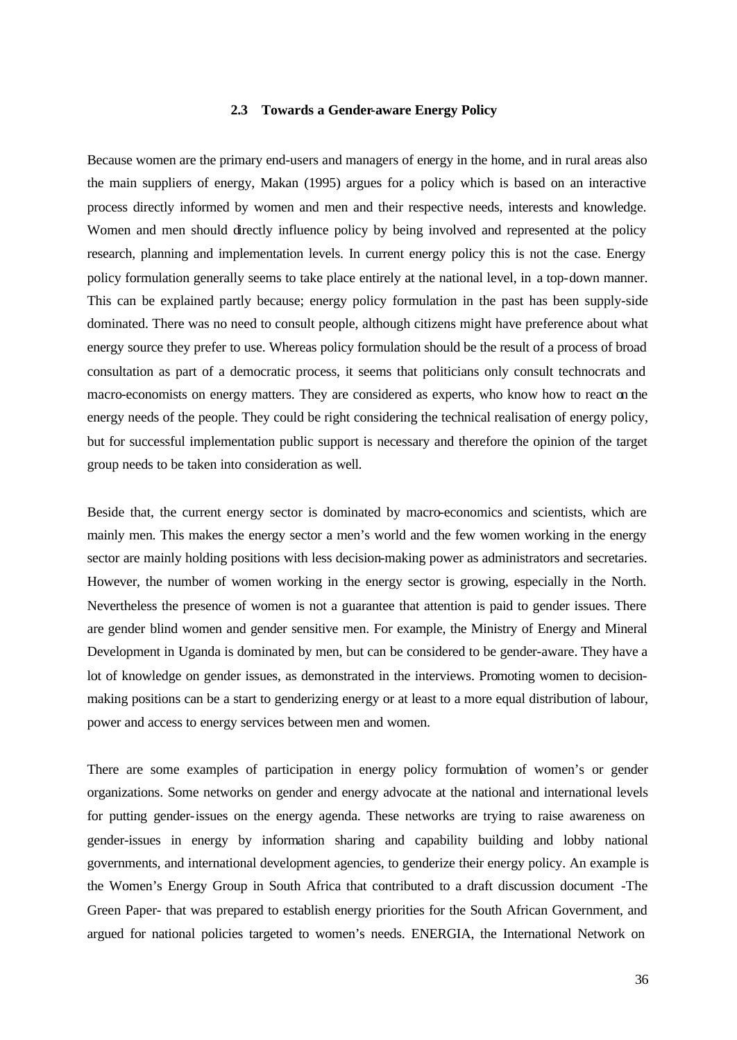### 2.3 Towards a Gender-aware Energy Policy

Because women are the primary end-users and managers of energy in the home, and in rural areas also the main suppliers of energy, Makan (1995) argues for a policy which is based on an interactive process directly informed by women and men and their respective needs, interests and knowledge. Women and men should directly influence policy by being involved and represented at the policy research, planning and implementation levels. In current energy policy this is not the case. Energy policy formulation generally seems to take place entirely at the national level, in a top-down manner. This can be explained partly because; energy policy formulation in the past has been supply-side dominated. There was no need to consult people, although citizens might have preference about what energy source they prefer to use. Whereas policy formulation should be the result of a process of broad consultation as part of a democratic process, it seems that politicians only consult technocrats and macro-economists on energy matters. They are considered as experts, who know how to react on the energy needs of the people. They could be right considering the technical realisation of energy policy, but for successful implementation public support is necessary and therefore the opinion of the target group needs to be taken into consideration as well.

Beside that, the current energy sector is dominated by macro-economics and scientists, which are mainly men. This makes the energy sector a men's world and the few women working in the energy sector are mainly holding positions with less decision-making power as administrators and secretaries. However, the number of women working in the energy sector is growing, especially in the North. Nevertheless the presence of women is not a guarantee that attention is paid to gender issues. There are gender blind women and gender sensitive men. For example, the Ministry of Energy and Mineral Development in Uganda is dominated by men, but can be considered to be gender-aware. They have a lot of knowledge on gender issues, as demonstrated in the interviews. Promoting women to decision-making positions can be a start to genderizing energy or at least to a more equal distribution of labour, power and access to energy services between men and women.

There are some examples of participation in energy policy formulation of women's or gender organizations. Some networks on gender and energy advocate at the national and international levels for putting gender-issues on the energy agenda. These networks are trying to raise awareness on gender-issues in energy by information sharing and capability building and lobby national governments, and international development agencies, to genderize their energy policy. An example is the Women's Energy Group in South Africa that contributed to a draft discussion document -The Green Paper- that was prepared to establish energy priorities for the South African Government, and argued for national policies targeted to women's needs. ENERGIA, the International Network on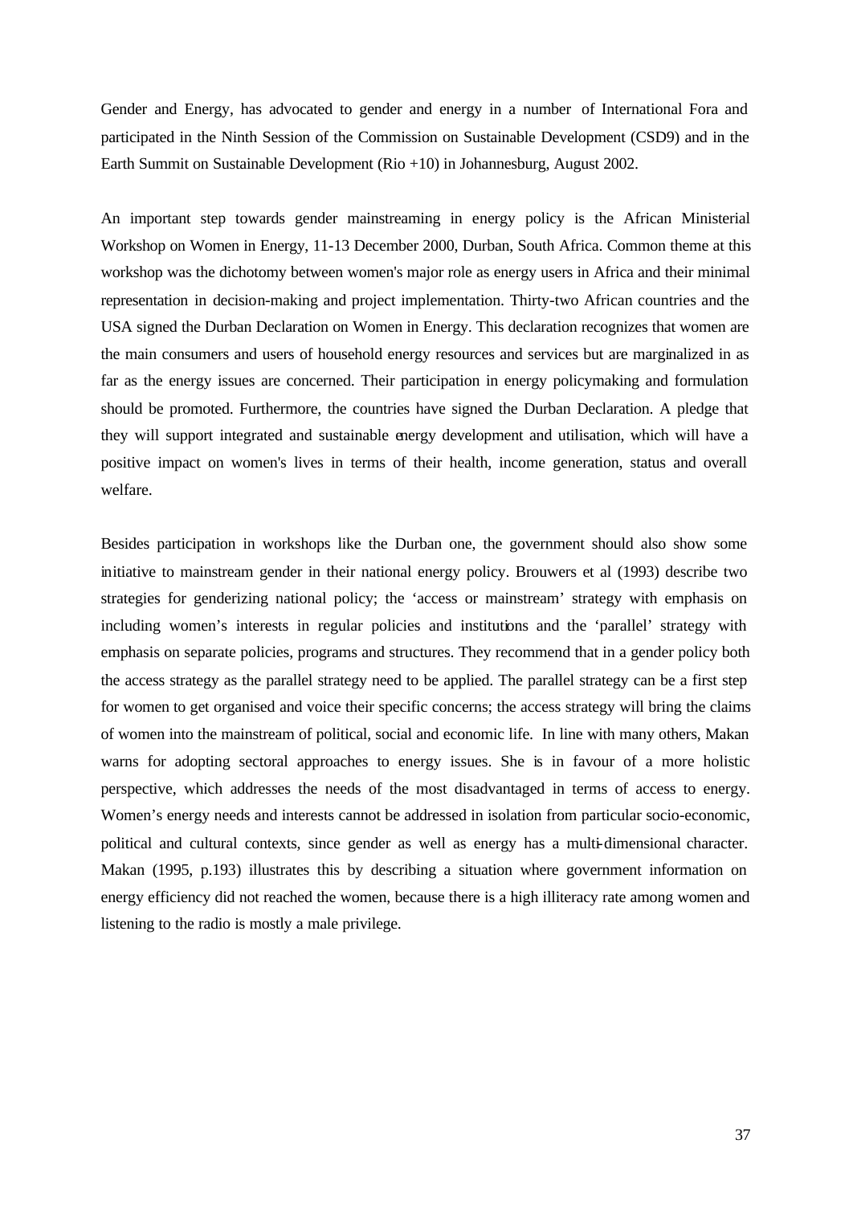Gender and Energy, has advocated to gender and energy in a number of International Fora and participated in the Ninth Session of the Commission on Sustainable Development (CSD9) and in the Earth Summit on Sustainable Development (Rio +10) in Johannesburg, August 2002.

An important step towards gender mainstreaming in energy policy is the African Ministerial Workshop on Women in Energy, 11-13 December 2000, Durban, South Africa. Common theme at this workshop was the dichotomy between women's major role as energy users in Africa and their minimal representation in decision-making and project implementation. Thirty-two African countries and the USA signed the Durban Declaration on Women in Energy. This declaration recognizes that women are the main consumers and users of household energy resources and services but are marginalized in as far as the energy issues are concerned. Their participation in energy policymaking and formulation should be promoted. Furthermore, the countries have signed the Durban Declaration. A pledge that they will support integrated and sustainable energy development and utilisation, which will have a positive impact on women's lives in terms of their health, income generation, status and overall welfare.

Besides participation in workshops like the Durban one, the government should also show some initiative to mainstream gender in their national energy policy. Brouwers et al (1993) describe two strategies for genderizing national policy; the 'access or mainstream' strategy with emphasis on including women's interests in regular policies and institutions and the 'parallel' strategy with emphasis on separate policies, programs and structures. They recommend that in a gender policy both the access strategy as the parallel strategy need to be applied. The parallel strategy can be a first step for women to get organised and voice their specific concerns; the access strategy will bring the claims of women into the mainstream of political, social and economic life. In line with many others, Makan warns for adopting sectoral approaches to energy issues. She is in favour of a more holistic perspective, which addresses the needs of the most disadvantaged in terms of access to energy. Women's energy needs and interests cannot be addressed in isolation from particular socio-economic, political and cultural contexts, since gender as well as energy has a multi-dimensional character. Makan (1995, p.193) illustrates this by describing a situation where government information on energy efficiency did not reached the women, because there is a high illiteracy rate among women and listening to the radio is mostly a male privilege.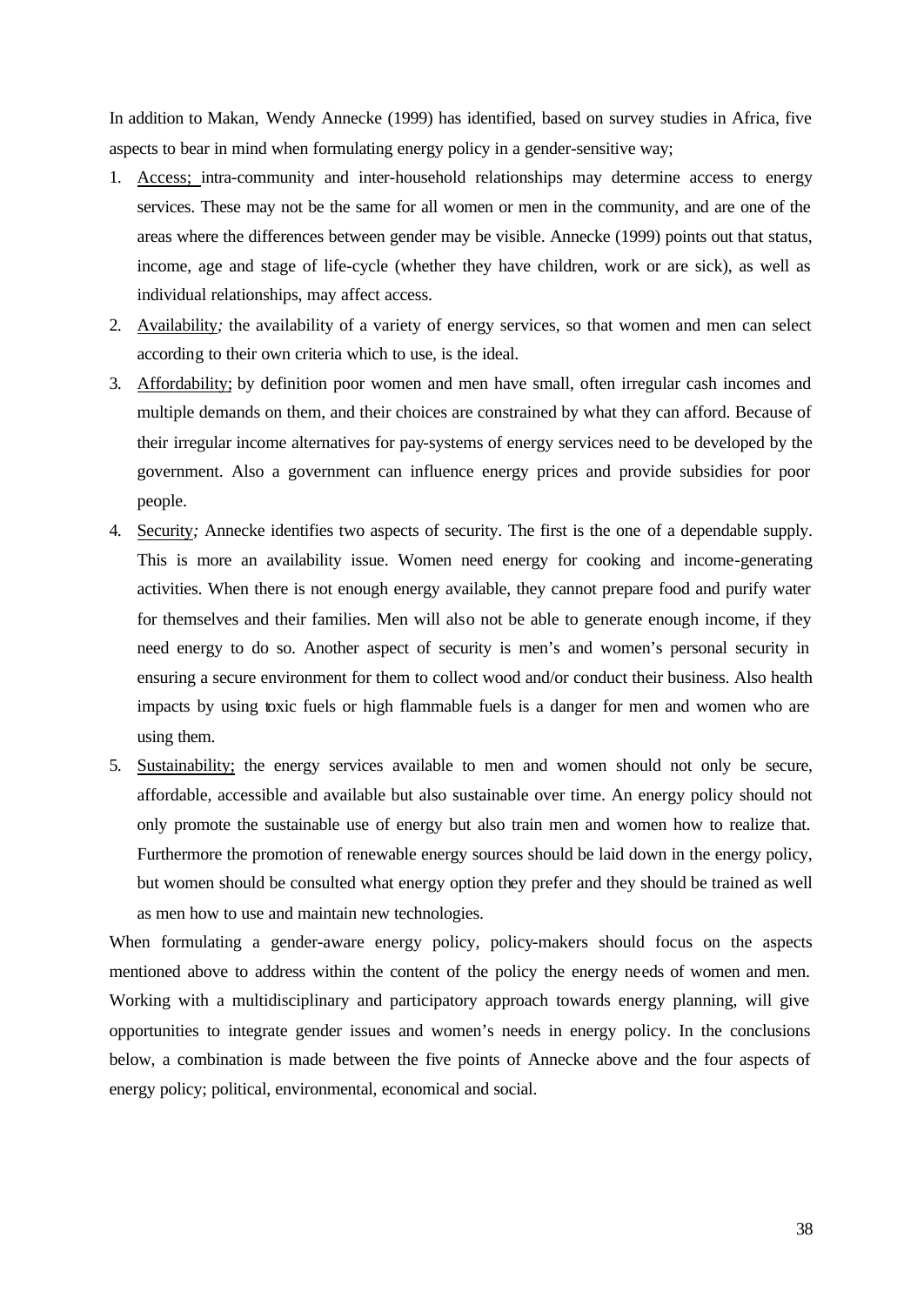In addition to Makan, Wendy Annecke (1999) has identified, based on survey studies in Africa, five aspects to bear in mind when formulating energy policy in a gender-sensitive way;

1. Access; intra-community and inter-household relationships may determine access to energy services. These may not be the same for all women or men in the community, and are one of the areas where the differences between gender may be visible. Annecke (1999) points out that status, income, age and stage of life-cycle (whether they have children, work or are sick), as well as individual relationships, may affect access.
2. Availability; the availability of a variety of energy services, so that women and men can select according to their own criteria which to use, is the ideal.
3. Affordability; by definition poor women and men have small, often irregular cash incomes and multiple demands on them, and their choices are constrained by what they can afford. Because of their irregular income alternatives for pay-systems of energy services need to be developed by the government. Also a government can influence energy prices and provide subsidies for poor people.
4. Security; Annecke identifies two aspects of security. The first is the one of a dependable supply. This is more an availability issue. Women need energy for cooking and income-generating activities. When there is not enough energy available, they cannot prepare food and purify water for themselves and their families. Men will also not be able to generate enough income, if they need energy to do so. Another aspect of security is men's and women's personal security in ensuring a secure environment for them to collect wood and/or conduct their business. Also health impacts by using toxic fuels or high flammable fuels is a danger for men and women who are using them.
5. Sustainability; the energy services available to men and women should not only be secure, affordable, accessible and available but also sustainable over time. An energy policy should not only promote the sustainable use of energy but also train men and women how to realize that. Furthermore the promotion of renewable energy sources should be laid down in the energy policy, but women should be consulted what energy option they prefer and they should be trained as well as men how to use and maintain new technologies.

When formulating a gender-aware energy policy, policy-makers should focus on the aspects mentioned above to address within the content of the policy the energy needs of women and men. Working with a multidisciplinary and participatory approach towards energy planning, will give opportunities to integrate gender issues and women's needs in energy policy. In the conclusions below, a combination is made between the five points of Annecke above and the four aspects of energy policy; political, environmental, economical and social.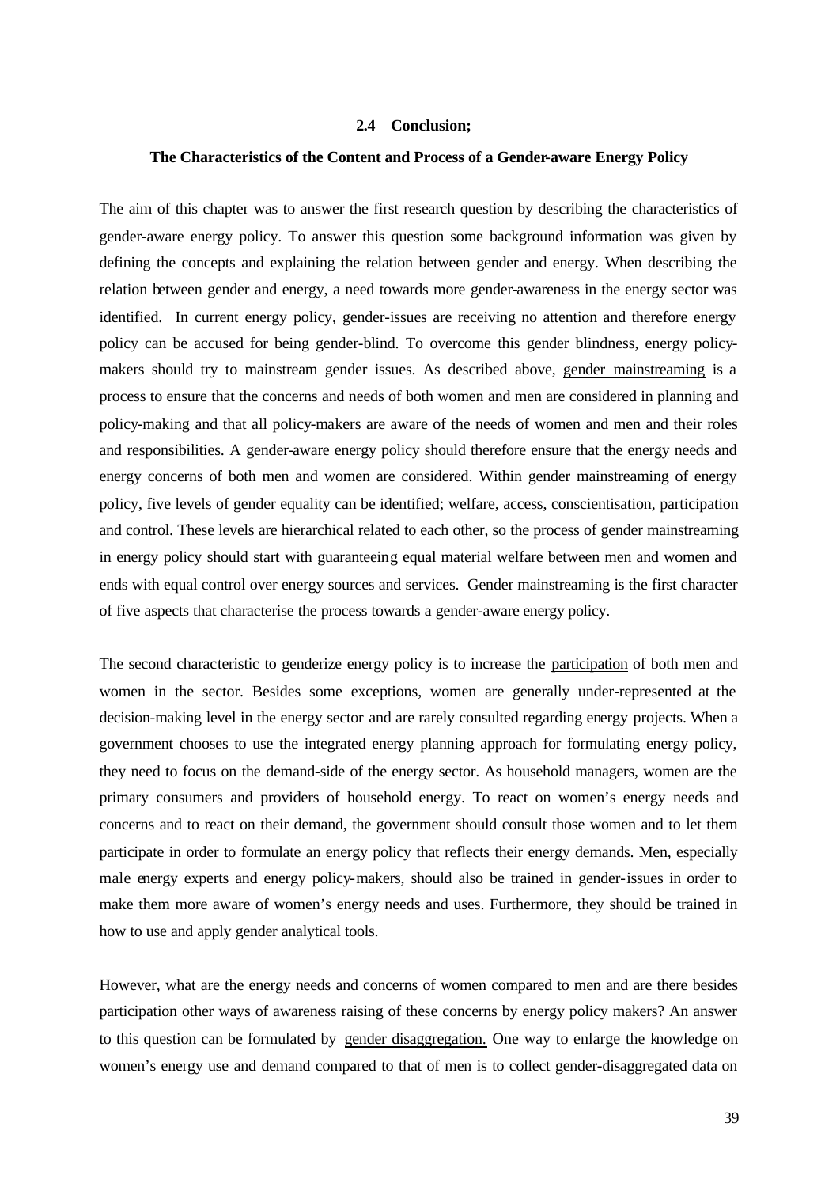## 2.4 Conclusion;

### The Characteristics of the Content and Process of a Gender-aware Energy Policy

The aim of this chapter was to answer the first research question by describing the characteristics of gender-aware energy policy. To answer this question some background information was given by defining the concepts and explaining the relation between gender and energy. When describing the relation between gender and energy, a need towards more gender-awareness in the energy sector was identified. In current energy policy, gender-issues are receiving no attention and therefore energy policy can be accused for being gender-blind. To overcome this gender blindness, energy policy-makers should try to mainstream gender issues. As described above, <u>gender mainstreaming</u> is a process to ensure that the concerns and needs of both women and men are considered in planning and policy-making and that all policy-makers are aware of the needs of women and men and their roles and responsibilities. A gender-aware energy policy should therefore ensure that the energy needs and energy concerns of both men and women are considered. Within gender mainstreaming of energy policy, five levels of gender equality can be identified; welfare, access, conscientisation, participation and control. These levels are hierarchical related to each other, so the process of gender mainstreaming in energy policy should start with guaranteeing equal material welfare between men and women and ends with equal control over energy sources and services. Gender mainstreaming is the first character of five aspects that characterise the process towards a gender-aware energy policy.

The second characteristic to genderize energy policy is to increase the <u>participation</u> of both men and women in the sector. Besides some exceptions, women are generally under-represented at the decision-making level in the energy sector and are rarely consulted regarding energy projects. When a government chooses to use the integrated energy planning approach for formulating energy policy, they need to focus on the demand-side of the energy sector. As household managers, women are the primary consumers and providers of household energy. To react on women's energy needs and concerns and to react on their demand, the government should consult those women and to let them participate in order to formulate an energy policy that reflects their energy demands. Men, especially male energy experts and energy policy-makers, should also be trained in gender-issues in order to make them more aware of women's energy needs and uses. Furthermore, they should be trained in how to use and apply gender analytical tools.

However, what are the energy needs and concerns of women compared to men and are there besides participation other ways of awareness raising of these concerns by energy policy makers? An answer to this question can be formulated by <u>gender disaggregation.</u> One way to enlarge the knowledge on women's energy use and demand compared to that of men is to collect gender-disaggregated data on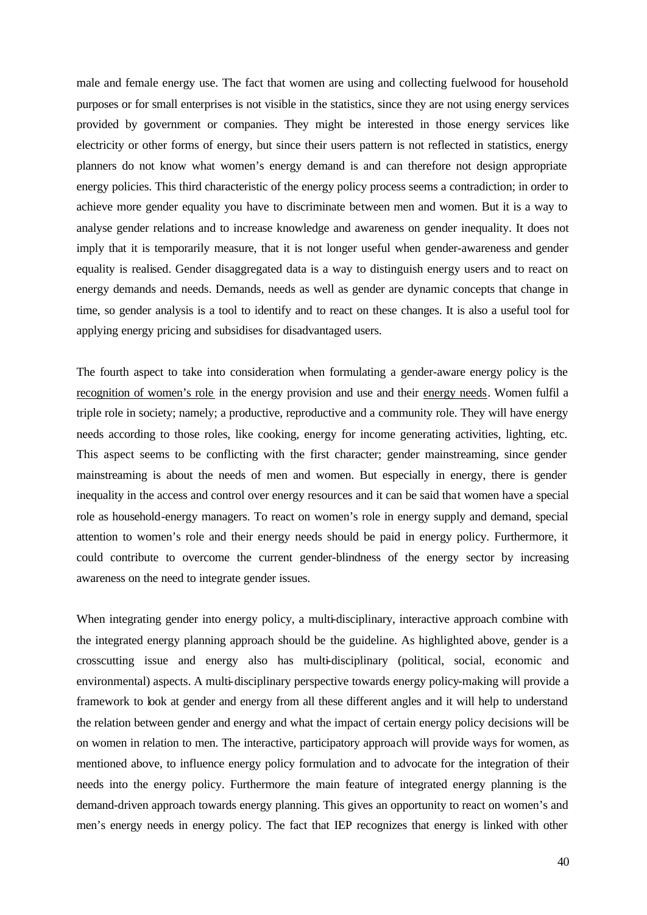male and female energy use. The fact that women are using and collecting fuelwood for household purposes or for small enterprises is not visible in the statistics, since they are not using energy services provided by government or companies. They might be interested in those energy services like electricity or other forms of energy, but since their users pattern is not reflected in statistics, energy planners do not know what women's energy demand is and can therefore not design appropriate energy policies. This third characteristic of the energy policy process seems a contradiction; in order to achieve more gender equality you have to discriminate between men and women. But it is a way to analyse gender relations and to increase knowledge and awareness on gender inequality. It does not imply that it is temporarily measure, that it is not longer useful when gender-awareness and gender equality is realised. Gender disaggregated data is a way to distinguish energy users and to react on energy demands and needs. Demands, needs as well as gender are dynamic concepts that change in time, so gender analysis is a tool to identify and to react on these changes. It is also a useful tool for applying energy pricing and subsidises for disadvantaged users.

The fourth aspect to take into consideration when formulating a gender-aware energy policy is the recognition of women's role in the energy provision and use and their energy needs. Women fulfil a triple role in society; namely; a productive, reproductive and a community role. They will have energy needs according to those roles, like cooking, energy for income generating activities, lighting, etc. This aspect seems to be conflicting with the first character; gender mainstreaming, since gender mainstreaming is about the needs of men and women. But especially in energy, there is gender inequality in the access and control over energy resources and it can be said that women have a special role as household-energy managers. To react on women's role in energy supply and demand, special attention to women's role and their energy needs should be paid in energy policy. Furthermore, it could contribute to overcome the current gender-blindness of the energy sector by increasing awareness on the need to integrate gender issues.

When integrating gender into energy policy, a multi-disciplinary, interactive approach combine with the integrated energy planning approach should be the guideline. As highlighted above, gender is a crosscutting issue and energy also has multi-disciplinary (political, social, economic and environmental) aspects. A multi-disciplinary perspective towards energy policy-making will provide a framework to look at gender and energy from all these different angles and it will help to understand the relation between gender and energy and what the impact of certain energy policy decisions will be on women in relation to men. The interactive, participatory approach will provide ways for women, as mentioned above, to influence energy policy formulation and to advocate for the integration of their needs into the energy policy. Furthermore the main feature of integrated energy planning is the demand-driven approach towards energy planning. This gives an opportunity to react on women's and men's energy needs in energy policy. The fact that IEP recognizes that energy is linked with other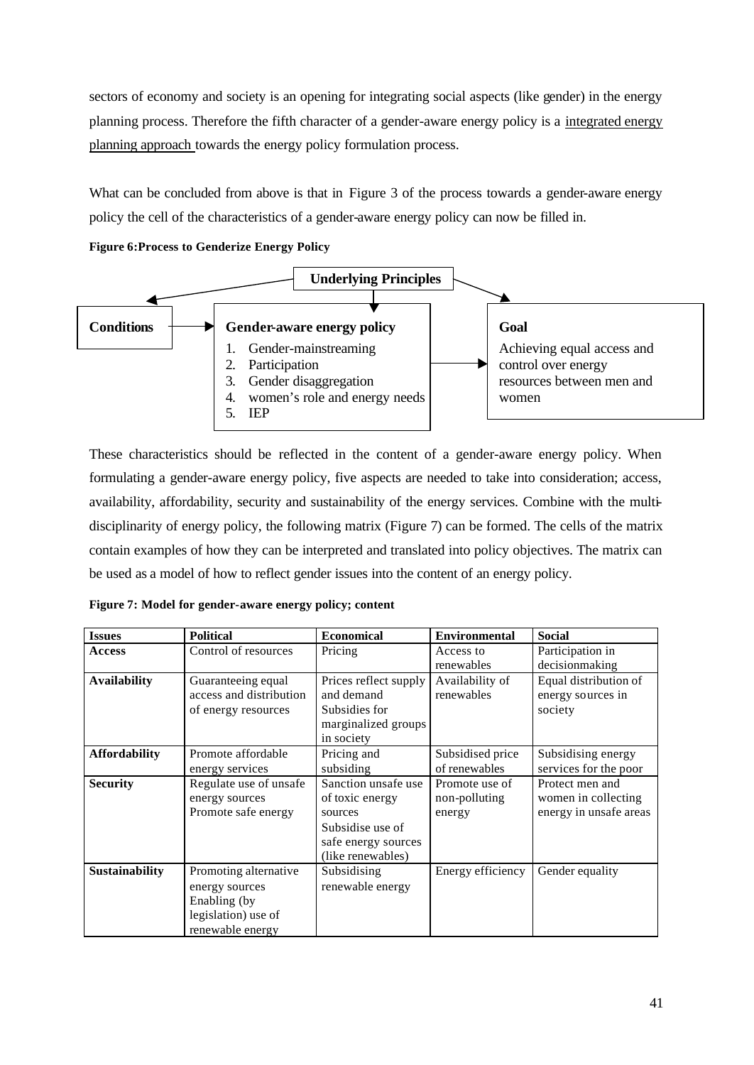sectors of economy and society is an opening for integrating social aspects (like gender) in the energy planning process. Therefore the fifth character of a gender-aware energy policy is a <u>integrated energy planning approach</u> towards the energy policy formulation process.

What can be concluded from above is that in Figure 3 of the process towards a gender-aware energy policy the cell of the characteristics of a gender-aware energy policy can now be filled in.

**Figure 6: Process to Genderize Energy Policy**

**Underlying Principles**

**Conditions** → **Gender-aware energy policy**

1. Gender-mainstreaming
2. Participation
3. Gender disaggregation
4. women's role and energy needs
5. IEP

→ **Goal**

Achieving equal access and control over energy resources between men and women

These characteristics should be reflected in the content of a gender-aware energy policy. When formulating a gender-aware energy policy, five aspects are needed to take into consideration; access, availability, affordability, security and sustainability of the energy services. Combine with the multi-disciplinarity of energy policy, the following matrix (Figure 7) can be formed. The cells of the matrix contain examples of how they can be interpreted and translated into policy objectives. The matrix can be used as a model of how to reflect gender issues into the content of an energy policy.

**Figure 7: Model for gender-aware energy policy; content**

| Issues | Political | Economical | Environmental | Social |
|---|---|---|---|---|
| **Access** | Control of resources | Pricing | Access to renewables | Participation in decisionmaking |
| **Availability** | Guaranteeing equal access and distribution of energy resources | Prices reflect supply and demand Subsidies for marginalized groups in society | Availability of renewables | Equal distribution of energy sources in society |
| **Affordability** | Promote affordable energy services | Pricing and subsiding | Subsidised price of renewables | Subsidising energy services for the poor |
| **Security** | Regulate use of unsafe energy sources Promote safe energy | Sanction unsafe use of toxic energy sources Subsidise use of safe energy sources (like renewables) | Promote use of non-polluting energy | Protect men and women in collecting energy in unsafe areas |
| **Sustainability** | Promoting alternative energy sources Enabling (by legislation) use of renewable energy | Subsidising renewable energy | Energy efficiency | Gender equality |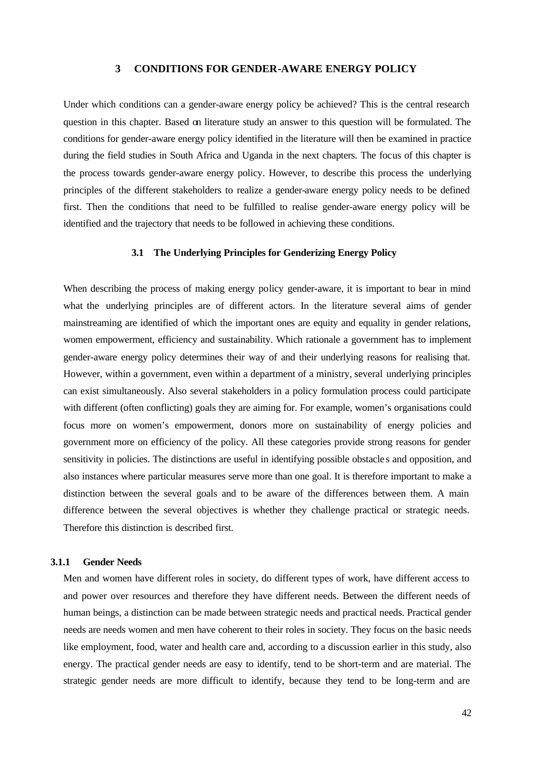# 3 CONDITIONS FOR GENDER-AWARE ENERGY POLICY

Under which conditions can a gender-aware energy policy be achieved? This is the central research question in this chapter. Based on literature study an answer to this question will be formulated. The conditions for gender-aware energy policy identified in the literature will then be examined in practice during the field studies in South Africa and Uganda in the next chapters. The focus of this chapter is the process towards gender-aware energy policy. However, to describe this process the underlying principles of the different stakeholders to realize a gender-aware energy policy needs to be defined first. Then the conditions that need to be fulfilled to realise gender-aware energy policy will be identified and the trajectory that needs to be followed in achieving these conditions.

## 3.1 The Underlying Principles for Genderizing Energy Policy

When describing the process of making energy policy gender-aware, it is important to bear in mind what the underlying principles are of different actors. In the literature several aims of gender mainstreaming are identified of which the important ones are equity and equality in gender relations, women empowerment, efficiency and sustainability. Which rationale a government has to implement gender-aware energy policy determines their way of and their underlying reasons for realising that. However, within a government, even within a department of a ministry, several underlying principles can exist simultaneously. Also several stakeholders in a policy formulation process could participate with different (often conflicting) goals they are aiming for. For example, women's organisations could focus more on women's empowerment, donors more on sustainability of energy policies and government more on efficiency of the policy. All these categories provide strong reasons for gender sensitivity in policies. The distinctions are useful in identifying possible obstacles and opposition, and also instances where particular measures serve more than one goal. It is therefore important to make a distinction between the several goals and to be aware of the differences between them. A main difference between the several objectives is whether they challenge practical or strategic needs. Therefore this distinction is described first.

### 3.1.1 Gender Needs

Men and women have different roles in society, do different types of work, have different access to and power over resources and therefore they have different needs. Between the different needs of human beings, a distinction can be made between strategic needs and practical needs. Practical gender needs are needs women and men have coherent to their roles in society. They focus on the basic needs like employment, food, water and health care and, according to a discussion earlier in this study, also energy. The practical gender needs are easy to identify, tend to be short-term and are material. The strategic gender needs are more difficult to identify, because they tend to be long-term and are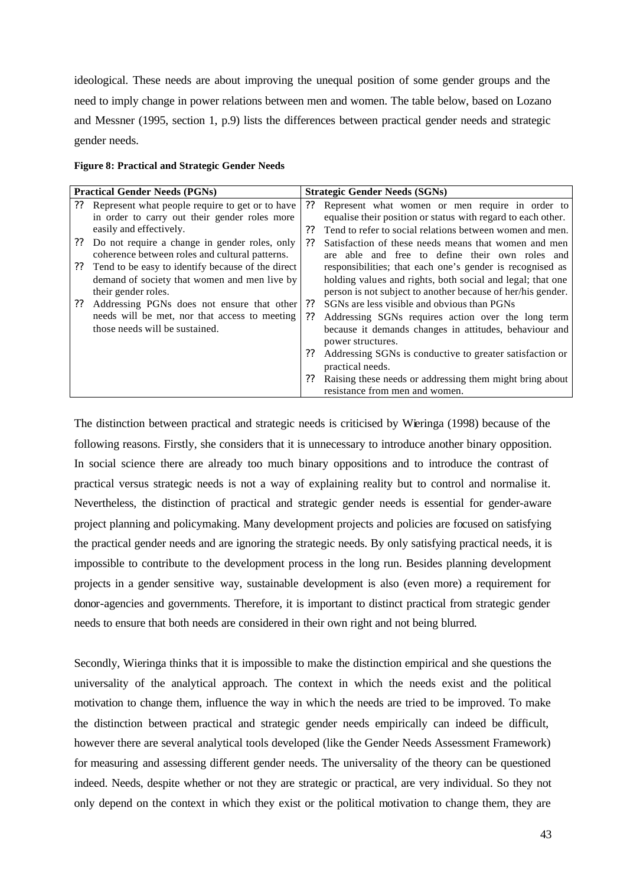ideological. These needs are about improving the unequal position of some gender groups and the need to imply change in power relations between men and women. The table below, based on Lozano and Messner (1995, section 1, p.9) lists the differences between practical gender needs and strategic gender needs.

**Figure 8: Practical and Strategic Gender Needs**

| Practical Gender Needs (PGNs) | Strategic Gender Needs (SGNs) |
|---|---|
| ?? Represent what people require to get or to have in order to carry out their gender roles more easily and effectively.<br>?? Do not require a change in gender roles, only coherence between roles and cultural patterns.<br>?? Tend to be easy to identify because of the direct demand of society that women and men live by their gender roles.<br>?? Addressing PGNs does not ensure that other needs will be met, nor that access to meeting those needs will be sustained. | ?? Represent what women or men require in order to equalise their position or status with regard to each other.<br>?? Tend to refer to social relations between women and men.<br>?? Satisfaction of these needs means that women and men are able and free to define their own roles and responsibilities; that each one's gender is recognised as holding values and rights, both social and legal; that one person is not subject to another because of her/his gender.<br>?? SGNs are less visible and obvious than PGNs<br>?? Addressing SGNs requires action over the long term because it demands changes in attitudes, behaviour and power structures.<br>?? Addressing SGNs is conductive to greater satisfaction or practical needs.<br>?? Raising these needs or addressing them might bring about resistance from men and women. |

The distinction between practical and strategic needs is criticised by Wieringa (1998) because of the following reasons. Firstly, she considers that it is unnecessary to introduce another binary opposition. In social science there are already too much binary oppositions and to introduce the contrast of practical versus strategic needs is not a way of explaining reality but to control and normalise it. Nevertheless, the distinction of practical and strategic gender needs is essential for gender-aware project planning and policymaking. Many development projects and policies are focused on satisfying the practical gender needs and are ignoring the strategic needs. By only satisfying practical needs, it is impossible to contribute to the development process in the long run. Besides planning development projects in a gender sensitive way, sustainable development is also (even more) a requirement for donor-agencies and governments. Therefore, it is important to distinct practical from strategic gender needs to ensure that both needs are considered in their own right and not being blurred.

Secondly, Wieringa thinks that it is impossible to make the distinction empirical and she questions the universality of the analytical approach. The context in which the needs exist and the political motivation to change them, influence the way in which the needs are tried to be improved. To make the distinction between practical and strategic gender needs empirically can indeed be difficult, however there are several analytical tools developed (like the Gender Needs Assessment Framework) for measuring and assessing different gender needs. The universality of the theory can be questioned indeed. Needs, despite whether or not they are strategic or practical, are very individual. So they not only depend on the context in which they exist or the political motivation to change them, they are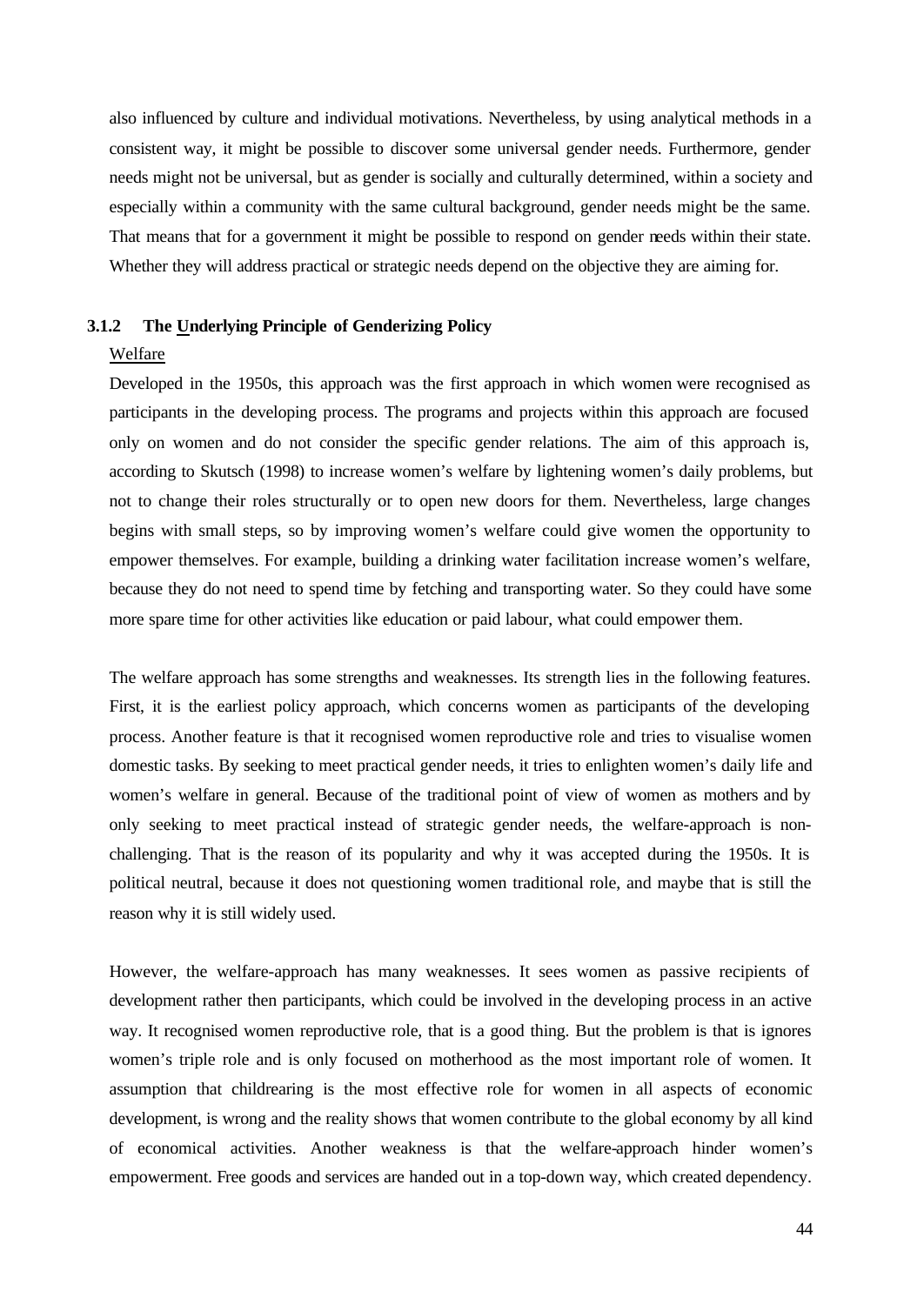also influenced by culture and individual motivations. Nevertheless, by using analytical methods in a consistent way, it might be possible to discover some universal gender needs. Furthermore, gender needs might not be universal, but as gender is socially and culturally determined, within a society and especially within a community with the same cultural background, gender needs might be the same. That means that for a government it might be possible to respond on gender needs within their state. Whether they will address practical or strategic needs depend on the objective they are aiming for.

### 3.1.2 The Underlying Principle of Genderizing Policy

Welfare

Developed in the 1950s, this approach was the first approach in which women were recognised as participants in the developing process. The programs and projects within this approach are focused only on women and do not consider the specific gender relations. The aim of this approach is, according to Skutsch (1998) to increase women's welfare by lightening women's daily problems, but not to change their roles structurally or to open new doors for them. Nevertheless, large changes begins with small steps, so by improving women's welfare could give women the opportunity to empower themselves. For example, building a drinking water facilitation increase women's welfare, because they do not need to spend time by fetching and transporting water. So they could have some more spare time for other activities like education or paid labour, what could empower them.

The welfare approach has some strengths and weaknesses. Its strength lies in the following features. First, it is the earliest policy approach, which concerns women as participants of the developing process. Another feature is that it recognised women reproductive role and tries to visualise women domestic tasks. By seeking to meet practical gender needs, it tries to enlighten women's daily life and women's welfare in general. Because of the traditional point of view of women as mothers and by only seeking to meet practical instead of strategic gender needs, the welfare-approach is non-challenging. That is the reason of its popularity and why it was accepted during the 1950s. It is political neutral, because it does not questioning women traditional role, and maybe that is still the reason why it is still widely used.

However, the welfare-approach has many weaknesses. It sees women as passive recipients of development rather then participants, which could be involved in the developing process in an active way. It recognised women reproductive role, that is a good thing. But the problem is that is ignores women's triple role and is only focused on motherhood as the most important role of women. It assumption that childrearing is the most effective role for women in all aspects of economic development, is wrong and the reality shows that women contribute to the global economy by all kind of economical activities. Another weakness is that the welfare-approach hinder women's empowerment. Free goods and services are handed out in a top-down way, which created dependency.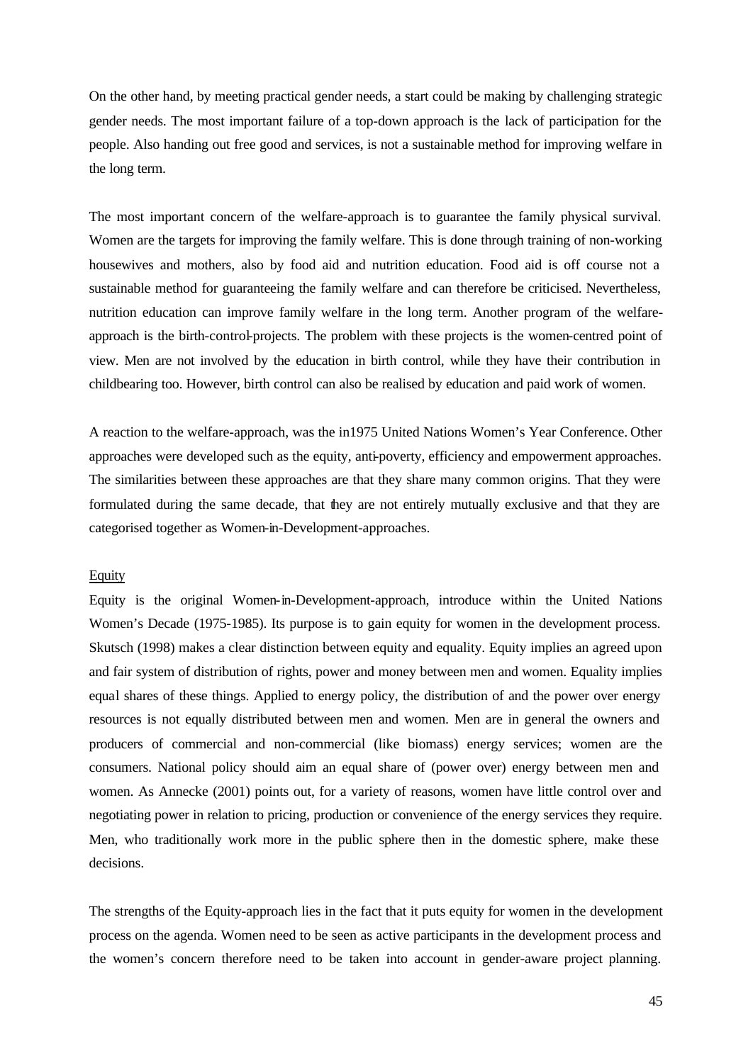On the other hand, by meeting practical gender needs, a start could be making by challenging strategic gender needs. The most important failure of a top-down approach is the lack of participation for the people. Also handing out free good and services, is not a sustainable method for improving welfare in the long term.

The most important concern of the welfare-approach is to guarantee the family physical survival. Women are the targets for improving the family welfare. This is done through training of non-working housewives and mothers, also by food aid and nutrition education. Food aid is off course not a sustainable method for guaranteeing the family welfare and can therefore be criticised. Nevertheless, nutrition education can improve family welfare in the long term. Another program of the welfare-approach is the birth-control-projects. The problem with these projects is the women-centred point of view. Men are not involved by the education in birth control, while they have their contribution in childbearing too. However, birth control can also be realised by education and paid work of women.

A reaction to the welfare-approach, was the in1975 United Nations Women's Year Conference. Other approaches were developed such as the equity, anti-poverty, efficiency and empowerment approaches. The similarities between these approaches are that they share many common origins. That they were formulated during the same decade, that they are not entirely mutually exclusive and that they are categorised together as Women-in-Development-approaches.

Equity

Equity is the original Women-in-Development-approach, introduce within the United Nations Women's Decade (1975-1985). Its purpose is to gain equity for women in the development process. Skutsch (1998) makes a clear distinction between equity and equality. Equity implies an agreed upon and fair system of distribution of rights, power and money between men and women. Equality implies equal shares of these things. Applied to energy policy, the distribution of and the power over energy resources is not equally distributed between men and women. Men are in general the owners and producers of commercial and non-commercial (like biomass) energy services; women are the consumers. National policy should aim an equal share of (power over) energy between men and women. As Annecke (2001) points out, for a variety of reasons, women have little control over and negotiating power in relation to pricing, production or convenience of the energy services they require. Men, who traditionally work more in the public sphere then in the domestic sphere, make these decisions.

The strengths of the Equity-approach lies in the fact that it puts equity for women in the development process on the agenda. Women need to be seen as active participants in the development process and the women's concern therefore need to be taken into account in gender-aware project planning.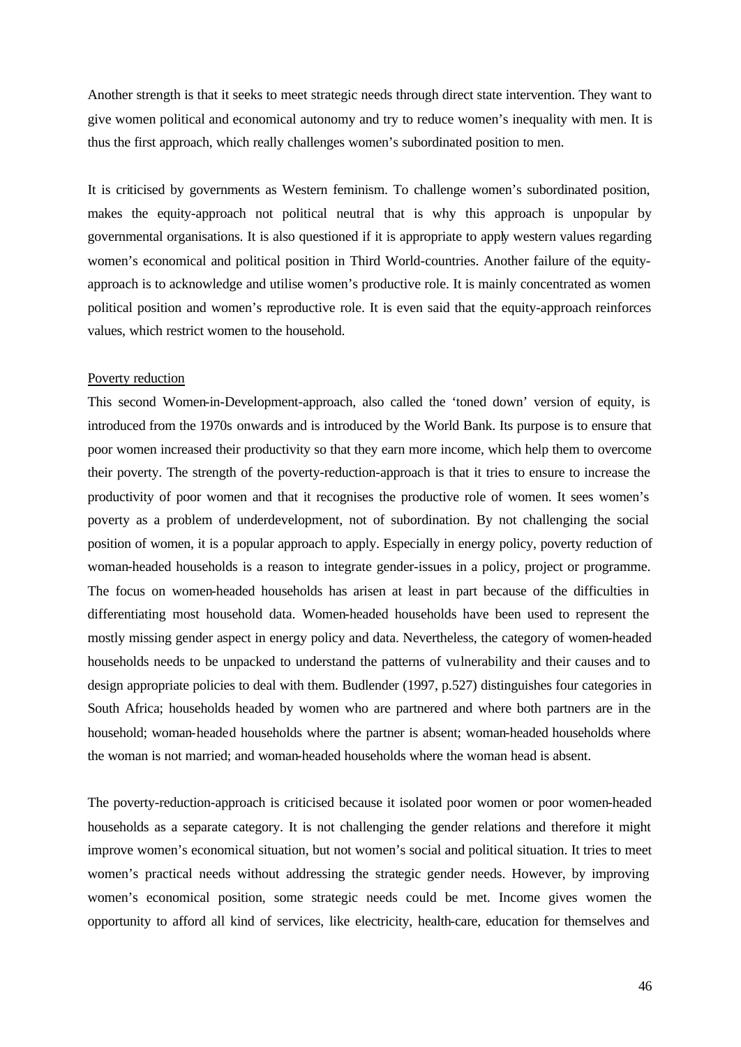Another strength is that it seeks to meet strategic needs through direct state intervention. They want to give women political and economical autonomy and try to reduce women's inequality with men. It is thus the first approach, which really challenges women's subordinated position to men.

It is criticised by governments as Western feminism. To challenge women's subordinated position, makes the equity-approach not political neutral that is why this approach is unpopular by governmental organisations. It is also questioned if it is appropriate to apply western values regarding women's economical and political position in Third World-countries. Another failure of the equity-approach is to acknowledge and utilise women's productive role. It is mainly concentrated as women political position and women's reproductive role. It is even said that the equity-approach reinforces values, which restrict women to the household.

<u>Poverty reduction</u>

This second Women-in-Development-approach, also called the 'toned down' version of equity, is introduced from the 1970s onwards and is introduced by the World Bank. Its purpose is to ensure that poor women increased their productivity so that they earn more income, which help them to overcome their poverty. The strength of the poverty-reduction-approach is that it tries to ensure to increase the productivity of poor women and that it recognises the productive role of women. It sees women's poverty as a problem of underdevelopment, not of subordination. By not challenging the social position of women, it is a popular approach to apply. Especially in energy policy, poverty reduction of woman-headed households is a reason to integrate gender-issues in a policy, project or programme. The focus on women-headed households has arisen at least in part because of the difficulties in differentiating most household data. Women-headed households have been used to represent the mostly missing gender aspect in energy policy and data. Nevertheless, the category of women-headed households needs to be unpacked to understand the patterns of vulnerability and their causes and to design appropriate policies to deal with them. Budlender (1997, p.527) distinguishes four categories in South Africa; households headed by women who are partnered and where both partners are in the household; woman-headed households where the partner is absent; woman-headed households where the woman is not married; and woman-headed households where the woman head is absent.

The poverty-reduction-approach is criticised because it isolated poor women or poor women-headed households as a separate category. It is not challenging the gender relations and therefore it might improve women's economical situation, but not women's social and political situation. It tries to meet women's practical needs without addressing the strategic gender needs. However, by improving women's economical position, some strategic needs could be met. Income gives women the opportunity to afford all kind of services, like electricity, health-care, education for themselves and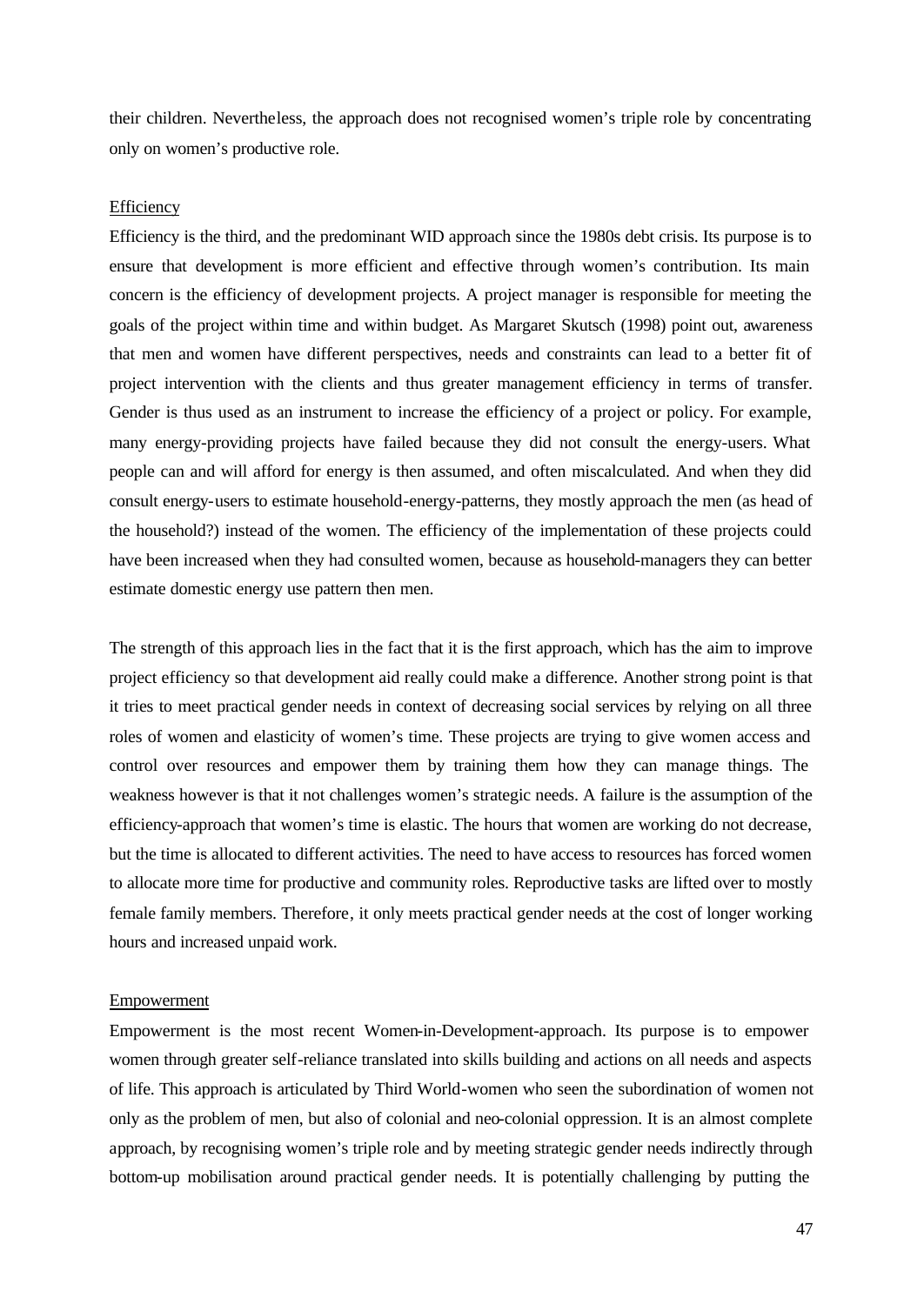their children. Nevertheless, the approach does not recognised women's triple role by concentrating only on women's productive role.

Efficiency

Efficiency is the third, and the predominant WID approach since the 1980s debt crisis. Its purpose is to ensure that development is more efficient and effective through women's contribution. Its main concern is the efficiency of development projects. A project manager is responsible for meeting the goals of the project within time and within budget. As Margaret Skutsch (1998) point out, awareness that men and women have different perspectives, needs and constraints can lead to a better fit of project intervention with the clients and thus greater management efficiency in terms of transfer. Gender is thus used as an instrument to increase the efficiency of a project or policy. For example, many energy-providing projects have failed because they did not consult the energy-users. What people can and will afford for energy is then assumed, and often miscalculated. And when they did consult energy-users to estimate household-energy-patterns, they mostly approach the men (as head of the household?) instead of the women. The efficiency of the implementation of these projects could have been increased when they had consulted women, because as household-managers they can better estimate domestic energy use pattern then men.

The strength of this approach lies in the fact that it is the first approach, which has the aim to improve project efficiency so that development aid really could make a difference. Another strong point is that it tries to meet practical gender needs in context of decreasing social services by relying on all three roles of women and elasticity of women's time. These projects are trying to give women access and control over resources and empower them by training them how they can manage things. The weakness however is that it not challenges women's strategic needs. A failure is the assumption of the efficiency-approach that women's time is elastic. The hours that women are working do not decrease, but the time is allocated to different activities. The need to have access to resources has forced women to allocate more time for productive and community roles. Reproductive tasks are lifted over to mostly female family members. Therefore, it only meets practical gender needs at the cost of longer working hours and increased unpaid work.

Empowerment

Empowerment is the most recent Women-in-Development-approach. Its purpose is to empower women through greater self-reliance translated into skills building and actions on all needs and aspects of life. This approach is articulated by Third World-women who seen the subordination of women not only as the problem of men, but also of colonial and neo-colonial oppression. It is an almost complete approach, by recognising women's triple role and by meeting strategic gender needs indirectly through bottom-up mobilisation around practical gender needs. It is potentially challenging by putting the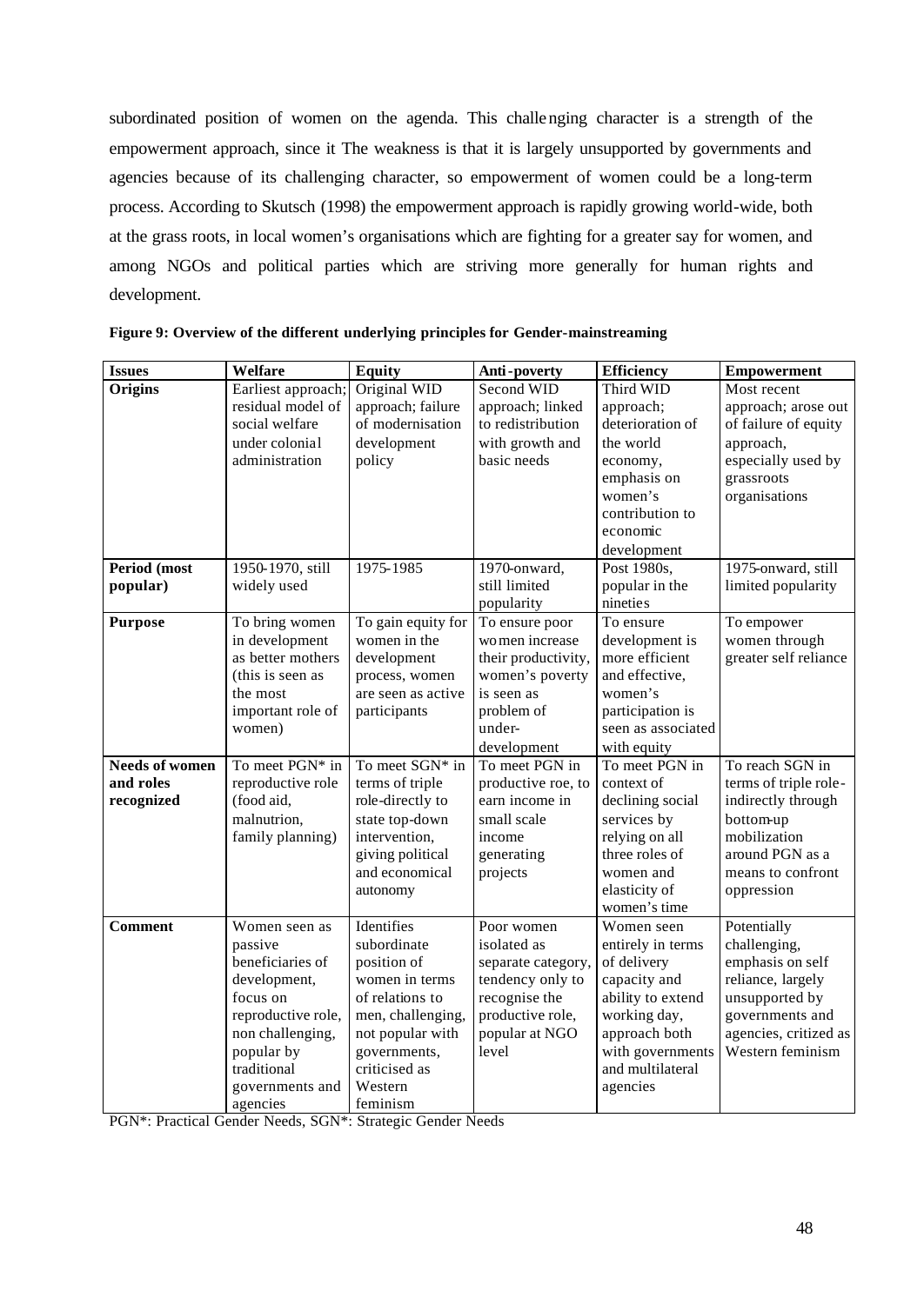subordinated position of women on the agenda. This challenging character is a strength of the empowerment approach, since it The weakness is that it is largely unsupported by governments and agencies because of its challenging character, so empowerment of women could be a long-term process. According to Skutsch (1998) the empowerment approach is rapidly growing world-wide, both at the grass roots, in local women's organisations which are fighting for a greater say for women, and among NGOs and political parties which are striving more generally for human rights and development.

**Figure 9: Overview of the different underlying principles for Gender-mainstreaming**

| **Issues** | **Welfare** | **Equity** | **Anti-poverty** | **Efficiency** | **Empowerment** |
|---|---|---|---|---|---|
| **Origins** | Earliest approach; residual model of social welfare under colonial administration | Original WID approach; failure of modernisation development policy | Second WID approach; linked to redistribution with growth and basic needs | Third WID approach; deterioration of the world economy, emphasis on women's contribution to economic development | Most recent approach; arose out of failure of equity approach, especially used by grassroots organisations |
| **Period (most popular)** | 1950-1970, still widely used | 1975-1985 | 1970-onward, still limited popularity | Post 1980s, popular in the nineties | 1975-onward, still limited popularity |
| **Purpose** | To bring women in development as better mothers (this is seen as the most important role of women) | To gain equity for women in the development process, women are seen as active participants | To ensure poor women increase their productivity, women's poverty is seen as problem of under-development | To ensure development is more efficient and effective, women's participation is seen as associated with equity | To empower women through greater self reliance |
| **Needs of women and roles recognized** | To meet PGN* in reproductive role (food aid, malnutrion, family planning) | To meet SGN* in terms of triple role-directly to state top-down intervention, giving political and economical autonomy | To meet PGN in productive roe, to earn income in small scale income generating projects | To meet PGN in context of declining social services by relying on all three roles of women and elasticity of women's time | To reach SGN in terms of triple role-indirectly through bottom-up mobilization around PGN as a means to confront oppression |
| **Comment** | Women seen as passive beneficiaries of development, focus on reproductive role, non challenging, popular by traditional governments and agencies | Identifies subordinate position of women in terms of relations to men, challenging, not popular with governments, criticised as Western feminism | Poor women isolated as separate category, tendency only to recognise the productive role, popular at NGO level | Women seen entirely in terms of delivery capacity and ability to extend working day, approach both with governments and multilateral agencies | Potentially challenging, emphasis on self reliance, largely unsupported by governments and agencies, critized as Western feminism |

PGN*: Practical Gender Needs, SGN*: Strategic Gender Needs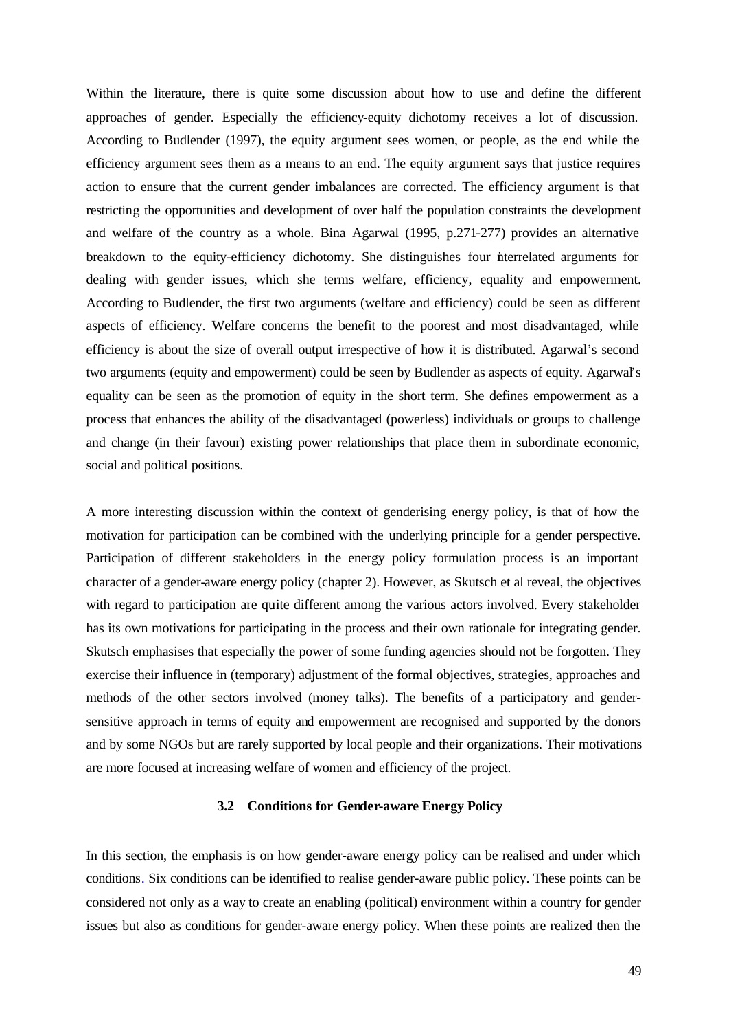Within the literature, there is quite some discussion about how to use and define the different approaches of gender. Especially the efficiency-equity dichotomy receives a lot of discussion. According to Budlender (1997), the equity argument sees women, or people, as the end while the efficiency argument sees them as a means to an end. The equity argument says that justice requires action to ensure that the current gender imbalances are corrected. The efficiency argument is that restricting the opportunities and development of over half the population constraints the development and welfare of the country as a whole. Bina Agarwal (1995, p.271-277) provides an alternative breakdown to the equity-efficiency dichotomy. She distinguishes four interrelated arguments for dealing with gender issues, which she terms welfare, efficiency, equality and empowerment. According to Budlender, the first two arguments (welfare and efficiency) could be seen as different aspects of efficiency. Welfare concerns the benefit to the poorest and most disadvantaged, while efficiency is about the size of overall output irrespective of how it is distributed. Agarwal's second two arguments (equity and empowerment) could be seen by Budlender as aspects of equity. Agarwal's equality can be seen as the promotion of equity in the short term. She defines empowerment as a process that enhances the ability of the disadvantaged (powerless) individuals or groups to challenge and change (in their favour) existing power relationships that place them in subordinate economic, social and political positions.

A more interesting discussion within the context of genderising energy policy, is that of how the motivation for participation can be combined with the underlying principle for a gender perspective. Participation of different stakeholders in the energy policy formulation process is an important character of a gender-aware energy policy (chapter 2). However, as Skutsch et al reveal, the objectives with regard to participation are quite different among the various actors involved. Every stakeholder has its own motivations for participating in the process and their own rationale for integrating gender. Skutsch emphasises that especially the power of some funding agencies should not be forgotten. They exercise their influence in (temporary) adjustment of the formal objectives, strategies, approaches and methods of the other sectors involved (money talks). The benefits of a participatory and gender-sensitive approach in terms of equity and empowerment are recognised and supported by the donors and by some NGOs but are rarely supported by local people and their organizations. Their motivations are more focused at increasing welfare of women and efficiency of the project.

### 3.2 Conditions for Gender-aware Energy Policy

In this section, the emphasis is on how gender-aware energy policy can be realised and under which conditions. Six conditions can be identified to realise gender-aware public policy. These points can be considered not only as a way to create an enabling (political) environment within a country for gender issues but also as conditions for gender-aware energy policy. When these points are realized then the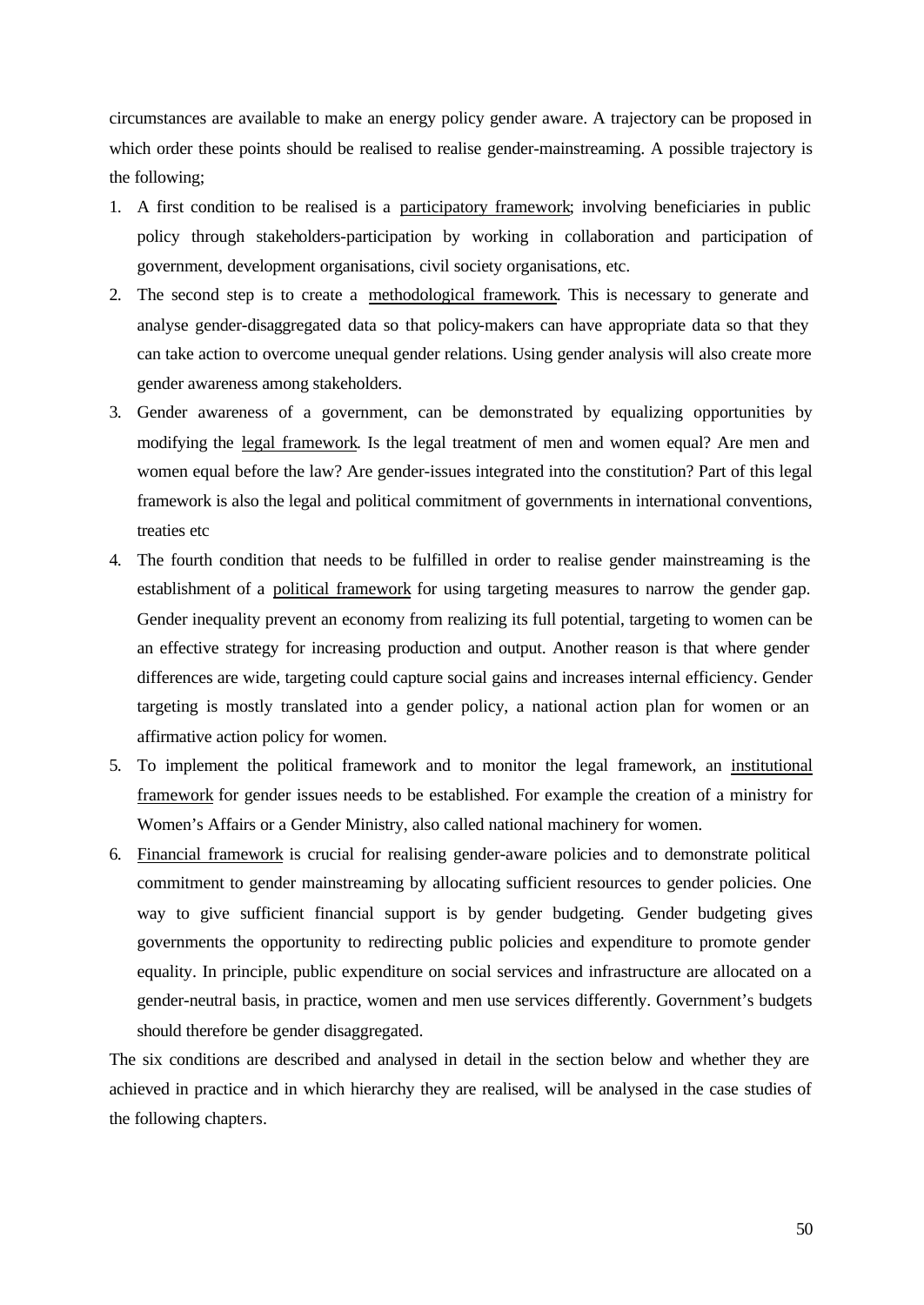circumstances are available to make an energy policy gender aware. A trajectory can be proposed in which order these points should be realised to realise gender-mainstreaming. A possible trajectory is the following;

1. A first condition to be realised is a participatory framework; involving beneficiaries in public policy through stakeholders-participation by working in collaboration and participation of government, development organisations, civil society organisations, etc.
2. The second step is to create a methodological framework. This is necessary to generate and analyse gender-disaggregated data so that policy-makers can have appropriate data so that they can take action to overcome unequal gender relations. Using gender analysis will also create more gender awareness among stakeholders.
3. Gender awareness of a government, can be demonstrated by equalizing opportunities by modifying the legal framework. Is the legal treatment of men and women equal? Are men and women equal before the law? Are gender-issues integrated into the constitution? Part of this legal framework is also the legal and political commitment of governments in international conventions, treaties etc
4. The fourth condition that needs to be fulfilled in order to realise gender mainstreaming is the establishment of a political framework for using targeting measures to narrow the gender gap. Gender inequality prevent an economy from realizing its full potential, targeting to women can be an effective strategy for increasing production and output. Another reason is that where gender differences are wide, targeting could capture social gains and increases internal efficiency. Gender targeting is mostly translated into a gender policy, a national action plan for women or an affirmative action policy for women.
5. To implement the political framework and to monitor the legal framework, an institutional framework for gender issues needs to be established. For example the creation of a ministry for Women's Affairs or a Gender Ministry, also called national machinery for women.
6. Financial framework is crucial for realising gender-aware policies and to demonstrate political commitment to gender mainstreaming by allocating sufficient resources to gender policies. One way to give sufficient financial support is by gender budgeting. Gender budgeting gives governments the opportunity to redirecting public policies and expenditure to promote gender equality. In principle, public expenditure on social services and infrastructure are allocated on a gender-neutral basis, in practice, women and men use services differently. Government's budgets should therefore be gender disaggregated.

The six conditions are described and analysed in detail in the section below and whether they are achieved in practice and in which hierarchy they are realised, will be analysed in the case studies of the following chapters.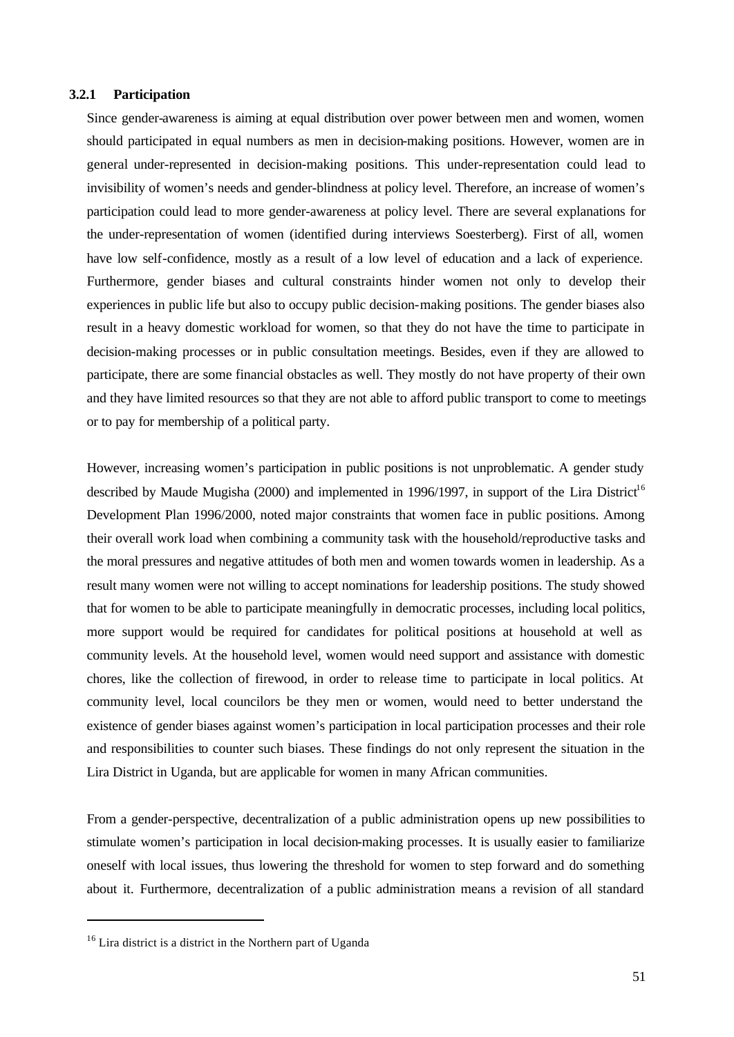### 3.2.1 Participation

Since gender-awareness is aiming at equal distribution over power between men and women, women should participated in equal numbers as men in decision-making positions. However, women are in general under-represented in decision-making positions. This under-representation could lead to invisibility of women's needs and gender-blindness at policy level. Therefore, an increase of women's participation could lead to more gender-awareness at policy level. There are several explanations for the under-representation of women (identified during interviews Soesterberg). First of all, women have low self-confidence, mostly as a result of a low level of education and a lack of experience. Furthermore, gender biases and cultural constraints hinder women not only to develop their experiences in public life but also to occupy public decision-making positions. The gender biases also result in a heavy domestic workload for women, so that they do not have the time to participate in decision-making processes or in public consultation meetings. Besides, even if they are allowed to participate, there are some financial obstacles as well. They mostly do not have property of their own and they have limited resources so that they are not able to afford public transport to come to meetings or to pay for membership of a political party.

However, increasing women's participation in public positions is not unproblematic. A gender study described by Maude Mugisha (2000) and implemented in 1996/1997, in support of the Lira District[16] Development Plan 1996/2000, noted major constraints that women face in public positions. Among their overall work load when combining a community task with the household/reproductive tasks and the moral pressures and negative attitudes of both men and women towards women in leadership. As a result many women were not willing to accept nominations for leadership positions. The study showed that for women to be able to participate meaningfully in democratic processes, including local politics, more support would be required for candidates for political positions at household at well as community levels. At the household level, women would need support and assistance with domestic chores, like the collection of firewood, in order to release time to participate in local politics. At community level, local councilors be they men or women, would need to better understand the existence of gender biases against women's participation in local participation processes and their role and responsibilities to counter such biases. These findings do not only represent the situation in the Lira District in Uganda, but are applicable for women in many African communities.

From a gender-perspective, decentralization of a public administration opens up new possibilities to stimulate women's participation in local decision-making processes. It is usually easier to familiarize oneself with local issues, thus lowering the threshold for women to step forward and do something about it. Furthermore, decentralization of a public administration means a revision of all standard

[16] Lira district is a district in the Northern part of Uganda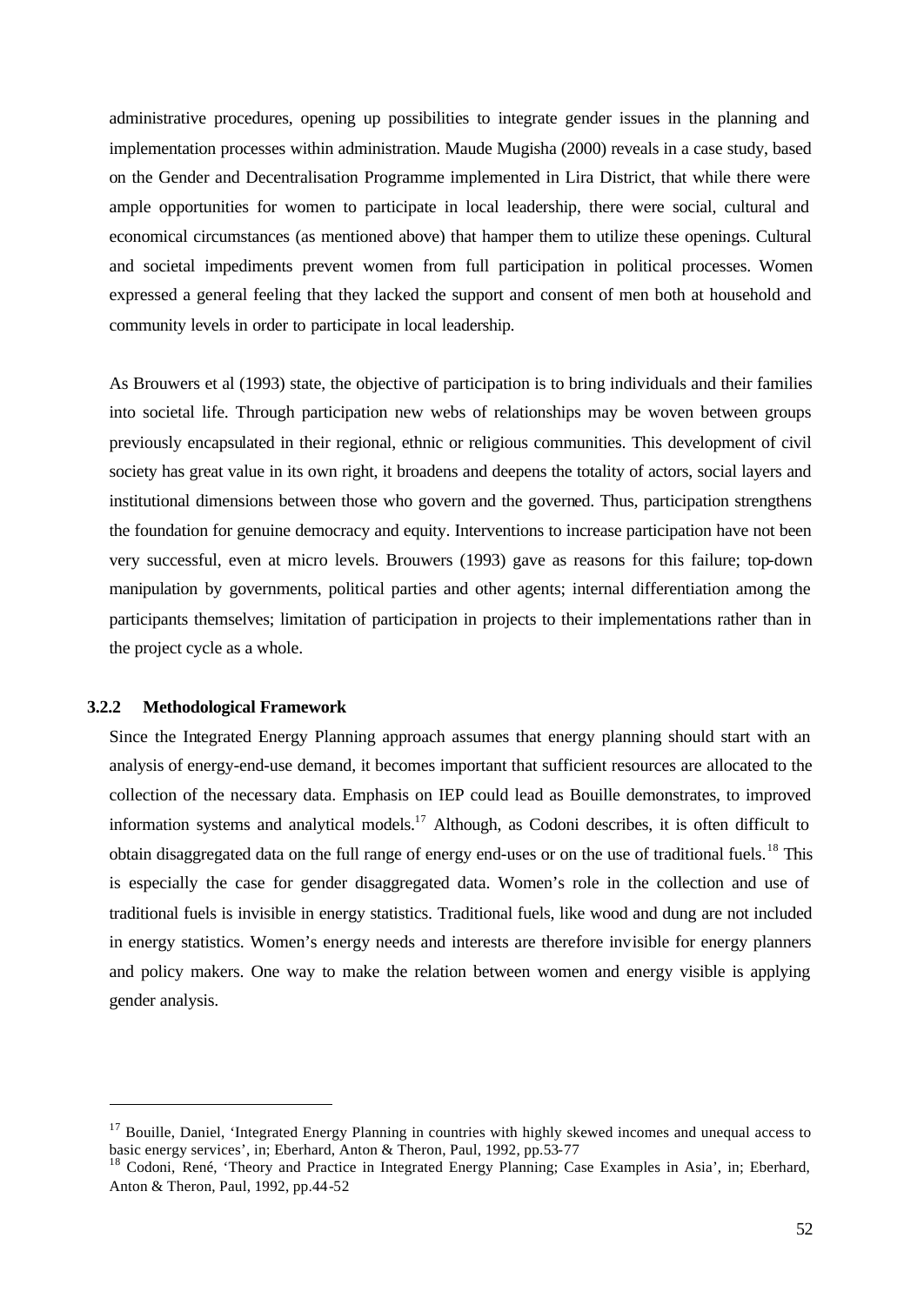administrative procedures, opening up possibilities to integrate gender issues in the planning and implementation processes within administration. Maude Mugisha (2000) reveals in a case study, based on the Gender and Decentralisation Programme implemented in Lira District, that while there were ample opportunities for women to participate in local leadership, there were social, cultural and economical circumstances (as mentioned above) that hamper them to utilize these openings. Cultural and societal impediments prevent women from full participation in political processes. Women expressed a general feeling that they lacked the support and consent of men both at household and community levels in order to participate in local leadership.

As Brouwers et al (1993) state, the objective of participation is to bring individuals and their families into societal life. Through participation new webs of relationships may be woven between groups previously encapsulated in their regional, ethnic or religious communities. This development of civil society has great value in its own right, it broadens and deepens the totality of actors, social layers and institutional dimensions between those who govern and the governed. Thus, participation strengthens the foundation for genuine democracy and equity. Interventions to increase participation have not been very successful, even at micro levels. Brouwers (1993) gave as reasons for this failure; top-down manipulation by governments, political parties and other agents; internal differentiation among the participants themselves; limitation of participation in projects to their implementations rather than in the project cycle as a whole.

### 3.2.2 Methodological Framework

Since the Integrated Energy Planning approach assumes that energy planning should start with an analysis of energy-end-use demand, it becomes important that sufficient resources are allocated to the collection of the necessary data. Emphasis on IEP could lead as Bouille demonstrates, to improved information systems and analytical models.[17] Although, as Codoni describes, it is often difficult to obtain disaggregated data on the full range of energy end-uses or on the use of traditional fuels.[18] This is especially the case for gender disaggregated data. Women's role in the collection and use of traditional fuels is invisible in energy statistics. Traditional fuels, like wood and dung are not included in energy statistics. Women's energy needs and interests are therefore invisible for energy planners and policy makers. One way to make the relation between women and energy visible is applying gender analysis.

---

[17] Bouille, Daniel, 'Integrated Energy Planning in countries with highly skewed incomes and unequal access to basic energy services', in; Eberhard, Anton & Theron, Paul, 1992, pp.53-77

[18] Codoni, René, 'Theory and Practice in Integrated Energy Planning; Case Examples in Asia', in; Eberhard, Anton & Theron, Paul, 1992, pp.44-52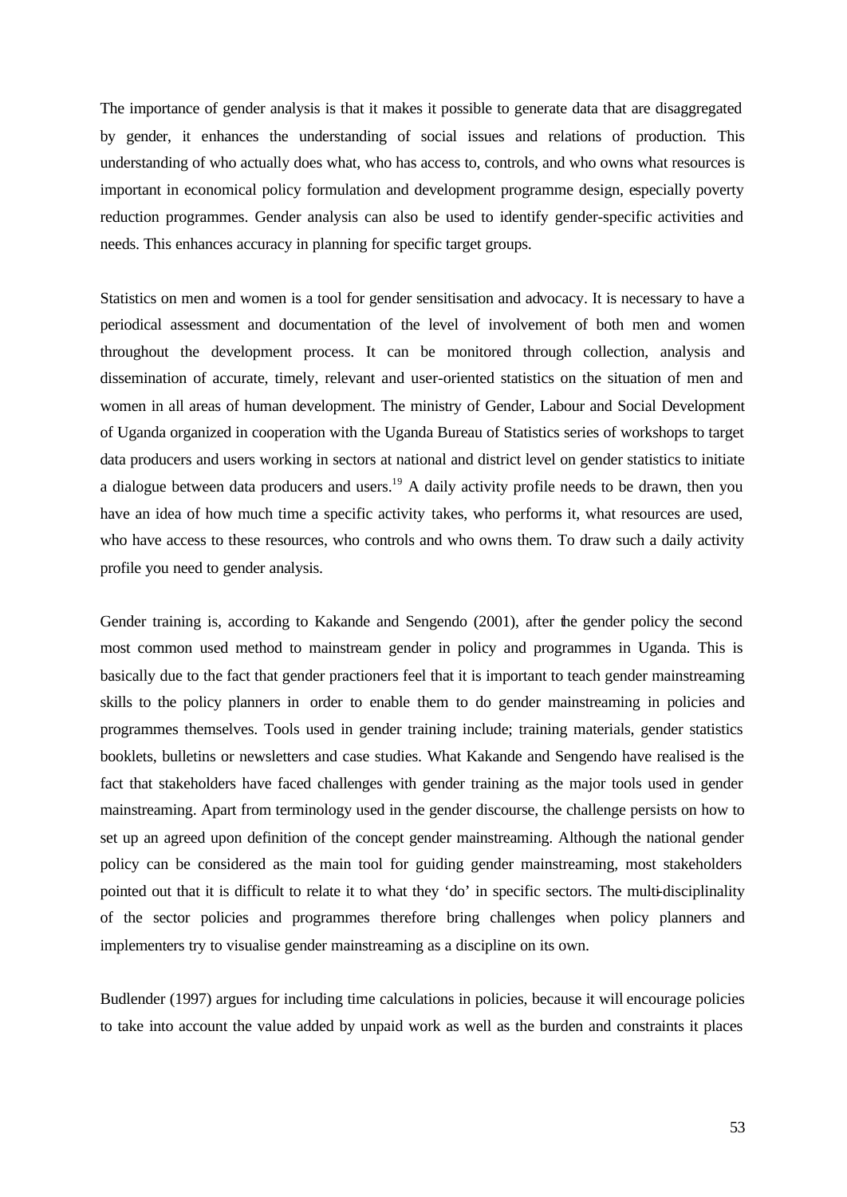The importance of gender analysis is that it makes it possible to generate data that are disaggregated by gender, it enhances the understanding of social issues and relations of production. This understanding of who actually does what, who has access to, controls, and who owns what resources is important in economical policy formulation and development programme design, especially poverty reduction programmes. Gender analysis can also be used to identify gender-specific activities and needs. This enhances accuracy in planning for specific target groups.

Statistics on men and women is a tool for gender sensitisation and advocacy. It is necessary to have a periodical assessment and documentation of the level of involvement of both men and women throughout the development process. It can be monitored through collection, analysis and dissemination of accurate, timely, relevant and user-oriented statistics on the situation of men and women in all areas of human development. The ministry of Gender, Labour and Social Development of Uganda organized in cooperation with the Uganda Bureau of Statistics series of workshops to target data producers and users working in sectors at national and district level on gender statistics to initiate a dialogue between data producers and users.[19] A daily activity profile needs to be drawn, then you have an idea of how much time a specific activity takes, who performs it, what resources are used, who have access to these resources, who controls and who owns them. To draw such a daily activity profile you need to gender analysis.

Gender training is, according to Kakande and Sengendo (2001), after the gender policy the second most common used method to mainstream gender in policy and programmes in Uganda. This is basically due to the fact that gender practioners feel that it is important to teach gender mainstreaming skills to the policy planners in order to enable them to do gender mainstreaming in policies and programmes themselves. Tools used in gender training include; training materials, gender statistics booklets, bulletins or newsletters and case studies. What Kakande and Sengendo have realised is the fact that stakeholders have faced challenges with gender training as the major tools used in gender mainstreaming. Apart from terminology used in the gender discourse, the challenge persists on how to set up an agreed upon definition of the concept gender mainstreaming. Although the national gender policy can be considered as the main tool for guiding gender mainstreaming, most stakeholders pointed out that it is difficult to relate it to what they 'do' in specific sectors. The multi-disciplinality of the sector policies and programmes therefore bring challenges when policy planners and implementers try to visualise gender mainstreaming as a discipline on its own.

Budlender (1997) argues for including time calculations in policies, because it will encourage policies to take into account the value added by unpaid work as well as the burden and constraints it places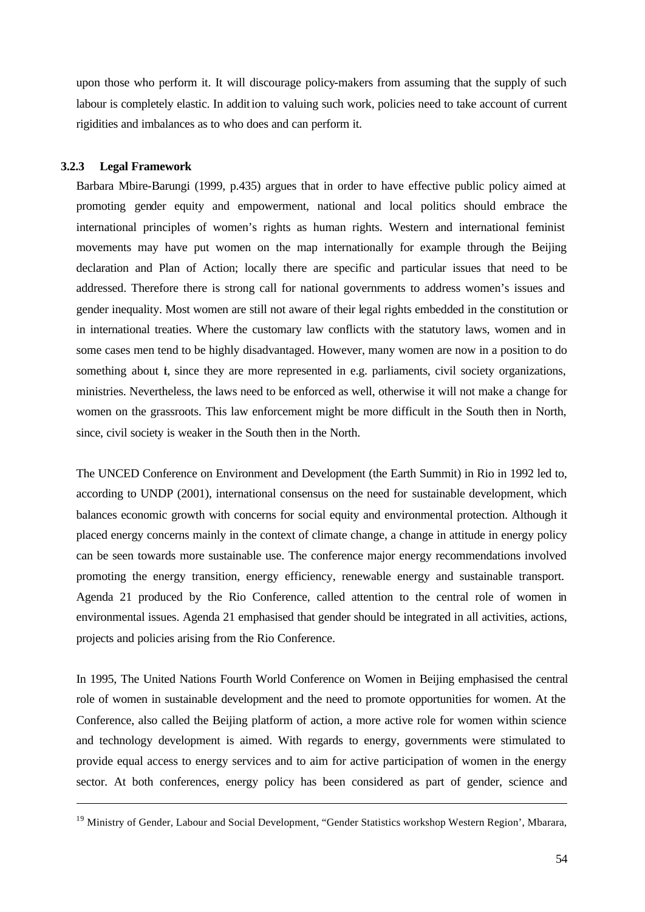upon those who perform it. It will discourage policy-makers from assuming that the supply of such labour is completely elastic. In addition to valuing such work, policies need to take account of current rigidities and imbalances as to who does and can perform it.

### 3.2.3 Legal Framework

Barbara Mbire-Barungi (1999, p.435) argues that in order to have effective public policy aimed at promoting gender equity and empowerment, national and local politics should embrace the international principles of women's rights as human rights. Western and international feminist movements may have put women on the map internationally for example through the Beijing declaration and Plan of Action; locally there are specific and particular issues that need to be addressed. Therefore there is strong call for national governments to address women's issues and gender inequality. Most women are still not aware of their legal rights embedded in the constitution or in international treaties. Where the customary law conflicts with the statutory laws, women and in some cases men tend to be highly disadvantaged. However, many women are now in a position to do something about it, since they are more represented in e.g. parliaments, civil society organizations, ministries. Nevertheless, the laws need to be enforced as well, otherwise it will not make a change for women on the grassroots. This law enforcement might be more difficult in the South then in North, since, civil society is weaker in the South then in the North.

The UNCED Conference on Environment and Development (the Earth Summit) in Rio in 1992 led to, according to UNDP (2001), international consensus on the need for sustainable development, which balances economic growth with concerns for social equity and environmental protection. Although it placed energy concerns mainly in the context of climate change, a change in attitude in energy policy can be seen towards more sustainable use. The conference major energy recommendations involved promoting the energy transition, energy efficiency, renewable energy and sustainable transport. Agenda 21 produced by the Rio Conference, called attention to the central role of women in environmental issues. Agenda 21 emphasised that gender should be integrated in all activities, actions, projects and policies arising from the Rio Conference.

In 1995, The United Nations Fourth World Conference on Women in Beijing emphasised the central role of women in sustainable development and the need to promote opportunities for women. At the Conference, also called the Beijing platform of action, a more active role for women within science and technology development is aimed. With regards to energy, governments were stimulated to provide equal access to energy services and to aim for active participation of women in the energy sector. At both conferences, energy policy has been considered as part of gender, science and

---

[19] Ministry of Gender, Labour and Social Development, "Gender Statistics workshop Western Region', Mbarara,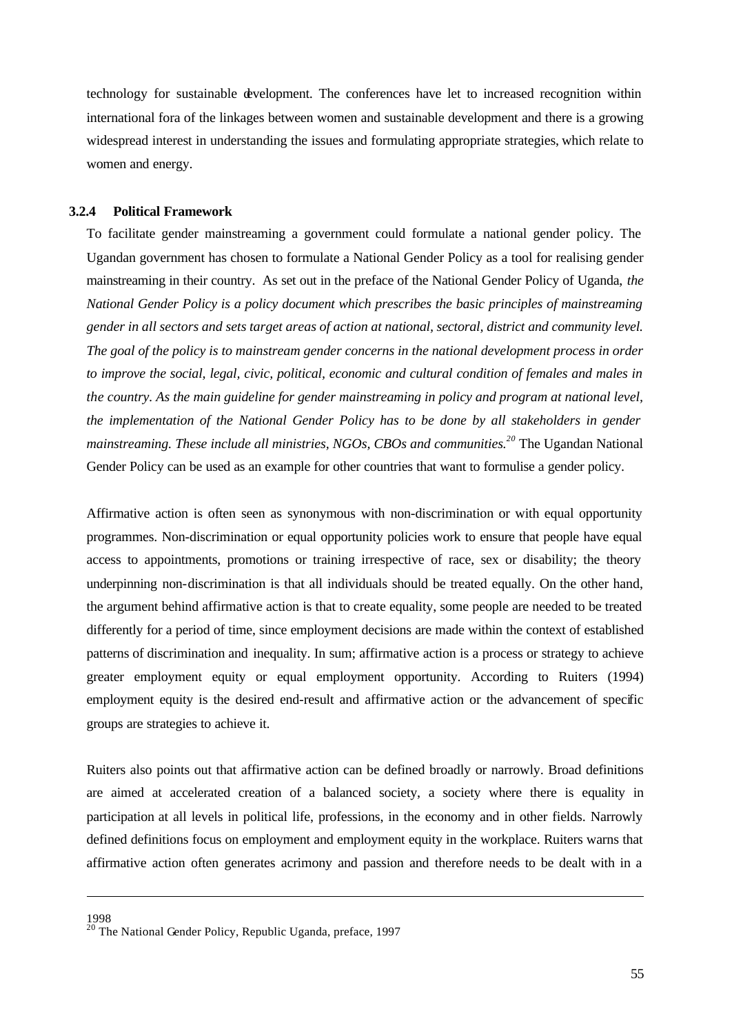technology for sustainable development. The conferences have let to increased recognition within international fora of the linkages between women and sustainable development and there is a growing widespread interest in understanding the issues and formulating appropriate strategies, which relate to women and energy.

### 3.2.4 Political Framework

To facilitate gender mainstreaming a government could formulate a national gender policy. The Ugandan government has chosen to formulate a National Gender Policy as a tool for realising gender mainstreaming in their country. As set out in the preface of the National Gender Policy of Uganda, *the National Gender Policy is a policy document which prescribes the basic principles of mainstreaming gender in all sectors and sets target areas of action at national, sectoral, district and community level. The goal of the policy is to mainstream gender concerns in the national development process in order to improve the social, legal, civic, political, economic and cultural condition of females and males in the country. As the main guideline for gender mainstreaming in policy and program at national level, the implementation of the National Gender Policy has to be done by all stakeholders in gender mainstreaming. These include all ministries, NGOs, CBOs and communities.*[20] The Ugandan National Gender Policy can be used as an example for other countries that want to formulise a gender policy.

Affirmative action is often seen as synonymous with non-discrimination or with equal opportunity programmes. Non-discrimination or equal opportunity policies work to ensure that people have equal access to appointments, promotions or training irrespective of race, sex or disability; the theory underpinning non-discrimination is that all individuals should be treated equally. On the other hand, the argument behind affirmative action is that to create equality, some people are needed to be treated differently for a period of time, since employment decisions are made within the context of established patterns of discrimination and inequality. In sum; affirmative action is a process or strategy to achieve greater employment equity or equal employment opportunity. According to Ruiters (1994) employment equity is the desired end-result and affirmative action or the advancement of specific groups are strategies to achieve it.

Ruiters also points out that affirmative action can be defined broadly or narrowly. Broad definitions are aimed at accelerated creation of a balanced society, a society where there is equality in participation at all levels in political life, professions, in the economy and in other fields. Narrowly defined definitions focus on employment and employment equity in the workplace. Ruiters warns that affirmative action often generates acrimony and passion and therefore needs to be dealt with in a

---

1998

[20] The National Gender Policy, Republic Uganda, preface, 1997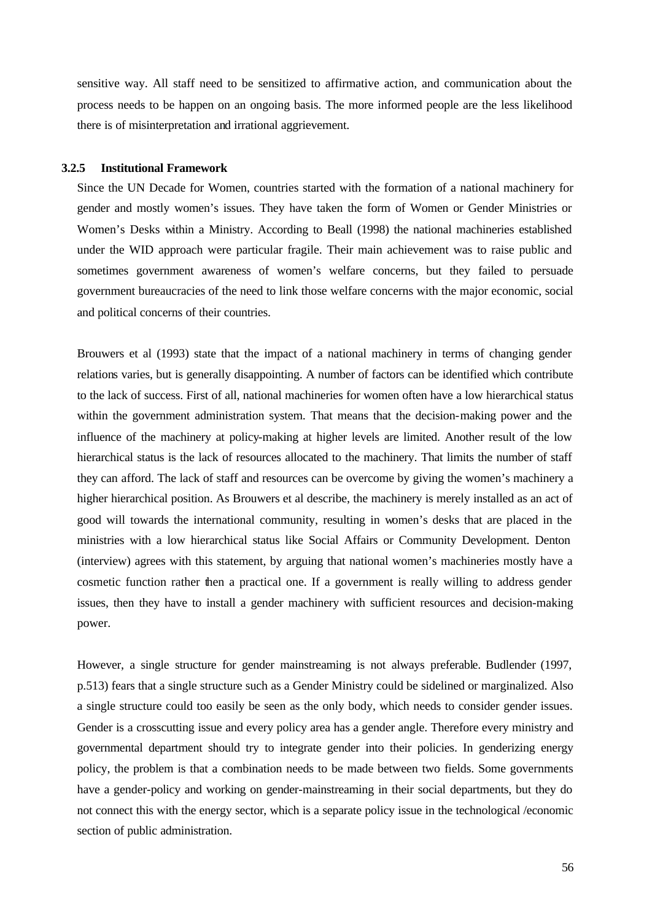sensitive way. All staff need to be sensitized to affirmative action, and communication about the process needs to be happen on an ongoing basis. The more informed people are the less likelihood there is of misinterpretation and irrational aggrievement.

### 3.2.5 Institutional Framework

Since the UN Decade for Women, countries started with the formation of a national machinery for gender and mostly women's issues. They have taken the form of Women or Gender Ministries or Women's Desks within a Ministry. According to Beall (1998) the national machineries established under the WID approach were particular fragile. Their main achievement was to raise public and sometimes government awareness of women's welfare concerns, but they failed to persuade government bureaucracies of the need to link those welfare concerns with the major economic, social and political concerns of their countries.

Brouwers et al (1993) state that the impact of a national machinery in terms of changing gender relations varies, but is generally disappointing. A number of factors can be identified which contribute to the lack of success. First of all, national machineries for women often have a low hierarchical status within the government administration system. That means that the decision-making power and the influence of the machinery at policy-making at higher levels are limited. Another result of the low hierarchical status is the lack of resources allocated to the machinery. That limits the number of staff they can afford. The lack of staff and resources can be overcome by giving the women's machinery a higher hierarchical position. As Brouwers et al describe, the machinery is merely installed as an act of good will towards the international community, resulting in women's desks that are placed in the ministries with a low hierarchical status like Social Affairs or Community Development. Denton (interview) agrees with this statement, by arguing that national women's machineries mostly have a cosmetic function rather then a practical one. If a government is really willing to address gender issues, then they have to install a gender machinery with sufficient resources and decision-making power.

However, a single structure for gender mainstreaming is not always preferable. Budlender (1997, p.513) fears that a single structure such as a Gender Ministry could be sidelined or marginalized. Also a single structure could too easily be seen as the only body, which needs to consider gender issues. Gender is a crosscutting issue and every policy area has a gender angle. Therefore every ministry and governmental department should try to integrate gender into their policies. In genderizing energy policy, the problem is that a combination needs to be made between two fields. Some governments have a gender-policy and working on gender-mainstreaming in their social departments, but they do not connect this with the energy sector, which is a separate policy issue in the technological /economic section of public administration.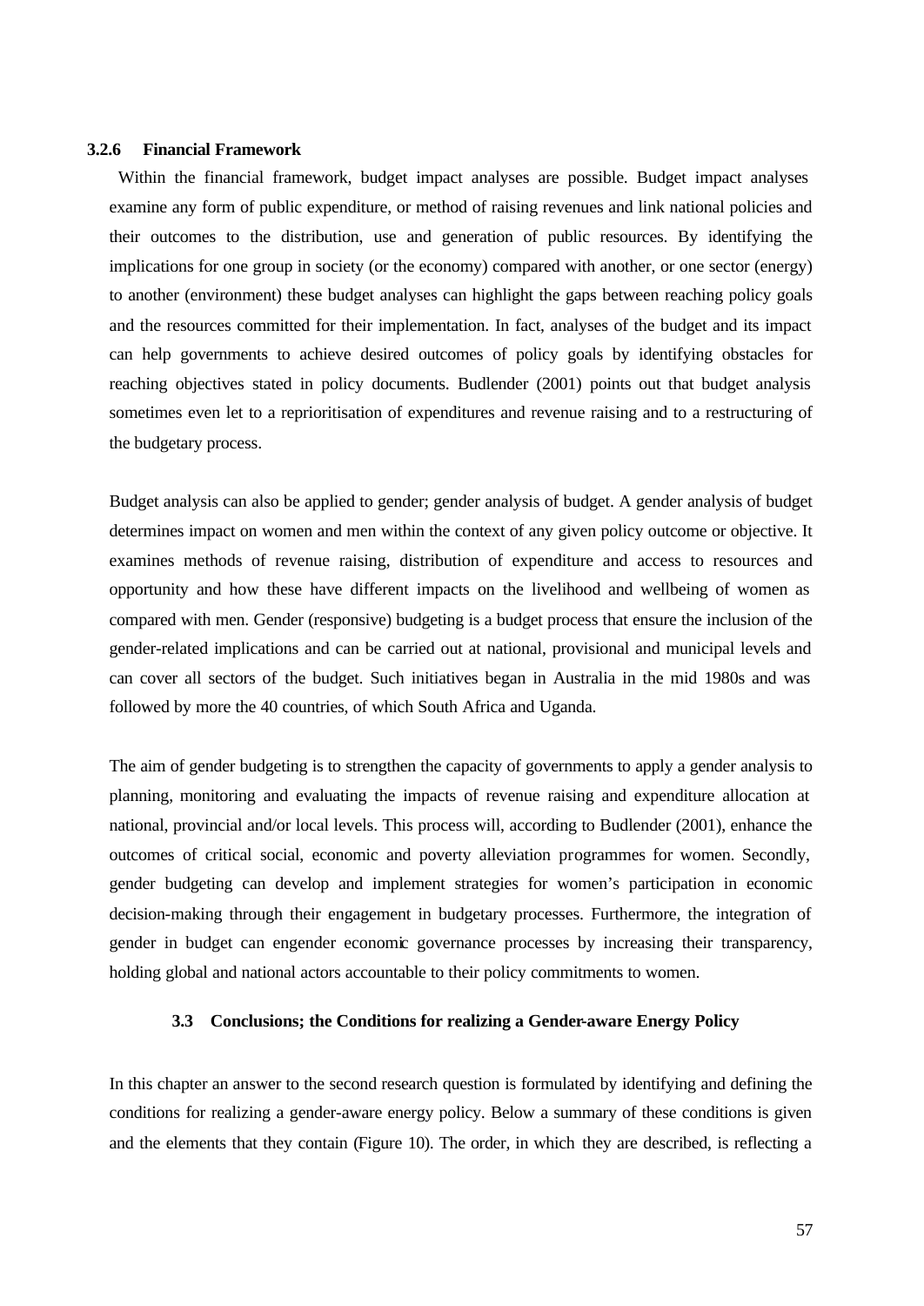### 3.2.6 Financial Framework

Within the financial framework, budget impact analyses are possible. Budget impact analyses examine any form of public expenditure, or method of raising revenues and link national policies and their outcomes to the distribution, use and generation of public resources. By identifying the implications for one group in society (or the economy) compared with another, or one sector (energy) to another (environment) these budget analyses can highlight the gaps between reaching policy goals and the resources committed for their implementation. In fact, analyses of the budget and its impact can help governments to achieve desired outcomes of policy goals by identifying obstacles for reaching objectives stated in policy documents. Budlender (2001) points out that budget analysis sometimes even let to a reprioritisation of expenditures and revenue raising and to a restructuring of the budgetary process.

Budget analysis can also be applied to gender; gender analysis of budget. A gender analysis of budget determines impact on women and men within the context of any given policy outcome or objective. It examines methods of revenue raising, distribution of expenditure and access to resources and opportunity and how these have different impacts on the livelihood and wellbeing of women as compared with men. Gender (responsive) budgeting is a budget process that ensure the inclusion of the gender-related implications and can be carried out at national, provisional and municipal levels and can cover all sectors of the budget. Such initiatives began in Australia in the mid 1980s and was followed by more the 40 countries, of which South Africa and Uganda.

The aim of gender budgeting is to strengthen the capacity of governments to apply a gender analysis to planning, monitoring and evaluating the impacts of revenue raising and expenditure allocation at national, provincial and/or local levels. This process will, according to Budlender (2001), enhance the outcomes of critical social, economic and poverty alleviation programmes for women. Secondly, gender budgeting can develop and implement strategies for women's participation in economic decision-making through their engagement in budgetary processes. Furthermore, the integration of gender in budget can engender economic governance processes by increasing their transparency, holding global and national actors accountable to their policy commitments to women.

## 3.3 Conclusions; the Conditions for realizing a Gender-aware Energy Policy

In this chapter an answer to the second research question is formulated by identifying and defining the conditions for realizing a gender-aware energy policy. Below a summary of these conditions is given and the elements that they contain (Figure 10). The order, in which they are described, is reflecting a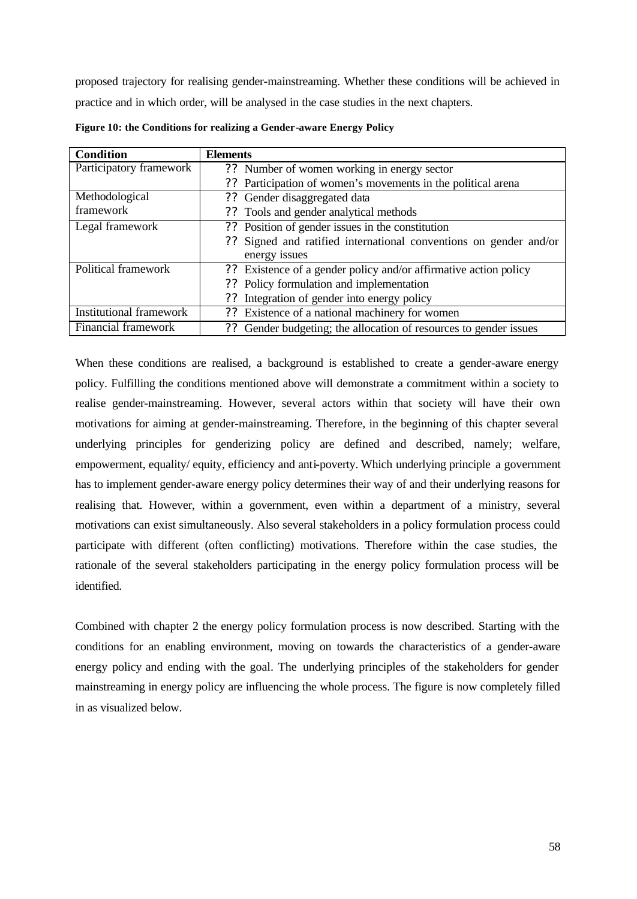proposed trajectory for realising gender-mainstreaming. Whether these conditions will be achieved in practice and in which order, will be analysed in the case studies in the next chapters.

**Figure 10: the Conditions for realizing a Gender-aware Energy Policy**

| Condition | Elements |
|---|---|
| Participatory framework | ?? Number of women working in energy sector<br>?? Participation of women's movements in the political arena |
| Methodological framework | ?? Gender disaggregated data<br>?? Tools and gender analytical methods |
| Legal framework | ?? Position of gender issues in the constitution<br>?? Signed and ratified international conventions on gender and/or energy issues |
| Political framework | ?? Existence of a gender policy and/or affirmative action policy<br>?? Policy formulation and implementation<br>?? Integration of gender into energy policy |
| Institutional framework | ?? Existence of a national machinery for women |
| Financial framework | ?? Gender budgeting; the allocation of resources to gender issues |

When these conditions are realised, a background is established to create a gender-aware energy policy. Fulfilling the conditions mentioned above will demonstrate a commitment within a society to realise gender-mainstreaming. However, several actors within that society will have their own motivations for aiming at gender-mainstreaming. Therefore, in the beginning of this chapter several underlying principles for genderizing policy are defined and described, namely; welfare, empowerment, equality/ equity, efficiency and anti-poverty. Which underlying principle a government has to implement gender-aware energy policy determines their way of and their underlying reasons for realising that. However, within a government, even within a department of a ministry, several motivations can exist simultaneously. Also several stakeholders in a policy formulation process could participate with different (often conflicting) motivations. Therefore within the case studies, the rationale of the several stakeholders participating in the energy policy formulation process will be identified.

Combined with chapter 2 the energy policy formulation process is now described. Starting with the conditions for an enabling environment, moving on towards the characteristics of a gender-aware energy policy and ending with the goal. The underlying principles of the stakeholders for gender mainstreaming in energy policy are influencing the whole process. The figure is now completely filled in as visualized below.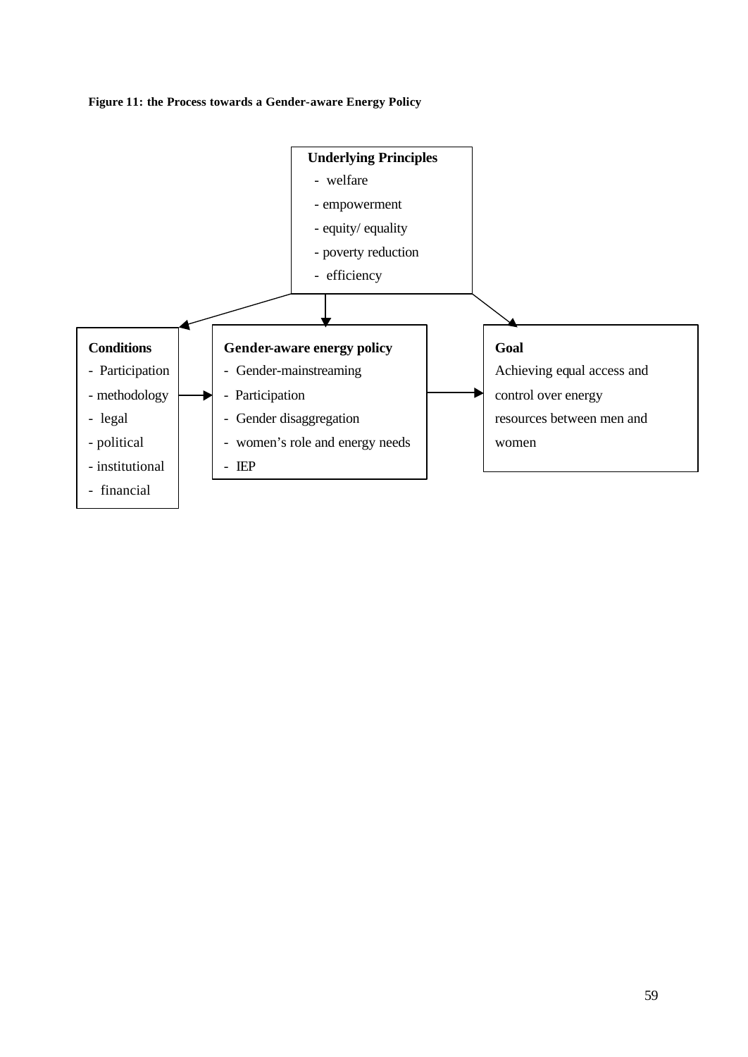**Figure 11: the Process towards a Gender-aware Energy Policy**

**Underlying Principles**

- welfare
- empowerment
- equity/ equality
- poverty reduction
- efficiency

**Conditions**

- Participation
- methodology
- legal
- political
- institutional
- financial

**Gender-aware energy policy**

- Gender-mainstreaming
- Participation
- Gender disaggregation
- women's role and energy needs
- IEP

**Goal**

Achieving equal access and control over energy resources between men and women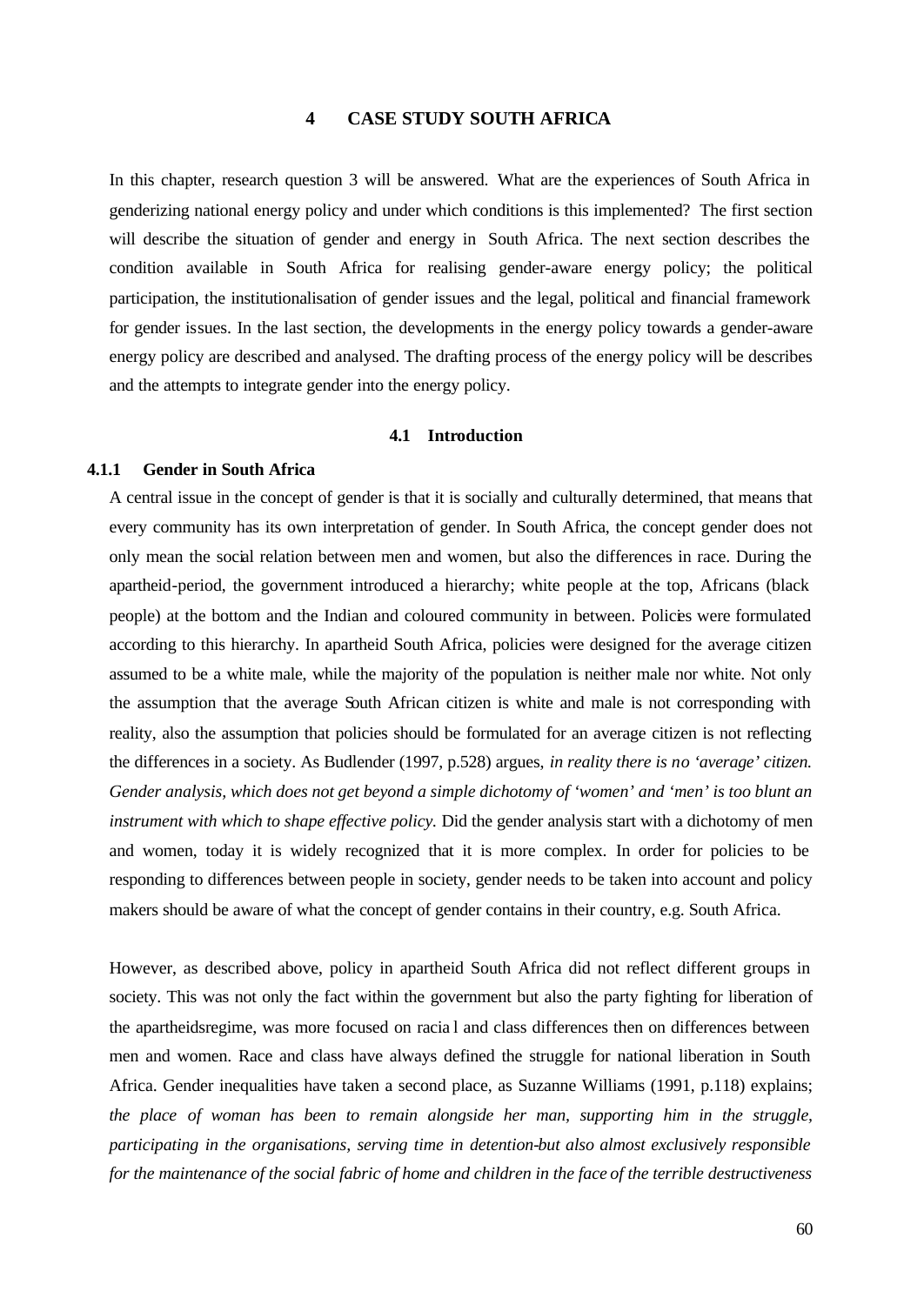# 4 CASE STUDY SOUTH AFRICA

In this chapter, research question 3 will be answered. What are the experiences of South Africa in genderizing national energy policy and under which conditions is this implemented? The first section will describe the situation of gender and energy in South Africa. The next section describes the condition available in South Africa for realising gender-aware energy policy; the political participation, the institutionalisation of gender issues and the legal, political and financial framework for gender issues. In the last section, the developments in the energy policy towards a gender-aware energy policy are described and analysed. The drafting process of the energy policy will be describes and the attempts to integrate gender into the energy policy.

## 4.1 Introduction

### 4.1.1 Gender in South Africa

A central issue in the concept of gender is that it is socially and culturally determined, that means that every community has its own interpretation of gender. In South Africa, the concept gender does not only mean the social relation between men and women, but also the differences in race. During the apartheid-period, the government introduced a hierarchy; white people at the top, Africans (black people) at the bottom and the Indian and coloured community in between. Policies were formulated according to this hierarchy. In apartheid South Africa, policies were designed for the average citizen assumed to be a white male, while the majority of the population is neither male nor white. Not only the assumption that the average South African citizen is white and male is not corresponding with reality, also the assumption that policies should be formulated for an average citizen is not reflecting the differences in a society. As Budlender (1997, p.528) argues, *in reality there is no 'average' citizen. Gender analysis, which does not get beyond a simple dichotomy of 'women' and 'men' is too blunt an instrument with which to shape effective policy.* Did the gender analysis start with a dichotomy of men and women, today it is widely recognized that it is more complex. In order for policies to be responding to differences between people in society, gender needs to be taken into account and policy makers should be aware of what the concept of gender contains in their country, e.g. South Africa.

However, as described above, policy in apartheid South Africa did not reflect different groups in society. This was not only the fact within the government but also the party fighting for liberation of the apartheidsregime, was more focused on racia l and class differences then on differences between men and women. Race and class have always defined the struggle for national liberation in South Africa. Gender inequalities have taken a second place, as Suzanne Williams (1991, p.118) explains; *the place of woman has been to remain alongside her man, supporting him in the struggle, participating in the organisations, serving time in detention-but also almost exclusively responsible for the maintenance of the social fabric of home and children in the face of the terrible destructiveness*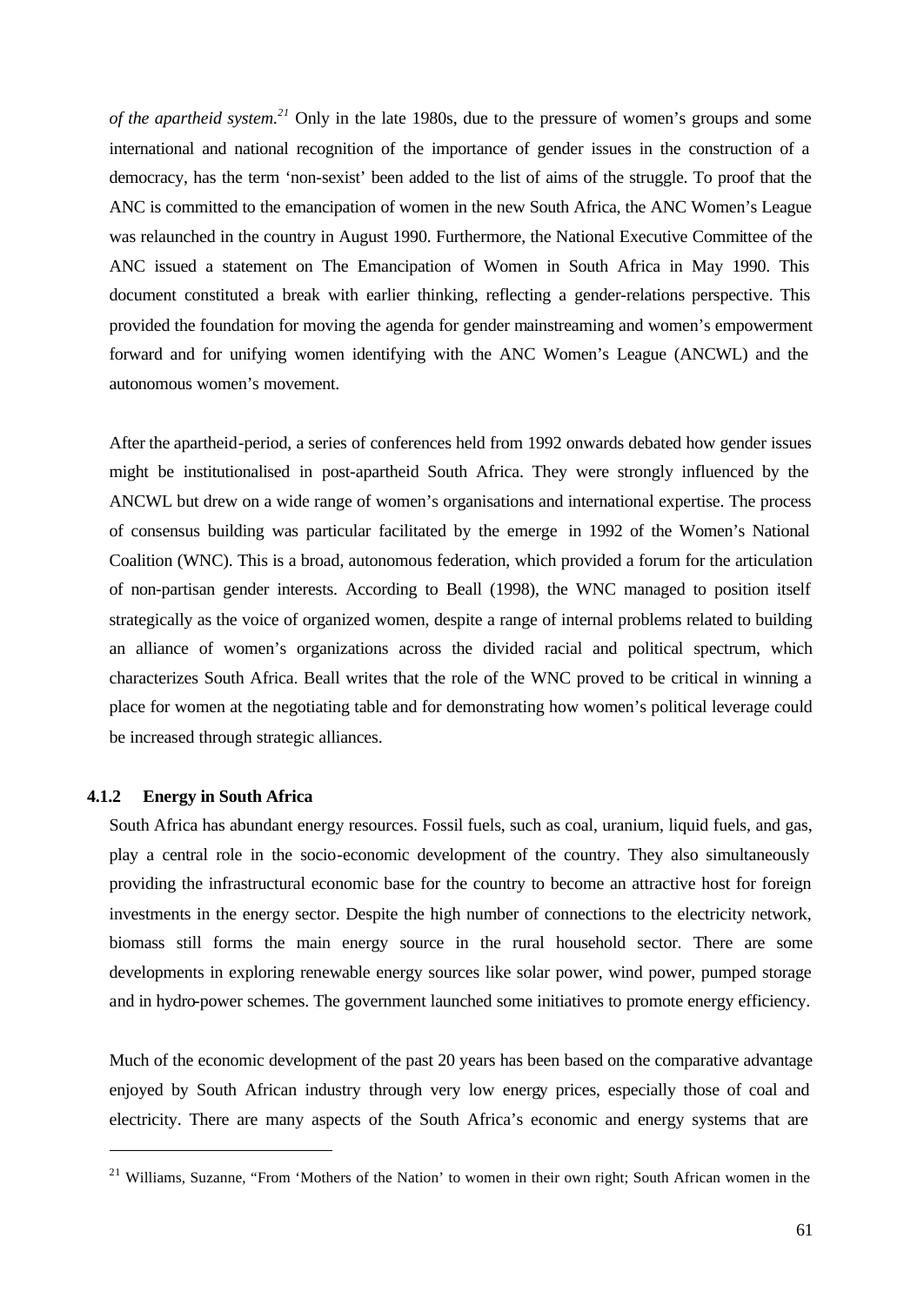*of the apartheid system.*[21] Only in the late 1980s, due to the pressure of women's groups and some international and national recognition of the importance of gender issues in the construction of a democracy, has the term 'non-sexist' been added to the list of aims of the struggle. To proof that the ANC is committed to the emancipation of women in the new South Africa, the ANC Women's League was relaunched in the country in August 1990. Furthermore, the National Executive Committee of the ANC issued a statement on The Emancipation of Women in South Africa in May 1990. This document constituted a break with earlier thinking, reflecting a gender-relations perspective. This provided the foundation for moving the agenda for gender mainstreaming and women's empowerment forward and for unifying women identifying with the ANC Women's League (ANCWL) and the autonomous women's movement.

After the apartheid-period, a series of conferences held from 1992 onwards debated how gender issues might be institutionalised in post-apartheid South Africa. They were strongly influenced by the ANCWL but drew on a wide range of women's organisations and international expertise. The process of consensus building was particular facilitated by the emerge in 1992 of the Women's National Coalition (WNC). This is a broad, autonomous federation, which provided a forum for the articulation of non-partisan gender interests. According to Beall (1998), the WNC managed to position itself strategically as the voice of organized women, despite a range of internal problems related to building an alliance of women's organizations across the divided racial and political spectrum, which characterizes South Africa. Beall writes that the role of the WNC proved to be critical in winning a place for women at the negotiating table and for demonstrating how women's political leverage could be increased through strategic alliances.

### 4.1.2 Energy in South Africa

South Africa has abundant energy resources. Fossil fuels, such as coal, uranium, liquid fuels, and gas, play a central role in the socio-economic development of the country. They also simultaneously providing the infrastructural economic base for the country to become an attractive host for foreign investments in the energy sector. Despite the high number of connections to the electricity network, biomass still forms the main energy source in the rural household sector. There are some developments in exploring renewable energy sources like solar power, wind power, pumped storage and in hydro-power schemes. The government launched some initiatives to promote energy efficiency.

Much of the economic development of the past 20 years has been based on the comparative advantage enjoyed by South African industry through very low energy prices, especially those of coal and electricity. There are many aspects of the South Africa's economic and energy systems that are

---

[21] Williams, Suzanne, "From 'Mothers of the Nation' to women in their own right; South African women in the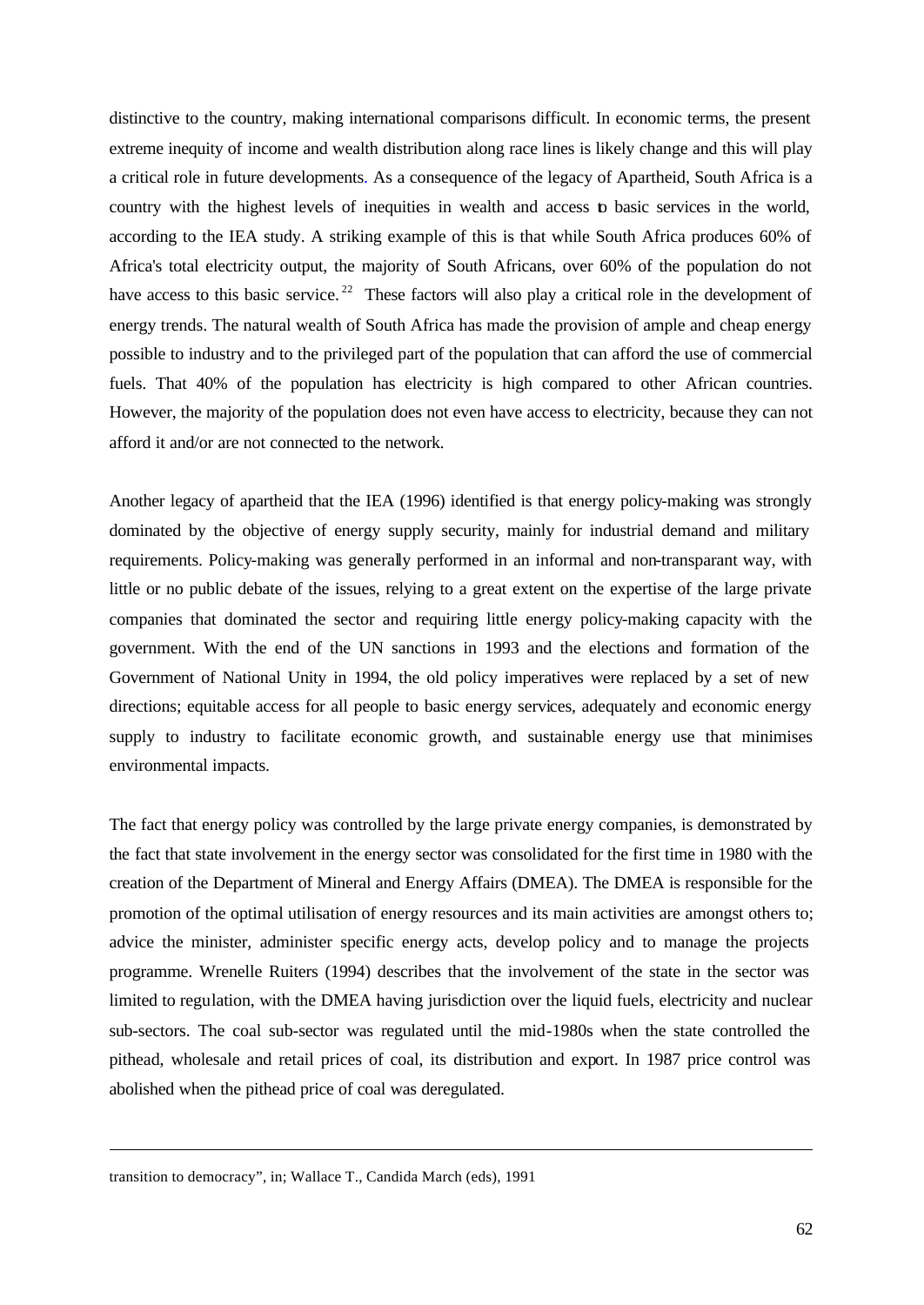distinctive to the country, making international comparisons difficult. In economic terms, the present extreme inequity of income and wealth distribution along race lines is likely change and this will play a critical role in future developments. As a consequence of the legacy of Apartheid, South Africa is a country with the highest levels of inequities in wealth and access to basic services in the world, according to the IEA study. A striking example of this is that while South Africa produces 60% of Africa's total electricity output, the majority of South Africans, over 60% of the population do not have access to this basic service.[22] These factors will also play a critical role in the development of energy trends. The natural wealth of South Africa has made the provision of ample and cheap energy possible to industry and to the privileged part of the population that can afford the use of commercial fuels. That 40% of the population has electricity is high compared to other African countries. However, the majority of the population does not even have access to electricity, because they can not afford it and/or are not connected to the network.

Another legacy of apartheid that the IEA (1996) identified is that energy policy-making was strongly dominated by the objective of energy supply security, mainly for industrial demand and military requirements. Policy-making was generally performed in an informal and non-transparant way, with little or no public debate of the issues, relying to a great extent on the expertise of the large private companies that dominated the sector and requiring little energy policy-making capacity with the government. With the end of the UN sanctions in 1993 and the elections and formation of the Government of National Unity in 1994, the old policy imperatives were replaced by a set of new directions; equitable access for all people to basic energy services, adequately and economic energy supply to industry to facilitate economic growth, and sustainable energy use that minimises environmental impacts.

The fact that energy policy was controlled by the large private energy companies, is demonstrated by the fact that state involvement in the energy sector was consolidated for the first time in 1980 with the creation of the Department of Mineral and Energy Affairs (DMEA). The DMEA is responsible for the promotion of the optimal utilisation of energy resources and its main activities are amongst others to; advice the minister, administer specific energy acts, develop policy and to manage the projects programme. Wrenelle Ruiters (1994) describes that the involvement of the state in the sector was limited to regulation, with the DMEA having jurisdiction over the liquid fuels, electricity and nuclear sub-sectors. The coal sub-sector was regulated until the mid-1980s when the state controlled the pithead, wholesale and retail prices of coal, its distribution and export. In 1987 price control was abolished when the pithead price of coal was deregulated.

---

transition to democracy", in; Wallace T., Candida March (eds), 1991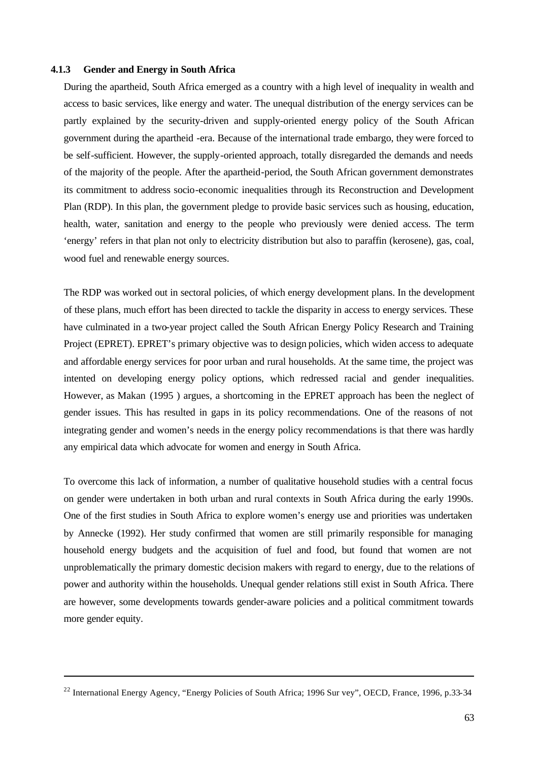### 4.1.3 Gender and Energy in South Africa

During the apartheid, South Africa emerged as a country with a high level of inequality in wealth and access to basic services, like energy and water. The unequal distribution of the energy services can be partly explained by the security-driven and supply-oriented energy policy of the South African government during the apartheid -era. Because of the international trade embargo, they were forced to be self-sufficient. However, the supply-oriented approach, totally disregarded the demands and needs of the majority of the people. After the apartheid-period, the South African government demonstrates its commitment to address socio-economic inequalities through its Reconstruction and Development Plan (RDP). In this plan, the government pledge to provide basic services such as housing, education, health, water, sanitation and energy to the people who previously were denied access. The term 'energy' refers in that plan not only to electricity distribution but also to paraffin (kerosene), gas, coal, wood fuel and renewable energy sources.

The RDP was worked out in sectoral policies, of which energy development plans. In the development of these plans, much effort has been directed to tackle the disparity in access to energy services. These have culminated in a two-year project called the South African Energy Policy Research and Training Project (EPRET). EPRET's primary objective was to design policies, which widen access to adequate and affordable energy services for poor urban and rural households. At the same time, the project was intented on developing energy policy options, which redressed racial and gender inequalities. However, as Makan (1995 ) argues, a shortcoming in the EPRET approach has been the neglect of gender issues. This has resulted in gaps in its policy recommendations. One of the reasons of not integrating gender and women's needs in the energy policy recommendations is that there was hardly any empirical data which advocate for women and energy in South Africa.

To overcome this lack of information, a number of qualitative household studies with a central focus on gender were undertaken in both urban and rural contexts in South Africa during the early 1990s. One of the first studies in South Africa to explore women's energy use and priorities was undertaken by Annecke (1992). Her study confirmed that women are still primarily responsible for managing household energy budgets and the acquisition of fuel and food, but found that women are not unproblematically the primary domestic decision makers with regard to energy, due to the relations of power and authority within the households. Unequal gender relations still exist in South Africa. There are however, some developments towards gender-aware policies and a political commitment towards more gender equity.

---

[22] International Energy Agency, "Energy Policies of South Africa; 1996 Sur vey", OECD, France, 1996, p.33-34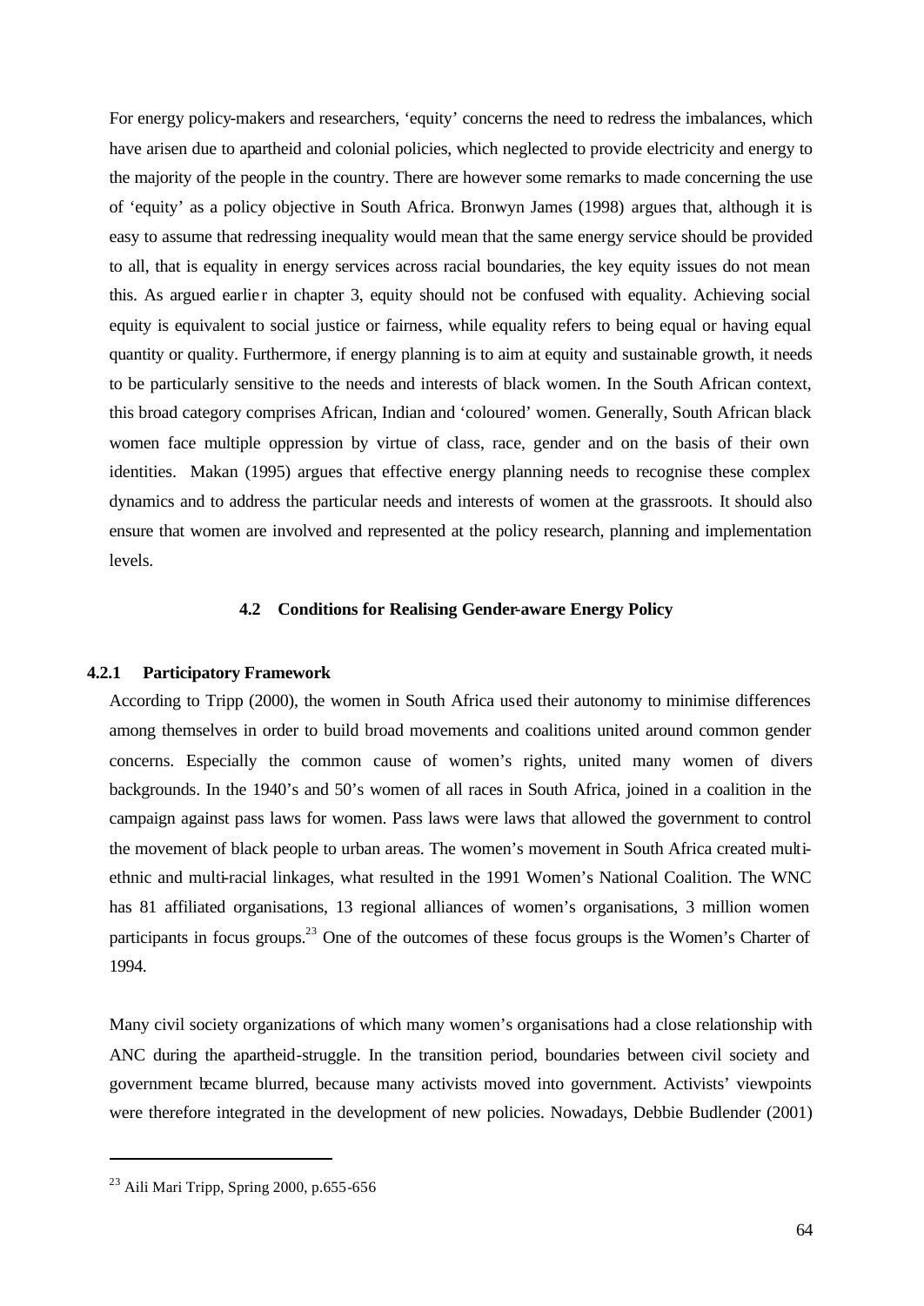For energy policy-makers and researchers, 'equity' concerns the need to redress the imbalances, which have arisen due to apartheid and colonial policies, which neglected to provide electricity and energy to the majority of the people in the country. There are however some remarks to made concerning the use of 'equity' as a policy objective in South Africa. Bronwyn James (1998) argues that, although it is easy to assume that redressing inequality would mean that the same energy service should be provided to all, that is equality in energy services across racial boundaries, the key equity issues do not mean this. As argued earlier in chapter 3, equity should not be confused with equality. Achieving social equity is equivalent to social justice or fairness, while equality refers to being equal or having equal quantity or quality. Furthermore, if energy planning is to aim at equity and sustainable growth, it needs to be particularly sensitive to the needs and interests of black women. In the South African context, this broad category comprises African, Indian and 'coloured' women. Generally, South African black women face multiple oppression by virtue of class, race, gender and on the basis of their own identities. Makan (1995) argues that effective energy planning needs to recognise these complex dynamics and to address the particular needs and interests of women at the grassroots. It should also ensure that women are involved and represented at the policy research, planning and implementation levels.

## 4.2 Conditions for Realising Gender-aware Energy Policy

### 4.2.1 Participatory Framework

According to Tripp (2000), the women in South Africa used their autonomy to minimise differences among themselves in order to build broad movements and coalitions united around common gender concerns. Especially the common cause of women's rights, united many women of divers backgrounds. In the 1940's and 50's women of all races in South Africa, joined in a coalition in the campaign against pass laws for women. Pass laws were laws that allowed the government to control the movement of black people to urban areas. The women's movement in South Africa created multi-ethnic and multi-racial linkages, what resulted in the 1991 Women's National Coalition. The WNC has 81 affiliated organisations, 13 regional alliances of women's organisations, 3 million women participants in focus groups.[23] One of the outcomes of these focus groups is the Women's Charter of 1994.

Many civil society organizations of which many women's organisations had a close relationship with ANC during the apartheid-struggle. In the transition period, boundaries between civil society and government became blurred, because many activists moved into government. Activists' viewpoints were therefore integrated in the development of new policies. Nowadays, Debbie Budlender (2001)

[23] Aili Mari Tripp, Spring 2000, p.655-656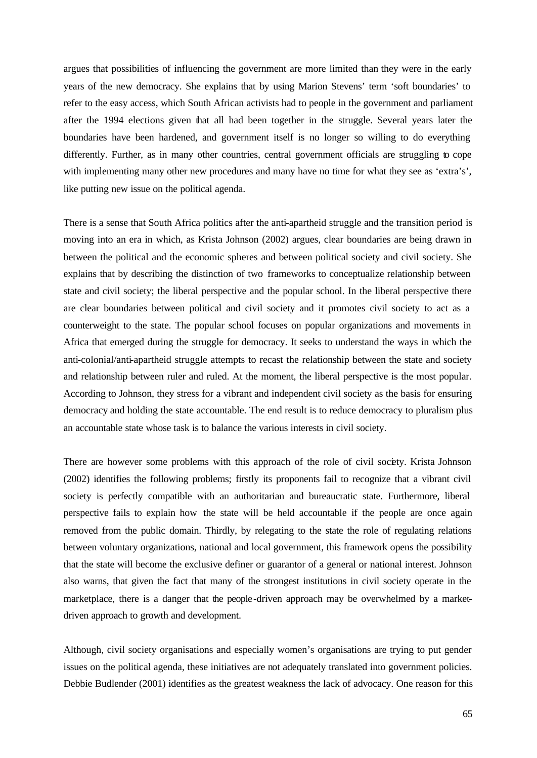argues that possibilities of influencing the government are more limited than they were in the early years of the new democracy. She explains that by using Marion Stevens' term 'soft boundaries' to refer to the easy access, which South African activists had to people in the government and parliament after the 1994 elections given that all had been together in the struggle. Several years later the boundaries have been hardened, and government itself is no longer so willing to do everything differently. Further, as in many other countries, central government officials are struggling to cope with implementing many other new procedures and many have no time for what they see as 'extra's', like putting new issue on the political agenda.

There is a sense that South Africa politics after the anti-apartheid struggle and the transition period is moving into an era in which, as Krista Johnson (2002) argues, clear boundaries are being drawn in between the political and the economic spheres and between political society and civil society. She explains that by describing the distinction of two frameworks to conceptualize relationship between state and civil society; the liberal perspective and the popular school. In the liberal perspective there are clear boundaries between political and civil society and it promotes civil society to act as a counterweight to the state. The popular school focuses on popular organizations and movements in Africa that emerged during the struggle for democracy. It seeks to understand the ways in which the anti-colonial/anti-apartheid struggle attempts to recast the relationship between the state and society and relationship between ruler and ruled. At the moment, the liberal perspective is the most popular. According to Johnson, they stress for a vibrant and independent civil society as the basis for ensuring democracy and holding the state accountable. The end result is to reduce democracy to pluralism plus an accountable state whose task is to balance the various interests in civil society.

There are however some problems with this approach of the role of civil society. Krista Johnson (2002) identifies the following problems; firstly its proponents fail to recognize that a vibrant civil society is perfectly compatible with an authoritarian and bureaucratic state. Furthermore, liberal perspective fails to explain how the state will be held accountable if the people are once again removed from the public domain. Thirdly, by relegating to the state the role of regulating relations between voluntary organizations, national and local government, this framework opens the possibility that the state will become the exclusive definer or guarantor of a general or national interest. Johnson also warns, that given the fact that many of the strongest institutions in civil society operate in the marketplace, there is a danger that the people-driven approach may be overwhelmed by a market-driven approach to growth and development.

Although, civil society organisations and especially women's organisations are trying to put gender issues on the political agenda, these initiatives are not adequately translated into government policies. Debbie Budlender (2001) identifies as the greatest weakness the lack of advocacy. One reason for this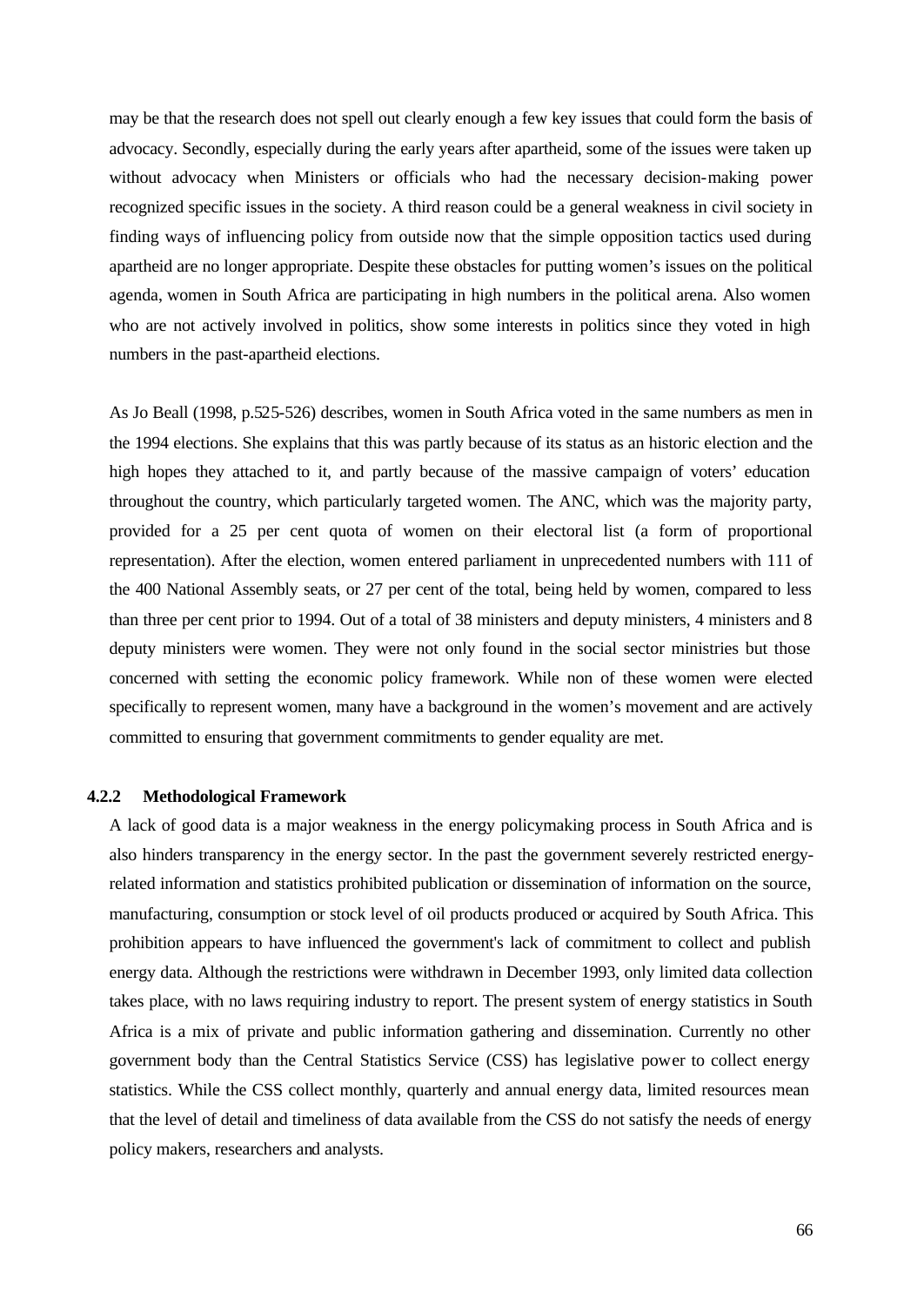may be that the research does not spell out clearly enough a few key issues that could form the basis of advocacy. Secondly, especially during the early years after apartheid, some of the issues were taken up without advocacy when Ministers or officials who had the necessary decision-making power recognized specific issues in the society. A third reason could be a general weakness in civil society in finding ways of influencing policy from outside now that the simple opposition tactics used during apartheid are no longer appropriate. Despite these obstacles for putting women's issues on the political agenda, women in South Africa are participating in high numbers in the political arena. Also women who are not actively involved in politics, show some interests in politics since they voted in high numbers in the past-apartheid elections.

As Jo Beall (1998, p.525-526) describes, women in South Africa voted in the same numbers as men in the 1994 elections. She explains that this was partly because of its status as an historic election and the high hopes they attached to it, and partly because of the massive campaign of voters' education throughout the country, which particularly targeted women. The ANC, which was the majority party, provided for a 25 per cent quota of women on their electoral list (a form of proportional representation). After the election, women entered parliament in unprecedented numbers with 111 of the 400 National Assembly seats, or 27 per cent of the total, being held by women, compared to less than three per cent prior to 1994. Out of a total of 38 ministers and deputy ministers, 4 ministers and 8 deputy ministers were women. They were not only found in the social sector ministries but those concerned with setting the economic policy framework. While non of these women were elected specifically to represent women, many have a background in the women's movement and are actively committed to ensuring that government commitments to gender equality are met.

### 4.2.2 Methodological Framework

A lack of good data is a major weakness in the energy policymaking process in South Africa and is also hinders transparency in the energy sector. In the past the government severely restricted energy-related information and statistics prohibited publication or dissemination of information on the source, manufacturing, consumption or stock level of oil products produced or acquired by South Africa. This prohibition appears to have influenced the government's lack of commitment to collect and publish energy data. Although the restrictions were withdrawn in December 1993, only limited data collection takes place, with no laws requiring industry to report. The present system of energy statistics in South Africa is a mix of private and public information gathering and dissemination. Currently no other government body than the Central Statistics Service (CSS) has legislative power to collect energy statistics. While the CSS collect monthly, quarterly and annual energy data, limited resources mean that the level of detail and timeliness of data available from the CSS do not satisfy the needs of energy policy makers, researchers and analysts.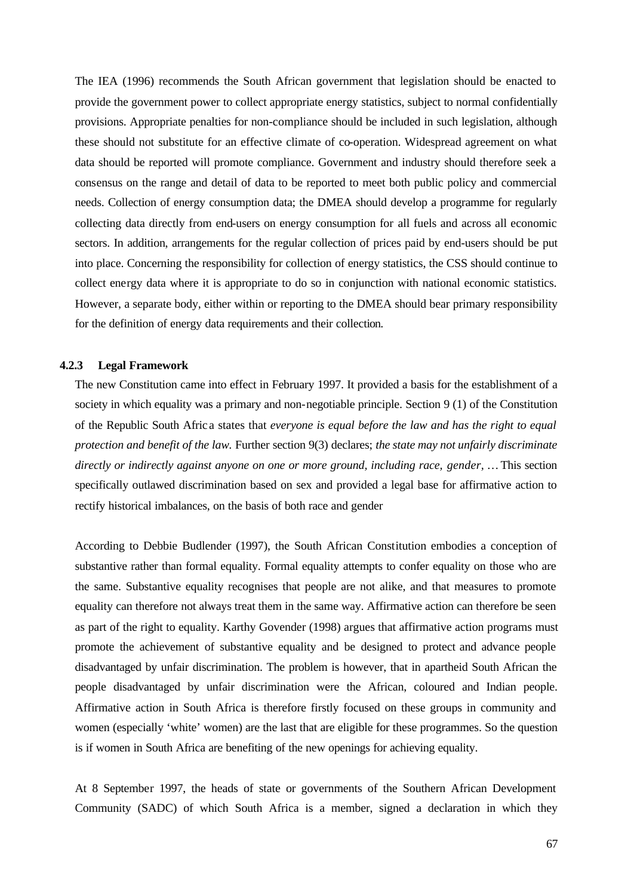The IEA (1996) recommends the South African government that legislation should be enacted to provide the government power to collect appropriate energy statistics, subject to normal confidentially provisions. Appropriate penalties for non-compliance should be included in such legislation, although these should not substitute for an effective climate of co-operation. Widespread agreement on what data should be reported will promote compliance. Government and industry should therefore seek a consensus on the range and detail of data to be reported to meet both public policy and commercial needs. Collection of energy consumption data; the DMEA should develop a programme for regularly collecting data directly from end-users on energy consumption for all fuels and across all economic sectors. In addition, arrangements for the regular collection of prices paid by end-users should be put into place. Concerning the responsibility for collection of energy statistics, the CSS should continue to collect energy data where it is appropriate to do so in conjunction with national economic statistics. However, a separate body, either within or reporting to the DMEA should bear primary responsibility for the definition of energy data requirements and their collection.

### 4.2.3 Legal Framework

The new Constitution came into effect in February 1997. It provided a basis for the establishment of a society in which equality was a primary and non-negotiable principle. Section 9 (1) of the Constitution of the Republic South Africa states that *everyone is equal before the law and has the right to equal protection and benefit of the law.* Further section 9(3) declares; *the state may not unfairly discriminate directly or indirectly against anyone on one or more ground, including race, gender, …* This section specifically outlawed discrimination based on sex and provided a legal base for affirmative action to rectify historical imbalances, on the basis of both race and gender

According to Debbie Budlender (1997), the South African Constitution embodies a conception of substantive rather than formal equality. Formal equality attempts to confer equality on those who are the same. Substantive equality recognises that people are not alike, and that measures to promote equality can therefore not always treat them in the same way. Affirmative action can therefore be seen as part of the right to equality. Karthy Govender (1998) argues that affirmative action programs must promote the achievement of substantive equality and be designed to protect and advance people disadvantaged by unfair discrimination. The problem is however, that in apartheid South African the people disadvantaged by unfair discrimination were the African, coloured and Indian people. Affirmative action in South Africa is therefore firstly focused on these groups in community and women (especially 'white' women) are the last that are eligible for these programmes. So the question is if women in South Africa are benefiting of the new openings for achieving equality.

At 8 September 1997, the heads of state or governments of the Southern African Development Community (SADC) of which South Africa is a member, signed a declaration in which they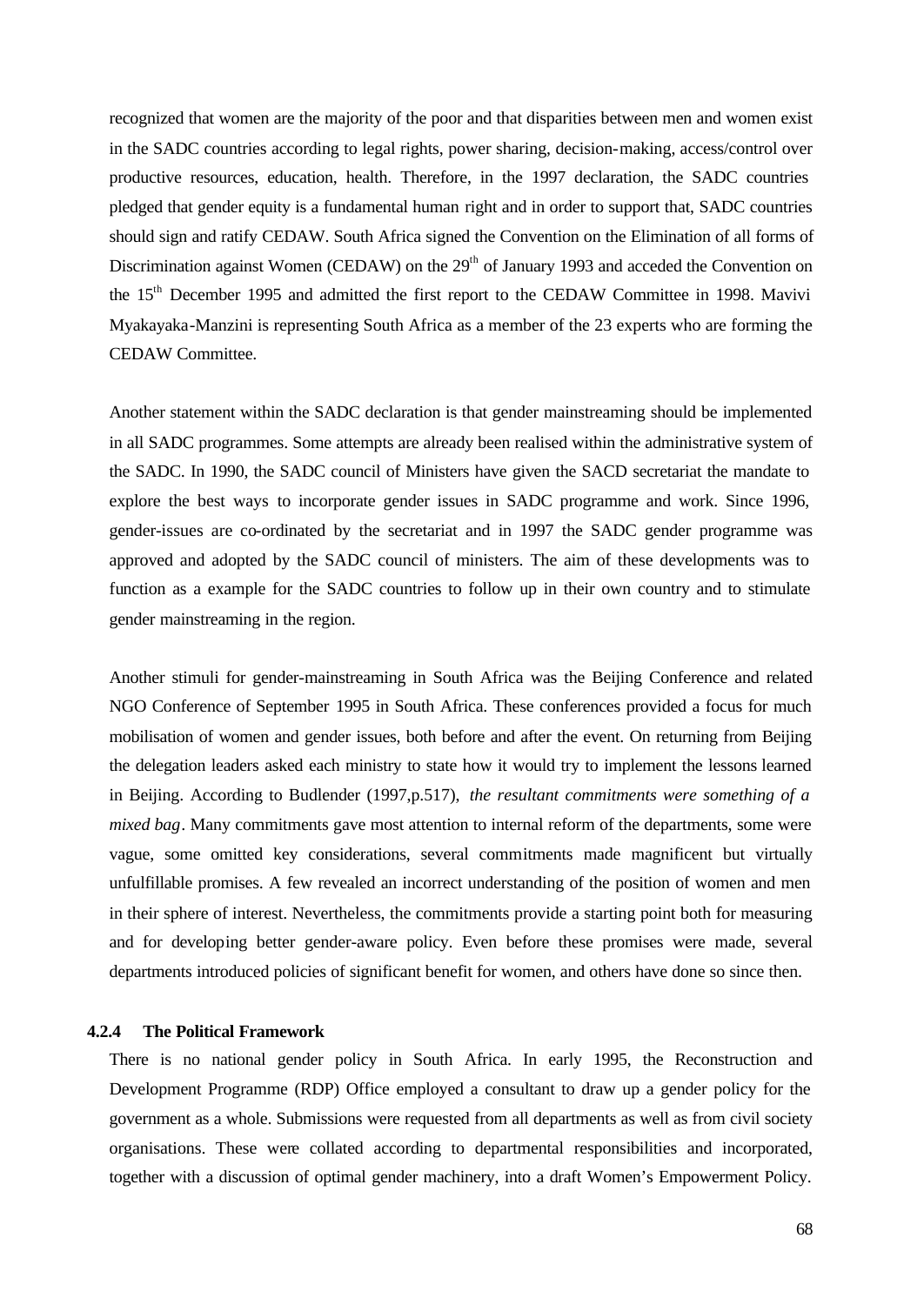recognized that women are the majority of the poor and that disparities between men and women exist in the SADC countries according to legal rights, power sharing, decision-making, access/control over productive resources, education, health. Therefore, in the 1997 declaration, the SADC countries pledged that gender equity is a fundamental human right and in order to support that, SADC countries should sign and ratify CEDAW. South Africa signed the Convention on the Elimination of all forms of Discrimination against Women (CEDAW) on the 29th of January 1993 and acceded the Convention on the 15th December 1995 and admitted the first report to the CEDAW Committee in 1998. Mavivi Myakayaka-Manzini is representing South Africa as a member of the 23 experts who are forming the CEDAW Committee.

Another statement within the SADC declaration is that gender mainstreaming should be implemented in all SADC programmes. Some attempts are already been realised within the administrative system of the SADC. In 1990, the SADC council of Ministers have given the SACD secretariat the mandate to explore the best ways to incorporate gender issues in SADC programme and work. Since 1996, gender-issues are co-ordinated by the secretariat and in 1997 the SADC gender programme was approved and adopted by the SADC council of ministers. The aim of these developments was to function as a example for the SADC countries to follow up in their own country and to stimulate gender mainstreaming in the region.

Another stimuli for gender-mainstreaming in South Africa was the Beijing Conference and related NGO Conference of September 1995 in South Africa. These conferences provided a focus for much mobilisation of women and gender issues, both before and after the event. On returning from Beijing the delegation leaders asked each ministry to state how it would try to implement the lessons learned in Beijing. According to Budlender (1997,p.517), *the resultant commitments were something of a mixed bag*. Many commitments gave most attention to internal reform of the departments, some were vague, some omitted key considerations, several commitments made magnificent but virtually unfulfillable promises. A few revealed an incorrect understanding of the position of women and men in their sphere of interest. Nevertheless, the commitments provide a starting point both for measuring and for developing better gender-aware policy. Even before these promises were made, several departments introduced policies of significant benefit for women, and others have done so since then.

#### 4.2.4 The Political Framework

There is no national gender policy in South Africa. In early 1995, the Reconstruction and Development Programme (RDP) Office employed a consultant to draw up a gender policy for the government as a whole. Submissions were requested from all departments as well as from civil society organisations. These were collated according to departmental responsibilities and incorporated, together with a discussion of optimal gender machinery, into a draft Women's Empowerment Policy.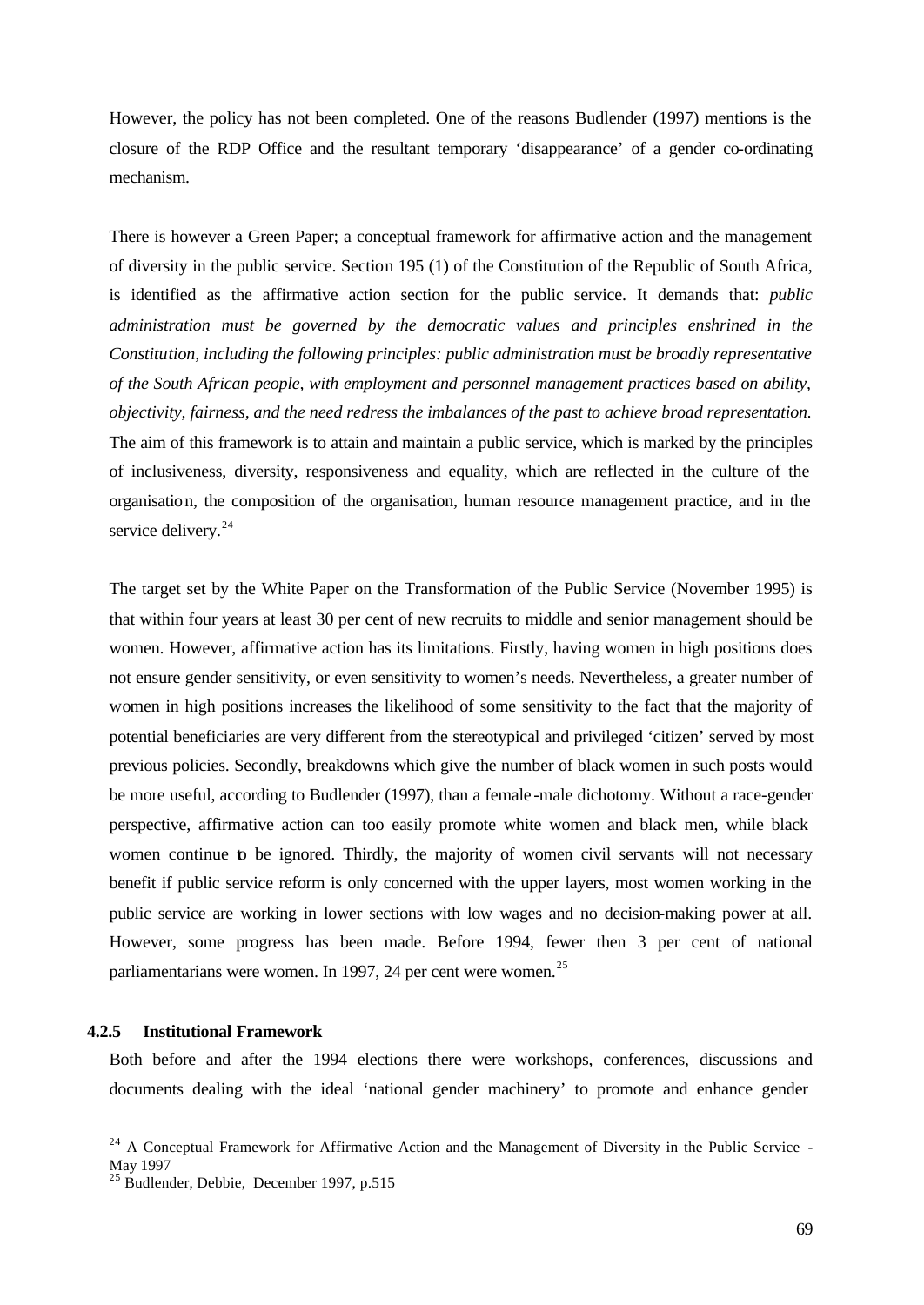However, the policy has not been completed. One of the reasons Budlender (1997) mentions is the closure of the RDP Office and the resultant temporary 'disappearance' of a gender co-ordinating mechanism.

There is however a Green Paper; a conceptual framework for affirmative action and the management of diversity in the public service. Section 195 (1) of the Constitution of the Republic of South Africa, is identified as the affirmative action section for the public service. It demands that: *public administration must be governed by the democratic values and principles enshrined in the Constitution, including the following principles: public administration must be broadly representative of the South African people, with employment and personnel management practices based on ability, objectivity, fairness, and the need redress the imbalances of the past to achieve broad representation.* The aim of this framework is to attain and maintain a public service, which is marked by the principles of inclusiveness, diversity, responsiveness and equality, which are reflected in the culture of the organisation, the composition of the organisation, human resource management practice, and in the service delivery.[24]

The target set by the White Paper on the Transformation of the Public Service (November 1995) is that within four years at least 30 per cent of new recruits to middle and senior management should be women. However, affirmative action has its limitations. Firstly, having women in high positions does not ensure gender sensitivity, or even sensitivity to women's needs. Nevertheless, a greater number of women in high positions increases the likelihood of some sensitivity to the fact that the majority of potential beneficiaries are very different from the stereotypical and privileged 'citizen' served by most previous policies. Secondly, breakdowns which give the number of black women in such posts would be more useful, according to Budlender (1997), than a female-male dichotomy. Without a race-gender perspective, affirmative action can too easily promote white women and black men, while black women continue to be ignored. Thirdly, the majority of women civil servants will not necessary benefit if public service reform is only concerned with the upper layers, most women working in the public service are working in lower sections with low wages and no decision-making power at all. However, some progress has been made. Before 1994, fewer then 3 per cent of national parliamentarians were women. In 1997, 24 per cent were women.[25]

### 4.2.5 Institutional Framework

Both before and after the 1994 elections there were workshops, conferences, discussions and documents dealing with the ideal 'national gender machinery' to promote and enhance gender

---

[24] A Conceptual Framework for Affirmative Action and the Management of Diversity in the Public Service - May 1997

[25] Budlender, Debbie, December 1997, p.515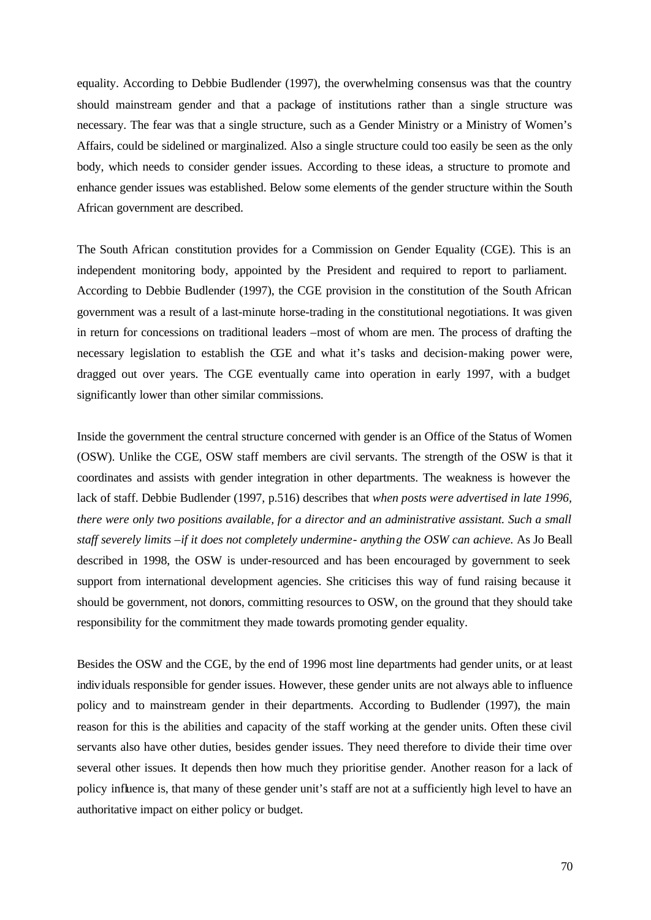equality. According to Debbie Budlender (1997), the overwhelming consensus was that the country should mainstream gender and that a package of institutions rather than a single structure was necessary. The fear was that a single structure, such as a Gender Ministry or a Ministry of Women's Affairs, could be sidelined or marginalized. Also a single structure could too easily be seen as the only body, which needs to consider gender issues. According to these ideas, a structure to promote and enhance gender issues was established. Below some elements of the gender structure within the South African government are described.

The South African constitution provides for a Commission on Gender Equality (CGE). This is an independent monitoring body, appointed by the President and required to report to parliament. According to Debbie Budlender (1997), the CGE provision in the constitution of the South African government was a result of a last-minute horse-trading in the constitutional negotiations. It was given in return for concessions on traditional leaders –most of whom are men. The process of drafting the necessary legislation to establish the CGE and what it's tasks and decision-making power were, dragged out over years. The CGE eventually came into operation in early 1997, with a budget significantly lower than other similar commissions.

Inside the government the central structure concerned with gender is an Office of the Status of Women (OSW). Unlike the CGE, OSW staff members are civil servants. The strength of the OSW is that it coordinates and assists with gender integration in other departments. The weakness is however the lack of staff. Debbie Budlender (1997, p.516) describes that *when posts were advertised in late 1996, there were only two positions available, for a director and an administrative assistant. Such a small staff severely limits –if it does not completely undermine- anything the OSW can achieve.* As Jo Beall described in 1998, the OSW is under-resourced and has been encouraged by government to seek support from international development agencies. She criticises this way of fund raising because it should be government, not donors, committing resources to OSW, on the ground that they should take responsibility for the commitment they made towards promoting gender equality.

Besides the OSW and the CGE, by the end of 1996 most line departments had gender units, or at least individuals responsible for gender issues. However, these gender units are not always able to influence policy and to mainstream gender in their departments. According to Budlender (1997), the main reason for this is the abilities and capacity of the staff working at the gender units. Often these civil servants also have other duties, besides gender issues. They need therefore to divide their time over several other issues. It depends then how much they prioritise gender. Another reason for a lack of policy influence is, that many of these gender unit's staff are not at a sufficiently high level to have an authoritative impact on either policy or budget.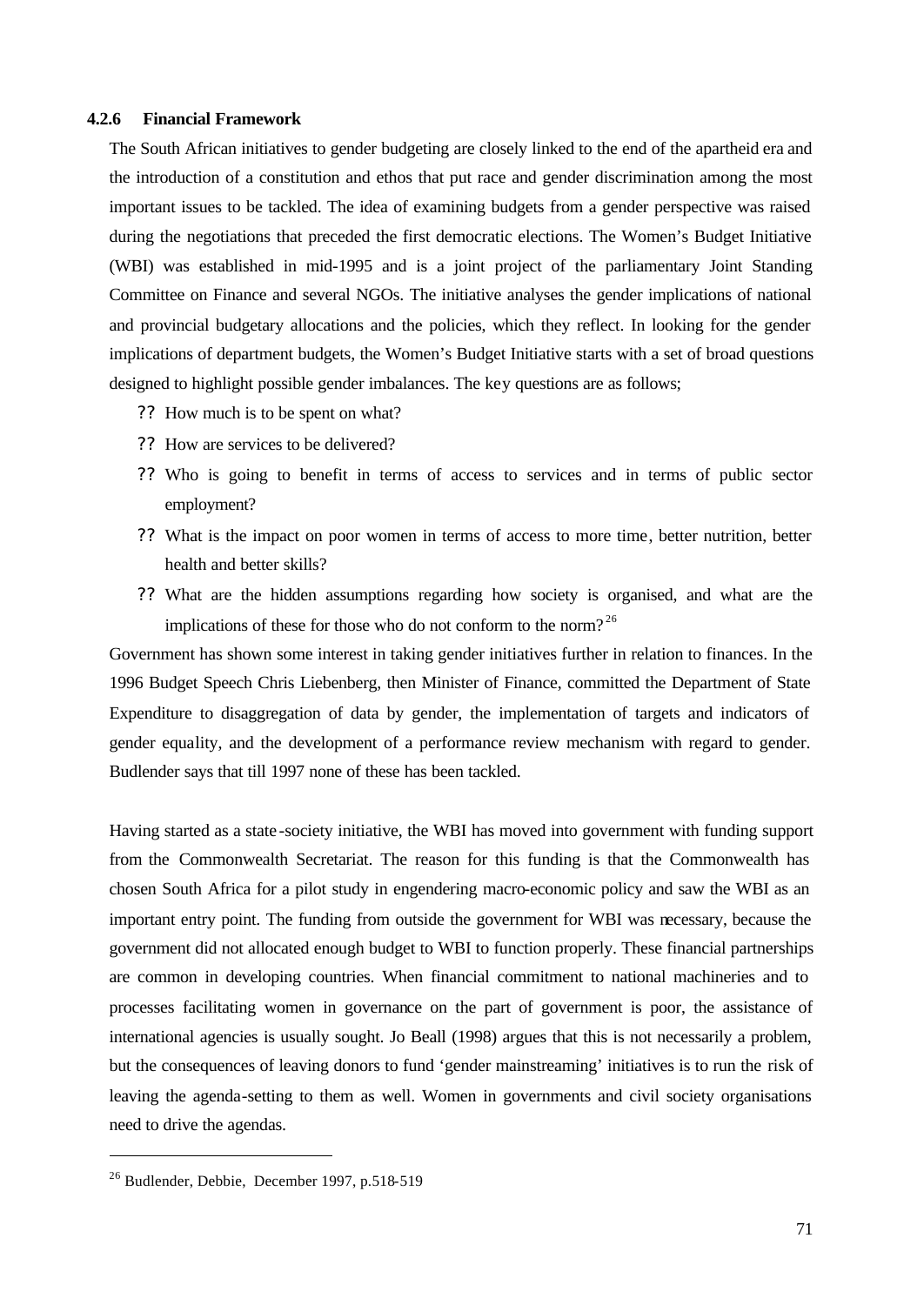#### 4.2.6 Financial Framework

The South African initiatives to gender budgeting are closely linked to the end of the apartheid era and the introduction of a constitution and ethos that put race and gender discrimination among the most important issues to be tackled. The idea of examining budgets from a gender perspective was raised during the negotiations that preceded the first democratic elections. The Women's Budget Initiative (WBI) was established in mid-1995 and is a joint project of the parliamentary Joint Standing Committee on Finance and several NGOs. The initiative analyses the gender implications of national and provincial budgetary allocations and the policies, which they reflect. In looking for the gender implications of department budgets, the Women's Budget Initiative starts with a set of broad questions designed to highlight possible gender imbalances. The key questions are as follows;

- How much is to be spent on what?
- How are services to be delivered?
- Who is going to benefit in terms of access to services and in terms of public sector employment?
- What is the impact on poor women in terms of access to more time, better nutrition, better health and better skills?
- What are the hidden assumptions regarding how society is organised, and what are the implications of these for those who do not conform to the norm? [26]

Government has shown some interest in taking gender initiatives further in relation to finances. In the 1996 Budget Speech Chris Liebenberg, then Minister of Finance, committed the Department of State Expenditure to disaggregation of data by gender, the implementation of targets and indicators of gender equality, and the development of a performance review mechanism with regard to gender. Budlender says that till 1997 none of these has been tackled.

Having started as a state-society initiative, the WBI has moved into government with funding support from the Commonwealth Secretariat. The reason for this funding is that the Commonwealth has chosen South Africa for a pilot study in engendering macro-economic policy and saw the WBI as an important entry point. The funding from outside the government for WBI was necessary, because the government did not allocated enough budget to WBI to function properly. These financial partnerships are common in developing countries. When financial commitment to national machineries and to processes facilitating women in governance on the part of government is poor, the assistance of international agencies is usually sought. Jo Beall (1998) argues that this is not necessarily a problem, but the consequences of leaving donors to fund 'gender mainstreaming' initiatives is to run the risk of leaving the agenda-setting to them as well. Women in governments and civil society organisations need to drive the agendas.

---

[26] Budlender, Debbie, December 1997, p.518-519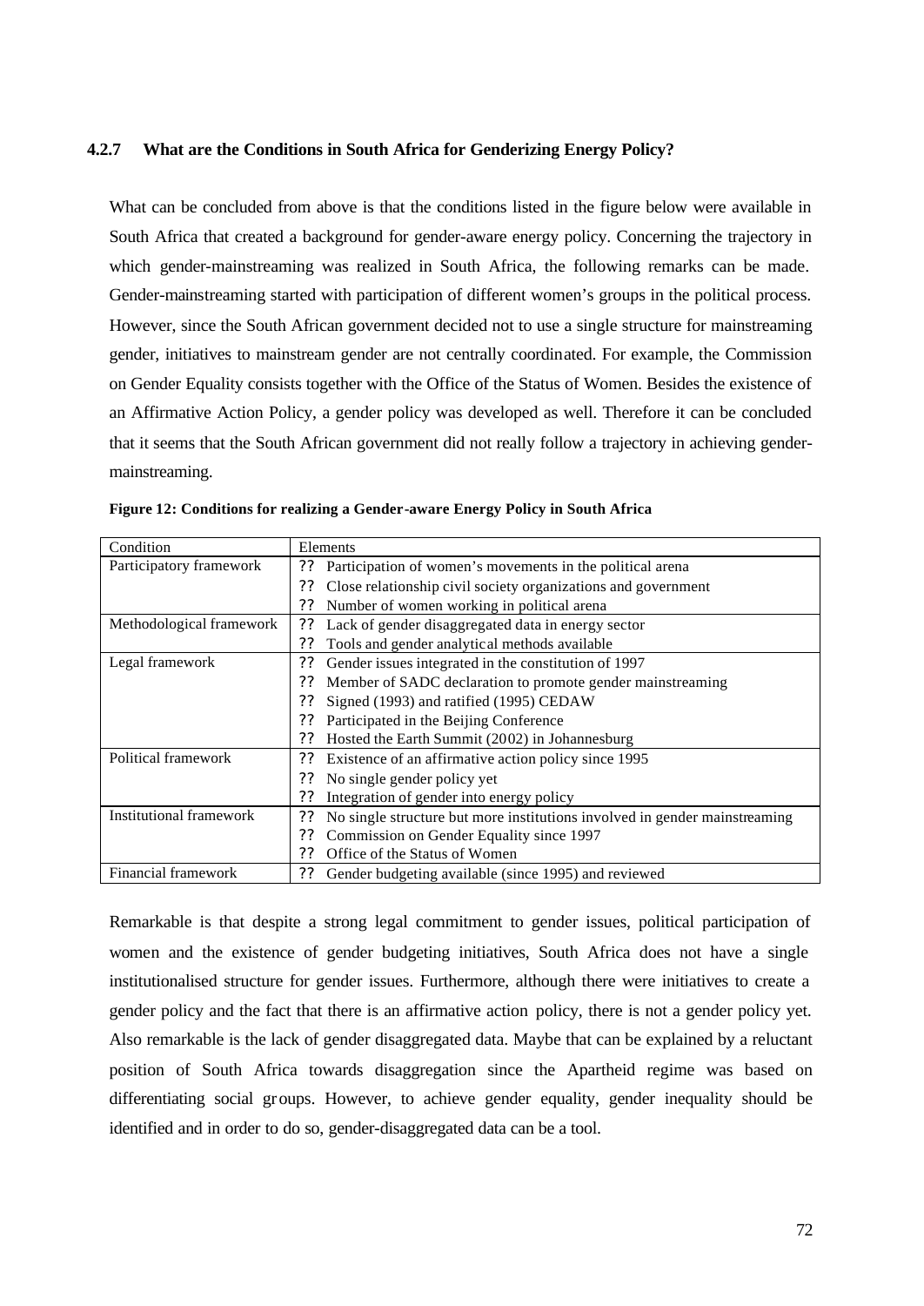### 4.2.7 What are the Conditions in South Africa for Genderizing Energy Policy?

What can be concluded from above is that the conditions listed in the figure below were available in South Africa that created a background for gender-aware energy policy. Concerning the trajectory in which gender-mainstreaming was realized in South Africa, the following remarks can be made. Gender-mainstreaming started with participation of different women's groups in the political process. However, since the South African government decided not to use a single structure for mainstreaming gender, initiatives to mainstream gender are not centrally coordinated. For example, the Commission on Gender Equality consists together with the Office of the Status of Women. Besides the existence of an Affirmative Action Policy, a gender policy was developed as well. Therefore it can be concluded that it seems that the South African government did not really follow a trajectory in achieving gender-mainstreaming.

**Figure 12: Conditions for realizing a Gender-aware Energy Policy in South Africa**

| Condition | Elements |
|---|---|
| Participatory framework | ?? Participation of women's movements in the political arena<br>?? Close relationship civil society organizations and government<br>?? Number of women working in political arena |
| Methodological framework | ?? Lack of gender disaggregated data in energy sector<br>?? Tools and gender analytical methods available |
| Legal framework | ?? Gender issues integrated in the constitution of 1997<br>?? Member of SADC declaration to promote gender mainstreaming<br>?? Signed (1993) and ratified (1995) CEDAW<br>?? Participated in the Beijing Conference<br>?? Hosted the Earth Summit (2002) in Johannesburg |
| Political framework | ?? Existence of an affirmative action policy since 1995<br>?? No single gender policy yet<br>?? Integration of gender into energy policy |
| Institutional framework | ?? No single structure but more institutions involved in gender mainstreaming<br>?? Commission on Gender Equality since 1997<br>?? Office of the Status of Women |
| Financial framework | ?? Gender budgeting available (since 1995) and reviewed |

Remarkable is that despite a strong legal commitment to gender issues, political participation of women and the existence of gender budgeting initiatives, South Africa does not have a single institutionalised structure for gender issues. Furthermore, although there were initiatives to create a gender policy and the fact that there is an affirmative action policy, there is not a gender policy yet. Also remarkable is the lack of gender disaggregated data. Maybe that can be explained by a reluctant position of South Africa towards disaggregation since the Apartheid regime was based on differentiating social groups. However, to achieve gender equality, gender inequality should be identified and in order to do so, gender-disaggregated data can be a tool.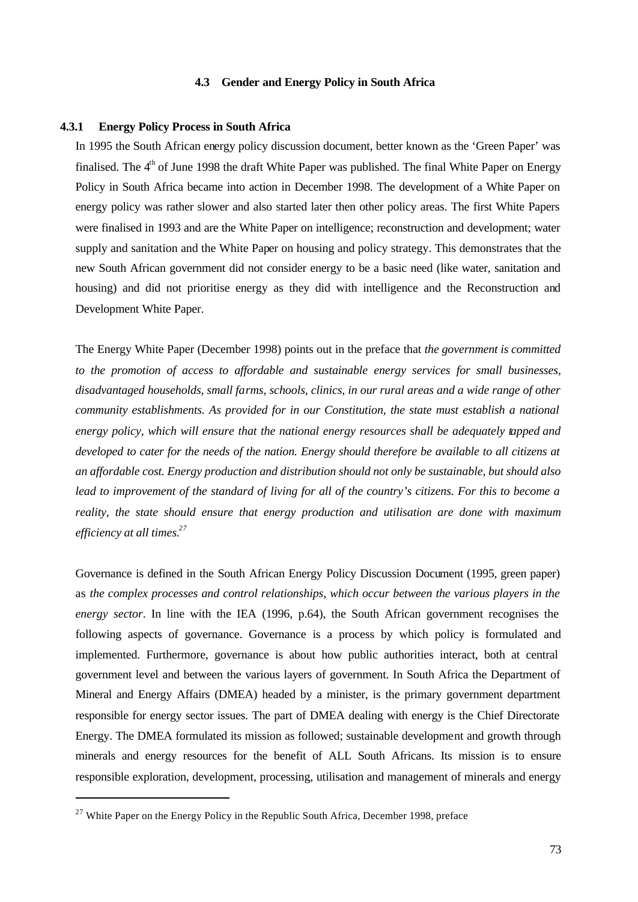### 4.3 Gender and Energy Policy in South Africa

#### 4.3.1 Energy Policy Process in South Africa

In 1995 the South African energy policy discussion document, better known as the 'Green Paper' was finalised. The 4th of June 1998 the draft White Paper was published. The final White Paper on Energy Policy in South Africa became into action in December 1998. The development of a White Paper on energy policy was rather slower and also started later then other policy areas. The first White Papers were finalised in 1993 and are the White Paper on intelligence; reconstruction and development; water supply and sanitation and the White Paper on housing and policy strategy. This demonstrates that the new South African government did not consider energy to be a basic need (like water, sanitation and housing) and did not prioritise energy as they did with intelligence and the Reconstruction and Development White Paper.

The Energy White Paper (December 1998) points out in the preface that *the government is committed to the promotion of access to affordable and sustainable energy services for small businesses, disadvantaged households, small farms, schools, clinics, in our rural areas and a wide range of other community establishments. As provided for in our Constitution, the state must establish a national energy policy, which will ensure that the national energy resources shall be adequately tapped and developed to cater for the needs of the nation. Energy should therefore be available to all citizens at an affordable cost. Energy production and distribution should not only be sustainable, but should also lead to improvement of the standard of living for all of the country's citizens. For this to become a reality, the state should ensure that energy production and utilisation are done with maximum efficiency at all times.*[27]

Governance is defined in the South African Energy Policy Discussion Document (1995, green paper) as *the complex processes and control relationships, which occur between the various players in the energy sector*. In line with the IEA (1996, p.64), the South African government recognises the following aspects of governance. Governance is a process by which policy is formulated and implemented. Furthermore, governance is about how public authorities interact, both at central government level and between the various layers of government. In South Africa the Department of Mineral and Energy Affairs (DMEA) headed by a minister, is the primary government department responsible for energy sector issues. The part of DMEA dealing with energy is the Chief Directorate Energy. The DMEA formulated its mission as followed; sustainable development and growth through minerals and energy resources for the benefit of ALL South Africans. Its mission is to ensure responsible exploration, development, processing, utilisation and management of minerals and energy

[27] White Paper on the Energy Policy in the Republic South Africa, December 1998, preface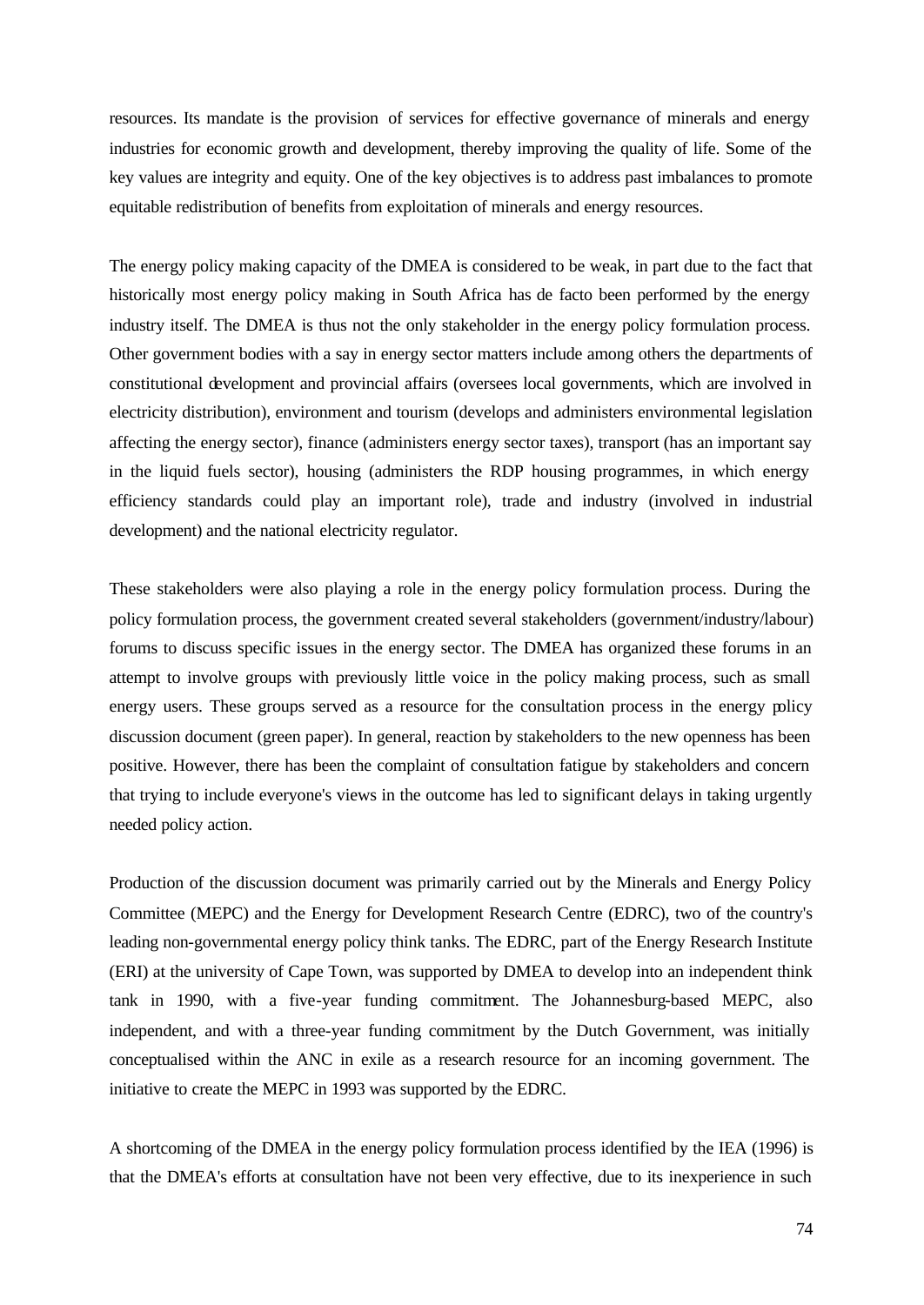resources. Its mandate is the provision of services for effective governance of minerals and energy industries for economic growth and development, thereby improving the quality of life. Some of the key values are integrity and equity. One of the key objectives is to address past imbalances to promote equitable redistribution of benefits from exploitation of minerals and energy resources.

The energy policy making capacity of the DMEA is considered to be weak, in part due to the fact that historically most energy policy making in South Africa has de facto been performed by the energy industry itself. The DMEA is thus not the only stakeholder in the energy policy formulation process. Other government bodies with a say in energy sector matters include among others the departments of constitutional development and provincial affairs (oversees local governments, which are involved in electricity distribution), environment and tourism (develops and administers environmental legislation affecting the energy sector), finance (administers energy sector taxes), transport (has an important say in the liquid fuels sector), housing (administers the RDP housing programmes, in which energy efficiency standards could play an important role), trade and industry (involved in industrial development) and the national electricity regulator.

These stakeholders were also playing a role in the energy policy formulation process. During the policy formulation process, the government created several stakeholders (government/industry/labour) forums to discuss specific issues in the energy sector. The DMEA has organized these forums in an attempt to involve groups with previously little voice in the policy making process, such as small energy users. These groups served as a resource for the consultation process in the energy policy discussion document (green paper). In general, reaction by stakeholders to the new openness has been positive. However, there has been the complaint of consultation fatigue by stakeholders and concern that trying to include everyone's views in the outcome has led to significant delays in taking urgently needed policy action.

Production of the discussion document was primarily carried out by the Minerals and Energy Policy Committee (MEPC) and the Energy for Development Research Centre (EDRC), two of the country's leading non-governmental energy policy think tanks. The EDRC, part of the Energy Research Institute (ERI) at the university of Cape Town, was supported by DMEA to develop into an independent think tank in 1990, with a five-year funding commitment. The Johannesburg-based MEPC, also independent, and with a three-year funding commitment by the Dutch Government, was initially conceptualised within the ANC in exile as a research resource for an incoming government. The initiative to create the MEPC in 1993 was supported by the EDRC.

A shortcoming of the DMEA in the energy policy formulation process identified by the IEA (1996) is that the DMEA's efforts at consultation have not been very effective, due to its inexperience in such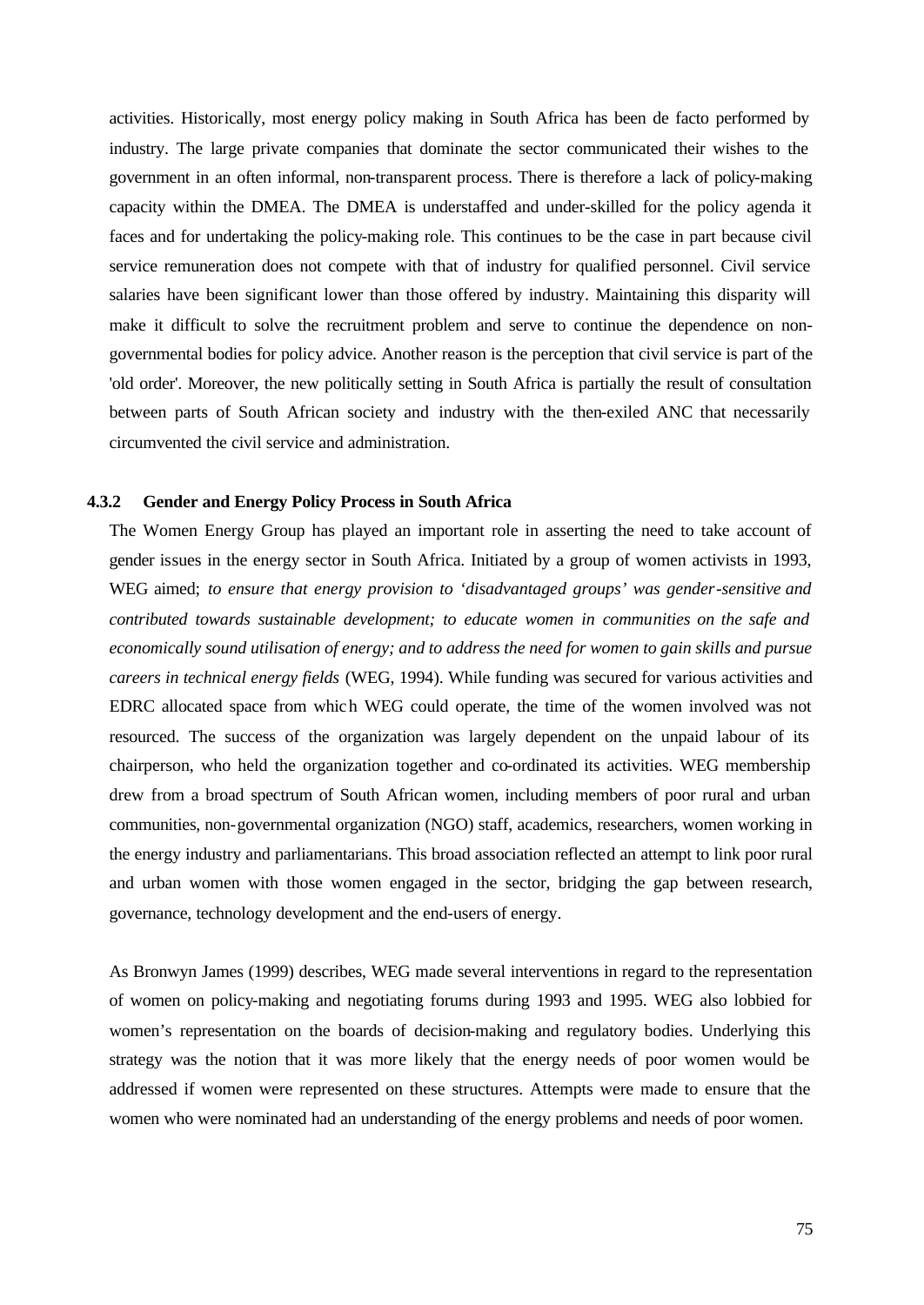activities. Historically, most energy policy making in South Africa has been de facto performed by industry. The large private companies that dominate the sector communicated their wishes to the government in an often informal, non-transparent process. There is therefore a lack of policy-making capacity within the DMEA. The DMEA is understaffed and under-skilled for the policy agenda it faces and for undertaking the policy-making role. This continues to be the case in part because civil service remuneration does not compete with that of industry for qualified personnel. Civil service salaries have been significant lower than those offered by industry. Maintaining this disparity will make it difficult to solve the recruitment problem and serve to continue the dependence on non-governmental bodies for policy advice. Another reason is the perception that civil service is part of the 'old order'. Moreover, the new politically setting in South Africa is partially the result of consultation between parts of South African society and industry with the then-exiled ANC that necessarily circumvented the civil service and administration.

### 4.3.2 Gender and Energy Policy Process in South Africa

The Women Energy Group has played an important role in asserting the need to take account of gender issues in the energy sector in South Africa. Initiated by a group of women activists in 1993, WEG aimed; *to ensure that energy provision to 'disadvantaged groups' was gender-sensitive and contributed towards sustainable development; to educate women in communities on the safe and economically sound utilisation of energy; and to address the need for women to gain skills and pursue careers in technical energy fields* (WEG, 1994). While funding was secured for various activities and EDRC allocated space from which WEG could operate, the time of the women involved was not resourced. The success of the organization was largely dependent on the unpaid labour of its chairperson, who held the organization together and co-ordinated its activities. WEG membership drew from a broad spectrum of South African women, including members of poor rural and urban communities, non-governmental organization (NGO) staff, academics, researchers, women working in the energy industry and parliamentarians. This broad association reflected an attempt to link poor rural and urban women with those women engaged in the sector, bridging the gap between research, governance, technology development and the end-users of energy.

As Bronwyn James (1999) describes, WEG made several interventions in regard to the representation of women on policy-making and negotiating forums during 1993 and 1995. WEG also lobbied for women's representation on the boards of decision-making and regulatory bodies. Underlying this strategy was the notion that it was more likely that the energy needs of poor women would be addressed if women were represented on these structures. Attempts were made to ensure that the women who were nominated had an understanding of the energy problems and needs of poor women.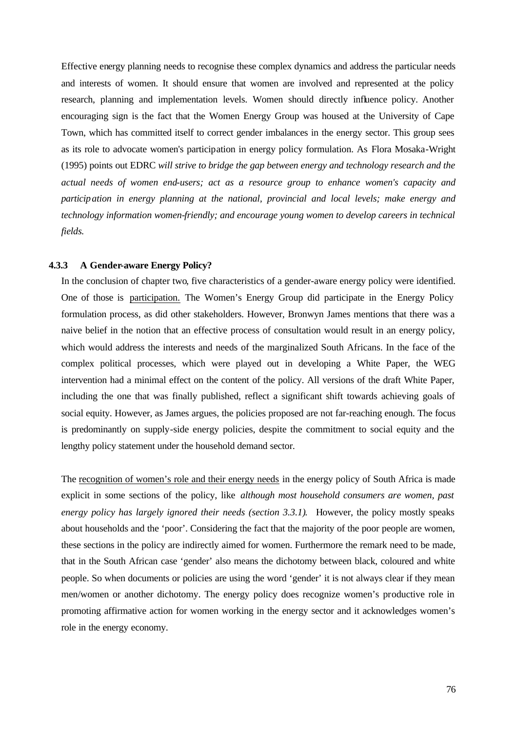Effective energy planning needs to recognise these complex dynamics and address the particular needs and interests of women. It should ensure that women are involved and represented at the policy research, planning and implementation levels. Women should directly influence policy. Another encouraging sign is the fact that the Women Energy Group was housed at the University of Cape Town, which has committed itself to correct gender imbalances in the energy sector. This group sees as its role to advocate women's participation in energy policy formulation. As Flora Mosaka-Wright (1995) points out EDRC *will strive to bridge the gap between energy and technology research and the actual needs of women end-users; act as a resource group to enhance women's capacity and participation in energy planning at the national, provincial and local levels; make energy and technology information women-friendly; and encourage young women to develop careers in technical fields.*

### 4.3.3 A Gender-aware Energy Policy?

In the conclusion of chapter two, five characteristics of a gender-aware energy policy were identified. One of those is <u>participation.</u> The Women's Energy Group did participate in the Energy Policy formulation process, as did other stakeholders. However, Bronwyn James mentions that there was a naive belief in the notion that an effective process of consultation would result in an energy policy, which would address the interests and needs of the marginalized South Africans. In the face of the complex political processes, which were played out in developing a White Paper, the WEG intervention had a minimal effect on the content of the policy. All versions of the draft White Paper, including the one that was finally published, reflect a significant shift towards achieving goals of social equity. However, as James argues, the policies proposed are not far-reaching enough. The focus is predominantly on supply-side energy policies, despite the commitment to social equity and the lengthy policy statement under the household demand sector.

The <u>recognition of women's role and their energy needs</u> in the energy policy of South Africa is made explicit in some sections of the policy, like *although most household consumers are women, past energy policy has largely ignored their needs (section 3.3.1).* However, the policy mostly speaks about households and the 'poor'. Considering the fact that the majority of the poor people are women, these sections in the policy are indirectly aimed for women. Furthermore the remark need to be made, that in the South African case 'gender' also means the dichotomy between black, coloured and white people. So when documents or policies are using the word 'gender' it is not always clear if they mean men/women or another dichotomy. The energy policy does recognize women's productive role in promoting affirmative action for women working in the energy sector and it acknowledges women's role in the energy economy.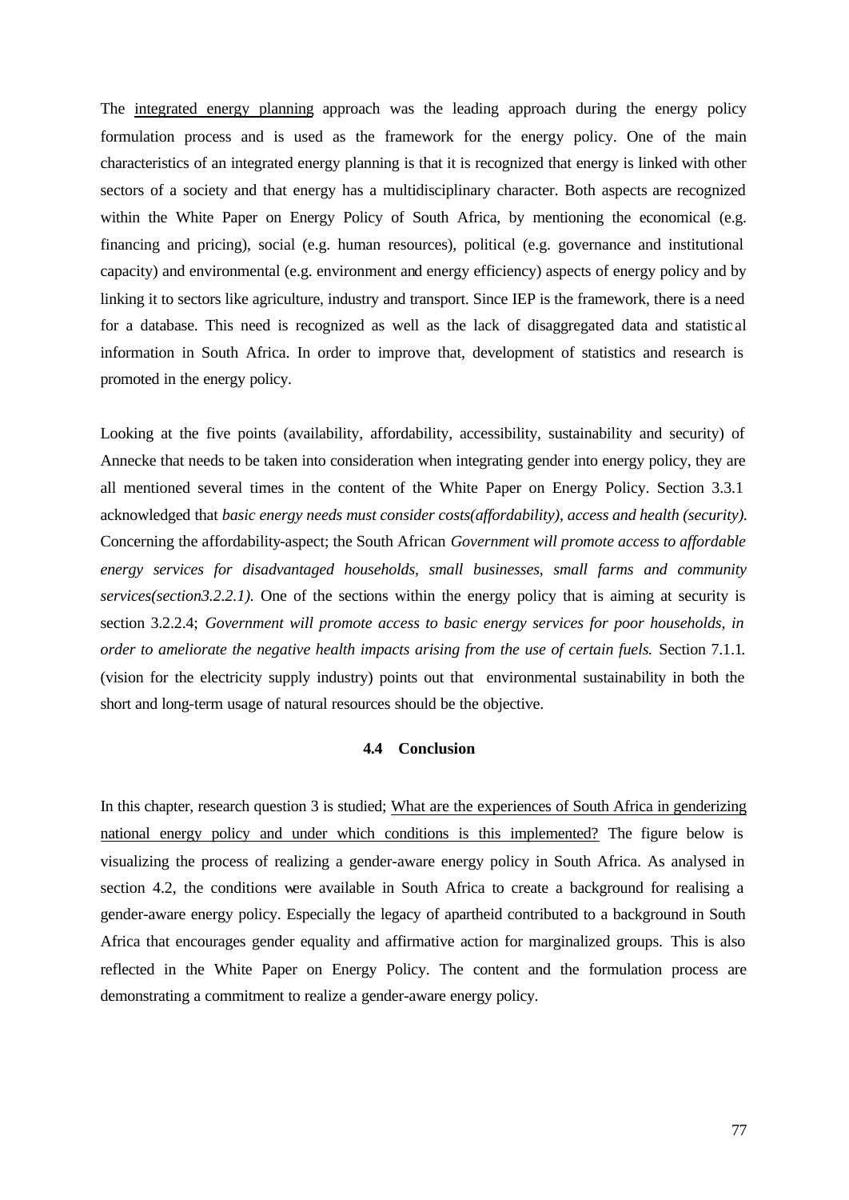The <u>integrated energy planning</u> approach was the leading approach during the energy policy formulation process and is used as the framework for the energy policy. One of the main characteristics of an integrated energy planning is that it is recognized that energy is linked with other sectors of a society and that energy has a multidisciplinary character. Both aspects are recognized within the White Paper on Energy Policy of South Africa, by mentioning the economical (e.g. financing and pricing), social (e.g. human resources), political (e.g. governance and institutional capacity) and environmental (e.g. environment and energy efficiency) aspects of energy policy and by linking it to sectors like agriculture, industry and transport. Since IEP is the framework, there is a need for a database. This need is recognized as well as the lack of disaggregated data and statistical information in South Africa. In order to improve that, development of statistics and research is promoted in the energy policy.

Looking at the five points (availability, affordability, accessibility, sustainability and security) of Annecke that needs to be taken into consideration when integrating gender into energy policy, they are all mentioned several times in the content of the White Paper on Energy Policy. Section 3.3.1 acknowledged that *basic energy needs must consider costs(affordability), access and health (security).* Concerning the affordability-aspect; the South African *Government will promote access to affordable energy services for disadvantaged households, small businesses, small farms and community services(section3.2.2.1).* One of the sections within the energy policy that is aiming at security is section 3.2.2.4; *Government will promote access to basic energy services for poor households, in order to ameliorate the negative health impacts arising from the use of certain fuels.* Section 7.1.1. (vision for the electricity supply industry) points out that environmental sustainability in both the short and long-term usage of natural resources should be the objective.

### 4.4 Conclusion

In this chapter, research question 3 is studied; <u>What are the experiences of South Africa in genderizing national energy policy and under which conditions is this implemented?</u> The figure below is visualizing the process of realizing a gender-aware energy policy in South Africa. As analysed in section 4.2, the conditions were available in South Africa to create a background for realising a gender-aware energy policy. Especially the legacy of apartheid contributed to a background in South Africa that encourages gender equality and affirmative action for marginalized groups. This is also reflected in the White Paper on Energy Policy. The content and the formulation process are demonstrating a commitment to realize a gender-aware energy policy.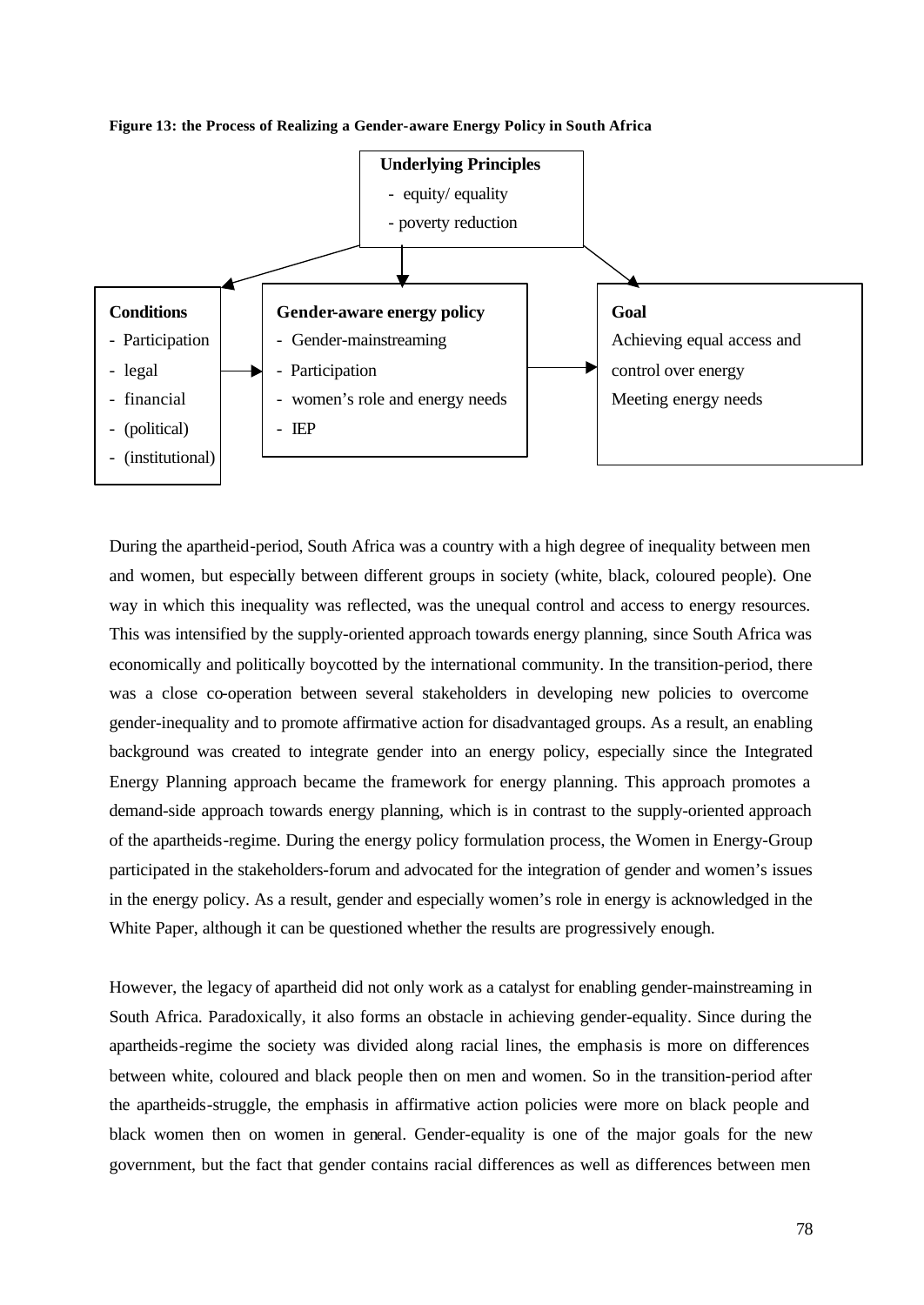**Figure 13: the Process of Realizing a Gender-aware Energy Policy in South Africa**

**Underlying Principles**
- equity/ equality
- poverty reduction

**Conditions**
- Participation
- legal
- financial
- (political)
- (institutional)

**Gender-aware energy policy**
- Gender-mainstreaming
- Participation
- women's role and energy needs
- IEP

**Goal**
Achieving equal access and control over energy
Meeting energy needs

During the apartheid-period, South Africa was a country with a high degree of inequality between men and women, but especially between different groups in society (white, black, coloured people). One way in which this inequality was reflected, was the unequal control and access to energy resources. This was intensified by the supply-oriented approach towards energy planning, since South Africa was economically and politically boycotted by the international community. In the transition-period, there was a close co-operation between several stakeholders in developing new policies to overcome gender-inequality and to promote affirmative action for disadvantaged groups. As a result, an enabling background was created to integrate gender into an energy policy, especially since the Integrated Energy Planning approach became the framework for energy planning. This approach promotes a demand-side approach towards energy planning, which is in contrast to the supply-oriented approach of the apartheids-regime. During the energy policy formulation process, the Women in Energy-Group participated in the stakeholders-forum and advocated for the integration of gender and women's issues in the energy policy. As a result, gender and especially women's role in energy is acknowledged in the White Paper, although it can be questioned whether the results are progressively enough.

However, the legacy of apartheid did not only work as a catalyst for enabling gender-mainstreaming in South Africa. Paradoxically, it also forms an obstacle in achieving gender-equality. Since during the apartheids-regime the society was divided along racial lines, the emphasis is more on differences between white, coloured and black people then on men and women. So in the transition-period after the apartheids-struggle, the emphasis in affirmative action policies were more on black people and black women then on women in general. Gender-equality is one of the major goals for the new government, but the fact that gender contains racial differences as well as differences between men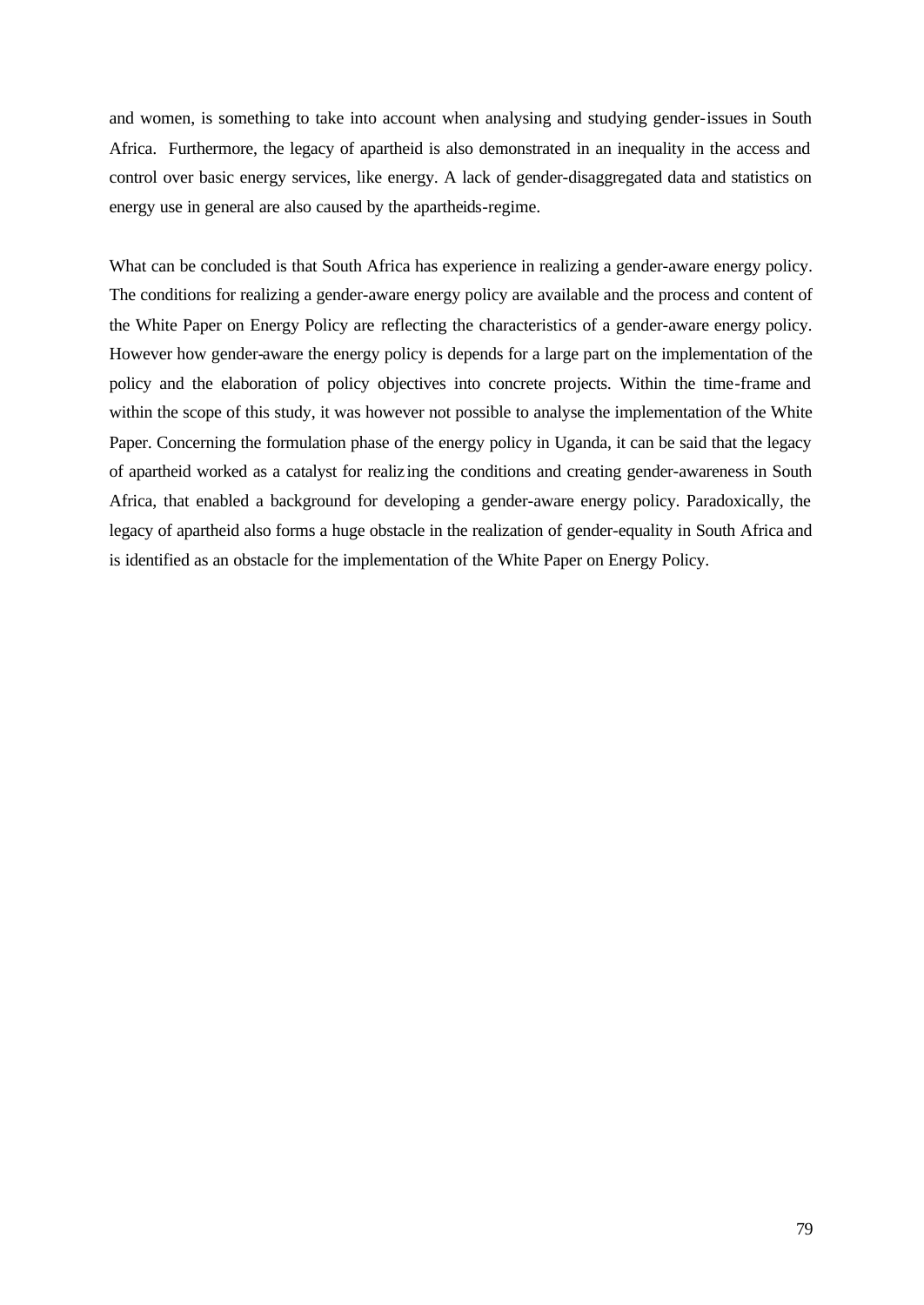and women, is something to take into account when analysing and studying gender-issues in South Africa. Furthermore, the legacy of apartheid is also demonstrated in an inequality in the access and control over basic energy services, like energy. A lack of gender-disaggregated data and statistics on energy use in general are also caused by the apartheids-regime.

What can be concluded is that South Africa has experience in realizing a gender-aware energy policy. The conditions for realizing a gender-aware energy policy are available and the process and content of the White Paper on Energy Policy are reflecting the characteristics of a gender-aware energy policy. However how gender-aware the energy policy is depends for a large part on the implementation of the policy and the elaboration of policy objectives into concrete projects. Within the time-frame and within the scope of this study, it was however not possible to analyse the implementation of the White Paper. Concerning the formulation phase of the energy policy in Uganda, it can be said that the legacy of apartheid worked as a catalyst for realizing the conditions and creating gender-awareness in South Africa, that enabled a background for developing a gender-aware energy policy. Paradoxically, the legacy of apartheid also forms a huge obstacle in the realization of gender-equality in South Africa and is identified as an obstacle for the implementation of the White Paper on Energy Policy.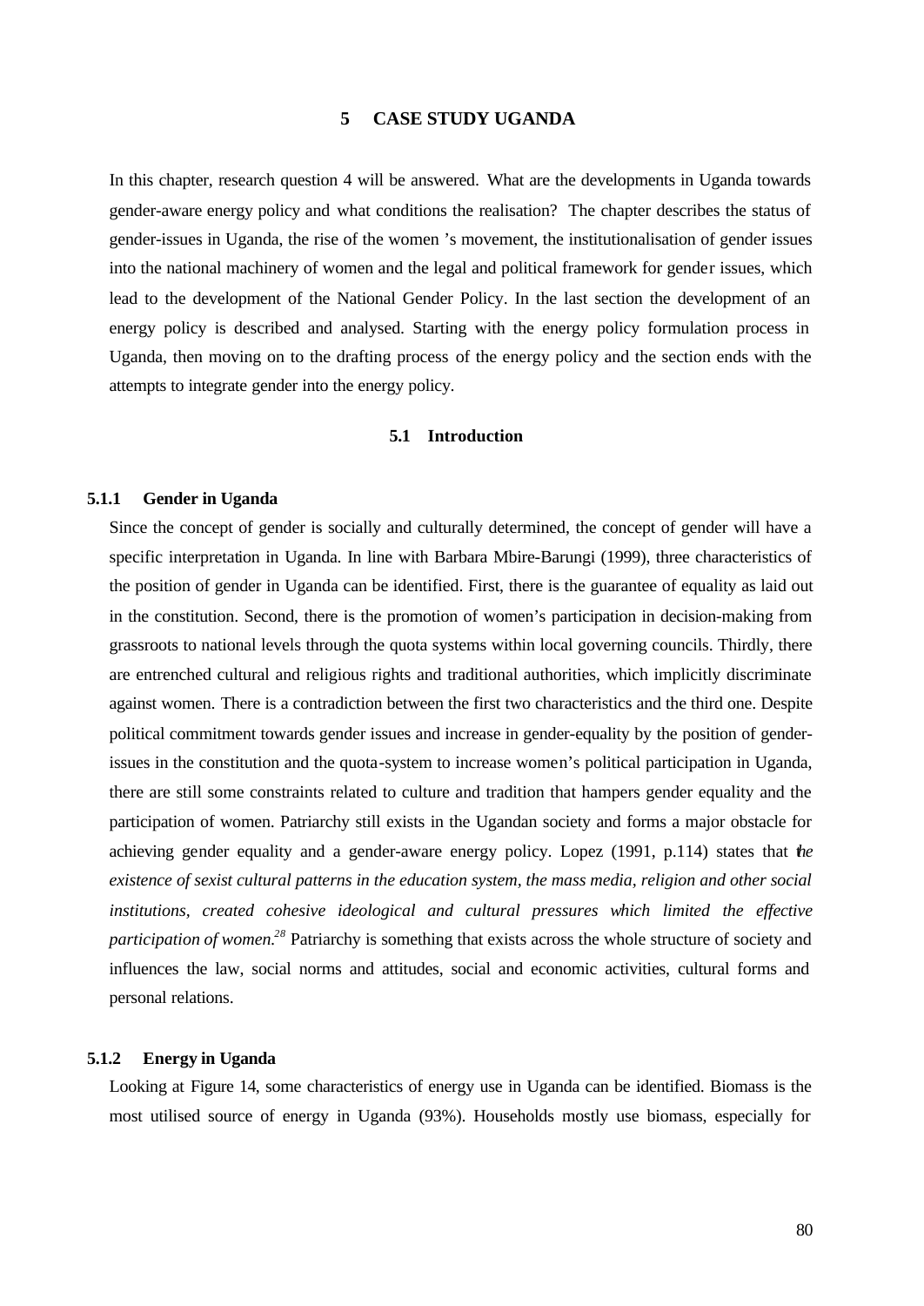# 5 CASE STUDY UGANDA

In this chapter, research question 4 will be answered. What are the developments in Uganda towards gender-aware energy policy and what conditions the realisation? The chapter describes the status of gender-issues in Uganda, the rise of the women 's movement, the institutionalisation of gender issues into the national machinery of women and the legal and political framework for gender issues, which lead to the development of the National Gender Policy. In the last section the development of an energy policy is described and analysed. Starting with the energy policy formulation process in Uganda, then moving on to the drafting process of the energy policy and the section ends with the attempts to integrate gender into the energy policy.

## 5.1 Introduction

### 5.1.1 Gender in Uganda

Since the concept of gender is socially and culturally determined, the concept of gender will have a specific interpretation in Uganda. In line with Barbara Mbire-Barungi (1999), three characteristics of the position of gender in Uganda can be identified. First, there is the guarantee of equality as laid out in the constitution. Second, there is the promotion of women's participation in decision-making from grassroots to national levels through the quota systems within local governing councils. Thirdly, there are entrenched cultural and religious rights and traditional authorities, which implicitly discriminate against women. There is a contradiction between the first two characteristics and the third one. Despite political commitment towards gender issues and increase in gender-equality by the position of gender-issues in the constitution and the quota-system to increase women's political participation in Uganda, there are still some constraints related to culture and tradition that hampers gender equality and the participation of women. Patriarchy still exists in the Ugandan society and forms a major obstacle for achieving gender equality and a gender-aware energy policy. Lopez (1991, p.114) states that *the existence of sexist cultural patterns in the education system, the mass media, religion and other social institutions, created cohesive ideological and cultural pressures which limited the effective participation of women.*[28] Patriarchy is something that exists across the whole structure of society and influences the law, social norms and attitudes, social and economic activities, cultural forms and personal relations.

### 5.1.2 Energy in Uganda

Looking at Figure 14, some characteristics of energy use in Uganda can be identified. Biomass is the most utilised source of energy in Uganda (93%). Households mostly use biomass, especially for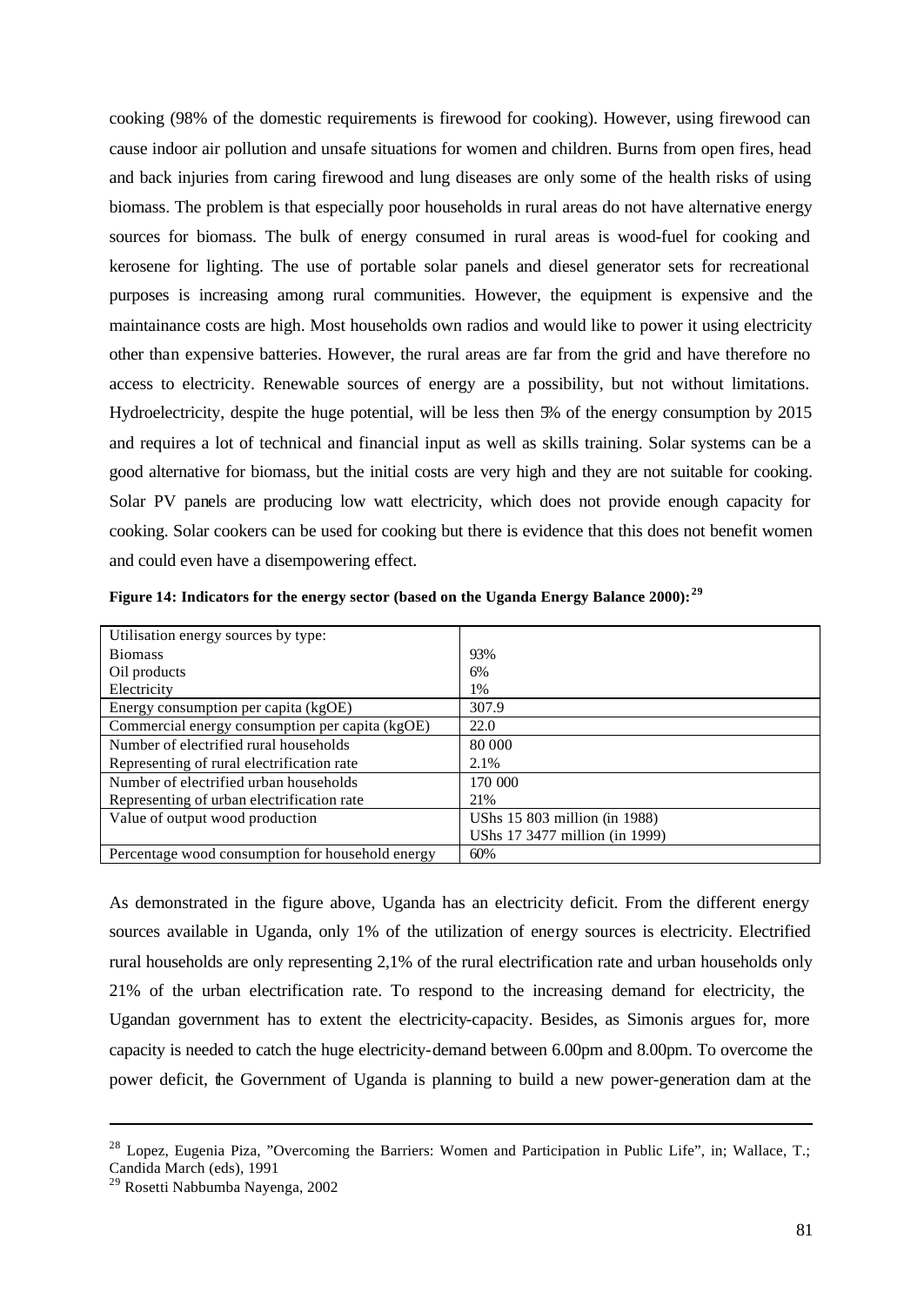cooking (98% of the domestic requirements is firewood for cooking). However, using firewood can cause indoor air pollution and unsafe situations for women and children. Burns from open fires, head and back injuries from caring firewood and lung diseases are only some of the health risks of using biomass. The problem is that especially poor households in rural areas do not have alternative energy sources for biomass. The bulk of energy consumed in rural areas is wood-fuel for cooking and kerosene for lighting. The use of portable solar panels and diesel generator sets for recreational purposes is increasing among rural communities. However, the equipment is expensive and the maintainance costs are high. Most households own radios and would like to power it using electricity other than expensive batteries. However, the rural areas are far from the grid and have therefore no access to electricity. Renewable sources of energy are a possibility, but not without limitations. Hydroelectricity, despite the huge potential, will be less then 5% of the energy consumption by 2015 and requires a lot of technical and financial input as well as skills training. Solar systems can be a good alternative for biomass, but the initial costs are very high and they are not suitable for cooking. Solar PV panels are producing low watt electricity, which does not provide enough capacity for cooking. Solar cookers can be used for cooking but there is evidence that this does not benefit women and could even have a disempowering effect.

**Figure 14: Indicators for the energy sector (based on the Uganda Energy Balance 2000):**[29]

| | |
|---|---|
| Utilisation energy sources by type:<br>Biomass<br>Oil products<br>Electricity | <br>93%<br>6%<br>1% |
| Energy consumption per capita (kgOE) | 307.9 |
| Commercial energy consumption per capita (kgOE) | 22.0 |
| Number of electrified rural households<br>Representing of rural electrification rate | 80 000<br>2.1% |
| Number of electrified urban households<br>Representing of urban electrification rate | 170 000<br>21% |
| Value of output wood production | UShs 15 803 million (in 1988)<br>UShs 17 3477 million (in 1999) |
| Percentage wood consumption for household energy | 60% |

As demonstrated in the figure above, Uganda has an electricity deficit. From the different energy sources available in Uganda, only 1% of the utilization of energy sources is electricity. Electrified rural households are only representing 2,1% of the rural electrification rate and urban households only 21% of the urban electrification rate. To respond to the increasing demand for electricity, the Ugandan government has to extent the electricity-capacity. Besides, as Simonis argues for, more capacity is needed to catch the huge electricity-demand between 6.00pm and 8.00pm. To overcome the power deficit, the Government of Uganda is planning to build a new power-generation dam at the

---

[28] Lopez, Eugenia Piza, "Overcoming the Barriers: Women and Participation in Public Life", in; Wallace, T.; Candida March (eds), 1991

[29] Rosetti Nabbumba Nayenga, 2002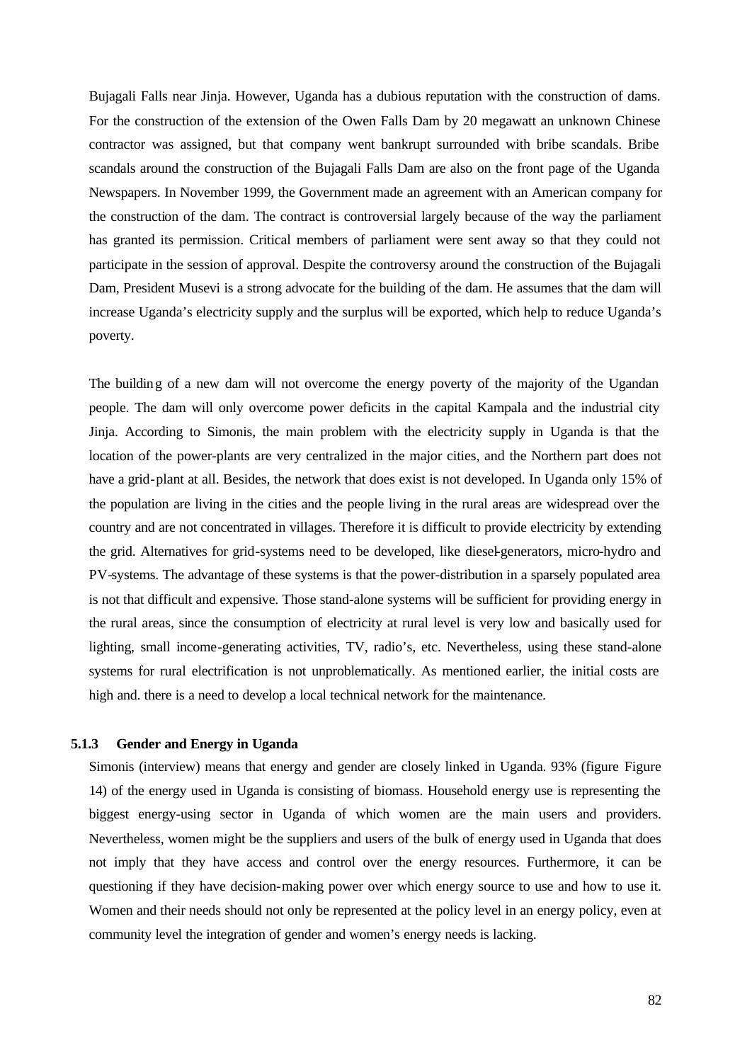Bujagali Falls near Jinja. However, Uganda has a dubious reputation with the construction of dams. For the construction of the extension of the Owen Falls Dam by 20 megawatt an unknown Chinese contractor was assigned, but that company went bankrupt surrounded with bribe scandals. Bribe scandals around the construction of the Bujagali Falls Dam are also on the front page of the Uganda Newspapers. In November 1999, the Government made an agreement with an American company for the construction of the dam. The contract is controversial largely because of the way the parliament has granted its permission. Critical members of parliament were sent away so that they could not participate in the session of approval. Despite the controversy around the construction of the Bujagali Dam, President Musevi is a strong advocate for the building of the dam. He assumes that the dam will increase Uganda's electricity supply and the surplus will be exported, which help to reduce Uganda's poverty.

The building of a new dam will not overcome the energy poverty of the majority of the Ugandan people. The dam will only overcome power deficits in the capital Kampala and the industrial city Jinja. According to Simonis, the main problem with the electricity supply in Uganda is that the location of the power-plants are very centralized in the major cities, and the Northern part does not have a grid-plant at all. Besides, the network that does exist is not developed. In Uganda only 15% of the population are living in the cities and the people living in the rural areas are widespread over the country and are not concentrated in villages. Therefore it is difficult to provide electricity by extending the grid. Alternatives for grid-systems need to be developed, like diesel-generators, micro-hydro and PV-systems. The advantage of these systems is that the power-distribution in a sparsely populated area is not that difficult and expensive. Those stand-alone systems will be sufficient for providing energy in the rural areas, since the consumption of electricity at rural level is very low and basically used for lighting, small income-generating activities, TV, radio's, etc. Nevertheless, using these stand-alone systems for rural electrification is not unproblematically. As mentioned earlier, the initial costs are high and. there is a need to develop a local technical network for the maintenance.

### 5.1.3 Gender and Energy in Uganda

Simonis (interview) means that energy and gender are closely linked in Uganda. 93% (figure Figure 14) of the energy used in Uganda is consisting of biomass. Household energy use is representing the biggest energy-using sector in Uganda of which women are the main users and providers. Nevertheless, women might be the suppliers and users of the bulk of energy used in Uganda that does not imply that they have access and control over the energy resources. Furthermore, it can be questioning if they have decision-making power over which energy source to use and how to use it. Women and their needs should not only be represented at the policy level in an energy policy, even at community level the integration of gender and women's energy needs is lacking.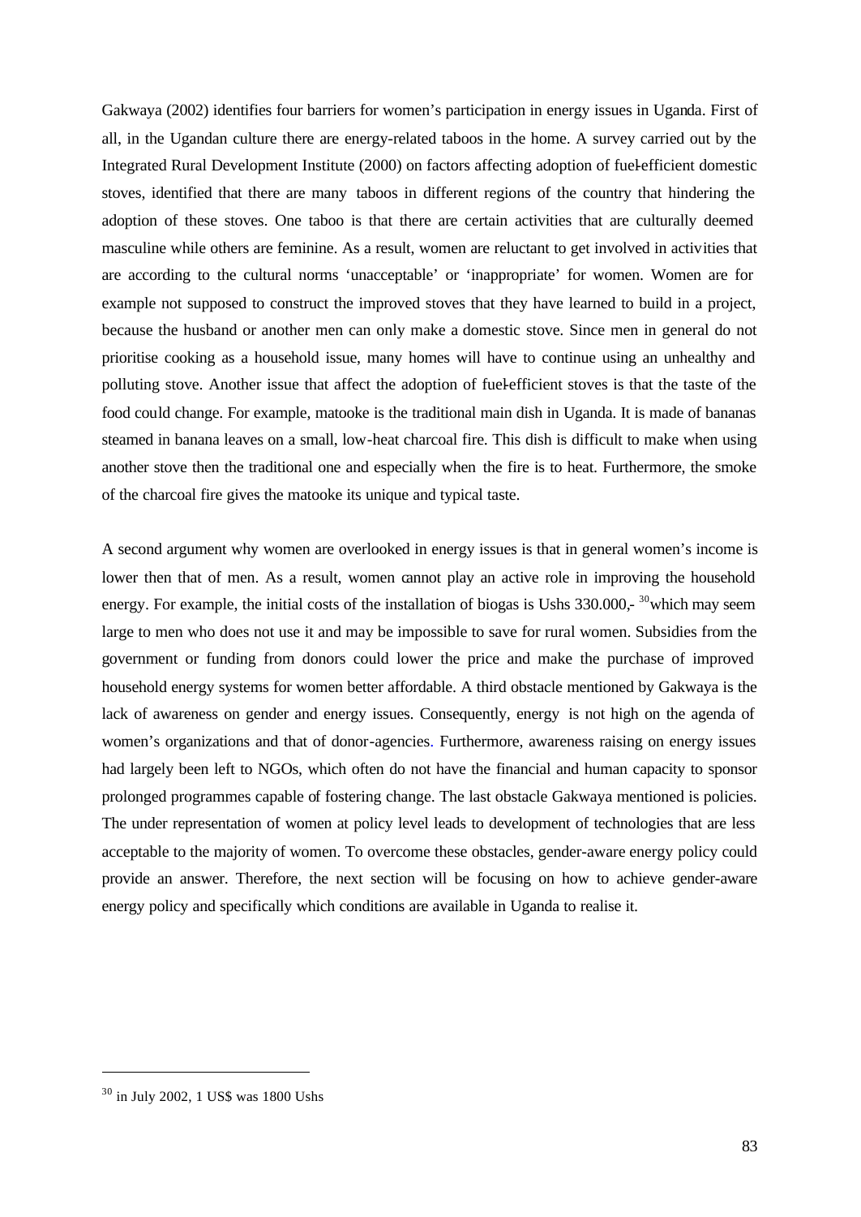Gakwaya (2002) identifies four barriers for women's participation in energy issues in Uganda. First of all, in the Ugandan culture there are energy-related taboos in the home. A survey carried out by the Integrated Rural Development Institute (2000) on factors affecting adoption of fuel-efficient domestic stoves, identified that there are many taboos in different regions of the country that hindering the adoption of these stoves. One taboo is that there are certain activities that are culturally deemed masculine while others are feminine. As a result, women are reluctant to get involved in activities that are according to the cultural norms 'unacceptable' or 'inappropriate' for women. Women are for example not supposed to construct the improved stoves that they have learned to build in a project, because the husband or another men can only make a domestic stove. Since men in general do not prioritise cooking as a household issue, many homes will have to continue using an unhealthy and polluting stove. Another issue that affect the adoption of fuel-efficient stoves is that the taste of the food could change. For example, matooke is the traditional main dish in Uganda. It is made of bananas steamed in banana leaves on a small, low-heat charcoal fire. This dish is difficult to make when using another stove then the traditional one and especially when the fire is to heat. Furthermore, the smoke of the charcoal fire gives the matooke its unique and typical taste.

A second argument why women are overlooked in energy issues is that in general women's income is lower then that of men. As a result, women cannot play an active role in improving the household energy. For example, the initial costs of the installation of biogas is Ushs 330.000,- [30]which may seem large to men who does not use it and may be impossible to save for rural women. Subsidies from the government or funding from donors could lower the price and make the purchase of improved household energy systems for women better affordable. A third obstacle mentioned by Gakwaya is the lack of awareness on gender and energy issues. Consequently, energy is not high on the agenda of women's organizations and that of donor-agencies. Furthermore, awareness raising on energy issues had largely been left to NGOs, which often do not have the financial and human capacity to sponsor prolonged programmes capable of fostering change. The last obstacle Gakwaya mentioned is policies. The under representation of women at policy level leads to development of technologies that are less acceptable to the majority of women. To overcome these obstacles, gender-aware energy policy could provide an answer. Therefore, the next section will be focusing on how to achieve gender-aware energy policy and specifically which conditions are available in Uganda to realise it.

---

[30] in July 2002, 1 US$ was 1800 Ushs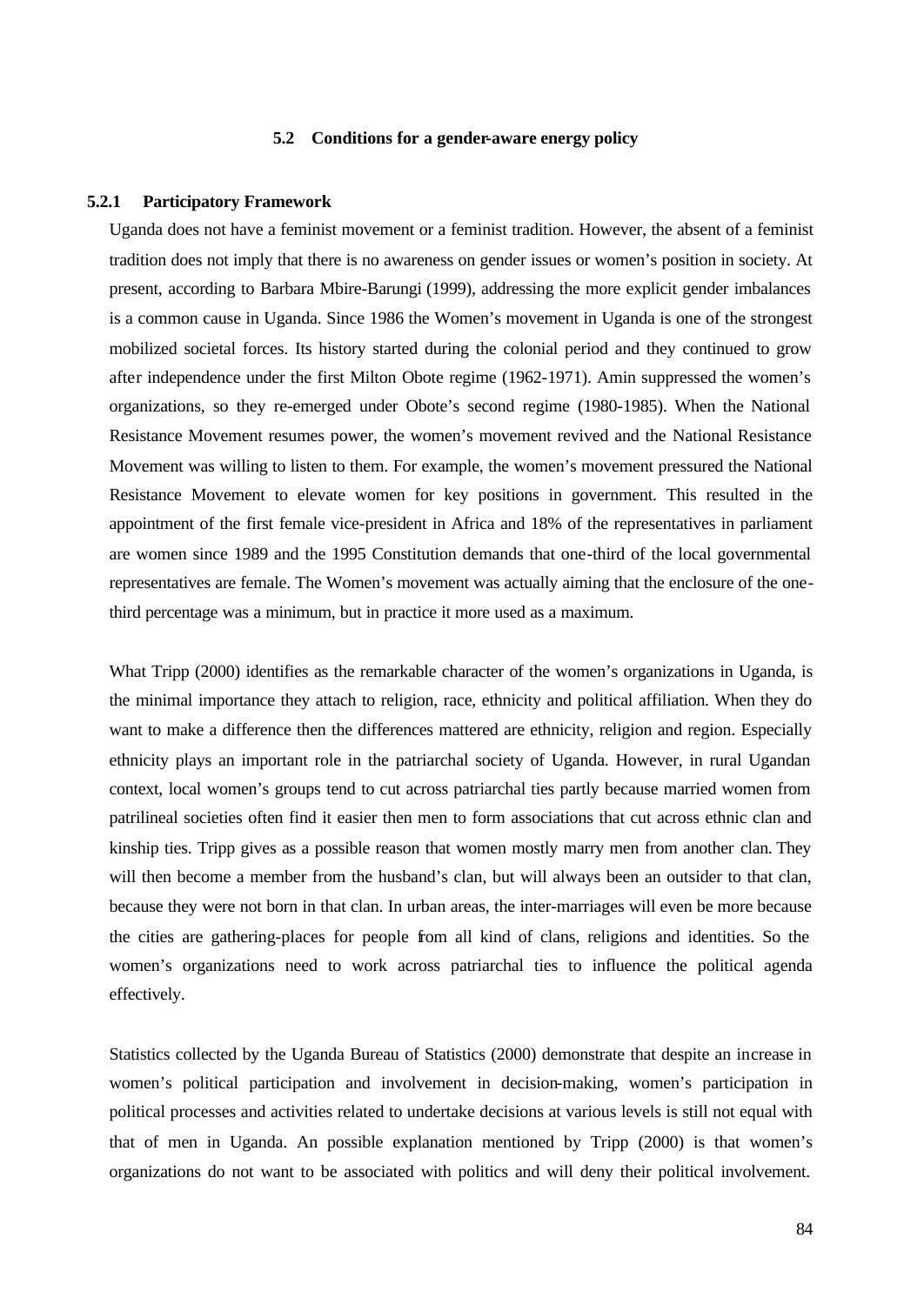### 5.2 Conditions for a gender-aware energy policy

#### 5.2.1 Participatory Framework

Uganda does not have a feminist movement or a feminist tradition. However, the absent of a feminist tradition does not imply that there is no awareness on gender issues or women's position in society. At present, according to Barbara Mbire-Barungi (1999), addressing the more explicit gender imbalances is a common cause in Uganda. Since 1986 the Women's movement in Uganda is one of the strongest mobilized societal forces. Its history started during the colonial period and they continued to grow after independence under the first Milton Obote regime (1962-1971). Amin suppressed the women's organizations, so they re-emerged under Obote's second regime (1980-1985). When the National Resistance Movement resumes power, the women's movement revived and the National Resistance Movement was willing to listen to them. For example, the women's movement pressured the National Resistance Movement to elevate women for key positions in government. This resulted in the appointment of the first female vice-president in Africa and 18% of the representatives in parliament are women since 1989 and the 1995 Constitution demands that one-third of the local governmental representatives are female. The Women's movement was actually aiming that the enclosure of the one-third percentage was a minimum, but in practice it more used as a maximum.

What Tripp (2000) identifies as the remarkable character of the women's organizations in Uganda, is the minimal importance they attach to religion, race, ethnicity and political affiliation. When they do want to make a difference then the differences mattered are ethnicity, religion and region. Especially ethnicity plays an important role in the patriarchal society of Uganda. However, in rural Ugandan context, local women's groups tend to cut across patriarchal ties partly because married women from patrilineal societies often find it easier then men to form associations that cut across ethnic clan and kinship ties. Tripp gives as a possible reason that women mostly marry men from another clan. They will then become a member from the husband's clan, but will always been an outsider to that clan, because they were not born in that clan. In urban areas, the inter-marriages will even be more because the cities are gathering-places for people from all kind of clans, religions and identities. So the women's organizations need to work across patriarchal ties to influence the political agenda effectively.

Statistics collected by the Uganda Bureau of Statistics (2000) demonstrate that despite an increase in women's political participation and involvement in decision-making, women's participation in political processes and activities related to undertake decisions at various levels is still not equal with that of men in Uganda. An possible explanation mentioned by Tripp (2000) is that women's organizations do not want to be associated with politics and will deny their political involvement.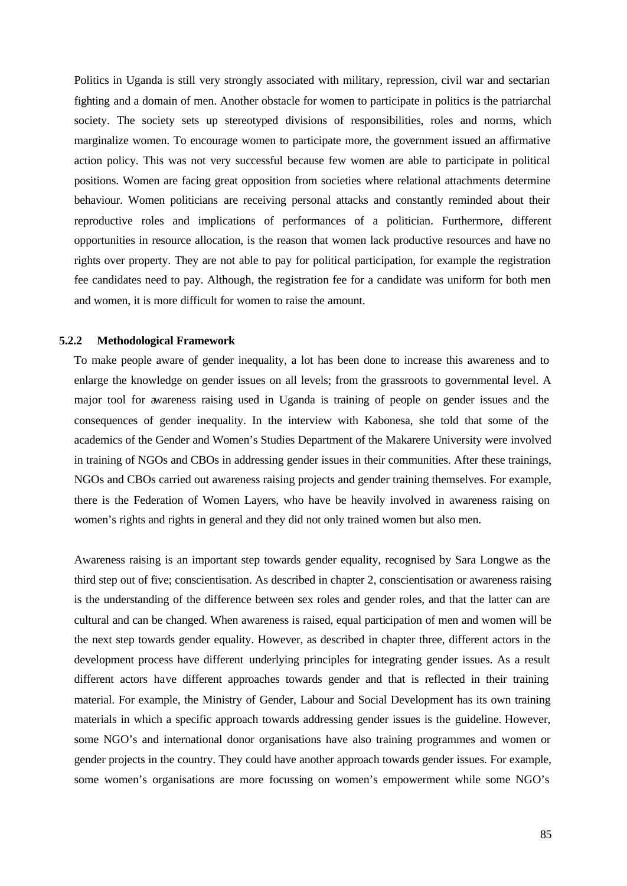Politics in Uganda is still very strongly associated with military, repression, civil war and sectarian fighting and a domain of men. Another obstacle for women to participate in politics is the patriarchal society. The society sets up stereotyped divisions of responsibilities, roles and norms, which marginalize women. To encourage women to participate more, the government issued an affirmative action policy. This was not very successful because few women are able to participate in political positions. Women are facing great opposition from societies where relational attachments determine behaviour. Women politicians are receiving personal attacks and constantly reminded about their reproductive roles and implications of performances of a politician. Furthermore, different opportunities in resource allocation, is the reason that women lack productive resources and have no rights over property. They are not able to pay for political participation, for example the registration fee candidates need to pay. Although, the registration fee for a candidate was uniform for both men and women, it is more difficult for women to raise the amount.

### 5.2.2 Methodological Framework

To make people aware of gender inequality, a lot has been done to increase this awareness and to enlarge the knowledge on gender issues on all levels; from the grassroots to governmental level. A major tool for awareness raising used in Uganda is training of people on gender issues and the consequences of gender inequality. In the interview with Kabonesa, she told that some of the academics of the Gender and Women's Studies Department of the Makarere University were involved in training of NGOs and CBOs in addressing gender issues in their communities. After these trainings, NGOs and CBOs carried out awareness raising projects and gender training themselves. For example, there is the Federation of Women Layers, who have be heavily involved in awareness raising on women's rights and rights in general and they did not only trained women but also men.

Awareness raising is an important step towards gender equality, recognised by Sara Longwe as the third step out of five; conscientisation. As described in chapter 2, conscientisation or awareness raising is the understanding of the difference between sex roles and gender roles, and that the latter can are cultural and can be changed. When awareness is raised, equal participation of men and women will be the next step towards gender equality. However, as described in chapter three, different actors in the development process have different underlying principles for integrating gender issues. As a result different actors have different approaches towards gender and that is reflected in their training material. For example, the Ministry of Gender, Labour and Social Development has its own training materials in which a specific approach towards addressing gender issues is the guideline. However, some NGO's and international donor organisations have also training programmes and women or gender projects in the country. They could have another approach towards gender issues. For example, some women's organisations are more focussing on women's empowerment while some NGO's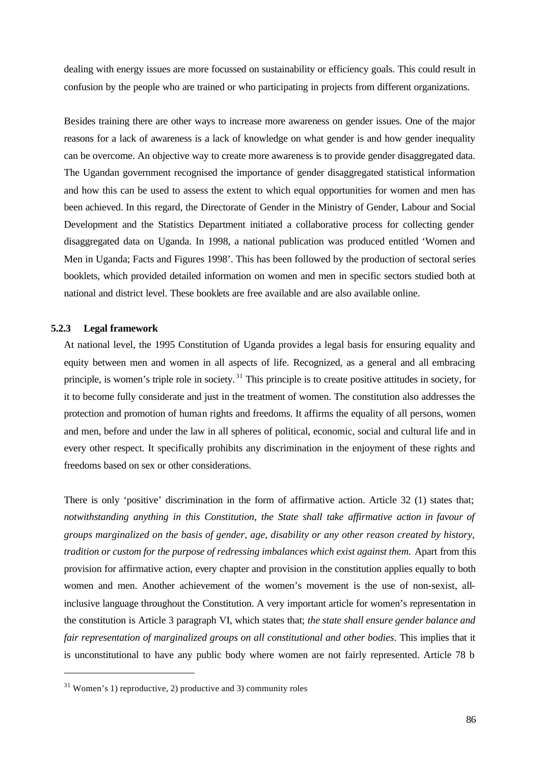dealing with energy issues are more focussed on sustainability or efficiency goals. This could result in confusion by the people who are trained or who participating in projects from different organizations.

Besides training there are other ways to increase more awareness on gender issues. One of the major reasons for a lack of awareness is a lack of knowledge on what gender is and how gender inequality can be overcome. An objective way to create more awareness is to provide gender disaggregated data. The Ugandan government recognised the importance of gender disaggregated statistical information and how this can be used to assess the extent to which equal opportunities for women and men has been achieved. In this regard, the Directorate of Gender in the Ministry of Gender, Labour and Social Development and the Statistics Department initiated a collaborative process for collecting gender disaggregated data on Uganda. In 1998, a national publication was produced entitled 'Women and Men in Uganda; Facts and Figures 1998'. This has been followed by the production of sectoral series booklets, which provided detailed information on women and men in specific sectors studied both at national and district level. These booklets are free available and are also available online.

### 5.2.3 Legal framework

At national level, the 1995 Constitution of Uganda provides a legal basis for ensuring equality and equity between men and women in all aspects of life. Recognized, as a general and all embracing principle, is women's triple role in society.[31] This principle is to create positive attitudes in society, for it to become fully considerate and just in the treatment of women. The constitution also addresses the protection and promotion of human rights and freedoms. It affirms the equality of all persons, women and men, before and under the law in all spheres of political, economic, social and cultural life and in every other respect. It specifically prohibits any discrimination in the enjoyment of these rights and freedoms based on sex or other considerations.

There is only 'positive' discrimination in the form of affirmative action. Article 32 (1) states that; *notwithstanding anything in this Constitution, the State shall take affirmative action in favour of groups marginalized on the basis of gender, age, disability or any other reason created by history, tradition or custom for the purpose of redressing imbalances which exist against them.* Apart from this provision for affirmative action, every chapter and provision in the constitution applies equally to both women and men. Another achievement of the women's movement is the use of non-sexist, all-inclusive language throughout the Constitution. A very important article for women's representation in the constitution is Article 3 paragraph VI, which states that; *the state shall ensure gender balance and fair representation of marginalized groups on all constitutional and other bodies*. This implies that it is unconstitutional to have any public body where women are not fairly represented. Article 78 b

[31] Women's 1) reproductive, 2) productive and 3) community roles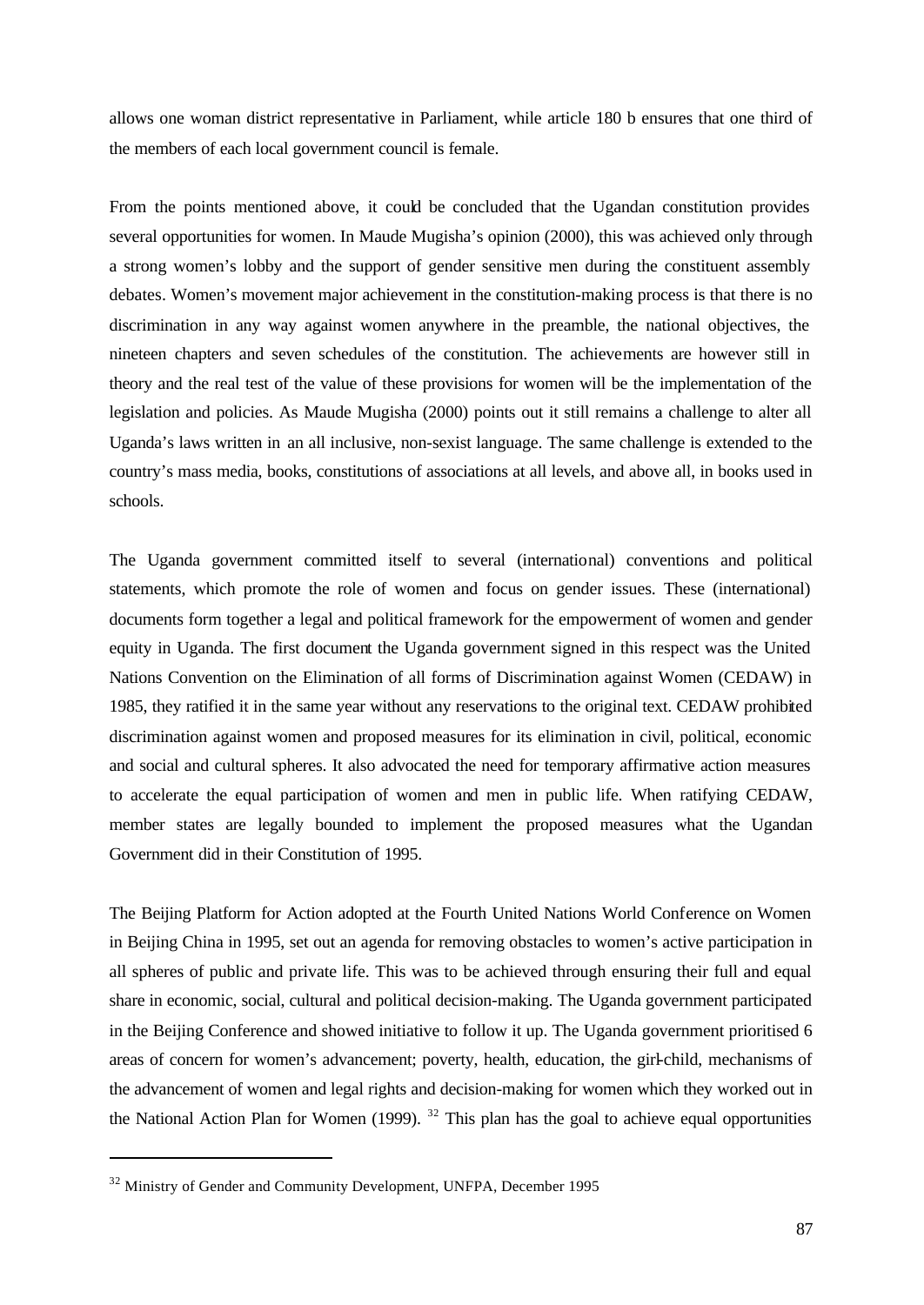allows one woman district representative in Parliament, while article 180 b ensures that one third of the members of each local government council is female.

From the points mentioned above, it could be concluded that the Ugandan constitution provides several opportunities for women. In Maude Mugisha's opinion (2000), this was achieved only through a strong women's lobby and the support of gender sensitive men during the constituent assembly debates. Women's movement major achievement in the constitution-making process is that there is no discrimination in any way against women anywhere in the preamble, the national objectives, the nineteen chapters and seven schedules of the constitution. The achievements are however still in theory and the real test of the value of these provisions for women will be the implementation of the legislation and policies. As Maude Mugisha (2000) points out it still remains a challenge to alter all Uganda's laws written in an all inclusive, non-sexist language. The same challenge is extended to the country's mass media, books, constitutions of associations at all levels, and above all, in books used in schools.

The Uganda government committed itself to several (international) conventions and political statements, which promote the role of women and focus on gender issues. These (international) documents form together a legal and political framework for the empowerment of women and gender equity in Uganda. The first document the Uganda government signed in this respect was the United Nations Convention on the Elimination of all forms of Discrimination against Women (CEDAW) in 1985, they ratified it in the same year without any reservations to the original text. CEDAW prohibited discrimination against women and proposed measures for its elimination in civil, political, economic and social and cultural spheres. It also advocated the need for temporary affirmative action measures to accelerate the equal participation of women and men in public life. When ratifying CEDAW, member states are legally bounded to implement the proposed measures what the Ugandan Government did in their Constitution of 1995.

The Beijing Platform for Action adopted at the Fourth United Nations World Conference on Women in Beijing China in 1995, set out an agenda for removing obstacles to women's active participation in all spheres of public and private life. This was to be achieved through ensuring their full and equal share in economic, social, cultural and political decision-making. The Uganda government participated in the Beijing Conference and showed initiative to follow it up. The Uganda government prioritised 6 areas of concern for women's advancement; poverty, health, education, the girl-child, mechanisms of the advancement of women and legal rights and decision-making for women which they worked out in the National Action Plan for Women (1999). [32] This plan has the goal to achieve equal opportunities

---

[32] Ministry of Gender and Community Development, UNFPA, December 1995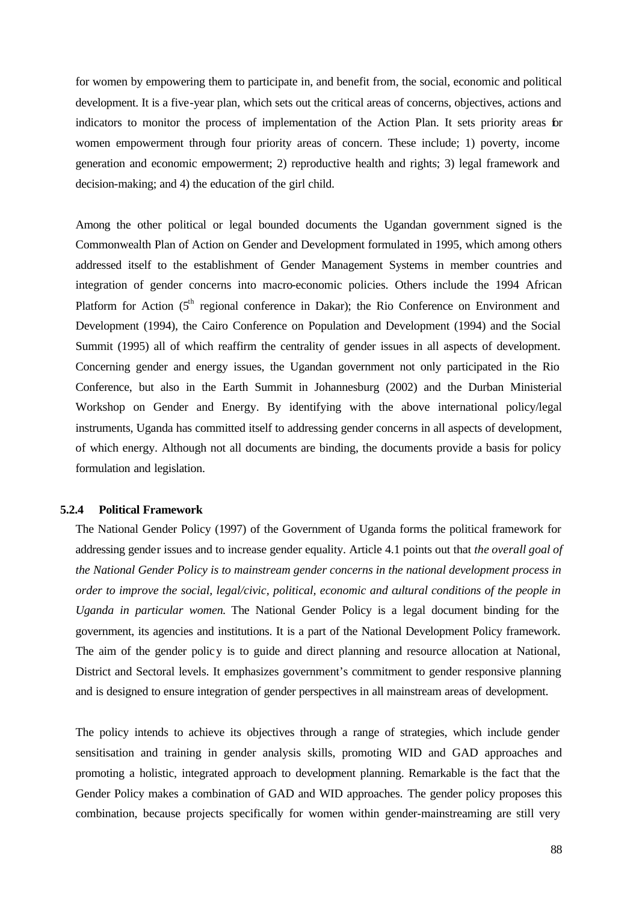for women by empowering them to participate in, and benefit from, the social, economic and political development. It is a five-year plan, which sets out the critical areas of concerns, objectives, actions and indicators to monitor the process of implementation of the Action Plan. It sets priority areas for women empowerment through four priority areas of concern. These include; 1) poverty, income generation and economic empowerment; 2) reproductive health and rights; 3) legal framework and decision-making; and 4) the education of the girl child.

Among the other political or legal bounded documents the Ugandan government signed is the Commonwealth Plan of Action on Gender and Development formulated in 1995, which among others addressed itself to the establishment of Gender Management Systems in member countries and integration of gender concerns into macro-economic policies. Others include the 1994 African Platform for Action (5th regional conference in Dakar); the Rio Conference on Environment and Development (1994), the Cairo Conference on Population and Development (1994) and the Social Summit (1995) all of which reaffirm the centrality of gender issues in all aspects of development. Concerning gender and energy issues, the Ugandan government not only participated in the Rio Conference, but also in the Earth Summit in Johannesburg (2002) and the Durban Ministerial Workshop on Gender and Energy. By identifying with the above international policy/legal instruments, Uganda has committed itself to addressing gender concerns in all aspects of development, of which energy. Although not all documents are binding, the documents provide a basis for policy formulation and legislation.

### 5.2.4 Political Framework

The National Gender Policy (1997) of the Government of Uganda forms the political framework for addressing gender issues and to increase gender equality. Article 4.1 points out that *the overall goal of the National Gender Policy is to mainstream gender concerns in the national development process in order to improve the social, legal/civic, political, economic and cultural conditions of the people in Uganda in particular women.* The National Gender Policy is a legal document binding for the government, its agencies and institutions. It is a part of the National Development Policy framework. The aim of the gender policy is to guide and direct planning and resource allocation at National, District and Sectoral levels. It emphasizes government's commitment to gender responsive planning and is designed to ensure integration of gender perspectives in all mainstream areas of development.

The policy intends to achieve its objectives through a range of strategies, which include gender sensitisation and training in gender analysis skills, promoting WID and GAD approaches and promoting a holistic, integrated approach to development planning. Remarkable is the fact that the Gender Policy makes a combination of GAD and WID approaches. The gender policy proposes this combination, because projects specifically for women within gender-mainstreaming are still very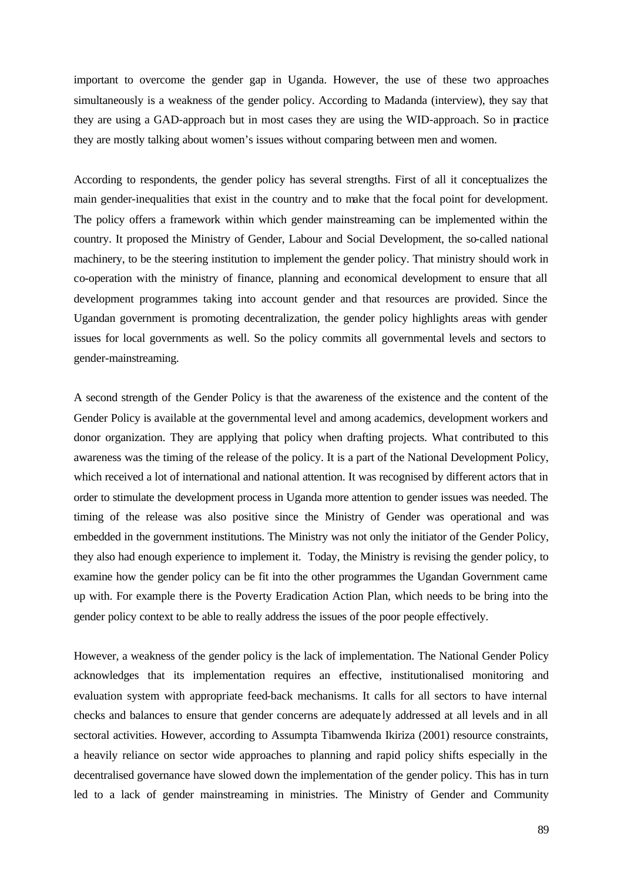important to overcome the gender gap in Uganda. However, the use of these two approaches simultaneously is a weakness of the gender policy. According to Madanda (interview), they say that they are using a GAD-approach but in most cases they are using the WID-approach. So in practice they are mostly talking about women's issues without comparing between men and women.

According to respondents, the gender policy has several strengths. First of all it conceptualizes the main gender-inequalities that exist in the country and to make that the focal point for development. The policy offers a framework within which gender mainstreaming can be implemented within the country. It proposed the Ministry of Gender, Labour and Social Development, the so-called national machinery, to be the steering institution to implement the gender policy. That ministry should work in co-operation with the ministry of finance, planning and economical development to ensure that all development programmes taking into account gender and that resources are provided. Since the Ugandan government is promoting decentralization, the gender policy highlights areas with gender issues for local governments as well. So the policy commits all governmental levels and sectors to gender-mainstreaming.

A second strength of the Gender Policy is that the awareness of the existence and the content of the Gender Policy is available at the governmental level and among academics, development workers and donor organization. They are applying that policy when drafting projects. What contributed to this awareness was the timing of the release of the policy. It is a part of the National Development Policy, which received a lot of international and national attention. It was recognised by different actors that in order to stimulate the development process in Uganda more attention to gender issues was needed. The timing of the release was also positive since the Ministry of Gender was operational and was embedded in the government institutions. The Ministry was not only the initiator of the Gender Policy, they also had enough experience to implement it. Today, the Ministry is revising the gender policy, to examine how the gender policy can be fit into the other programmes the Ugandan Government came up with. For example there is the Poverty Eradication Action Plan, which needs to be bring into the gender policy context to be able to really address the issues of the poor people effectively.

However, a weakness of the gender policy is the lack of implementation. The National Gender Policy acknowledges that its implementation requires an effective, institutionalised monitoring and evaluation system with appropriate feed-back mechanisms. It calls for all sectors to have internal checks and balances to ensure that gender concerns are adequately addressed at all levels and in all sectoral activities. However, according to Assumpta Tibamwenda Ikiriza (2001) resource constraints, a heavily reliance on sector wide approaches to planning and rapid policy shifts especially in the decentralised governance have slowed down the implementation of the gender policy. This has in turn led to a lack of gender mainstreaming in ministries. The Ministry of Gender and Community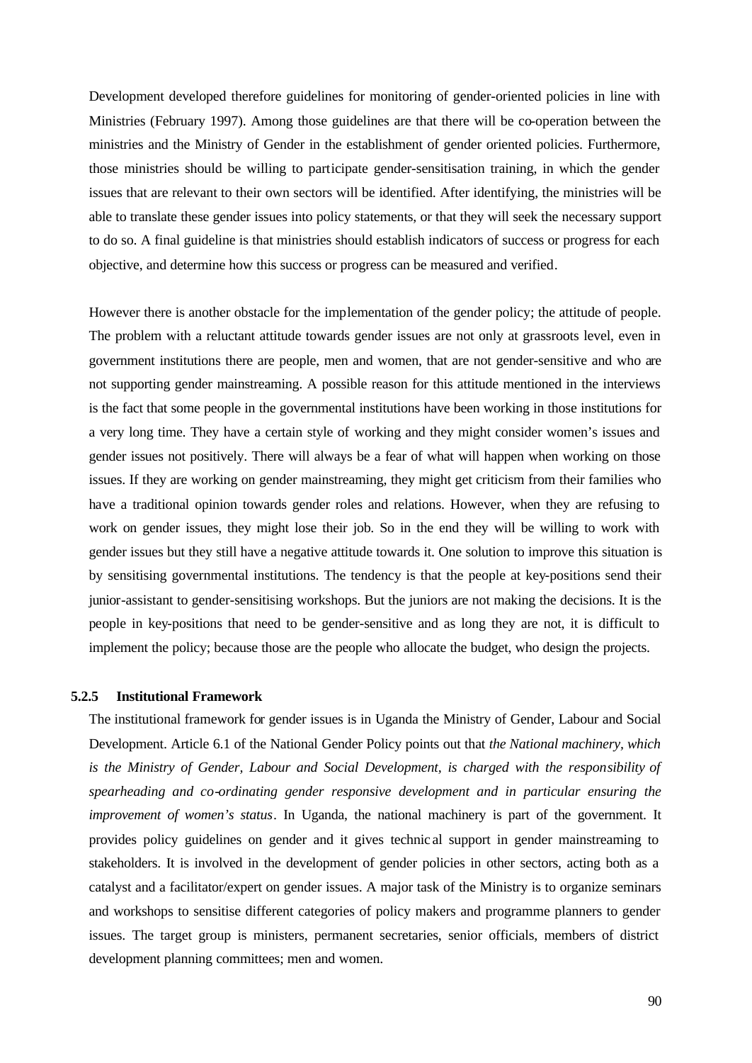Development developed therefore guidelines for monitoring of gender-oriented policies in line with Ministries (February 1997). Among those guidelines are that there will be co-operation between the ministries and the Ministry of Gender in the establishment of gender oriented policies. Furthermore, those ministries should be willing to participate gender-sensitisation training, in which the gender issues that are relevant to their own sectors will be identified. After identifying, the ministries will be able to translate these gender issues into policy statements, or that they will seek the necessary support to do so. A final guideline is that ministries should establish indicators of success or progress for each objective, and determine how this success or progress can be measured and verified.

However there is another obstacle for the implementation of the gender policy; the attitude of people. The problem with a reluctant attitude towards gender issues are not only at grassroots level, even in government institutions there are people, men and women, that are not gender-sensitive and who are not supporting gender mainstreaming. A possible reason for this attitude mentioned in the interviews is the fact that some people in the governmental institutions have been working in those institutions for a very long time. They have a certain style of working and they might consider women's issues and gender issues not positively. There will always be a fear of what will happen when working on those issues. If they are working on gender mainstreaming, they might get criticism from their families who have a traditional opinion towards gender roles and relations. However, when they are refusing to work on gender issues, they might lose their job. So in the end they will be willing to work with gender issues but they still have a negative attitude towards it. One solution to improve this situation is by sensitising governmental institutions. The tendency is that the people at key-positions send their junior-assistant to gender-sensitising workshops. But the juniors are not making the decisions. It is the people in key-positions that need to be gender-sensitive and as long they are not, it is difficult to implement the policy; because those are the people who allocate the budget, who design the projects.

#### 5.2.5 Institutional Framework

The institutional framework for gender issues is in Uganda the Ministry of Gender, Labour and Social Development. Article 6.1 of the National Gender Policy points out that *the National machinery, which is the Ministry of Gender, Labour and Social Development, is charged with the responsibility of spearheading and co-ordinating gender responsive development and in particular ensuring the improvement of women's status*. In Uganda, the national machinery is part of the government. It provides policy guidelines on gender and it gives technical support in gender mainstreaming to stakeholders. It is involved in the development of gender policies in other sectors, acting both as a catalyst and a facilitator/expert on gender issues. A major task of the Ministry is to organize seminars and workshops to sensitise different categories of policy makers and programme planners to gender issues. The target group is ministers, permanent secretaries, senior officials, members of district development planning committees; men and women.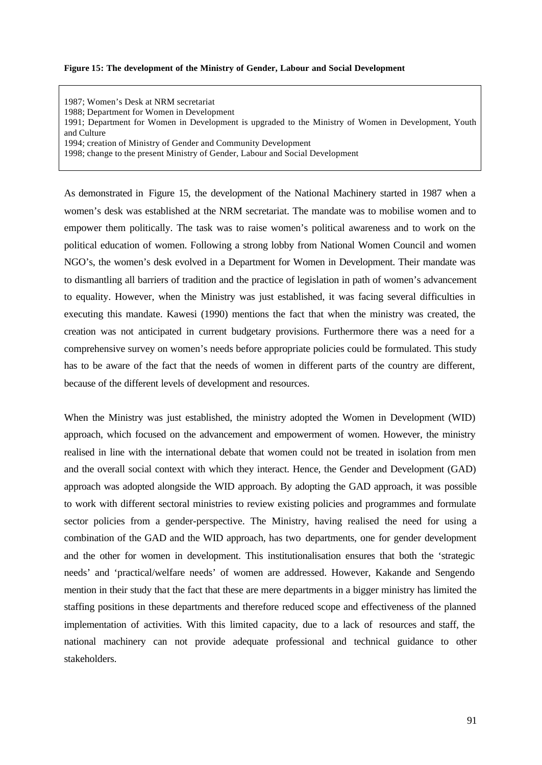**Figure 15: The development of the Ministry of Gender, Labour and Social Development**

1987; Women's Desk at NRM secretariat
1988; Department for Women in Development
1991; Department for Women in Development is upgraded to the Ministry of Women in Development, Youth and Culture
1994; creation of Ministry of Gender and Community Development
1998; change to the present Ministry of Gender, Labour and Social Development

As demonstrated in Figure 15, the development of the National Machinery started in 1987 when a women's desk was established at the NRM secretariat. The mandate was to mobilise women and to empower them politically. The task was to raise women's political awareness and to work on the political education of women. Following a strong lobby from National Women Council and women NGO's, the women's desk evolved in a Department for Women in Development. Their mandate was to dismantling all barriers of tradition and the practice of legislation in path of women's advancement to equality. However, when the Ministry was just established, it was facing several difficulties in executing this mandate. Kawesi (1990) mentions the fact that when the ministry was created, the creation was not anticipated in current budgetary provisions. Furthermore there was a need for a comprehensive survey on women's needs before appropriate policies could be formulated. This study has to be aware of the fact that the needs of women in different parts of the country are different, because of the different levels of development and resources.

When the Ministry was just established, the ministry adopted the Women in Development (WID) approach, which focused on the advancement and empowerment of women. However, the ministry realised in line with the international debate that women could not be treated in isolation from men and the overall social context with which they interact. Hence, the Gender and Development (GAD) approach was adopted alongside the WID approach. By adopting the GAD approach, it was possible to work with different sectoral ministries to review existing policies and programmes and formulate sector policies from a gender-perspective. The Ministry, having realised the need for using a combination of the GAD and the WID approach, has two departments, one for gender development and the other for women in development. This institutionalisation ensures that both the 'strategic needs' and 'practical/welfare needs' of women are addressed. However, Kakande and Sengendo mention in their study that the fact that these are mere departments in a bigger ministry has limited the staffing positions in these departments and therefore reduced scope and effectiveness of the planned implementation of activities. With this limited capacity, due to a lack of resources and staff, the national machinery can not provide adequate professional and technical guidance to other stakeholders.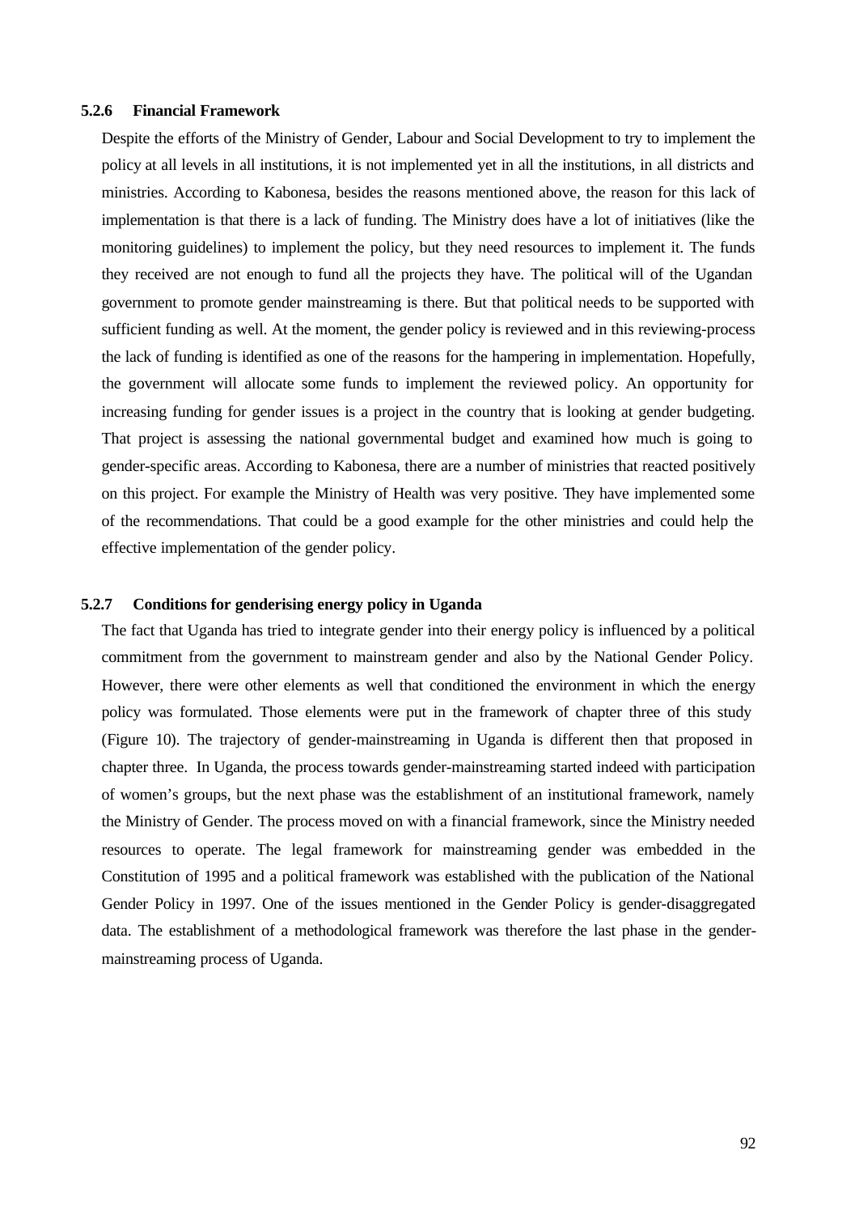### 5.2.6 Financial Framework

Despite the efforts of the Ministry of Gender, Labour and Social Development to try to implement the policy at all levels in all institutions, it is not implemented yet in all the institutions, in all districts and ministries. According to Kabonesa, besides the reasons mentioned above, the reason for this lack of implementation is that there is a lack of funding. The Ministry does have a lot of initiatives (like the monitoring guidelines) to implement the policy, but they need resources to implement it. The funds they received are not enough to fund all the projects they have. The political will of the Ugandan government to promote gender mainstreaming is there. But that political needs to be supported with sufficient funding as well. At the moment, the gender policy is reviewed and in this reviewing-process the lack of funding is identified as one of the reasons for the hampering in implementation. Hopefully, the government will allocate some funds to implement the reviewed policy. An opportunity for increasing funding for gender issues is a project in the country that is looking at gender budgeting. That project is assessing the national governmental budget and examined how much is going to gender-specific areas. According to Kabonesa, there are a number of ministries that reacted positively on this project. For example the Ministry of Health was very positive. They have implemented some of the recommendations. That could be a good example for the other ministries and could help the effective implementation of the gender policy.

### 5.2.7 Conditions for genderising energy policy in Uganda

The fact that Uganda has tried to integrate gender into their energy policy is influenced by a political commitment from the government to mainstream gender and also by the National Gender Policy. However, there were other elements as well that conditioned the environment in which the energy policy was formulated. Those elements were put in the framework of chapter three of this study (Figure 10). The trajectory of gender-mainstreaming in Uganda is different then that proposed in chapter three. In Uganda, the process towards gender-mainstreaming started indeed with participation of women's groups, but the next phase was the establishment of an institutional framework, namely the Ministry of Gender. The process moved on with a financial framework, since the Ministry needed resources to operate. The legal framework for mainstreaming gender was embedded in the Constitution of 1995 and a political framework was established with the publication of the National Gender Policy in 1997. One of the issues mentioned in the Gender Policy is gender-disaggregated data. The establishment of a methodological framework was therefore the last phase in the gender-mainstreaming process of Uganda.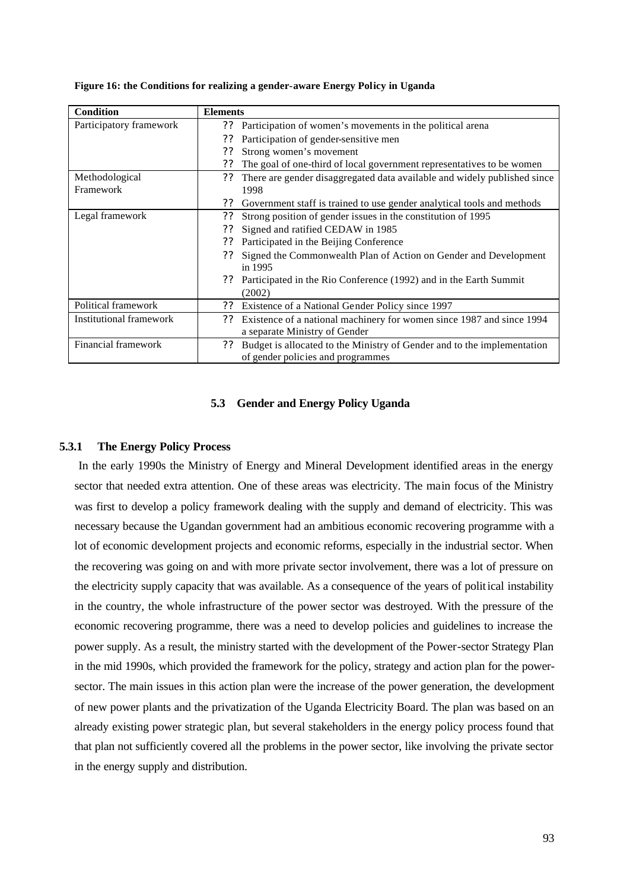**Figure 16: the Conditions for realizing a gender-aware Energy Policy in Uganda**

| Condition | Elements |
|---|---|
| Participatory framework | ?? Participation of women's movements in the political arena<br>?? Participation of gender-sensitive men<br>?? Strong women's movement<br>?? The goal of one-third of local government representatives to be women |
| Methodological Framework | ?? There are gender disaggregated data available and widely published since 1998<br>?? Government staff is trained to use gender analytical tools and methods |
| Legal framework | ?? Strong position of gender issues in the constitution of 1995<br>?? Signed and ratified CEDAW in 1985<br>?? Participated in the Beijing Conference<br>?? Signed the Commonwealth Plan of Action on Gender and Development in 1995<br>?? Participated in the Rio Conference (1992) and in the Earth Summit (2002) |
| Political framework | ?? Existence of a National Gender Policy since 1997 |
| Institutional framework | ?? Existence of a national machinery for women since 1987 and since 1994 a separate Ministry of Gender |
| Financial framework | ?? Budget is allocated to the Ministry of Gender and to the implementation of gender policies and programmes |

## 5.3 Gender and Energy Policy Uganda

### 5.3.1 The Energy Policy Process

In the early 1990s the Ministry of Energy and Mineral Development identified areas in the energy sector that needed extra attention. One of these areas was electricity. The main focus of the Ministry was first to develop a policy framework dealing with the supply and demand of electricity. This was necessary because the Ugandan government had an ambitious economic recovering programme with a lot of economic development projects and economic reforms, especially in the industrial sector. When the recovering was going on and with more private sector involvement, there was a lot of pressure on the electricity supply capacity that was available. As a consequence of the years of political instability in the country, the whole infrastructure of the power sector was destroyed. With the pressure of the economic recovering programme, there was a need to develop policies and guidelines to increase the power supply. As a result, the ministry started with the development of the Power-sector Strategy Plan in the mid 1990s, which provided the framework for the policy, strategy and action plan for the power-sector. The main issues in this action plan were the increase of the power generation, the development of new power plants and the privatization of the Uganda Electricity Board. The plan was based on an already existing power strategic plan, but several stakeholders in the energy policy process found that that plan not sufficiently covered all the problems in the power sector, like involving the private sector in the energy supply and distribution.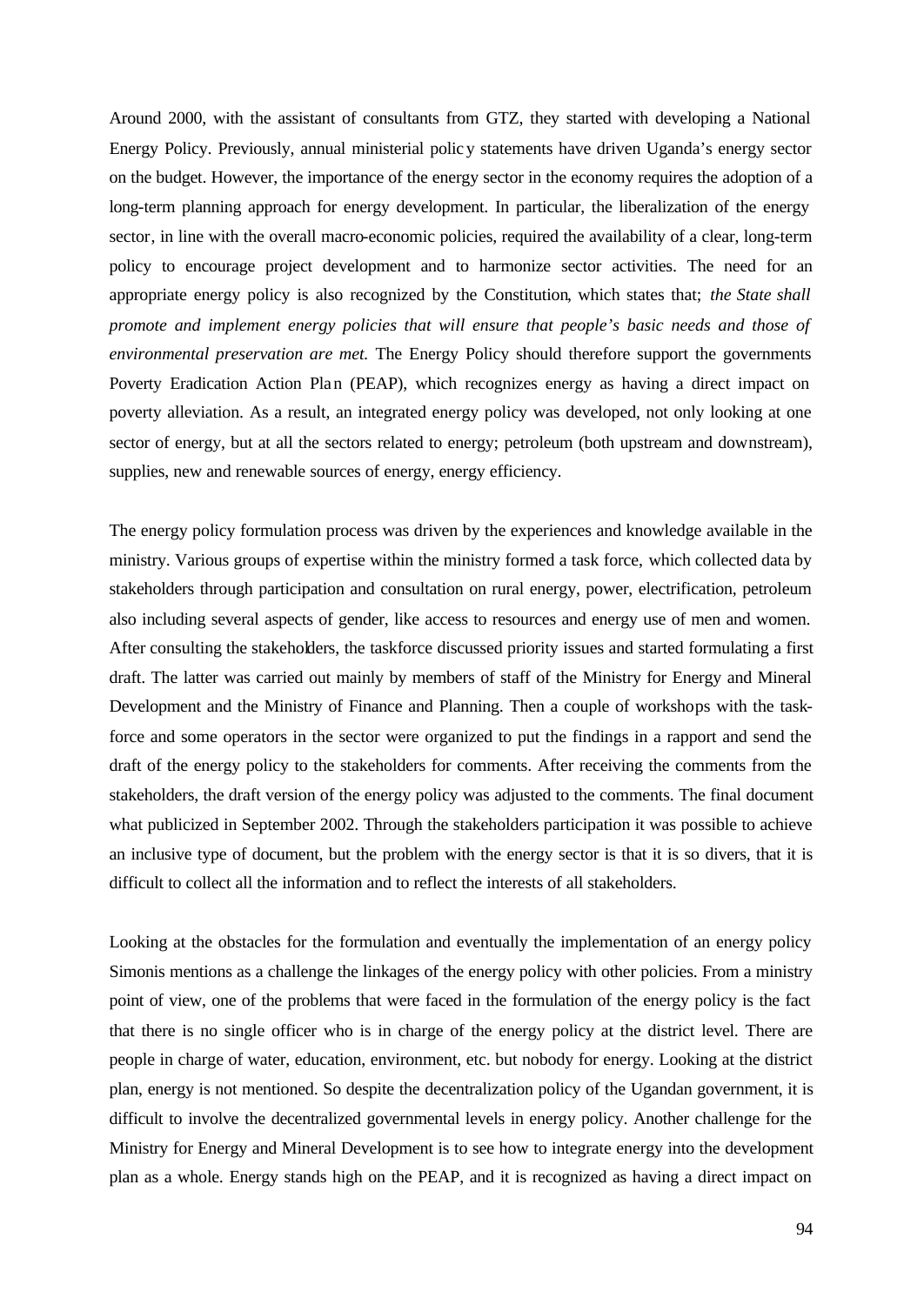Around 2000, with the assistant of consultants from GTZ, they started with developing a National Energy Policy. Previously, annual ministerial policy statements have driven Uganda's energy sector on the budget. However, the importance of the energy sector in the economy requires the adoption of a long-term planning approach for energy development. In particular, the liberalization of the energy sector, in line with the overall macro-economic policies, required the availability of a clear, long-term policy to encourage project development and to harmonize sector activities. The need for an appropriate energy policy is also recognized by the Constitution, which states that; *the State shall promote and implement energy policies that will ensure that people's basic needs and those of environmental preservation are met.* The Energy Policy should therefore support the governments Poverty Eradication Action Plan (PEAP), which recognizes energy as having a direct impact on poverty alleviation. As a result, an integrated energy policy was developed, not only looking at one sector of energy, but at all the sectors related to energy; petroleum (both upstream and downstream), supplies, new and renewable sources of energy, energy efficiency.

The energy policy formulation process was driven by the experiences and knowledge available in the ministry. Various groups of expertise within the ministry formed a task force, which collected data by stakeholders through participation and consultation on rural energy, power, electrification, petroleum also including several aspects of gender, like access to resources and energy use of men and women. After consulting the stakeholders, the taskforce discussed priority issues and started formulating a first draft. The latter was carried out mainly by members of staff of the Ministry for Energy and Mineral Development and the Ministry of Finance and Planning. Then a couple of workshops with the task-force and some operators in the sector were organized to put the findings in a rapport and send the draft of the energy policy to the stakeholders for comments. After receiving the comments from the stakeholders, the draft version of the energy policy was adjusted to the comments. The final document what publicized in September 2002. Through the stakeholders participation it was possible to achieve an inclusive type of document, but the problem with the energy sector is that it is so divers, that it is difficult to collect all the information and to reflect the interests of all stakeholders.

Looking at the obstacles for the formulation and eventually the implementation of an energy policy Simonis mentions as a challenge the linkages of the energy policy with other policies. From a ministry point of view, one of the problems that were faced in the formulation of the energy policy is the fact that there is no single officer who is in charge of the energy policy at the district level. There are people in charge of water, education, environment, etc. but nobody for energy. Looking at the district plan, energy is not mentioned. So despite the decentralization policy of the Ugandan government, it is difficult to involve the decentralized governmental levels in energy policy. Another challenge for the Ministry for Energy and Mineral Development is to see how to integrate energy into the development plan as a whole. Energy stands high on the PEAP, and it is recognized as having a direct impact on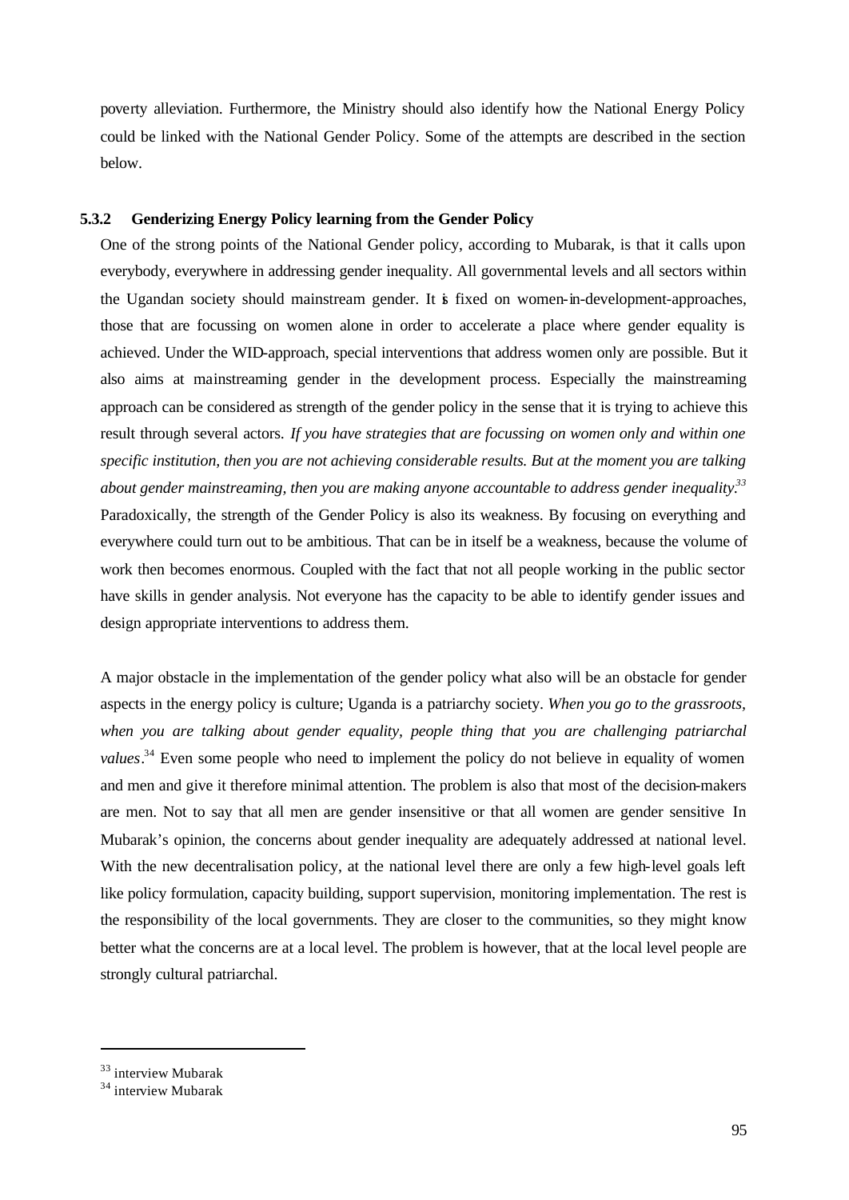poverty alleviation. Furthermore, the Ministry should also identify how the National Energy Policy could be linked with the National Gender Policy. Some of the attempts are described in the section below.

### 5.3.2 Genderizing Energy Policy learning from the Gender Policy

One of the strong points of the National Gender policy, according to Mubarak, is that it calls upon everybody, everywhere in addressing gender inequality. All governmental levels and all sectors within the Ugandan society should mainstream gender. It is fixed on women-in-development-approaches, those that are focussing on women alone in order to accelerate a place where gender equality is achieved. Under the WID-approach, special interventions that address women only are possible. But it also aims at mainstreaming gender in the development process. Especially the mainstreaming approach can be considered as strength of the gender policy in the sense that it is trying to achieve this result through several actors. *If you have strategies that are focussing on women only and within one specific institution, then you are not achieving considerable results. But at the moment you are talking about gender mainstreaming, then you are making anyone accountable to address gender inequality.*[33] Paradoxically, the strength of the Gender Policy is also its weakness. By focusing on everything and everywhere could turn out to be ambitious. That can be in itself be a weakness, because the volume of work then becomes enormous. Coupled with the fact that not all people working in the public sector have skills in gender analysis. Not everyone has the capacity to be able to identify gender issues and design appropriate interventions to address them.

A major obstacle in the implementation of the gender policy what also will be an obstacle for gender aspects in the energy policy is culture; Uganda is a patriarchy society. *When you go to the grassroots, when you are talking about gender equality, people thing that you are challenging patriarchal values*.[34] Even some people who need to implement the policy do not believe in equality of women and men and give it therefore minimal attention. The problem is also that most of the decision-makers are men. Not to say that all men are gender insensitive or that all women are gender sensitive In Mubarak's opinion, the concerns about gender inequality are adequately addressed at national level. With the new decentralisation policy, at the national level there are only a few high-level goals left like policy formulation, capacity building, support supervision, monitoring implementation. The rest is the responsibility of the local governments. They are closer to the communities, so they might know better what the concerns are at a local level. The problem is however, that at the local level people are strongly cultural patriarchal.

---

[33] interview Mubarak

[34] interview Mubarak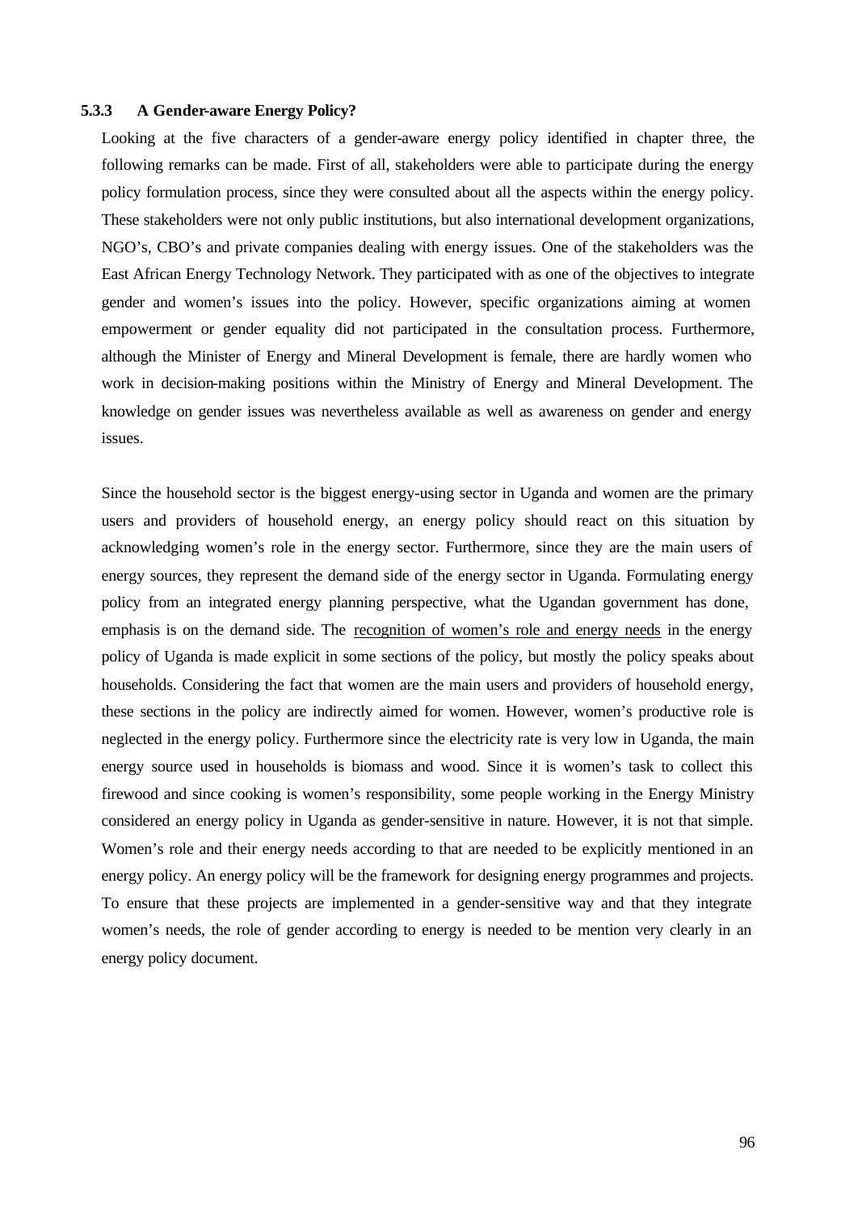### 5.3.3 A Gender-aware Energy Policy?

Looking at the five characters of a gender-aware energy policy identified in chapter three, the following remarks can be made. First of all, stakeholders were able to participate during the energy policy formulation process, since they were consulted about all the aspects within the energy policy. These stakeholders were not only public institutions, but also international development organizations, NGO's, CBO's and private companies dealing with energy issues. One of the stakeholders was the East African Energy Technology Network. They participated with as one of the objectives to integrate gender and women's issues into the policy. However, specific organizations aiming at women empowerment or gender equality did not participated in the consultation process. Furthermore, although the Minister of Energy and Mineral Development is female, there are hardly women who work in decision-making positions within the Ministry of Energy and Mineral Development. The knowledge on gender issues was nevertheless available as well as awareness on gender and energy issues.

Since the household sector is the biggest energy-using sector in Uganda and women are the primary users and providers of household energy, an energy policy should react on this situation by acknowledging women's role in the energy sector. Furthermore, since they are the main users of energy sources, they represent the demand side of the energy sector in Uganda. Formulating energy policy from an integrated energy planning perspective, what the Ugandan government has done, emphasis is on the demand side. The <u>recognition of women's role and energy needs</u> in the energy policy of Uganda is made explicit in some sections of the policy, but mostly the policy speaks about households. Considering the fact that women are the main users and providers of household energy, these sections in the policy are indirectly aimed for women. However, women's productive role is neglected in the energy policy. Furthermore since the electricity rate is very low in Uganda, the main energy source used in households is biomass and wood. Since it is women's task to collect this firewood and since cooking is women's responsibility, some people working in the Energy Ministry considered an energy policy in Uganda as gender-sensitive in nature. However, it is not that simple. Women's role and their energy needs according to that are needed to be explicitly mentioned in an energy policy. An energy policy will be the framework for designing energy programmes and projects. To ensure that these projects are implemented in a gender-sensitive way and that they integrate women's needs, the role of gender according to energy is needed to be mention very clearly in an energy policy document.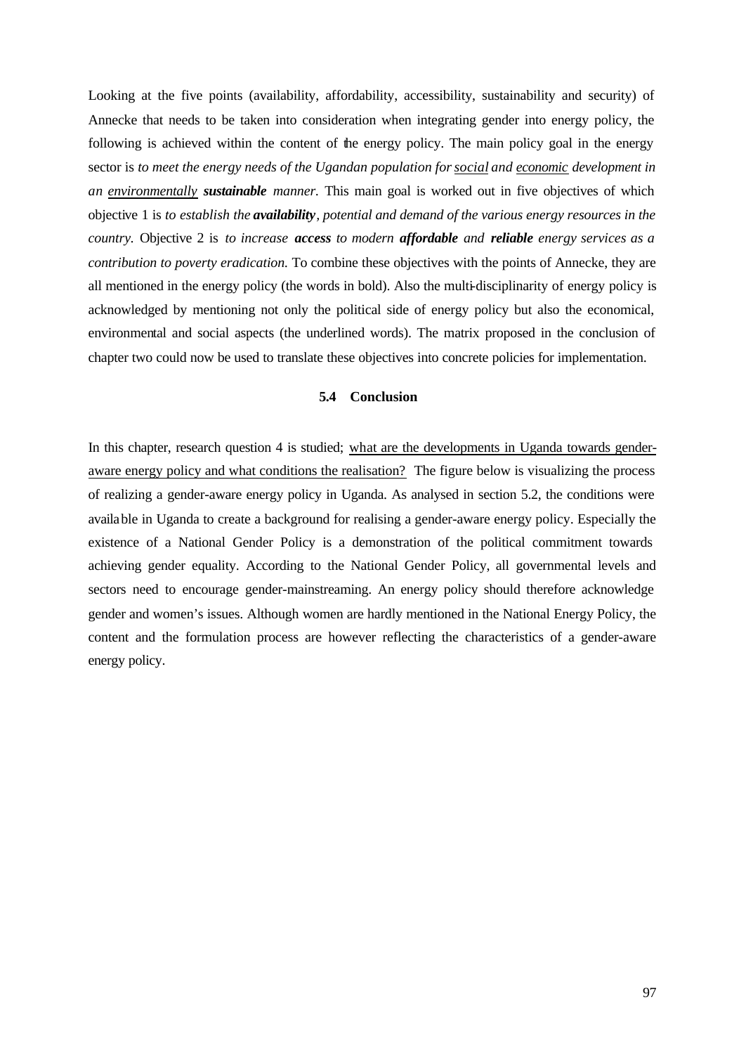Looking at the five points (availability, affordability, accessibility, sustainability and security) of Annecke that needs to be taken into consideration when integrating gender into energy policy, the following is achieved within the content of the energy policy. The main policy goal in the energy sector is *to meet the energy needs of the Ugandan population for <u>social</u> and <u>economic</u> development in an <u>environmentally</u> **sustainable** manner.* This main goal is worked out in five objectives of which objective 1 is *to establish the **availability**, potential and demand of the various energy resources in the country.* Objective 2 is *to increase **access** to modern **affordable** and **reliable** energy services as a contribution to poverty eradication.* To combine these objectives with the points of Annecke, they are all mentioned in the energy policy (the words in bold). Also the multi-disciplinarity of energy policy is acknowledged by mentioning not only the political side of energy policy but also the economical, environmental and social aspects (the underlined words). The matrix proposed in the conclusion of chapter two could now be used to translate these objectives into concrete policies for implementation.

## 5.4 Conclusion

In this chapter, research question 4 is studied; <u>what are the developments in Uganda towards gender-aware energy policy and what conditions the realisation?</u> The figure below is visualizing the process of realizing a gender-aware energy policy in Uganda. As analysed in section 5.2, the conditions were available in Uganda to create a background for realising a gender-aware energy policy. Especially the existence of a National Gender Policy is a demonstration of the political commitment towards achieving gender equality. According to the National Gender Policy, all governmental levels and sectors need to encourage gender-mainstreaming. An energy policy should therefore acknowledge gender and women's issues. Although women are hardly mentioned in the National Energy Policy, the content and the formulation process are however reflecting the characteristics of a gender-aware energy policy.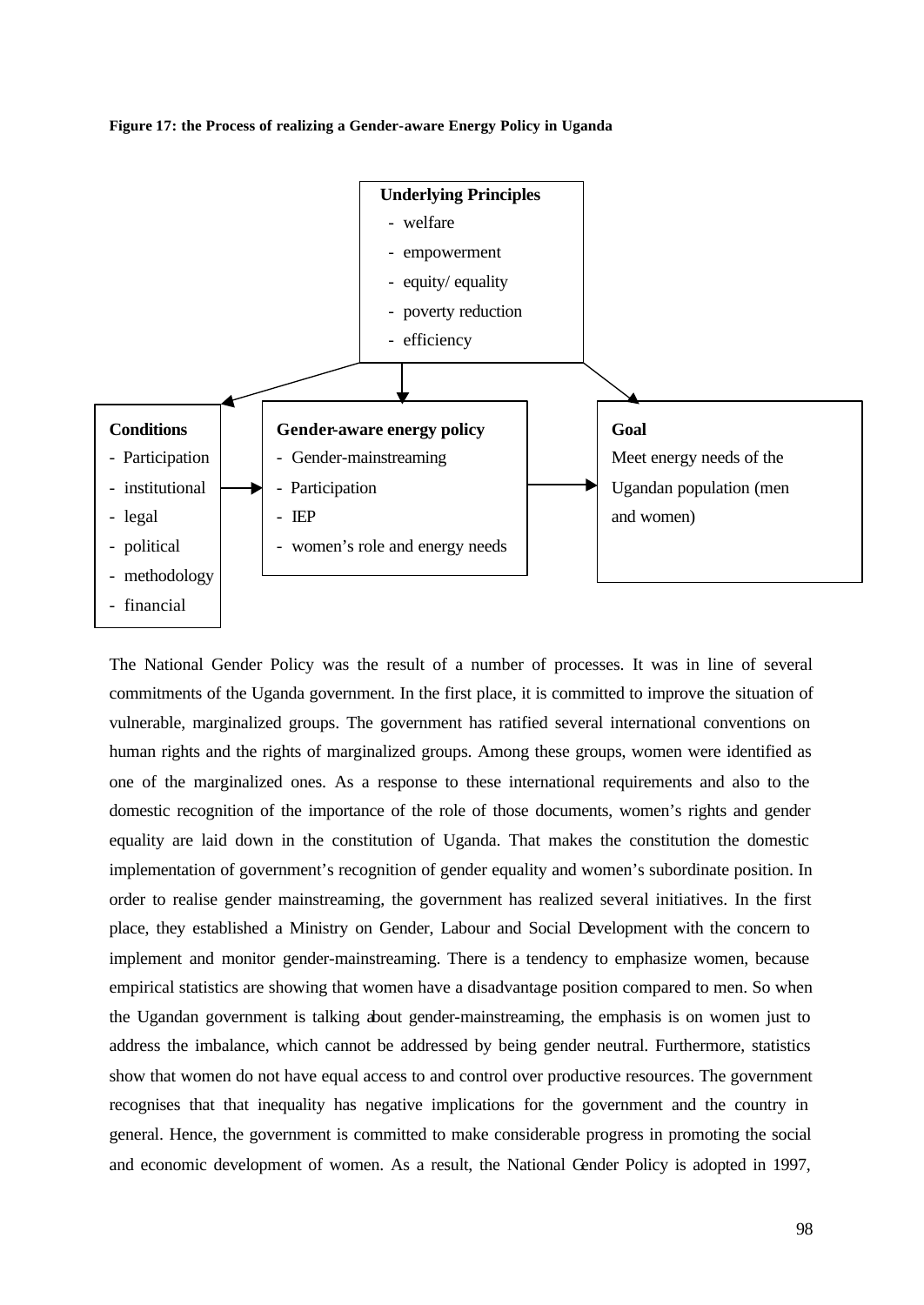**Figure 17: the Process of realizing a Gender-aware Energy Policy in Uganda**

**Underlying Principles**
- welfare
- empowerment
- equity/ equality
- poverty reduction
- efficiency

**Conditions**
- Participation
- institutional
- legal
- political
- methodology
- financial

**Gender-aware energy policy**
- Gender-mainstreaming
- Participation
- IEP
- women's role and energy needs

**Goal**
Meet energy needs of the Ugandan population (men and women)

The National Gender Policy was the result of a number of processes. It was in line of several commitments of the Uganda government. In the first place, it is committed to improve the situation of vulnerable, marginalized groups. The government has ratified several international conventions on human rights and the rights of marginalized groups. Among these groups, women were identified as one of the marginalized ones. As a response to these international requirements and also to the domestic recognition of the importance of the role of those documents, women's rights and gender equality are laid down in the constitution of Uganda. That makes the constitution the domestic implementation of government's recognition of gender equality and women's subordinate position. In order to realise gender mainstreaming, the government has realized several initiatives. In the first place, they established a Ministry on Gender, Labour and Social Development with the concern to implement and monitor gender-mainstreaming. There is a tendency to emphasize women, because empirical statistics are showing that women have a disadvantage position compared to men. So when the Ugandan government is talking about gender-mainstreaming, the emphasis is on women just to address the imbalance, which cannot be addressed by being gender neutral. Furthermore, statistics show that women do not have equal access to and control over productive resources. The government recognises that that inequality has negative implications for the government and the country in general. Hence, the government is committed to make considerable progress in promoting the social and economic development of women. As a result, the National Gender Policy is adopted in 1997,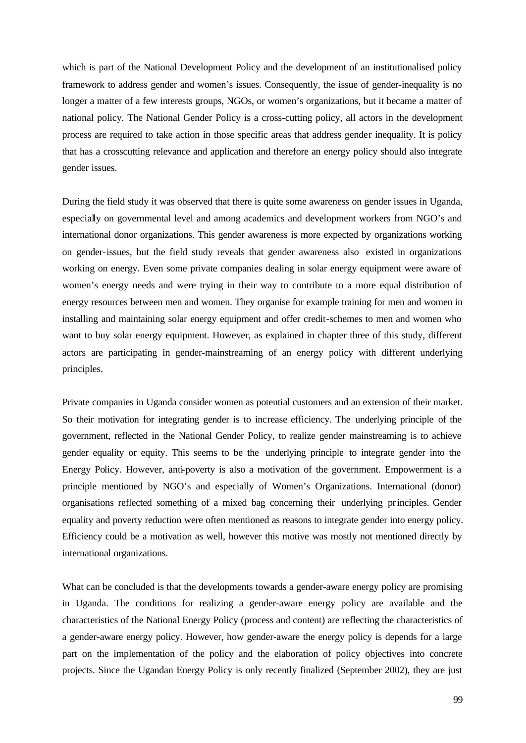which is part of the National Development Policy and the development of an institutionalised policy framework to address gender and women's issues. Consequently, the issue of gender-inequality is no longer a matter of a few interests groups, NGOs, or women's organizations, but it became a matter of national policy. The National Gender Policy is a cross-cutting policy, all actors in the development process are required to take action in those specific areas that address gender inequality. It is policy that has a crosscutting relevance and application and therefore an energy policy should also integrate gender issues.

During the field study it was observed that there is quite some awareness on gender issues in Uganda, especially on governmental level and among academics and development workers from NGO's and international donor organizations. This gender awareness is more expected by organizations working on gender-issues, but the field study reveals that gender awareness also existed in organizations working on energy. Even some private companies dealing in solar energy equipment were aware of women's energy needs and were trying in their way to contribute to a more equal distribution of energy resources between men and women. They organise for example training for men and women in installing and maintaining solar energy equipment and offer credit-schemes to men and women who want to buy solar energy equipment. However, as explained in chapter three of this study, different actors are participating in gender-mainstreaming of an energy policy with different underlying principles.

Private companies in Uganda consider women as potential customers and an extension of their market. So their motivation for integrating gender is to increase efficiency. The underlying principle of the government, reflected in the National Gender Policy, to realize gender mainstreaming is to achieve gender equality or equity. This seems to be the underlying principle to integrate gender into the Energy Policy. However, anti-poverty is also a motivation of the government. Empowerment is a principle mentioned by NGO's and especially of Women's Organizations. International (donor) organisations reflected something of a mixed bag concerning their underlying principles. Gender equality and poverty reduction were often mentioned as reasons to integrate gender into energy policy. Efficiency could be a motivation as well, however this motive was mostly not mentioned directly by international organizations.

What can be concluded is that the developments towards a gender-aware energy policy are promising in Uganda. The conditions for realizing a gender-aware energy policy are available and the characteristics of the National Energy Policy (process and content) are reflecting the characteristics of a gender-aware energy policy. However, how gender-aware the energy policy is depends for a large part on the implementation of the policy and the elaboration of policy objectives into concrete projects. Since the Ugandan Energy Policy is only recently finalized (September 2002), they are just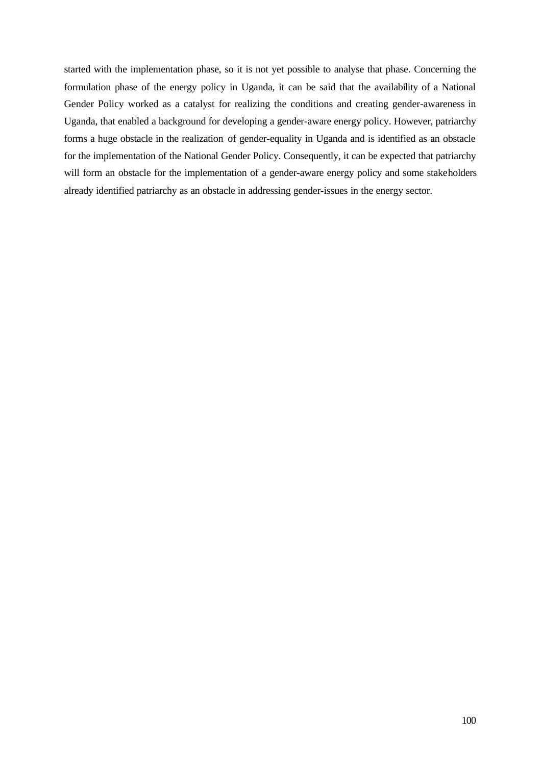started with the implementation phase, so it is not yet possible to analyse that phase. Concerning the formulation phase of the energy policy in Uganda, it can be said that the availability of a National Gender Policy worked as a catalyst for realizing the conditions and creating gender-awareness in Uganda, that enabled a background for developing a gender-aware energy policy. However, patriarchy forms a huge obstacle in the realization of gender-equality in Uganda and is identified as an obstacle for the implementation of the National Gender Policy. Consequently, it can be expected that patriarchy will form an obstacle for the implementation of a gender-aware energy policy and some stakeholders already identified patriarchy as an obstacle in addressing gender-issues in the energy sector.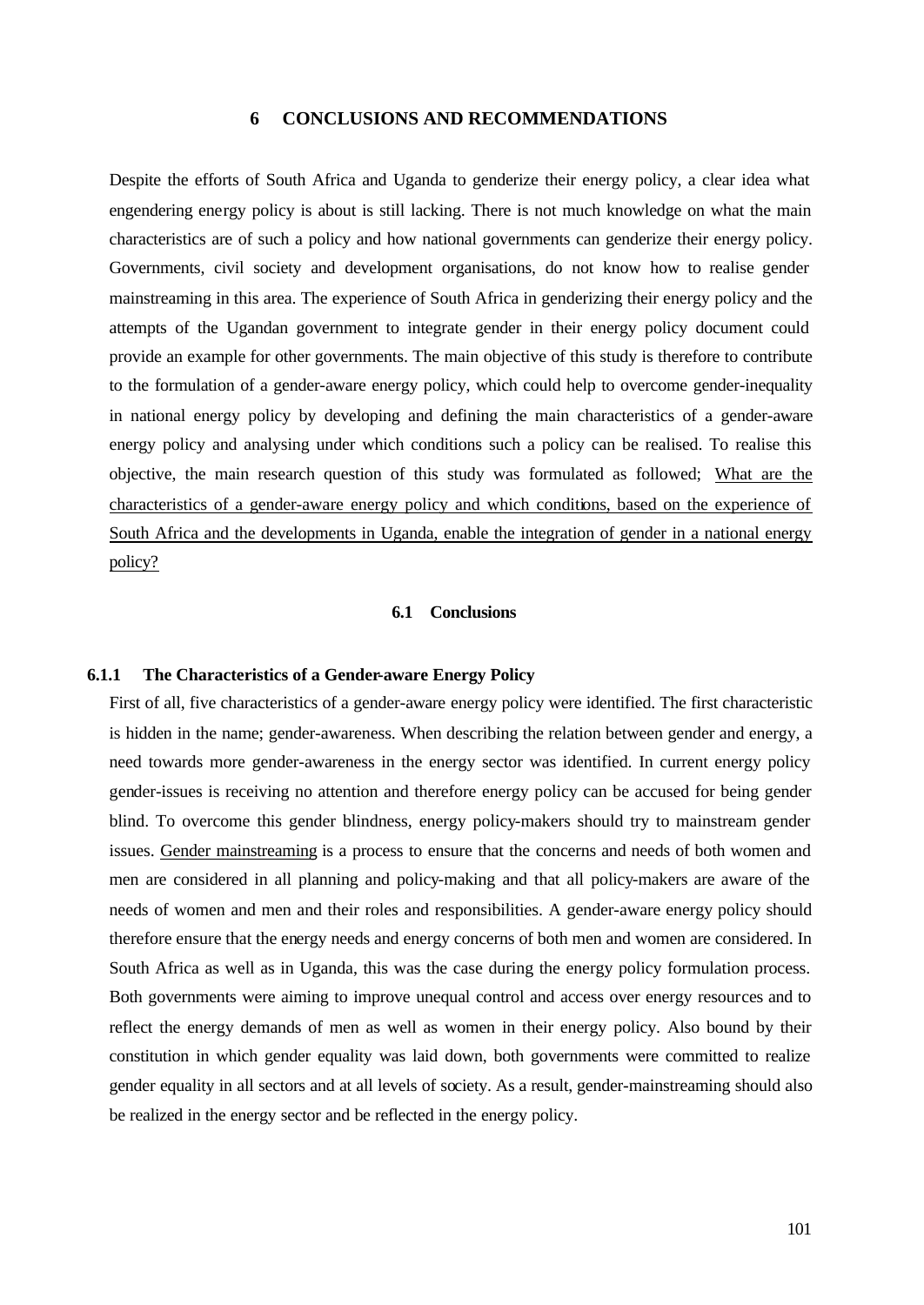# 6 CONCLUSIONS AND RECOMMENDATIONS

Despite the efforts of South Africa and Uganda to genderize their energy policy, a clear idea what engendering energy policy is about is still lacking. There is not much knowledge on what the main characteristics are of such a policy and how national governments can genderize their energy policy. Governments, civil society and development organisations, do not know how to realise gender mainstreaming in this area. The experience of South Africa in genderizing their energy policy and the attempts of the Ugandan government to integrate gender in their energy policy document could provide an example for other governments. The main objective of this study is therefore to contribute to the formulation of a gender-aware energy policy, which could help to overcome gender-inequality in national energy policy by developing and defining the main characteristics of a gender-aware energy policy and analysing under which conditions such a policy can be realised. To realise this objective, the main research question of this study was formulated as followed; <u>What are the characteristics of a gender-aware energy policy and which conditions, based on the experience of South Africa and the developments in Uganda, enable the integration of gender in a national energy policy?</u>

## 6.1 Conclusions

### 6.1.1 The Characteristics of a Gender-aware Energy Policy

First of all, five characteristics of a gender-aware energy policy were identified. The first characteristic is hidden in the name; gender-awareness. When describing the relation between gender and energy, a need towards more gender-awareness in the energy sector was identified. In current energy policy gender-issues is receiving no attention and therefore energy policy can be accused for being gender blind. To overcome this gender blindness, energy policy-makers should try to mainstream gender issues. <u>Gender mainstreaming</u> is a process to ensure that the concerns and needs of both women and men are considered in all planning and policy-making and that all policy-makers are aware of the needs of women and men and their roles and responsibilities. A gender-aware energy policy should therefore ensure that the energy needs and energy concerns of both men and women are considered. In South Africa as well as in Uganda, this was the case during the energy policy formulation process. Both governments were aiming to improve unequal control and access over energy resources and to reflect the energy demands of men as well as women in their energy policy. Also bound by their constitution in which gender equality was laid down, both governments were committed to realize gender equality in all sectors and at all levels of society. As a result, gender-mainstreaming should also be realized in the energy sector and be reflected in the energy policy.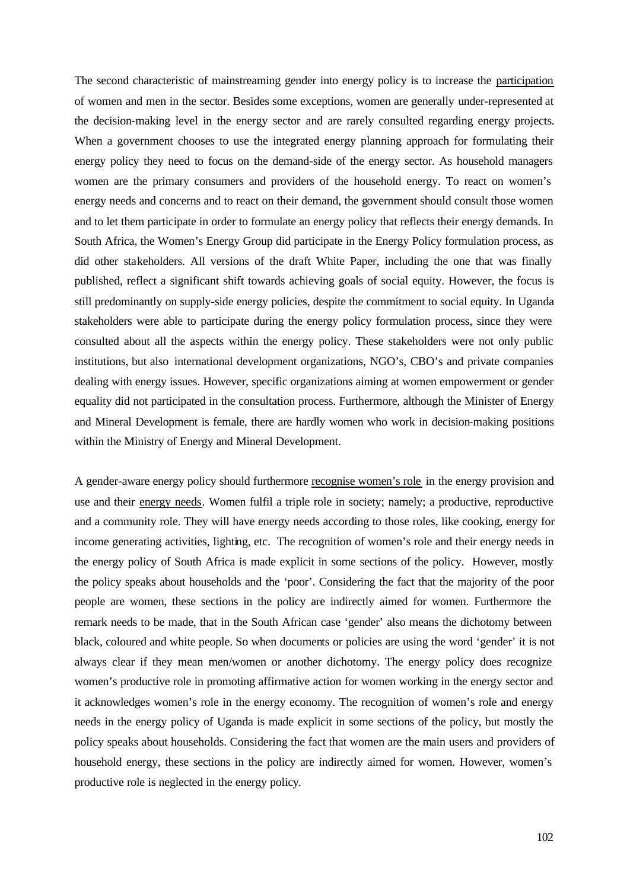The second characteristic of mainstreaming gender into energy policy is to increase the participation of women and men in the sector. Besides some exceptions, women are generally under-represented at the decision-making level in the energy sector and are rarely consulted regarding energy projects. When a government chooses to use the integrated energy planning approach for formulating their energy policy they need to focus on the demand-side of the energy sector. As household managers women are the primary consumers and providers of the household energy. To react on women's energy needs and concerns and to react on their demand, the government should consult those women and to let them participate in order to formulate an energy policy that reflects their energy demands. In South Africa, the Women's Energy Group did participate in the Energy Policy formulation process, as did other stakeholders. All versions of the draft White Paper, including the one that was finally published, reflect a significant shift towards achieving goals of social equity. However, the focus is still predominantly on supply-side energy policies, despite the commitment to social equity. In Uganda stakeholders were able to participate during the energy policy formulation process, since they were consulted about all the aspects within the energy policy. These stakeholders were not only public institutions, but also international development organizations, NGO's, CBO's and private companies dealing with energy issues. However, specific organizations aiming at women empowerment or gender equality did not participated in the consultation process. Furthermore, although the Minister of Energy and Mineral Development is female, there are hardly women who work in decision-making positions within the Ministry of Energy and Mineral Development.

A gender-aware energy policy should furthermore recognise women's role in the energy provision and use and their energy needs. Women fulfil a triple role in society; namely; a productive, reproductive and a community role. They will have energy needs according to those roles, like cooking, energy for income generating activities, lighting, etc. The recognition of women's role and their energy needs in the energy policy of South Africa is made explicit in some sections of the policy. However, mostly the policy speaks about households and the 'poor'. Considering the fact that the majority of the poor people are women, these sections in the policy are indirectly aimed for women. Furthermore the remark needs to be made, that in the South African case 'gender' also means the dichotomy between black, coloured and white people. So when documents or policies are using the word 'gender' it is not always clear if they mean men/women or another dichotomy. The energy policy does recognize women's productive role in promoting affirmative action for women working in the energy sector and it acknowledges women's role in the energy economy. The recognition of women's role and energy needs in the energy policy of Uganda is made explicit in some sections of the policy, but mostly the policy speaks about households. Considering the fact that women are the main users and providers of household energy, these sections in the policy are indirectly aimed for women. However, women's productive role is neglected in the energy policy.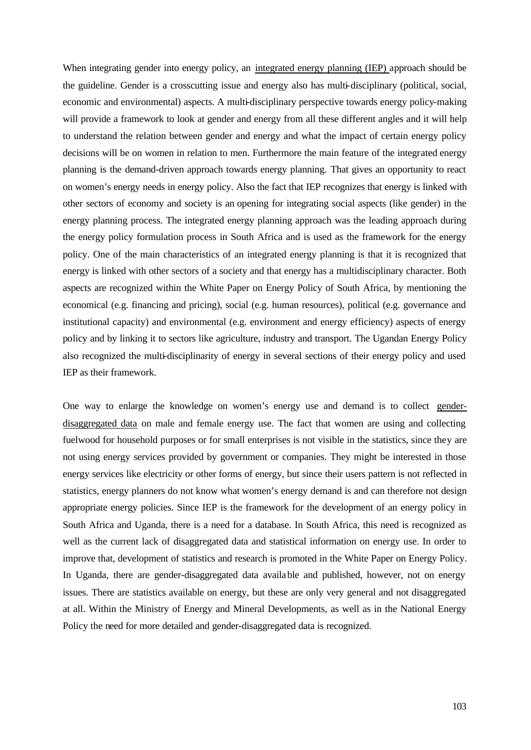When integrating gender into energy policy, an <u>integrated energy planning (IEP)</u> approach should be the guideline. Gender is a crosscutting issue and energy also has multi-disciplinary (political, social, economic and environmental) aspects. A multi-disciplinary perspective towards energy policy-making will provide a framework to look at gender and energy from all these different angles and it will help to understand the relation between gender and energy and what the impact of certain energy policy decisions will be on women in relation to men. Furthermore the main feature of the integrated energy planning is the demand-driven approach towards energy planning. That gives an opportunity to react on women's energy needs in energy policy. Also the fact that IEP recognizes that energy is linked with other sectors of economy and society is an opening for integrating social aspects (like gender) in the energy planning process. The integrated energy planning approach was the leading approach during the energy policy formulation process in South Africa and is used as the framework for the energy policy. One of the main characteristics of an integrated energy planning is that it is recognized that energy is linked with other sectors of a society and that energy has a multidisciplinary character. Both aspects are recognized within the White Paper on Energy Policy of South Africa, by mentioning the economical (e.g. financing and pricing), social (e.g. human resources), political (e.g. governance and institutional capacity) and environmental (e.g. environment and energy efficiency) aspects of energy policy and by linking it to sectors like agriculture, industry and transport. The Ugandan Energy Policy also recognized the multi-disciplinarity of energy in several sections of their energy policy and used IEP as their framework.

One way to enlarge the knowledge on women's energy use and demand is to collect <u>gender-disaggregated data</u> on male and female energy use. The fact that women are using and collecting fuelwood for household purposes or for small enterprises is not visible in the statistics, since they are not using energy services provided by government or companies. They might be interested in those energy services like electricity or other forms of energy, but since their users pattern is not reflected in statistics, energy planners do not know what women's energy demand is and can therefore not design appropriate energy policies. Since IEP is the framework for the development of an energy policy in South Africa and Uganda, there is a need for a database. In South Africa, this need is recognized as well as the current lack of disaggregated data and statistical information on energy use. In order to improve that, development of statistics and research is promoted in the White Paper on Energy Policy. In Uganda, there are gender-disaggregated data available and published, however, not on energy issues. There are statistics available on energy, but these are only very general and not disaggregated at all. Within the Ministry of Energy and Mineral Developments, as well as in the National Energy Policy the need for more detailed and gender-disaggregated data is recognized.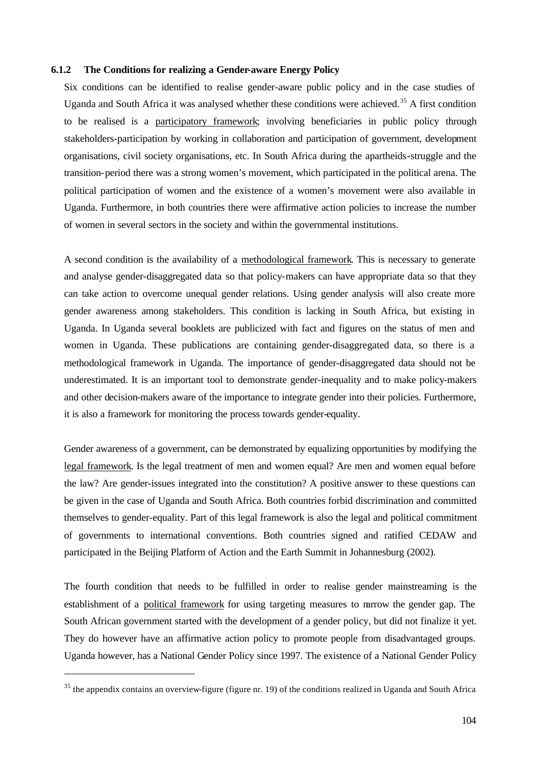### 6.1.2 The Conditions for realizing a Gender-aware Energy Policy

Six conditions can be identified to realise gender-aware public policy and in the case studies of Uganda and South Africa it was analysed whether these conditions were achieved.[35] A first condition to be realised is a participatory framework; involving beneficiaries in public policy through stakeholders-participation by working in collaboration and participation of government, development organisations, civil society organisations, etc. In South Africa during the apartheids-struggle and the transition-period there was a strong women's movement, which participated in the political arena. The political participation of women and the existence of a women's movement were also available in Uganda. Furthermore, in both countries there were affirmative action policies to increase the number of women in several sectors in the society and within the governmental institutions.

A second condition is the availability of a methodological framework. This is necessary to generate and analyse gender-disaggregated data so that policy-makers can have appropriate data so that they can take action to overcome unequal gender relations. Using gender analysis will also create more gender awareness among stakeholders. This condition is lacking in South Africa, but existing in Uganda. In Uganda several booklets are publicized with fact and figures on the status of men and women in Uganda. These publications are containing gender-disaggregated data, so there is a methodological framework in Uganda. The importance of gender-disaggregated data should not be underestimated. It is an important tool to demonstrate gender-inequality and to make policy-makers and other decision-makers aware of the importance to integrate gender into their policies. Furthermore, it is also a framework for monitoring the process towards gender-equality.

Gender awareness of a government, can be demonstrated by equalizing opportunities by modifying the legal framework. Is the legal treatment of men and women equal? Are men and women equal before the law? Are gender-issues integrated into the constitution? A positive answer to these questions can be given in the case of Uganda and South Africa. Both countries forbid discrimination and committed themselves to gender-equality. Part of this legal framework is also the legal and political commitment of governments to international conventions. Both countries signed and ratified CEDAW and participated in the Beijing Platform of Action and the Earth Summit in Johannesburg (2002).

The fourth condition that needs to be fulfilled in order to realise gender mainstreaming is the establishment of a political framework for using targeting measures to narrow the gender gap. The South African government started with the development of a gender policy, but did not finalize it yet. They do however have an affirmative action policy to promote people from disadvantaged groups. Uganda however, has a National Gender Policy since 1997. The existence of a National Gender Policy

[35] the appendix contains an overview-figure (figure nr. 19) of the conditions realized in Uganda and South Africa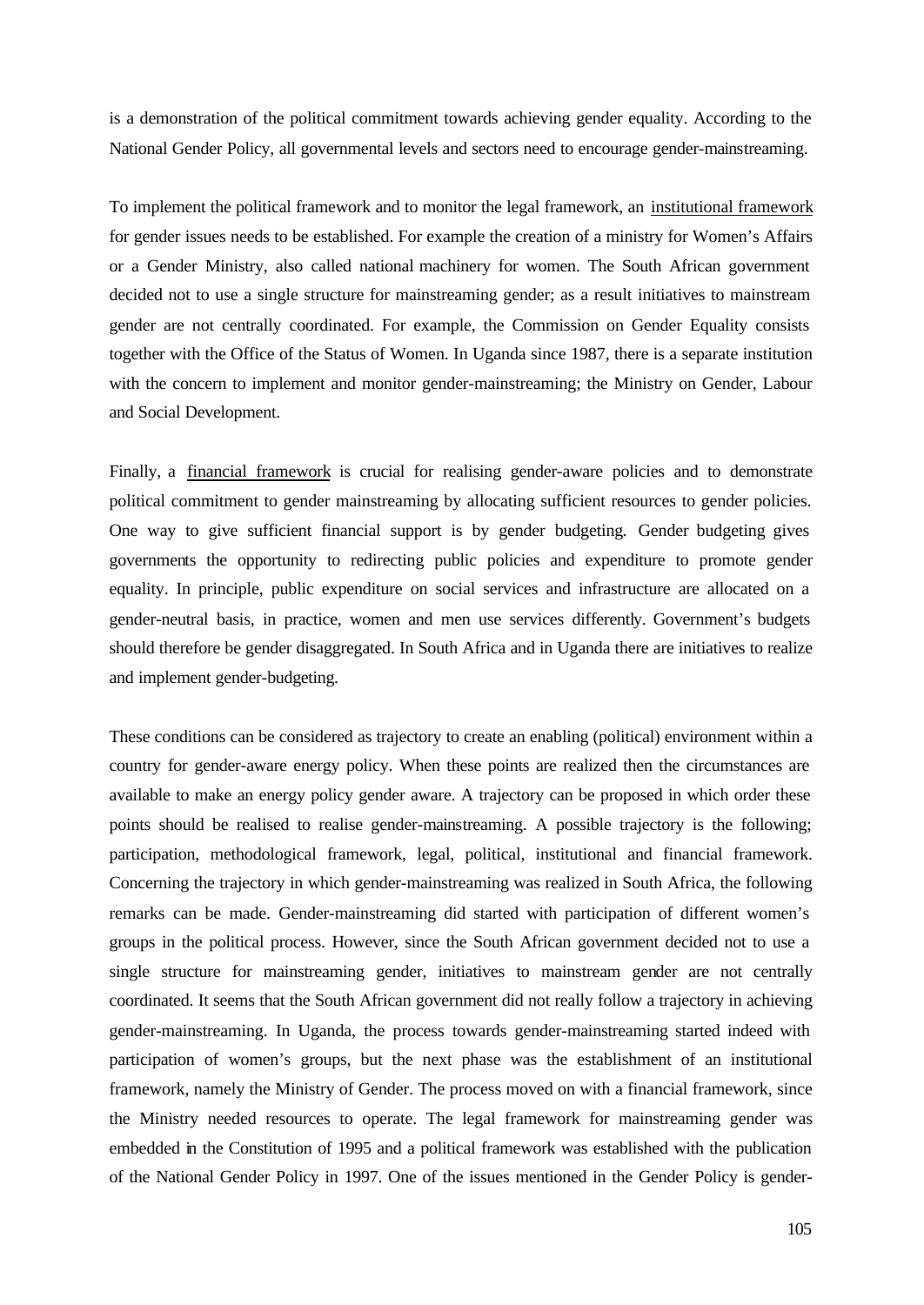is a demonstration of the political commitment towards achieving gender equality. According to the National Gender Policy, all governmental levels and sectors need to encourage gender-mainstreaming.

To implement the political framework and to monitor the legal framework, an institutional framework for gender issues needs to be established. For example the creation of a ministry for Women's Affairs or a Gender Ministry, also called national machinery for women. The South African government decided not to use a single structure for mainstreaming gender; as a result initiatives to mainstream gender are not centrally coordinated. For example, the Commission on Gender Equality consists together with the Office of the Status of Women. In Uganda since 1987, there is a separate institution with the concern to implement and monitor gender-mainstreaming; the Ministry on Gender, Labour and Social Development.

Finally, a financial framework is crucial for realising gender-aware policies and to demonstrate political commitment to gender mainstreaming by allocating sufficient resources to gender policies. One way to give sufficient financial support is by gender budgeting. Gender budgeting gives governments the opportunity to redirecting public policies and expenditure to promote gender equality. In principle, public expenditure on social services and infrastructure are allocated on a gender-neutral basis, in practice, women and men use services differently. Government's budgets should therefore be gender disaggregated. In South Africa and in Uganda there are initiatives to realize and implement gender-budgeting.

These conditions can be considered as trajectory to create an enabling (political) environment within a country for gender-aware energy policy. When these points are realized then the circumstances are available to make an energy policy gender aware. A trajectory can be proposed in which order these points should be realised to realise gender-mainstreaming. A possible trajectory is the following; participation, methodological framework, legal, political, institutional and financial framework. Concerning the trajectory in which gender-mainstreaming was realized in South Africa, the following remarks can be made. Gender-mainstreaming did started with participation of different women's groups in the political process. However, since the South African government decided not to use a single structure for mainstreaming gender, initiatives to mainstream gender are not centrally coordinated. It seems that the South African government did not really follow a trajectory in achieving gender-mainstreaming. In Uganda, the process towards gender-mainstreaming started indeed with participation of women's groups, but the next phase was the establishment of an institutional framework, namely the Ministry of Gender. The process moved on with a financial framework, since the Ministry needed resources to operate. The legal framework for mainstreaming gender was embedded in the Constitution of 1995 and a political framework was established with the publication of the National Gender Policy in 1997. One of the issues mentioned in the Gender Policy is gender-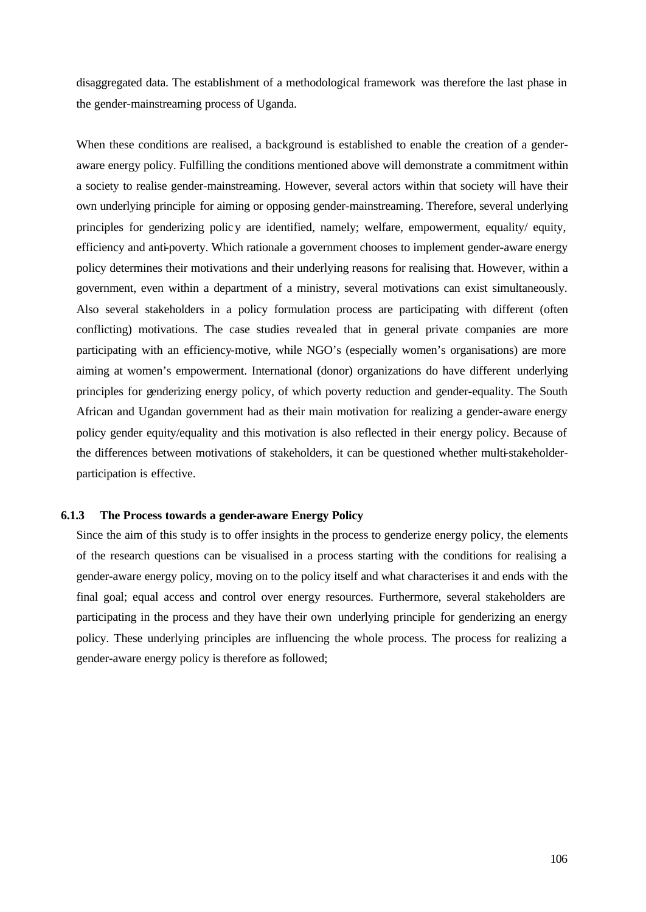disaggregated data. The establishment of a methodological framework was therefore the last phase in the gender-mainstreaming process of Uganda.

When these conditions are realised, a background is established to enable the creation of a gender-aware energy policy. Fulfilling the conditions mentioned above will demonstrate a commitment within a society to realise gender-mainstreaming. However, several actors within that society will have their own underlying principle for aiming or opposing gender-mainstreaming. Therefore, several underlying principles for genderizing policy are identified, namely; welfare, empowerment, equality/ equity, efficiency and anti-poverty. Which rationale a government chooses to implement gender-aware energy policy determines their motivations and their underlying reasons for realising that. However, within a government, even within a department of a ministry, several motivations can exist simultaneously. Also several stakeholders in a policy formulation process are participating with different (often conflicting) motivations. The case studies revealed that in general private companies are more participating with an efficiency-motive, while NGO's (especially women's organisations) are more aiming at women's empowerment. International (donor) organizations do have different underlying principles for genderizing energy policy, of which poverty reduction and gender-equality. The South African and Ugandan government had as their main motivation for realizing a gender-aware energy policy gender equity/equality and this motivation is also reflected in their energy policy. Because of the differences between motivations of stakeholders, it can be questioned whether multi-stakeholder-participation is effective.

### 6.1.3 The Process towards a gender-aware Energy Policy

Since the aim of this study is to offer insights in the process to genderize energy policy, the elements of the research questions can be visualised in a process starting with the conditions for realising a gender-aware energy policy, moving on to the policy itself and what characterises it and ends with the final goal; equal access and control over energy resources. Furthermore, several stakeholders are participating in the process and they have their own underlying principle for genderizing an energy policy. These underlying principles are influencing the whole process. The process for realizing a gender-aware energy policy is therefore as followed;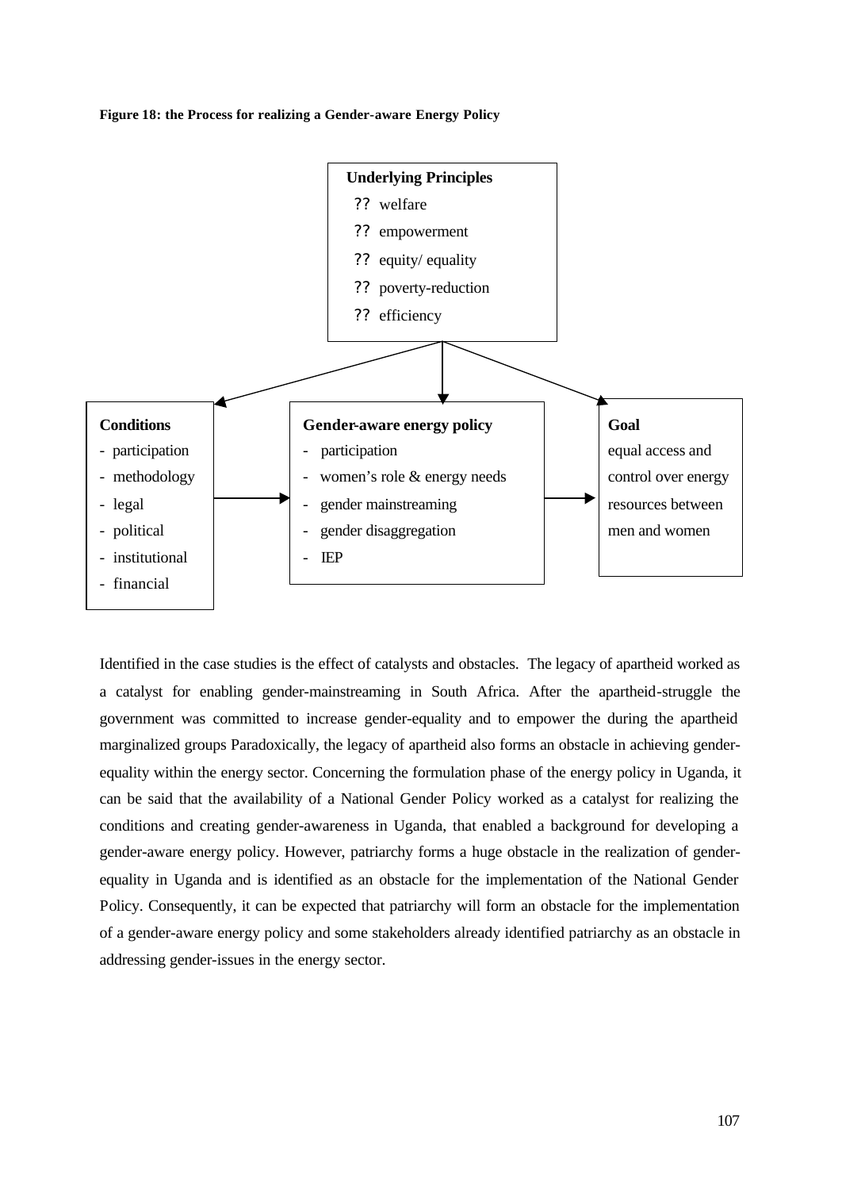**Figure 18: the Process for realizing a Gender-aware Energy Policy**

**Underlying Principles**

- ?? welfare
- ?? empowerment
- ?? equity/ equality
- ?? poverty-reduction
- ?? efficiency

**Conditions**

- participation
- methodology
- legal
- political
- institutional
- financial

**Gender-aware energy policy**

- participation
- women's role & energy needs
- gender mainstreaming
- gender disaggregation
- IEP

**Goal**

equal access and control over energy resources between men and women

Identified in the case studies is the effect of catalysts and obstacles. The legacy of apartheid worked as a catalyst for enabling gender-mainstreaming in South Africa. After the apartheid-struggle the government was committed to increase gender-equality and to empower the during the apartheid marginalized groups Paradoxically, the legacy of apartheid also forms an obstacle in achieving gender-equality within the energy sector. Concerning the formulation phase of the energy policy in Uganda, it can be said that the availability of a National Gender Policy worked as a catalyst for realizing the conditions and creating gender-awareness in Uganda, that enabled a background for developing a gender-aware energy policy. However, patriarchy forms a huge obstacle in the realization of gender-equality in Uganda and is identified as an obstacle for the implementation of the National Gender Policy. Consequently, it can be expected that patriarchy will form an obstacle for the implementation of a gender-aware energy policy and some stakeholders already identified patriarchy as an obstacle in addressing gender-issues in the energy sector.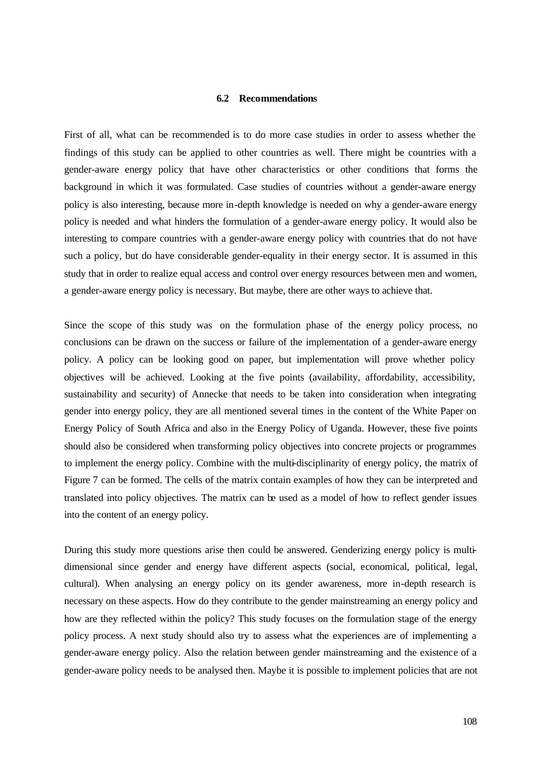### 6.2 Recommendations

First of all, what can be recommended is to do more case studies in order to assess whether the findings of this study can be applied to other countries as well. There might be countries with a gender-aware energy policy that have other characteristics or other conditions that forms the background in which it was formulated. Case studies of countries without a gender-aware energy policy is also interesting, because more in-depth knowledge is needed on why a gender-aware energy policy is needed and what hinders the formulation of a gender-aware energy policy. It would also be interesting to compare countries with a gender-aware energy policy with countries that do not have such a policy, but do have considerable gender-equality in their energy sector. It is assumed in this study that in order to realize equal access and control over energy resources between men and women, a gender-aware energy policy is necessary. But maybe, there are other ways to achieve that.

Since the scope of this study was on the formulation phase of the energy policy process, no conclusions can be drawn on the success or failure of the implementation of a gender-aware energy policy. A policy can be looking good on paper, but implementation will prove whether policy objectives will be achieved. Looking at the five points (availability, affordability, accessibility, sustainability and security) of Annecke that needs to be taken into consideration when integrating gender into energy policy, they are all mentioned several times in the content of the White Paper on Energy Policy of South Africa and also in the Energy Policy of Uganda. However, these five points should also be considered when transforming policy objectives into concrete projects or programmes to implement the energy policy. Combine with the multi-disciplinarity of energy policy, the matrix of Figure 7 can be formed. The cells of the matrix contain examples of how they can be interpreted and translated into policy objectives. The matrix can be used as a model of how to reflect gender issues into the content of an energy policy.

During this study more questions arise then could be answered. Genderizing energy policy is multi-dimensional since gender and energy have different aspects (social, economical, political, legal, cultural). When analysing an energy policy on its gender awareness, more in-depth research is necessary on these aspects. How do they contribute to the gender mainstreaming an energy policy and how are they reflected within the policy? This study focuses on the formulation stage of the energy policy process. A next study should also try to assess what the experiences are of implementing a gender-aware energy policy. Also the relation between gender mainstreaming and the existence of a gender-aware policy needs to be analysed then. Maybe it is possible to implement policies that are not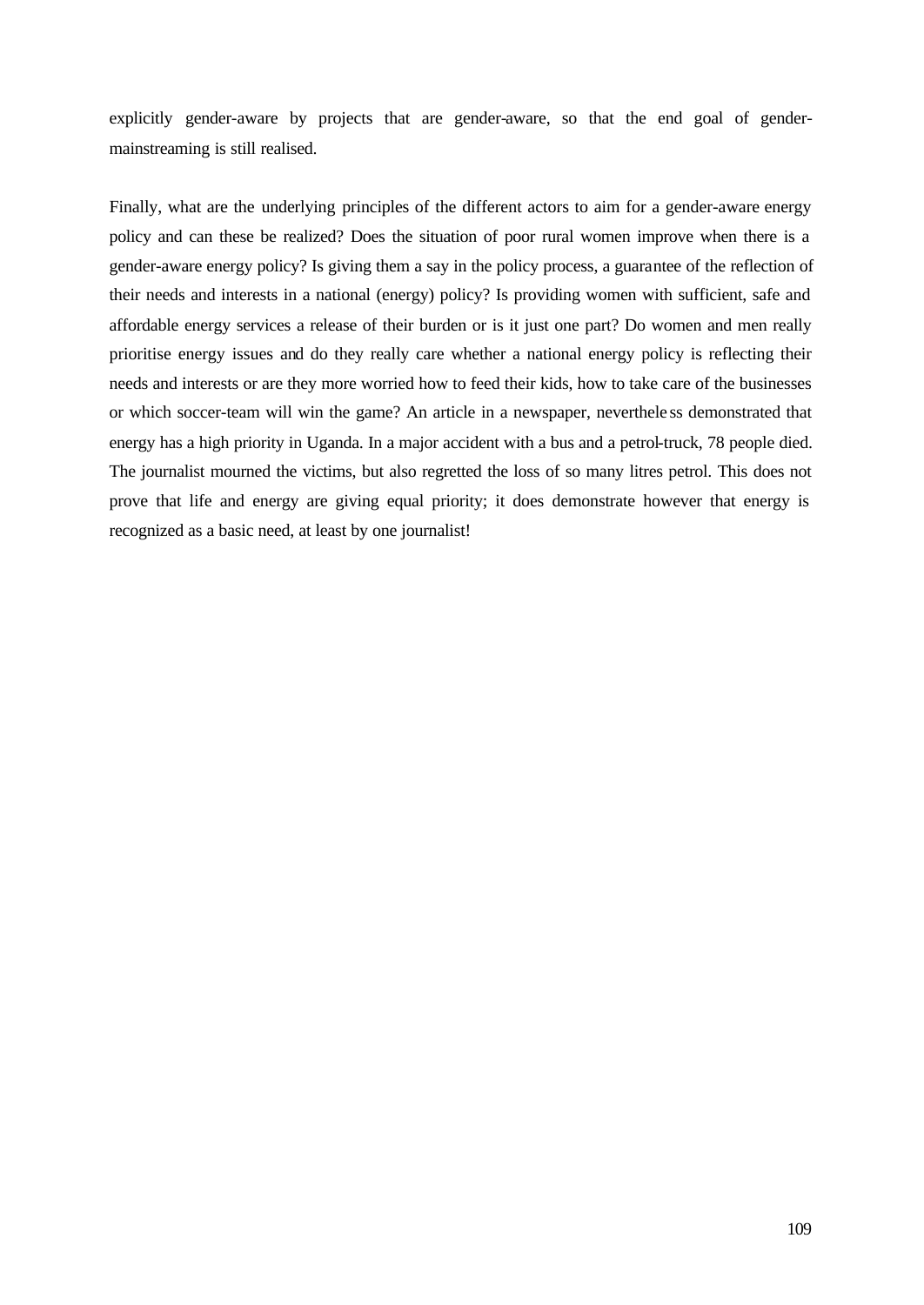explicitly gender-aware by projects that are gender-aware, so that the end goal of gender-mainstreaming is still realised.

Finally, what are the underlying principles of the different actors to aim for a gender-aware energy policy and can these be realized? Does the situation of poor rural women improve when there is a gender-aware energy policy? Is giving them a say in the policy process, a guarantee of the reflection of their needs and interests in a national (energy) policy? Is providing women with sufficient, safe and affordable energy services a release of their burden or is it just one part? Do women and men really prioritise energy issues and do they really care whether a national energy policy is reflecting their needs and interests or are they more worried how to feed their kids, how to take care of the businesses or which soccer-team will win the game? An article in a newspaper, nevertheless demonstrated that energy has a high priority in Uganda. In a major accident with a bus and a petrol-truck, 78 people died. The journalist mourned the victims, but also regretted the loss of so many litres petrol. This does not prove that life and energy are giving equal priority; it does demonstrate however that energy is recognized as a basic need, at least by one journalist!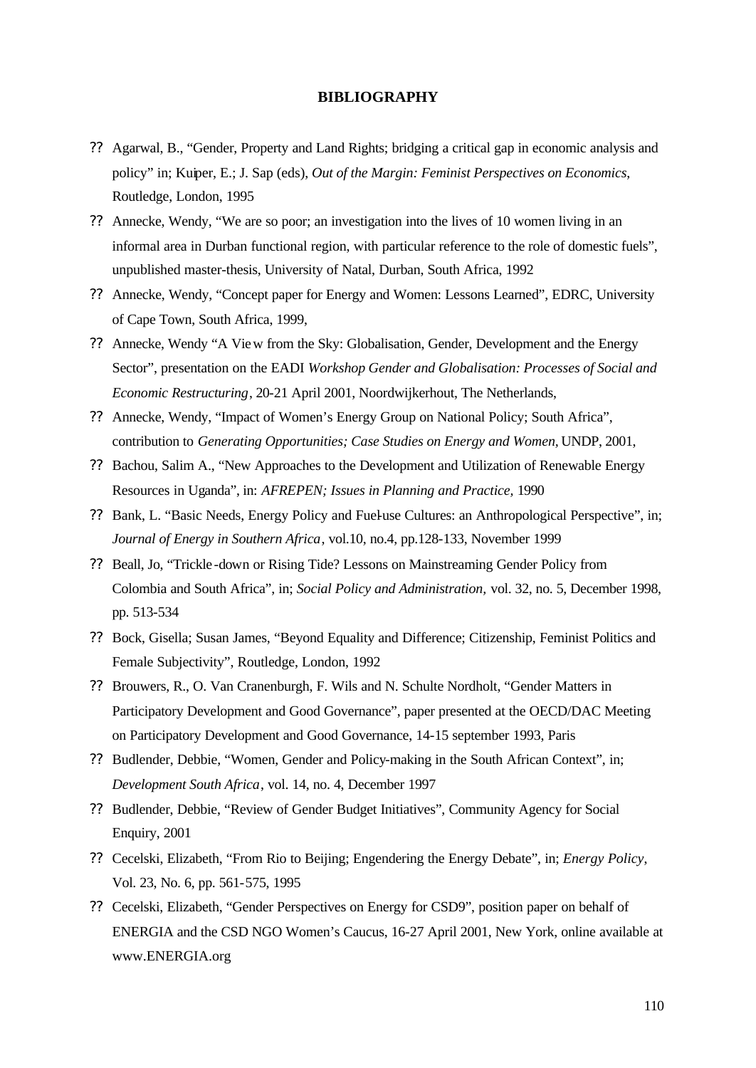# BIBLIOGRAPHY

- Agarwal, B., "Gender, Property and Land Rights; bridging a critical gap in economic analysis and policy" in; Kuiper, E.; J. Sap (eds), *Out of the Margin: Feminist Perspectives on Economics,* Routledge, London, 1995
- Annecke, Wendy, "We are so poor; an investigation into the lives of 10 women living in an informal area in Durban functional region, with particular reference to the role of domestic fuels", unpublished master-thesis, University of Natal, Durban, South Africa, 1992
- Annecke, Wendy, "Concept paper for Energy and Women: Lessons Learned", EDRC, University of Cape Town, South Africa, 1999,
- Annecke, Wendy "A View from the Sky: Globalisation, Gender, Development and the Energy Sector", presentation on the EADI *Workshop Gender and Globalisation: Processes of Social and Economic Restructuring*, 20-21 April 2001, Noordwijkerhout, The Netherlands,
- Annecke, Wendy, "Impact of Women's Energy Group on National Policy; South Africa", contribution to *Generating Opportunities; Case Studies on Energy and Women,* UNDP, 2001,
- Bachou, Salim A., "New Approaches to the Development and Utilization of Renewable Energy Resources in Uganda", in: *AFREPEN; Issues in Planning and Practice,* 1990
- Bank, L. "Basic Needs, Energy Policy and Fuel-use Cultures: an Anthropological Perspective", in; *Journal of Energy in Southern Africa*, vol.10, no.4, pp.128-133, November 1999
- Beall, Jo, "Trickle-down or Rising Tide? Lessons on Mainstreaming Gender Policy from Colombia and South Africa", in; *Social Policy and Administration,* vol. 32, no. 5, December 1998, pp. 513-534
- Bock, Gisella; Susan James, "Beyond Equality and Difference; Citizenship, Feminist Politics and Female Subjectivity", Routledge, London, 1992
- Brouwers, R., O. Van Cranenburgh, F. Wils and N. Schulte Nordholt, "Gender Matters in Participatory Development and Good Governance", paper presented at the OECD/DAC Meeting on Participatory Development and Good Governance, 14-15 september 1993, Paris
- Budlender, Debbie, "Women, Gender and Policy-making in the South African Context", in; *Development South Africa*, vol. 14, no. 4, December 1997
- Budlender, Debbie, "Review of Gender Budget Initiatives", Community Agency for Social Enquiry, 2001
- Cecelski, Elizabeth, "From Rio to Beijing; Engendering the Energy Debate", in; *Energy Policy*, Vol. 23, No. 6, pp. 561-575, 1995
- Cecelski, Elizabeth, "Gender Perspectives on Energy for CSD9", position paper on behalf of ENERGIA and the CSD NGO Women's Caucus, 16-27 April 2001, New York, online available at www.ENERGIA.org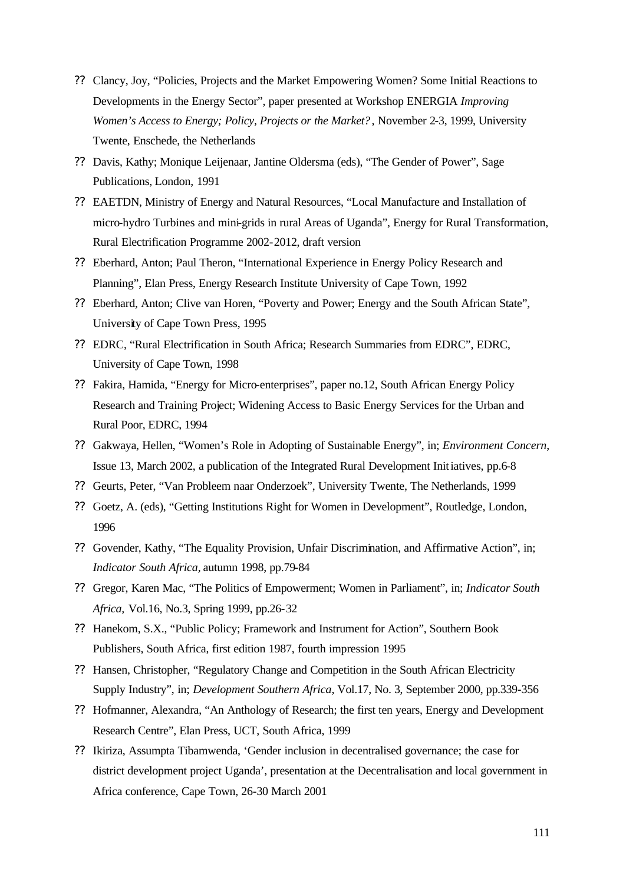- Clancy, Joy, "Policies, Projects and the Market Empowering Women? Some Initial Reactions to Developments in the Energy Sector", paper presented at Workshop ENERGIA *Improving Women's Access to Energy; Policy, Projects or the Market?*, November 2-3, 1999, University Twente, Enschede, the Netherlands
- Davis, Kathy; Monique Leijenaar, Jantine Oldersma (eds), "The Gender of Power", Sage Publications, London, 1991
- EAETDN, Ministry of Energy and Natural Resources, "Local Manufacture and Installation of micro-hydro Turbines and mini-grids in rural Areas of Uganda", Energy for Rural Transformation, Rural Electrification Programme 2002-2012, draft version
- Eberhard, Anton; Paul Theron, "International Experience in Energy Policy Research and Planning", Elan Press, Energy Research Institute University of Cape Town, 1992
- Eberhard, Anton; Clive van Horen, "Poverty and Power; Energy and the South African State", University of Cape Town Press, 1995
- EDRC, "Rural Electrification in South Africa; Research Summaries from EDRC", EDRC, University of Cape Town, 1998
- Fakira, Hamida, "Energy for Micro-enterprises", paper no.12, South African Energy Policy Research and Training Project; Widening Access to Basic Energy Services for the Urban and Rural Poor, EDRC, 1994
- Gakwaya, Hellen, "Women's Role in Adopting of Sustainable Energy", in; *Environment Concern*, Issue 13, March 2002, a publication of the Integrated Rural Development Initiatives, pp.6-8
- Geurts, Peter, "Van Probleem naar Onderzoek", University Twente, The Netherlands, 1999
- Goetz, A. (eds), "Getting Institutions Right for Women in Development", Routledge, London, 1996
- Govender, Kathy, "The Equality Provision, Unfair Discrimination, and Affirmative Action", in; *Indicator South Africa*, autumn 1998, pp.79-84
- Gregor, Karen Mac, "The Politics of Empowerment; Women in Parliament", in; *Indicator South Africa,* Vol.16, No.3, Spring 1999, pp.26-32
- Hanekom, S.X., "Public Policy; Framework and Instrument for Action", Southern Book Publishers, South Africa, first edition 1987, fourth impression 1995
- Hansen, Christopher, "Regulatory Change and Competition in the South African Electricity Supply Industry", in; *Development Southern Africa*, Vol.17, No. 3, September 2000, pp.339-356
- Hofmanner, Alexandra, "An Anthology of Research; the first ten years, Energy and Development Research Centre", Elan Press, UCT, South Africa, 1999
- Ikiriza, Assumpta Tibamwenda, 'Gender inclusion in decentralised governance; the case for district development project Uganda', presentation at the Decentralisation and local government in Africa conference, Cape Town, 26-30 March 2001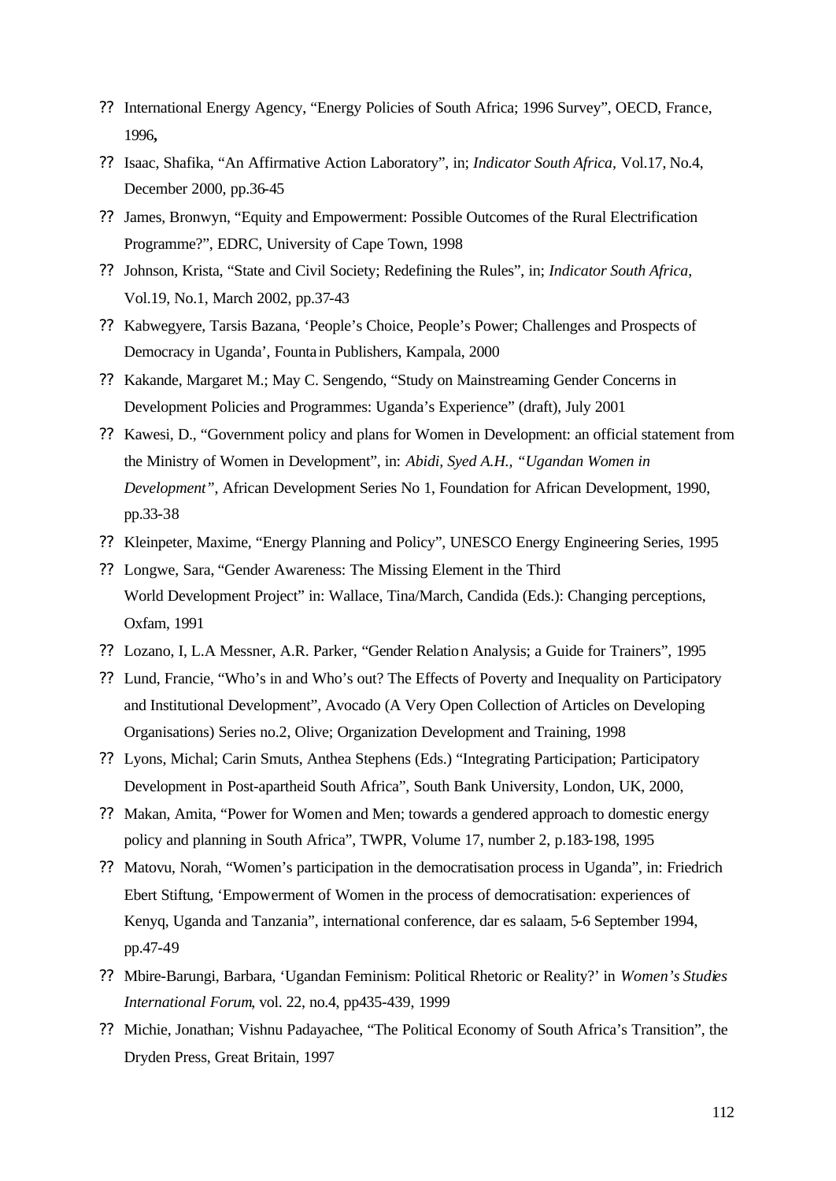- ?? International Energy Agency, "Energy Policies of South Africa; 1996 Survey", OECD, France, 1996**,**
- ?? Isaac, Shafika, "An Affirmative Action Laboratory", in; *Indicator South Africa*, Vol.17, No.4, December 2000, pp.36-45
- ?? James, Bronwyn, "Equity and Empowerment: Possible Outcomes of the Rural Electrification Programme?", EDRC, University of Cape Town, 1998
- ?? Johnson, Krista, "State and Civil Society; Redefining the Rules", in; *Indicator South Africa*, Vol.19, No.1, March 2002, pp.37-43
- ?? Kabwegyere, Tarsis Bazana, 'People's Choice, People's Power; Challenges and Prospects of Democracy in Uganda', Fountain Publishers, Kampala, 2000
- ?? Kakande, Margaret M.; May C. Sengendo, "Study on Mainstreaming Gender Concerns in Development Policies and Programmes: Uganda's Experience" (draft), July 2001
- ?? Kawesi, D., "Government policy and plans for Women in Development: an official statement from the Ministry of Women in Development", in: *Abidi, Syed A.H., "Ugandan Women in Development"*, African Development Series No 1, Foundation for African Development, 1990, pp.33-38
- ?? Kleinpeter, Maxime, "Energy Planning and Policy", UNESCO Energy Engineering Series, 1995
- ?? Longwe, Sara, "Gender Awareness: The Missing Element in the Third World Development Project" in: Wallace, Tina/March, Candida (Eds.): Changing perceptions, Oxfam, 1991
- ?? Lozano, I, L.A Messner, A.R. Parker, "Gender Relation Analysis; a Guide for Trainers", 1995
- ?? Lund, Francie, "Who's in and Who's out? The Effects of Poverty and Inequality on Participatory and Institutional Development", Avocado (A Very Open Collection of Articles on Developing Organisations) Series no.2, Olive; Organization Development and Training, 1998
- ?? Lyons, Michal; Carin Smuts, Anthea Stephens (Eds.) "Integrating Participation; Participatory Development in Post-apartheid South Africa", South Bank University, London, UK, 2000,
- ?? Makan, Amita, "Power for Women and Men; towards a gendered approach to domestic energy policy and planning in South Africa", TWPR, Volume 17, number 2, p.183-198, 1995
- ?? Matovu, Norah, "Women's participation in the democratisation process in Uganda", in: Friedrich Ebert Stiftung, 'Empowerment of Women in the process of democratisation: experiences of Kenyq, Uganda and Tanzania", international conference, dar es salaam, 5-6 September 1994, pp.47-49
- ?? Mbire-Barungi, Barbara, 'Ugandan Feminism: Political Rhetoric or Reality?' in *Women's Studies International Forum*, vol. 22, no.4, pp435-439, 1999
- ?? Michie, Jonathan; Vishnu Padayachee, "The Political Economy of South Africa's Transition", the Dryden Press, Great Britain, 1997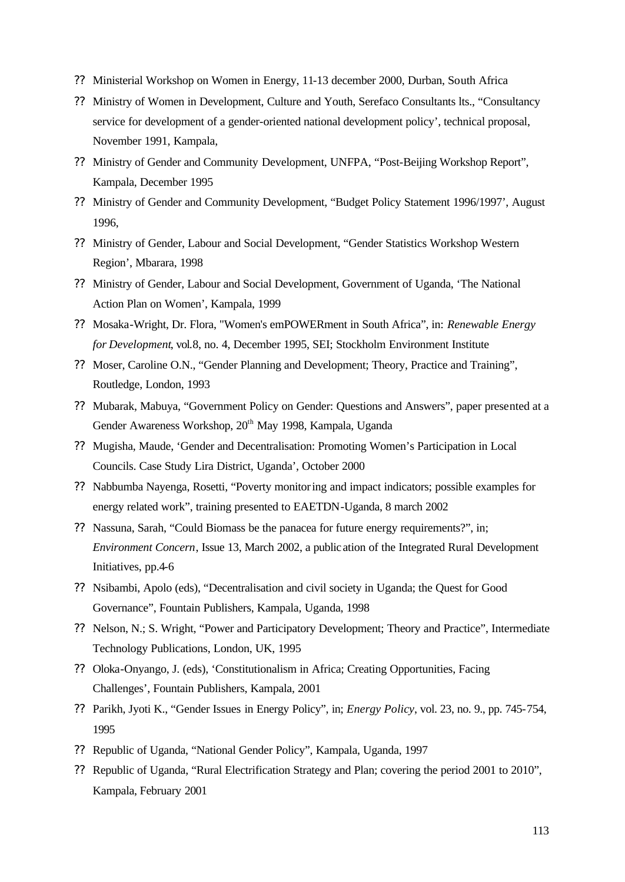- Ministerial Workshop on Women in Energy, 11-13 december 2000, Durban, South Africa
- Ministry of Women in Development, Culture and Youth, Serefaco Consultants lts., "Consultancy service for development of a gender-oriented national development policy', technical proposal, November 1991, Kampala,
- Ministry of Gender and Community Development, UNFPA, "Post-Beijing Workshop Report", Kampala, December 1995
- Ministry of Gender and Community Development, "Budget Policy Statement 1996/1997', August 1996,
- Ministry of Gender, Labour and Social Development, "Gender Statistics Workshop Western Region', Mbarara, 1998
- Ministry of Gender, Labour and Social Development, Government of Uganda, 'The National Action Plan on Women', Kampala, 1999
- Mosaka-Wright, Dr. Flora, "Women's emPOWERment in South Africa", in: *Renewable Energy for Development*, vol.8, no. 4, December 1995, SEI; Stockholm Environment Institute
- Moser, Caroline O.N., "Gender Planning and Development; Theory, Practice and Training", Routledge, London, 1993
- Mubarak, Mabuya, "Government Policy on Gender: Questions and Answers", paper presented at a Gender Awareness Workshop, 20th May 1998, Kampala, Uganda
- Mugisha, Maude, 'Gender and Decentralisation: Promoting Women's Participation in Local Councils. Case Study Lira District, Uganda', October 2000
- Nabbumba Nayenga, Rosetti, "Poverty monitoring and impact indicators; possible examples for energy related work", training presented to EAETDN-Uganda, 8 march 2002
- Nassuna, Sarah, "Could Biomass be the panacea for future energy requirements?", in; *Environment Concern*, Issue 13, March 2002, a publication of the Integrated Rural Development Initiatives, pp.4-6
- Nsibambi, Apolo (eds), "Decentralisation and civil society in Uganda; the Quest for Good Governance", Fountain Publishers, Kampala, Uganda, 1998
- Nelson, N.; S. Wright, "Power and Participatory Development; Theory and Practice", Intermediate Technology Publications, London, UK, 1995
- Oloka-Onyango, J. (eds), 'Constitutionalism in Africa; Creating Opportunities, Facing Challenges', Fountain Publishers, Kampala, 2001
- Parikh, Jyoti K., "Gender Issues in Energy Policy", in; *Energy Policy*, vol. 23, no. 9., pp. 745-754, 1995
- Republic of Uganda, "National Gender Policy", Kampala, Uganda, 1997
- Republic of Uganda, "Rural Electrification Strategy and Plan; covering the period 2001 to 2010", Kampala, February 2001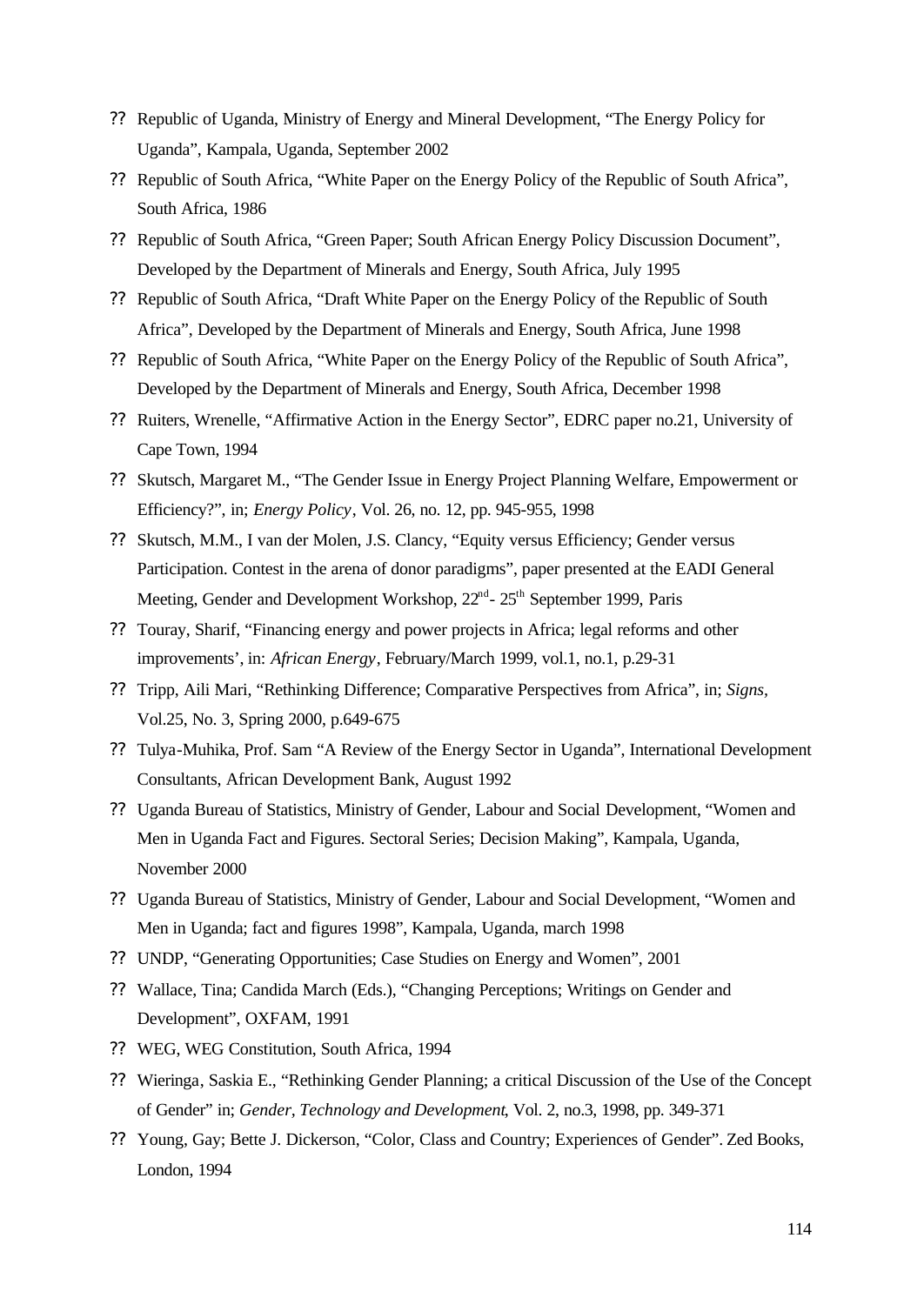- Republic of Uganda, Ministry of Energy and Mineral Development, "The Energy Policy for Uganda", Kampala, Uganda, September 2002
- Republic of South Africa, "White Paper on the Energy Policy of the Republic of South Africa", South Africa, 1986
- Republic of South Africa, "Green Paper; South African Energy Policy Discussion Document", Developed by the Department of Minerals and Energy, South Africa, July 1995
- Republic of South Africa, "Draft White Paper on the Energy Policy of the Republic of South Africa", Developed by the Department of Minerals and Energy, South Africa, June 1998
- Republic of South Africa, "White Paper on the Energy Policy of the Republic of South Africa", Developed by the Department of Minerals and Energy, South Africa, December 1998
- Ruiters, Wrenelle, "Affirmative Action in the Energy Sector", EDRC paper no.21, University of Cape Town, 1994
- Skutsch, Margaret M., "The Gender Issue in Energy Project Planning Welfare, Empowerment or Efficiency?", in; *Energy Policy*, Vol. 26, no. 12, pp. 945-955, 1998
- Skutsch, M.M., I van der Molen, J.S. Clancy, "Equity versus Efficiency; Gender versus Participation. Contest in the arena of donor paradigms", paper presented at the EADI General Meeting, Gender and Development Workshop, 22nd - 25th September 1999, Paris
- Touray, Sharif, "Financing energy and power projects in Africa; legal reforms and other improvements', in: *African Energy*, February/March 1999, vol.1, no.1, p.29-31
- Tripp, Aili Mari, "Rethinking Difference; Comparative Perspectives from Africa", in; *Signs*, Vol.25, No. 3, Spring 2000, p.649-675
- Tulya-Muhika, Prof. Sam "A Review of the Energy Sector in Uganda", International Development Consultants, African Development Bank, August 1992
- Uganda Bureau of Statistics, Ministry of Gender, Labour and Social Development, "Women and Men in Uganda Fact and Figures. Sectoral Series; Decision Making", Kampala, Uganda, November 2000
- Uganda Bureau of Statistics, Ministry of Gender, Labour and Social Development, "Women and Men in Uganda; fact and figures 1998", Kampala, Uganda, march 1998
- UNDP, "Generating Opportunities; Case Studies on Energy and Women", 2001
- Wallace, Tina; Candida March (Eds.), "Changing Perceptions; Writings on Gender and Development", OXFAM, 1991
- WEG, WEG Constitution, South Africa, 1994
- Wieringa, Saskia E., "Rethinking Gender Planning; a critical Discussion of the Use of the Concept of Gender" in; *Gender, Technology and Development*, Vol. 2, no.3, 1998, pp. 349-371
- Young, Gay; Bette J. Dickerson, "Color, Class and Country; Experiences of Gender". Zed Books, London, 1994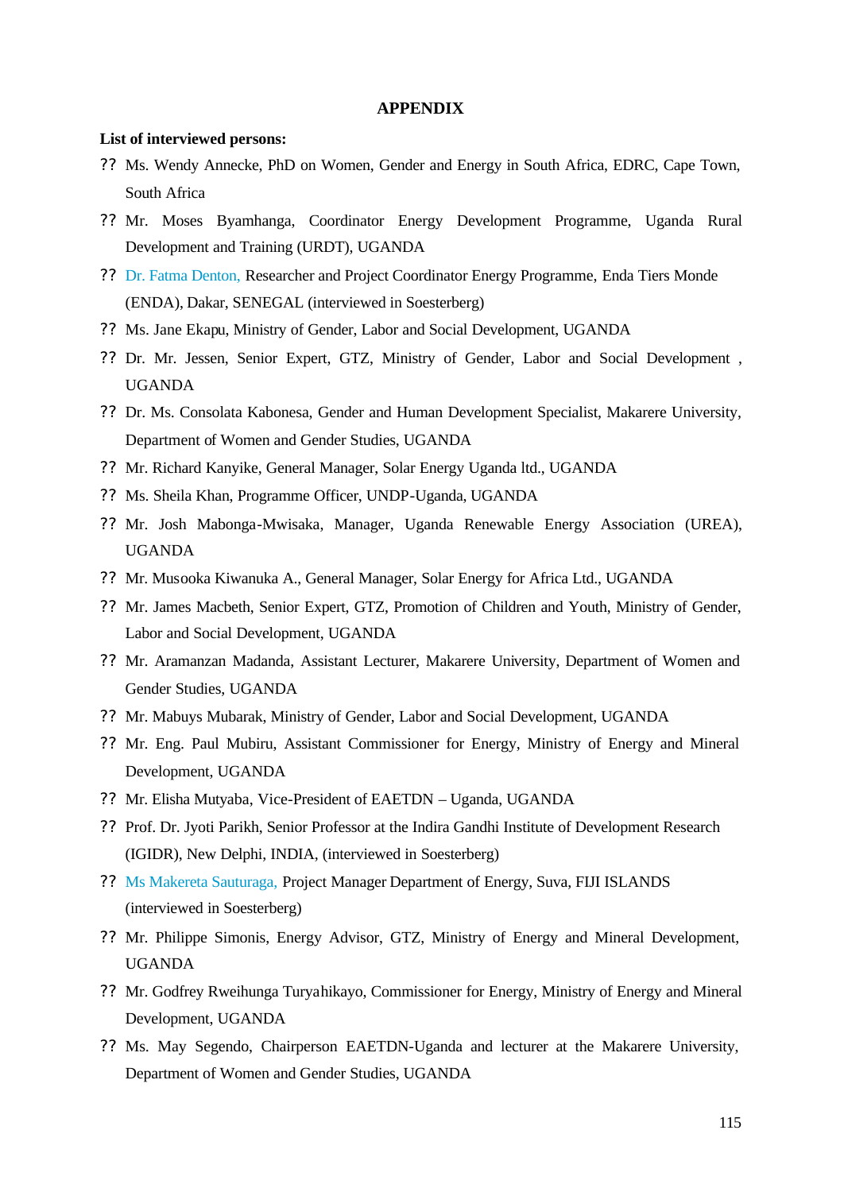## APPENDIX

**List of interviewed persons:**

- Ms. Wendy Annecke, PhD on Women, Gender and Energy in South Africa, EDRC, Cape Town, South Africa
- Mr. Moses Byamhanga, Coordinator Energy Development Programme, Uganda Rural Development and Training (URDT), UGANDA
- Dr. Fatma Denton, Researcher and Project Coordinator Energy Programme, Enda Tiers Monde (ENDA), Dakar, SENEGAL (interviewed in Soesterberg)
- Ms. Jane Ekapu, Ministry of Gender, Labor and Social Development, UGANDA
- Dr. Mr. Jessen, Senior Expert, GTZ, Ministry of Gender, Labor and Social Development , UGANDA
- Dr. Ms. Consolata Kabonesa, Gender and Human Development Specialist, Makarere University, Department of Women and Gender Studies, UGANDA
- Mr. Richard Kanyike, General Manager, Solar Energy Uganda ltd., UGANDA
- Ms. Sheila Khan, Programme Officer, UNDP-Uganda, UGANDA
- Mr. Josh Mabonga-Mwisaka, Manager, Uganda Renewable Energy Association (UREA), UGANDA
- Mr. Musooka Kiwanuka A., General Manager, Solar Energy for Africa Ltd., UGANDA
- Mr. James Macbeth, Senior Expert, GTZ, Promotion of Children and Youth, Ministry of Gender, Labor and Social Development, UGANDA
- Mr. Aramanzan Madanda, Assistant Lecturer, Makarere University, Department of Women and Gender Studies, UGANDA
- Mr. Mabuys Mubarak, Ministry of Gender, Labor and Social Development, UGANDA
- Mr. Eng. Paul Mubiru, Assistant Commissioner for Energy, Ministry of Energy and Mineral Development, UGANDA
- Mr. Elisha Mutyaba, Vice-President of EAETDN – Uganda, UGANDA
- Prof. Dr. Jyoti Parikh, Senior Professor at the Indira Gandhi Institute of Development Research (IGIDR), New Delphi, INDIA, (interviewed in Soesterberg)
- Ms Makereta Sauturaga, Project Manager Department of Energy, Suva, FIJI ISLANDS (interviewed in Soesterberg)
- Mr. Philippe Simonis, Energy Advisor, GTZ, Ministry of Energy and Mineral Development, UGANDA
- Mr. Godfrey Rweihunga Turyahikayo, Commissioner for Energy, Ministry of Energy and Mineral Development, UGANDA
- Ms. May Segendo, Chairperson EAETDN-Uganda and lecturer at the Makarere University, Department of Women and Gender Studies, UGANDA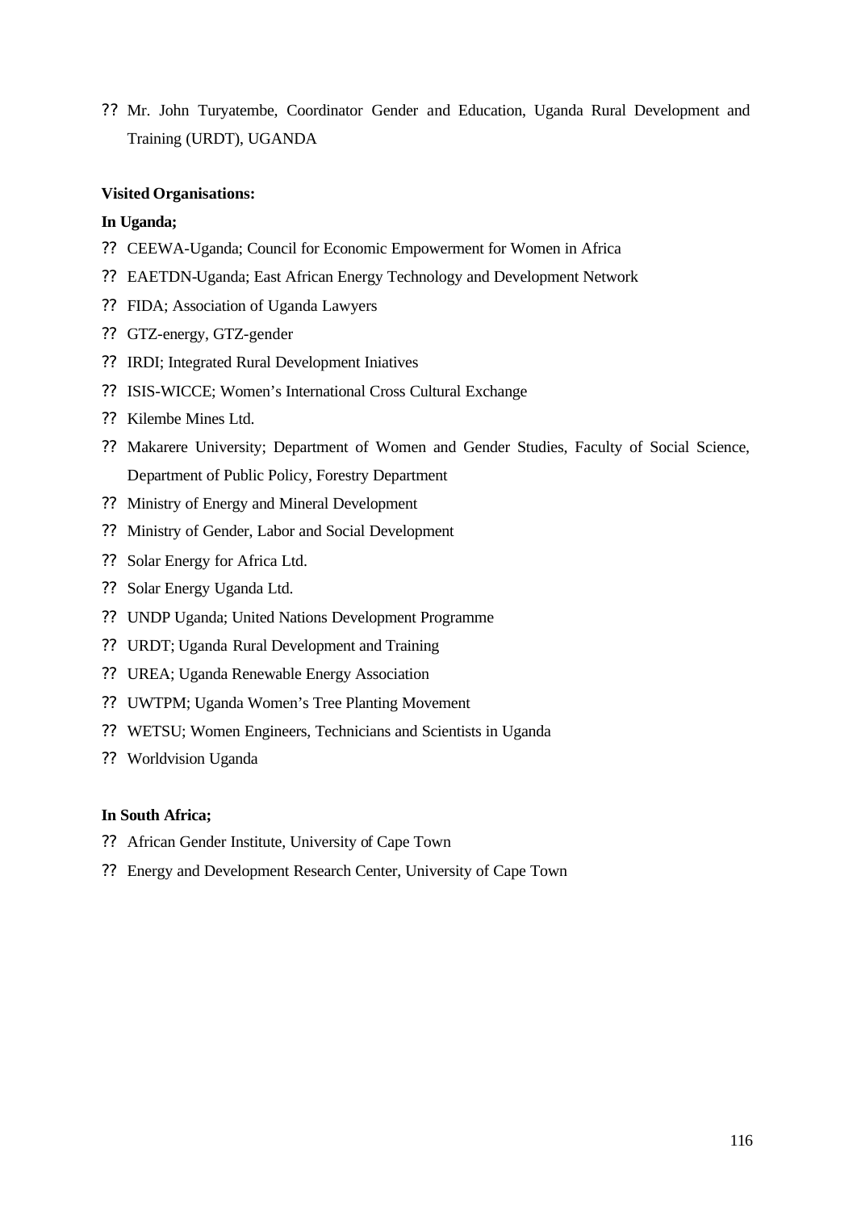- Mr. John Turyatembe, Coordinator Gender and Education, Uganda Rural Development and Training (URDT), UGANDA

**Visited Organisations:**

**In Uganda;**

- CEEWA-Uganda; Council for Economic Empowerment for Women in Africa
- EAETDN-Uganda; East African Energy Technology and Development Network
- FIDA; Association of Uganda Lawyers
- GTZ-energy, GTZ-gender
- IRDI; Integrated Rural Development Iniatives
- ISIS-WICCE; Women's International Cross Cultural Exchange
- Kilembe Mines Ltd.
- Makarere University; Department of Women and Gender Studies, Faculty of Social Science, Department of Public Policy, Forestry Department
- Ministry of Energy and Mineral Development
- Ministry of Gender, Labor and Social Development
- Solar Energy for Africa Ltd.
- Solar Energy Uganda Ltd.
- UNDP Uganda; United Nations Development Programme
- URDT; Uganda Rural Development and Training
- UREA; Uganda Renewable Energy Association
- UWTPM; Uganda Women's Tree Planting Movement
- WETSU; Women Engineers, Technicians and Scientists in Uganda
- Worldvision Uganda

**In South Africa;**

- African Gender Institute, University of Cape Town
- Energy and Development Research Center, University of Cape Town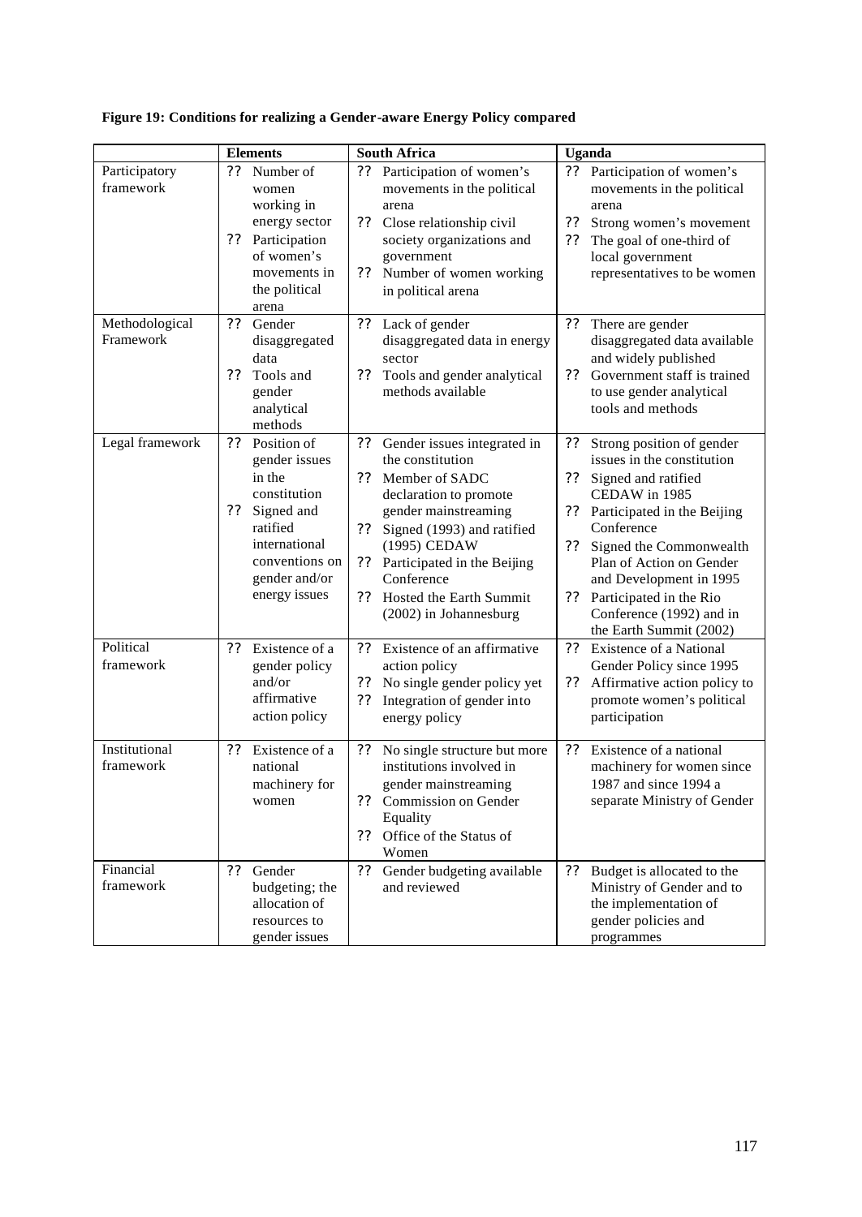**Figure 19: Conditions for realizing a Gender-aware Energy Policy compared**

| | Elements | South Africa | Uganda |
|---|---|---|---|
| Participatory framework | ?? Number of women working in energy sector<br>?? Participation of women's movements in the political arena | ?? Participation of women's movements in the political arena<br>?? Close relationship civil society organizations and government<br>?? Number of women working in political arena | ?? Participation of women's movements in the political arena<br>?? Strong women's movement<br>?? The goal of one-third of local government representatives to be women |
| Methodological Framework | ?? Gender disaggregated data<br>?? Tools and gender analytical methods | ?? Lack of gender disaggregated data in energy sector<br>?? Tools and gender analytical methods available | ?? There are gender disaggregated data available and widely published<br>?? Government staff is trained to use gender analytical tools and methods |
| Legal framework | ?? Position of gender issues in the constitution<br>?? Signed and ratified international conventions on gender and/or energy issues | ?? Gender issues integrated in the constitution<br>?? Member of SADC declaration to promote gender mainstreaming<br>?? Signed (1993) and ratified (1995) CEDAW<br>?? Participated in the Beijing Conference<br>?? Hosted the Earth Summit (2002) in Johannesburg | ?? Strong position of gender issues in the constitution<br>?? Signed and ratified CEDAW in 1985<br>?? Participated in the Beijing Conference<br>?? Signed the Commonwealth Plan of Action on Gender and Development in 1995<br>?? Participated in the Rio Conference (1992) and in the Earth Summit (2002) |
| Political framework | ?? Existence of a gender policy and/or affirmative action policy | ?? Existence of an affirmative action policy<br>?? No single gender policy yet<br>?? Integration of gender into energy policy | ?? Existence of a National Gender Policy since 1995<br>?? Affirmative action policy to promote women's political participation |
| Institutional framework | ?? Existence of a national machinery for women | ?? No single structure but more institutions involved in gender mainstreaming<br>?? Commission on Gender Equality<br>?? Office of the Status of Women | ?? Existence of a national machinery for women since 1987 and since 1994 a separate Ministry of Gender |
| Financial framework | ?? Gender budgeting; the allocation of resources to gender issues | ?? Gender budgeting available and reviewed | ?? Budget is allocated to the Ministry of Gender and to the implementation of gender policies and programmes |